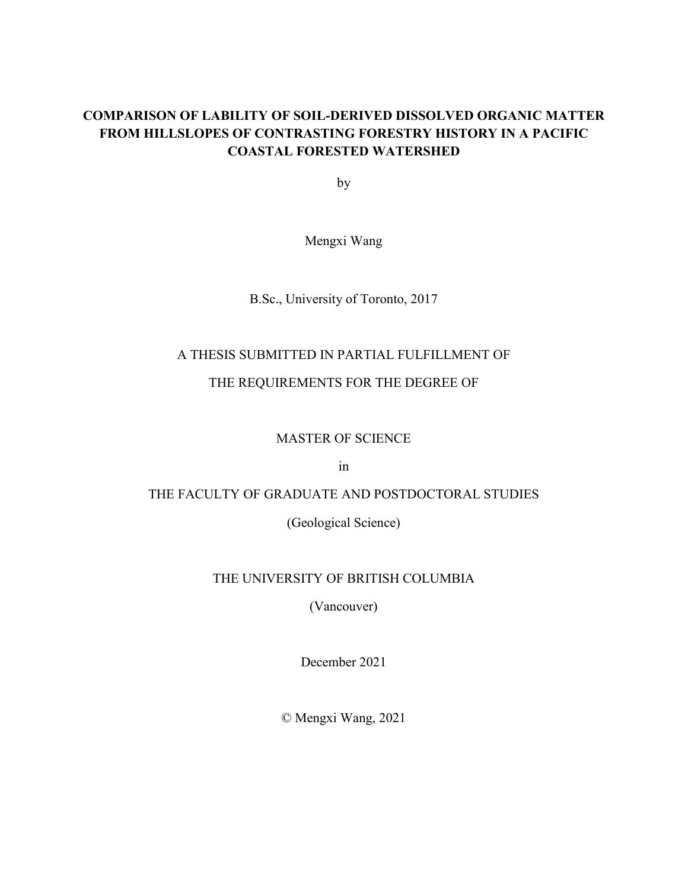# COMPARISON OF LABILITY OF SOIL-DERIVED DISSOLVED ORGANIC MATTER FROM HILLSLOPES OF CONTRASTING FORESTRY HISTORY IN A PACIFIC COASTAL FORESTED WATERSHED

by

Mengxi Wang

B.Sc., University of Toronto, 2017

A THESIS SUBMITTED IN PARTIAL FULFILLMENT OF

THE REQUIREMENTS FOR THE DEGREE OF

MASTER OF SCIENCE

in

THE FACULTY OF GRADUATE AND POSTDOCTORAL STUDIES

(Geological Science)

THE UNIVERSITY OF BRITISH COLUMBIA

(Vancouver)

December 2021

© Mengxi Wang, 2021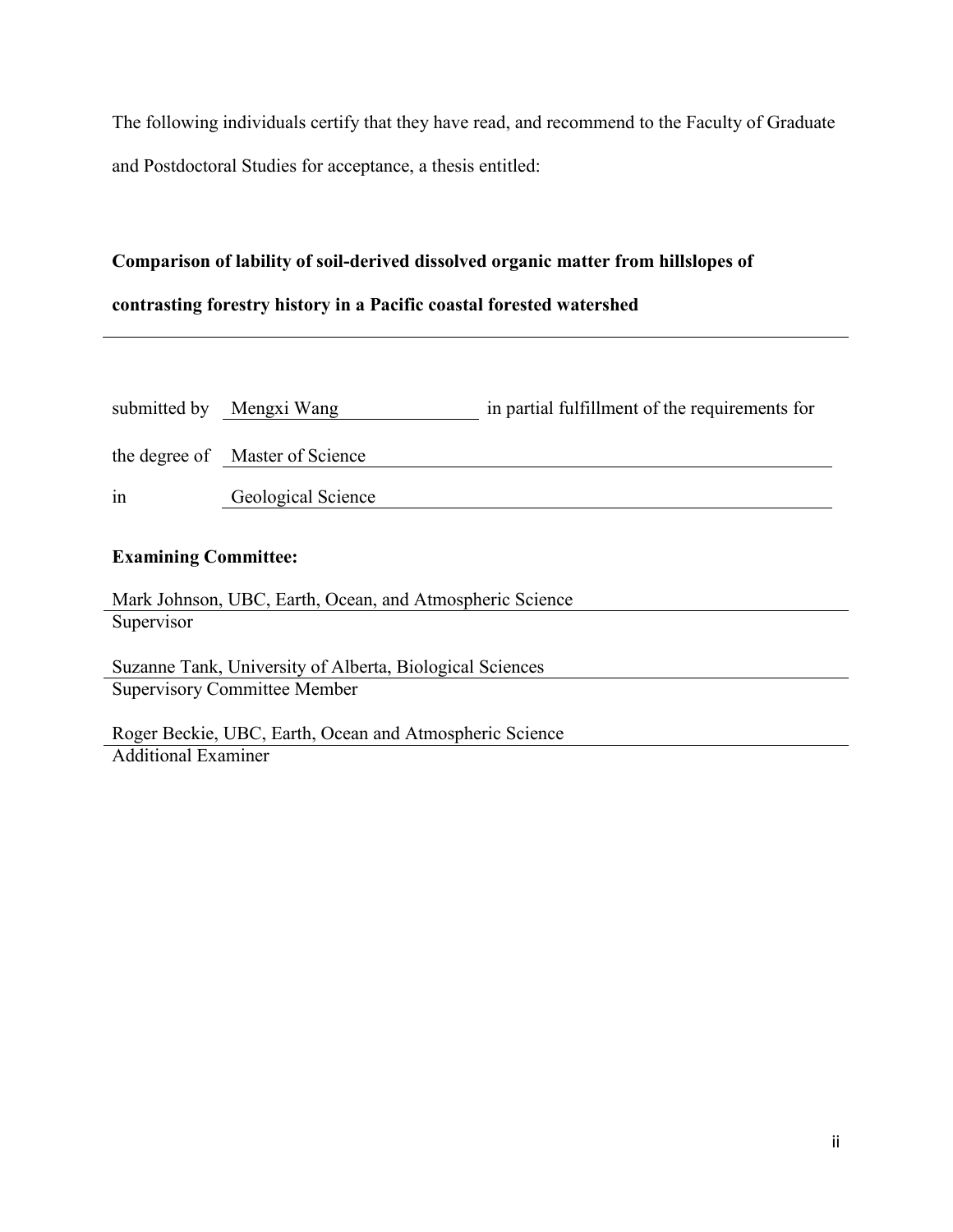The following individuals certify that they have read, and recommend to the Faculty of Graduate and Postdoctoral Studies for acceptance, a thesis entitled:

**Comparison of lability of soil-derived dissolved organic matter from hillslopes of contrasting forestry history in a Pacific coastal forested watershed**

submitted by Mengxi Wang in partial fulfillment of the requirements for

the degree of Master of Science

in Geological Science

**Examining Committee:**

Mark Johnson, UBC, Earth, Ocean, and Atmospheric Science
Supervisor

Suzanne Tank, University of Alberta, Biological Sciences
Supervisory Committee Member

Roger Beckie, UBC, Earth, Ocean and Atmospheric Science
Additional Examiner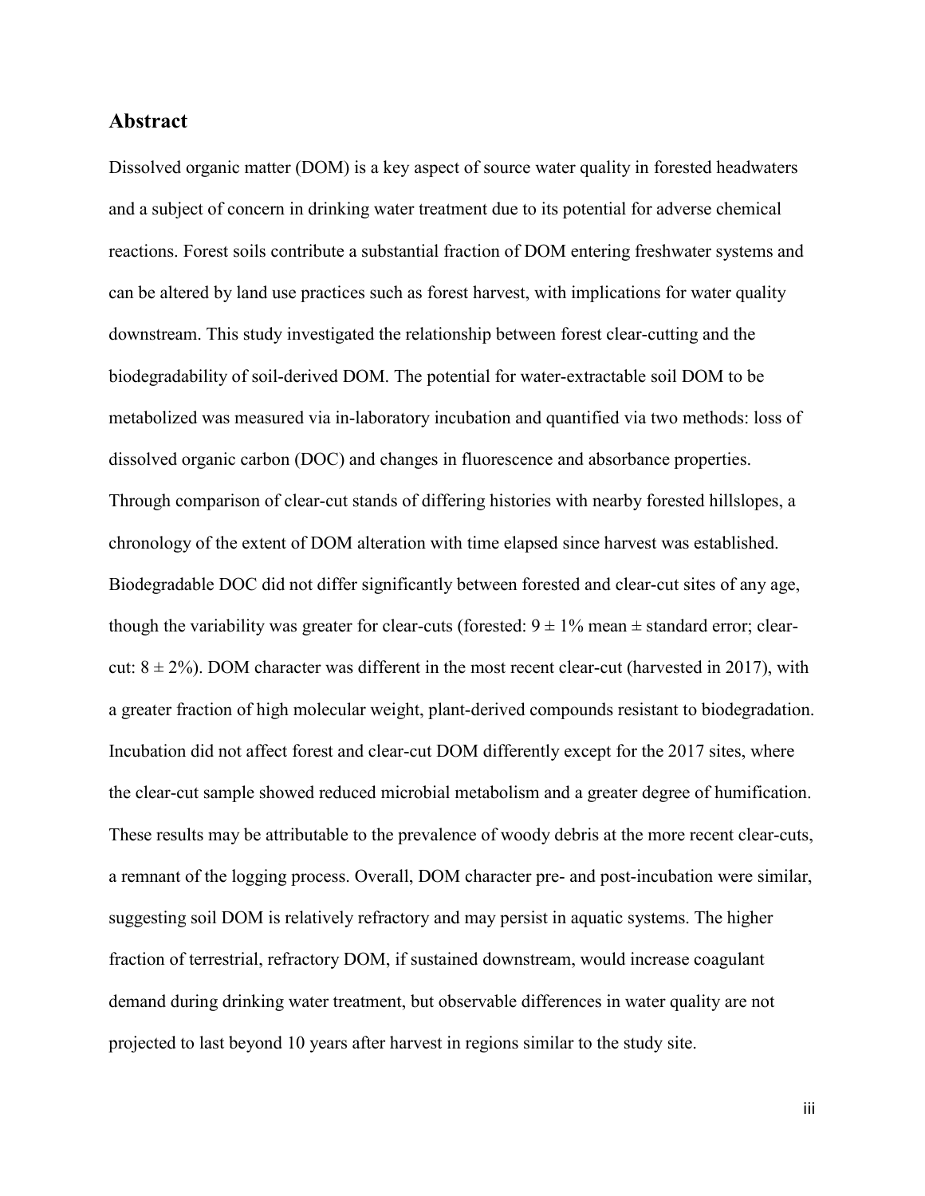## Abstract

Dissolved organic matter (DOM) is a key aspect of source water quality in forested headwaters and a subject of concern in drinking water treatment due to its potential for adverse chemical reactions. Forest soils contribute a substantial fraction of DOM entering freshwater systems and can be altered by land use practices such as forest harvest, with implications for water quality downstream. This study investigated the relationship between forest clear-cutting and the biodegradability of soil-derived DOM. The potential for water-extractable soil DOM to be metabolized was measured via in-laboratory incubation and quantified via two methods: loss of dissolved organic carbon (DOC) and changes in fluorescence and absorbance properties. Through comparison of clear-cut stands of differing histories with nearby forested hillslopes, a chronology of the extent of DOM alteration with time elapsed since harvest was established. Biodegradable DOC did not differ significantly between forested and clear-cut sites of any age, though the variability was greater for clear-cuts (forested: $9 \pm 1\%$ mean $\pm$ standard error; clear-cut: $8 \pm 2\%$). DOM character was different in the most recent clear-cut (harvested in 2017), with a greater fraction of high molecular weight, plant-derived compounds resistant to biodegradation. Incubation did not affect forest and clear-cut DOM differently except for the 2017 sites, where the clear-cut sample showed reduced microbial metabolism and a greater degree of humification. These results may be attributable to the prevalence of woody debris at the more recent clear-cuts, a remnant of the logging process. Overall, DOM character pre- and post-incubation were similar, suggesting soil DOM is relatively refractory and may persist in aquatic systems. The higher fraction of terrestrial, refractory DOM, if sustained downstream, would increase coagulant demand during drinking water treatment, but observable differences in water quality are not projected to last beyond 10 years after harvest in regions similar to the study site.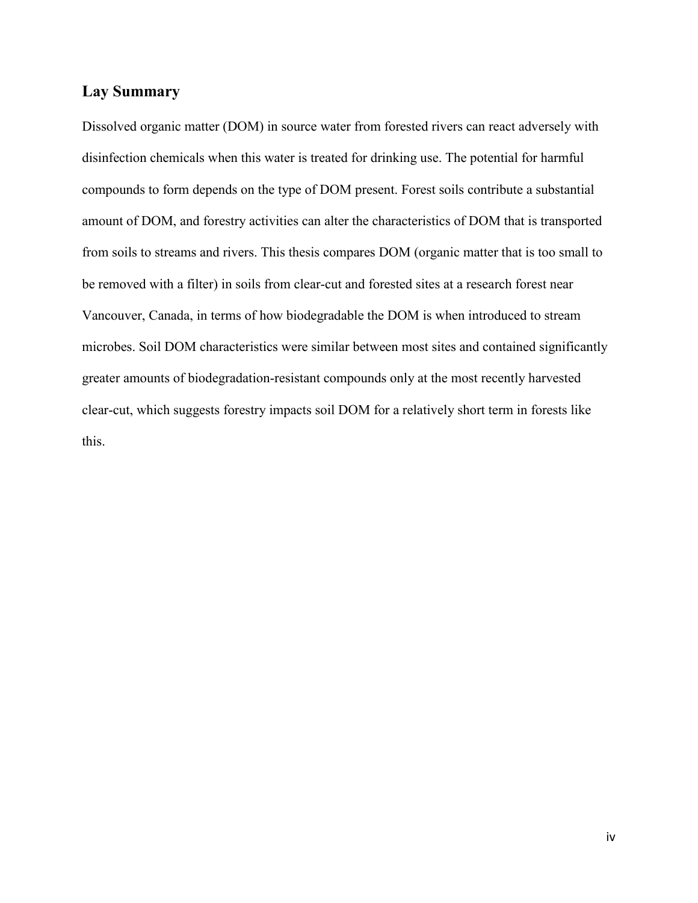## Lay Summary

Dissolved organic matter (DOM) in source water from forested rivers can react adversely with disinfection chemicals when this water is treated for drinking use. The potential for harmful compounds to form depends on the type of DOM present. Forest soils contribute a substantial amount of DOM, and forestry activities can alter the characteristics of DOM that is transported from soils to streams and rivers. This thesis compares DOM (organic matter that is too small to be removed with a filter) in soils from clear-cut and forested sites at a research forest near Vancouver, Canada, in terms of how biodegradable the DOM is when introduced to stream microbes. Soil DOM characteristics were similar between most sites and contained significantly greater amounts of biodegradation-resistant compounds only at the most recently harvested clear-cut, which suggests forestry impacts soil DOM for a relatively short term in forests like this.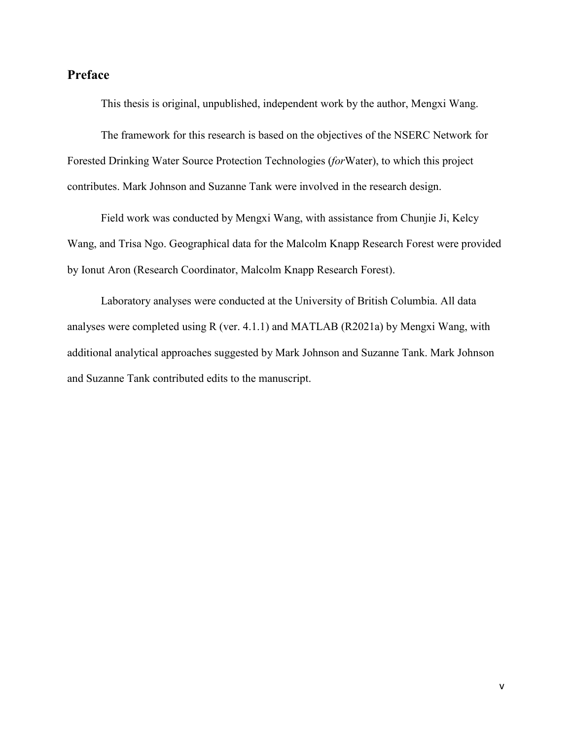## Preface

This thesis is original, unpublished, independent work by the author, Mengxi Wang.

The framework for this research is based on the objectives of the NSERC Network for Forested Drinking Water Source Protection Technologies (*for*Water), to which this project contributes. Mark Johnson and Suzanne Tank were involved in the research design.

Field work was conducted by Mengxi Wang, with assistance from Chunjie Ji, Kelcy Wang, and Trisa Ngo. Geographical data for the Malcolm Knapp Research Forest were provided by Ionut Aron (Research Coordinator, Malcolm Knapp Research Forest).

Laboratory analyses were conducted at the University of British Columbia. All data analyses were completed using R (ver. 4.1.1) and MATLAB (R2021a) by Mengxi Wang, with additional analytical approaches suggested by Mark Johnson and Suzanne Tank. Mark Johnson and Suzanne Tank contributed edits to the manuscript.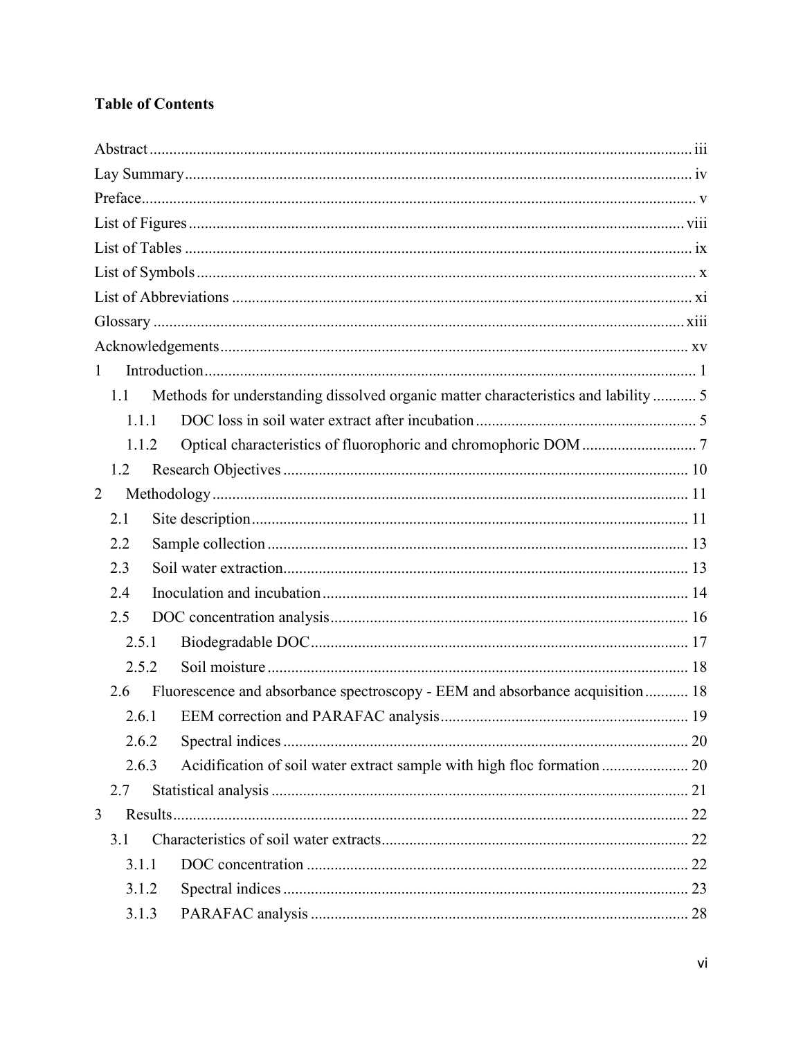**Table of Contents**

Abstract ........................................................................................................................... iii
Lay Summary ................................................................................................................... iv
Preface .............................................................................................................................. v
List of Figures ................................................................................................................. viii
List of Tables .................................................................................................................... ix
List of Symbols .................................................................................................................. x
List of Abbreviations ........................................................................................................ xi
Glossary ......................................................................................................................... xiii
Acknowledgements .......................................................................................................... xv
1 Introduction ..................................................................................................................... 1
  1.1 Methods for understanding dissolved organic matter characteristics and lability ........... 5
    1.1.1 DOC loss in soil water extract after incubation ........................................................ 5
    1.1.2 Optical characteristics of fluorophoric and chromophoric DOM ............................. 7
  1.2 Research Objectives ...................................................................................................... 10
2 Methodology .................................................................................................................... 11
  2.1 Site description .............................................................................................................. 11
  2.2 Sample collection .......................................................................................................... 13
  2.3 Soil water extraction ...................................................................................................... 13
  2.4 Inoculation and incubation ............................................................................................ 14
  2.5 DOC concentration analysis .......................................................................................... 16
    2.5.1 Biodegradable DOC ................................................................................................ 17
    2.5.2 Soil moisture .......................................................................................................... 18
  2.6 Fluorescence and absorbance spectroscopy - EEM and absorbance acquisition ........... 18
    2.6.1 EEM correction and PARAFAC analysis ............................................................... 19
    2.6.2 Spectral indices ...................................................................................................... 20
    2.6.3 Acidification of soil water extract sample with high floc formation ...................... 20
  2.7 Statistical analysis ......................................................................................................... 21
3 Results ............................................................................................................................. 22
  3.1 Characteristics of soil water extracts ............................................................................. 22
    3.1.1 DOC concentration ................................................................................................. 22
    3.1.2 Spectral indices ...................................................................................................... 23
    3.1.3 PARAFAC analysis ................................................................................................ 28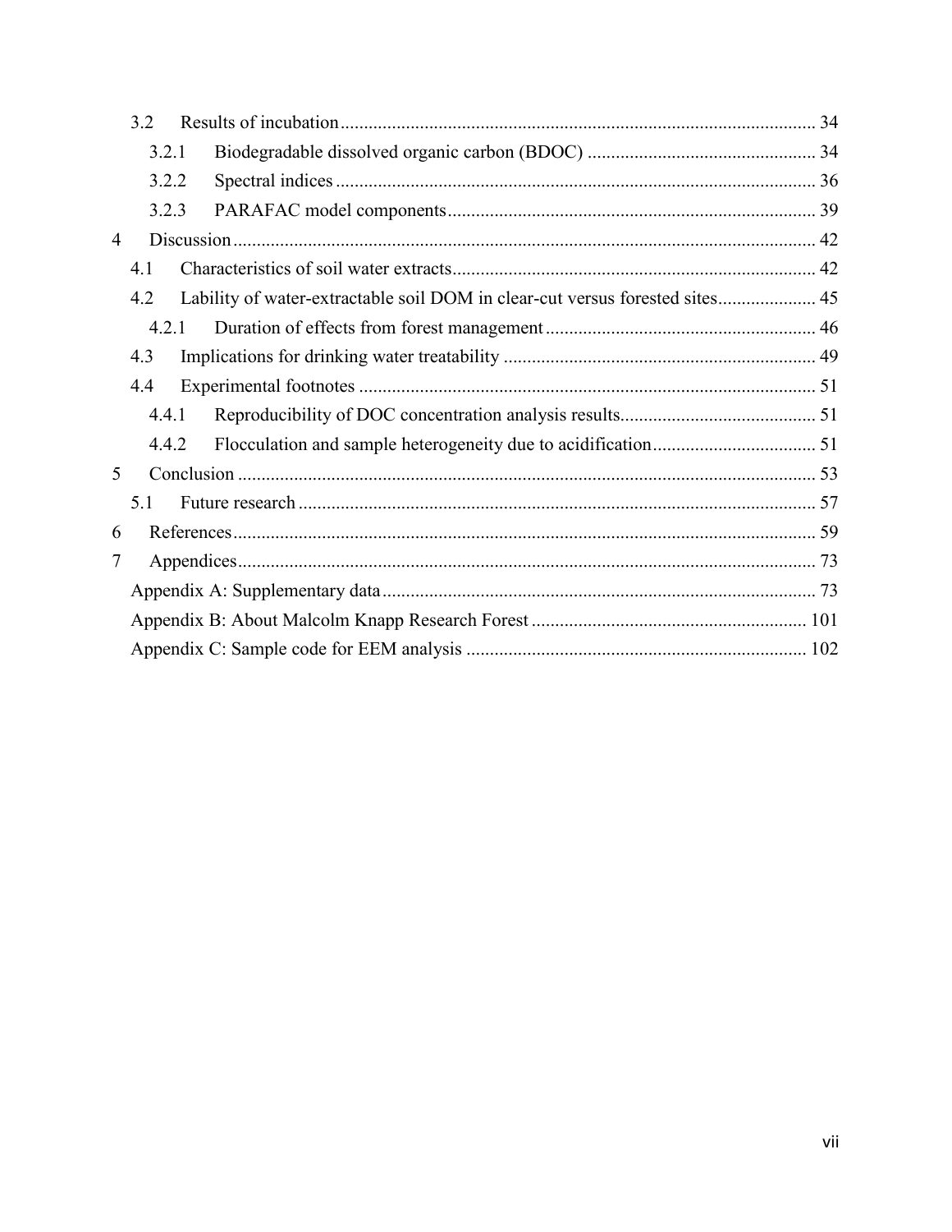3.2 Results of incubation ..... 34

3.2.1 Biodegradable dissolved organic carbon (BDOC) ..... 34

3.2.2 Spectral indices ..... 36

3.2.3 PARAFAC model components ..... 39

4 Discussion ..... 42

4.1 Characteristics of soil water extracts ..... 42

4.2 Lability of water-extractable soil DOM in clear-cut versus forested sites ..... 45

4.2.1 Duration of effects from forest management ..... 46

4.3 Implications for drinking water treatability ..... 49

4.4 Experimental footnotes ..... 51

4.4.1 Reproducibility of DOC concentration analysis results ..... 51

4.4.2 Flocculation and sample heterogeneity due to acidification ..... 51

5 Conclusion ..... 53

5.1 Future research ..... 57

6 References ..... 59

7 Appendices ..... 73

Appendix A: Supplementary data ..... 73

Appendix B: About Malcolm Knapp Research Forest ..... 101

Appendix C: Sample code for EEM analysis ..... 102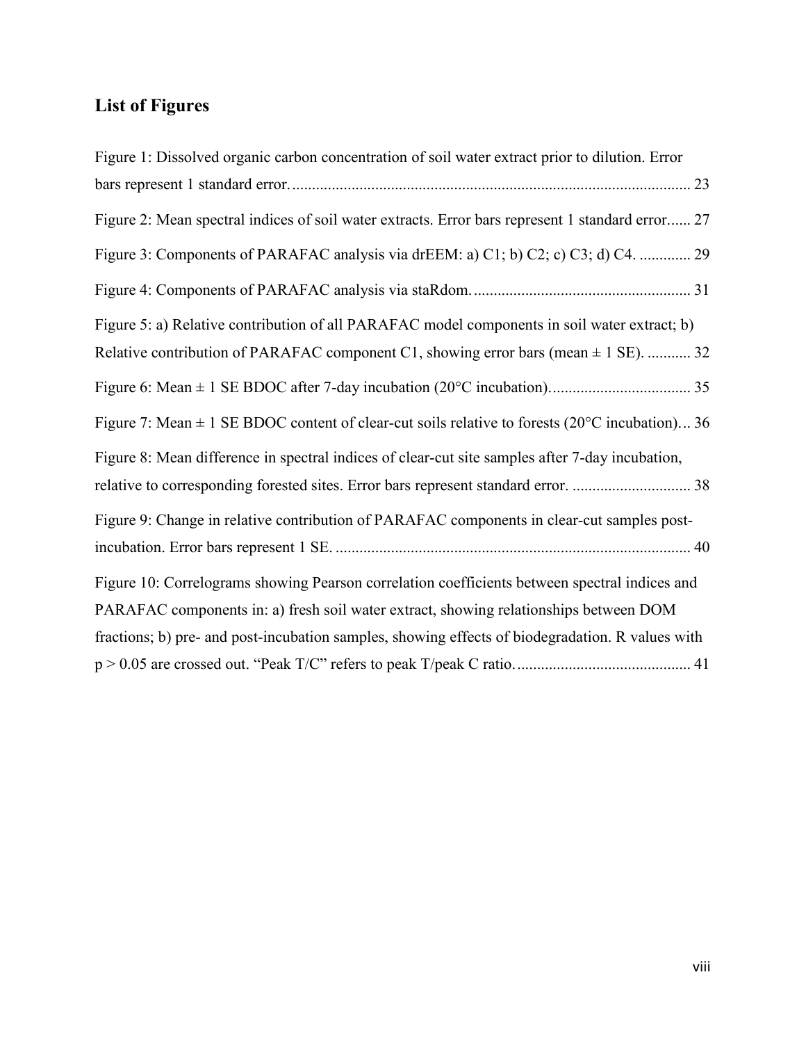## List of Figures

Figure 1: Dissolved organic carbon concentration of soil water extract prior to dilution. Error bars represent 1 standard error. ..................................................................................................... 23

Figure 2: Mean spectral indices of soil water extracts. Error bars represent 1 standard error...... 27

Figure 3: Components of PARAFAC analysis via drEEM: a) C1; b) C2; c) C3; d) C4. ............. 29

Figure 4: Components of PARAFAC analysis via staRdom. ....................................................... 31

Figure 5: a) Relative contribution of all PARAFAC model components in soil water extract; b) Relative contribution of PARAFAC component C1, showing error bars (mean ± 1 SE). ........... 32

Figure 6: Mean ± 1 SE BDOC after 7-day incubation (20°C incubation). ................................... 35

Figure 7: Mean ± 1 SE BDOC content of clear-cut soils relative to forests (20°C incubation)... 36

Figure 8: Mean difference in spectral indices of clear-cut site samples after 7-day incubation, relative to corresponding forested sites. Error bars represent standard error. .............................. 38

Figure 9: Change in relative contribution of PARAFAC components in clear-cut samples post-incubation. Error bars represent 1 SE. .......................................................................................... 40

Figure 10: Correlograms showing Pearson correlation coefficients between spectral indices and PARAFAC components in: a) fresh soil water extract, showing relationships between DOM fractions; b) pre- and post-incubation samples, showing effects of biodegradation. R values with $p > 0.05$ are crossed out. “Peak T/C” refers to peak T/peak C ratio. ............................................ 41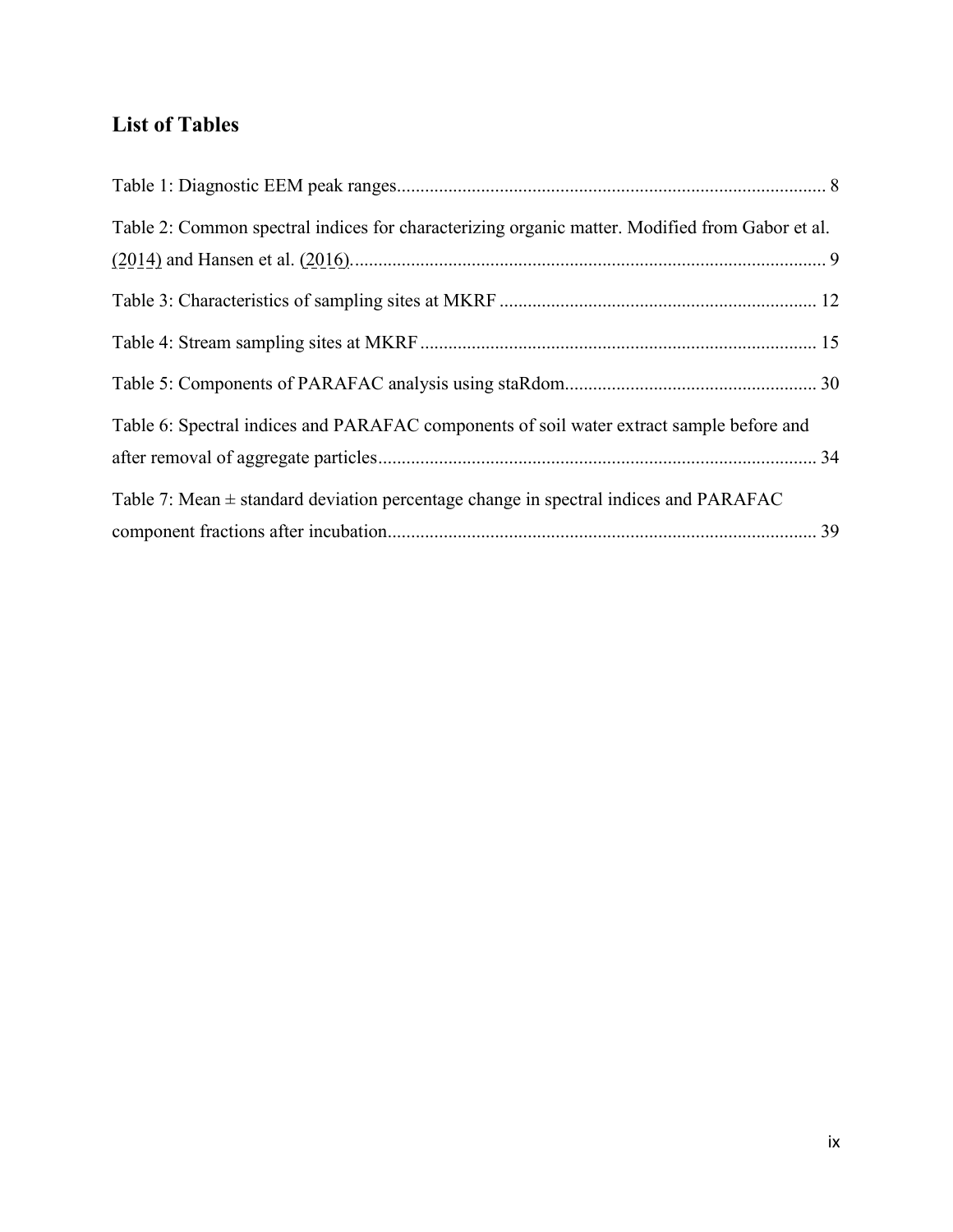## List of Tables

Table 1: Diagnostic EEM peak ranges........................................................................................... 8

Table 2: Common spectral indices for characterizing organic matter. Modified from Gabor et al. (2014) and Hansen et al. (2016)..................................................................................................... 9

Table 3: Characteristics of sampling sites at MKRF ................................................................... 12

Table 4: Stream sampling sites at MKRF .................................................................................... 15

Table 5: Components of PARAFAC analysis using staRdom...................................................... 30

Table 6: Spectral indices and PARAFAC components of soil water extract sample before and after removal of aggregate particles............................................................................................. 34

Table 7: Mean ± standard deviation percentage change in spectral indices and PARAFAC component fractions after incubation............................................................................................ 39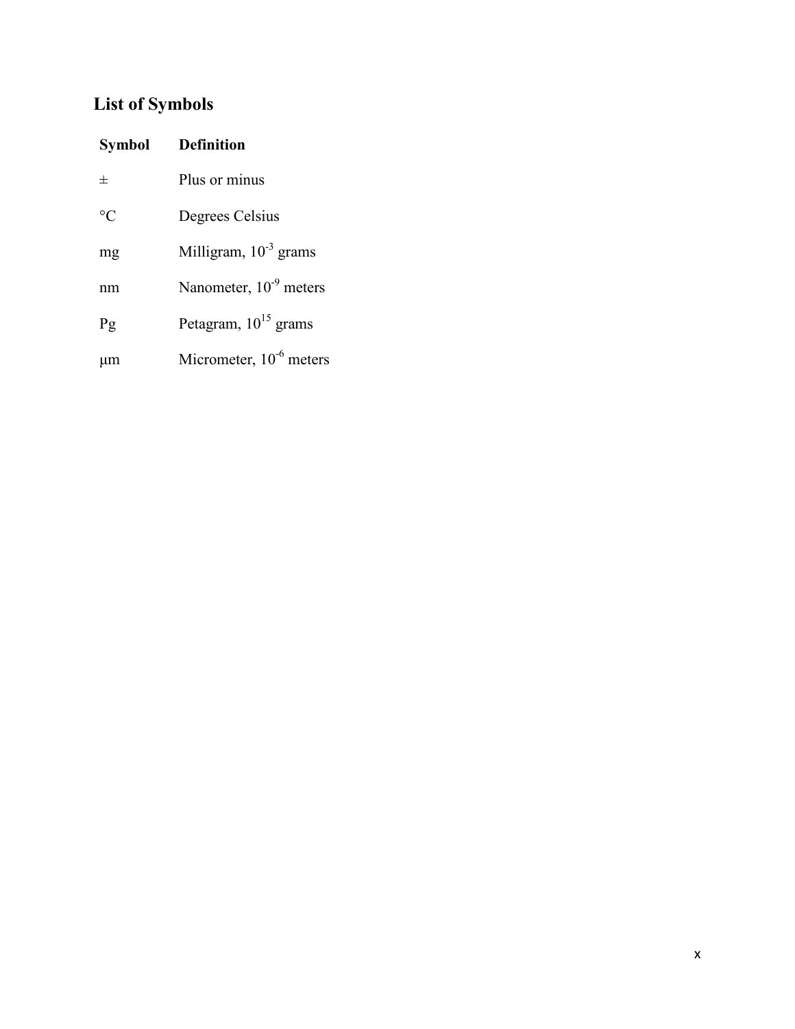# List of Symbols

| Symbol | Definition |
|---|---|
| ± | Plus or minus |
| °C | Degrees Celsius |
| mg | Milligram, $10^{-3}$ grams |
| nm | Nanometer, $10^{-9}$ meters |
| Pg | Petagram, $10^{15}$ grams |
| μm | Micrometer, $10^{-6}$ meters |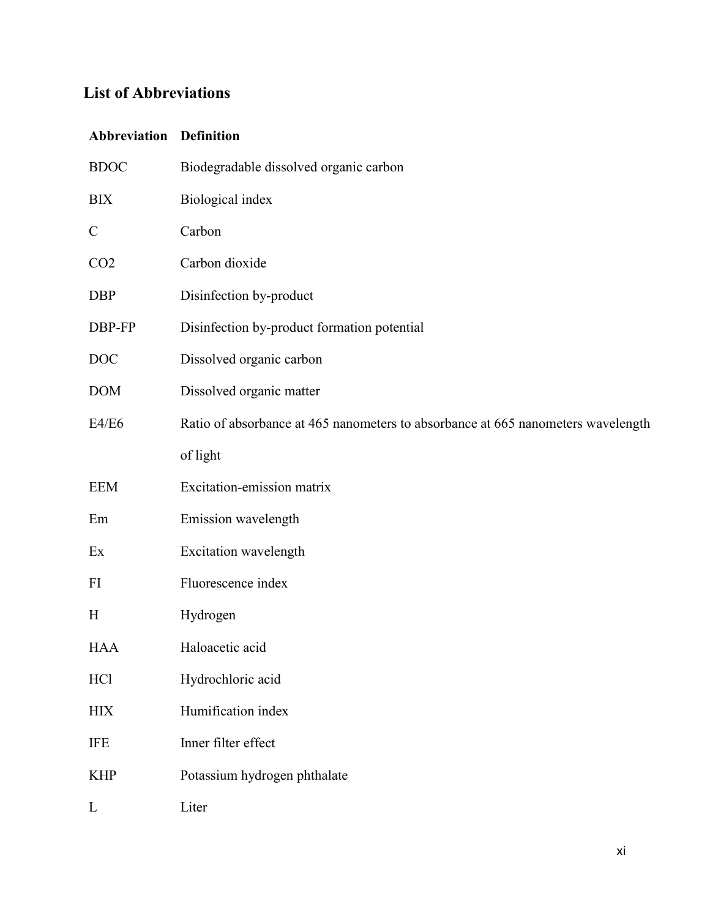## List of Abbreviations

| Abbreviation | Definition |
|---|---|
| BDOC | Biodegradable dissolved organic carbon |
| BIX | Biological index |
| C | Carbon |
| $CO_2$ | Carbon dioxide |
| DBP | Disinfection by-product |
| DBP-FP | Disinfection by-product formation potential |
| DOC | Dissolved organic carbon |
| DOM | Dissolved organic matter |
| E4/E6 | Ratio of absorbance at 465 nanometers to absorbance at 665 nanometers wavelength of light |
| EEM | Excitation-emission matrix |
| Em | Emission wavelength |
| Ex | Excitation wavelength |
| FI | Fluorescence index |
| H | Hydrogen |
| HAA | Haloacetic acid |
| HCl | Hydrochloric acid |
| HIX | Humification index |
| IFE | Inner filter effect |
| KHP | Potassium hydrogen phthalate |
| L | Liter |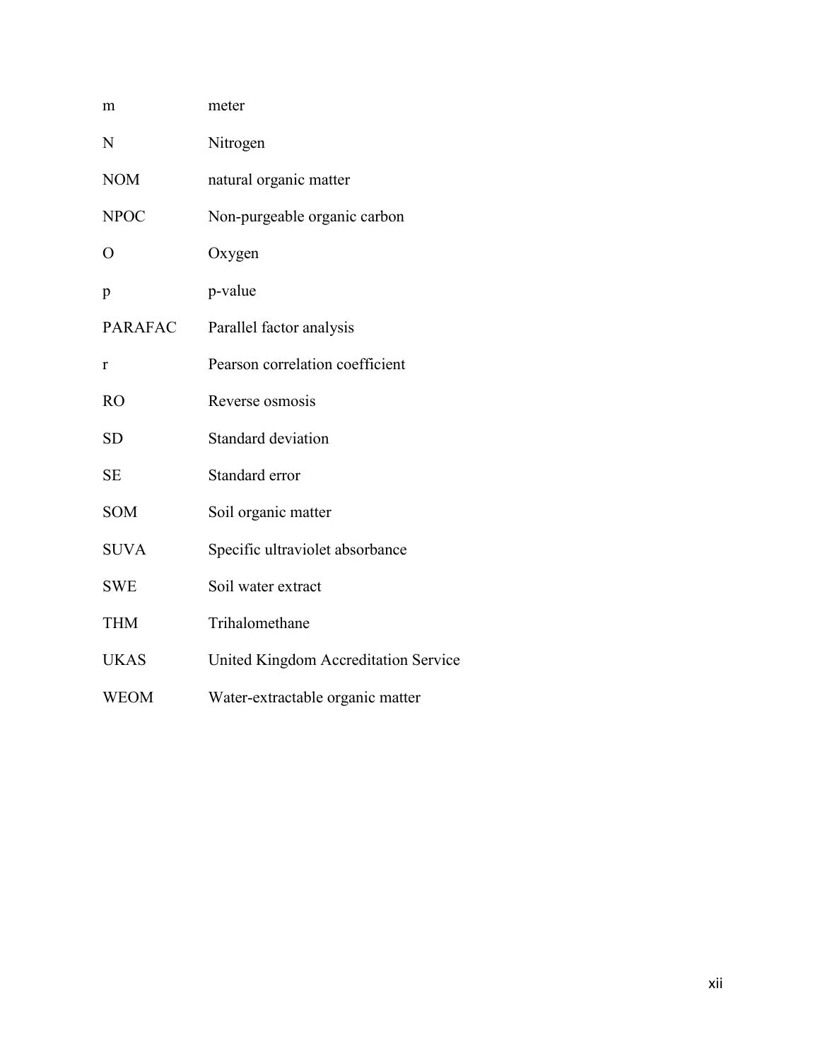| | |
|---|---|
| m | meter |
| N | Nitrogen |
| NOM | natural organic matter |
| NPOC | Non-purgeable organic carbon |
| O | Oxygen |
| p | p-value |
| PARAFAC | Parallel factor analysis |
| r | Pearson correlation coefficient |
| RO | Reverse osmosis |
| SD | Standard deviation |
| SE | Standard error |
| SOM | Soil organic matter |
| SUVA | Specific ultraviolet absorbance |
| SWE | Soil water extract |
| THM | Trihalomethane |
| UKAS | United Kingdom Accreditation Service |
| WEOM | Water-extractable organic matter |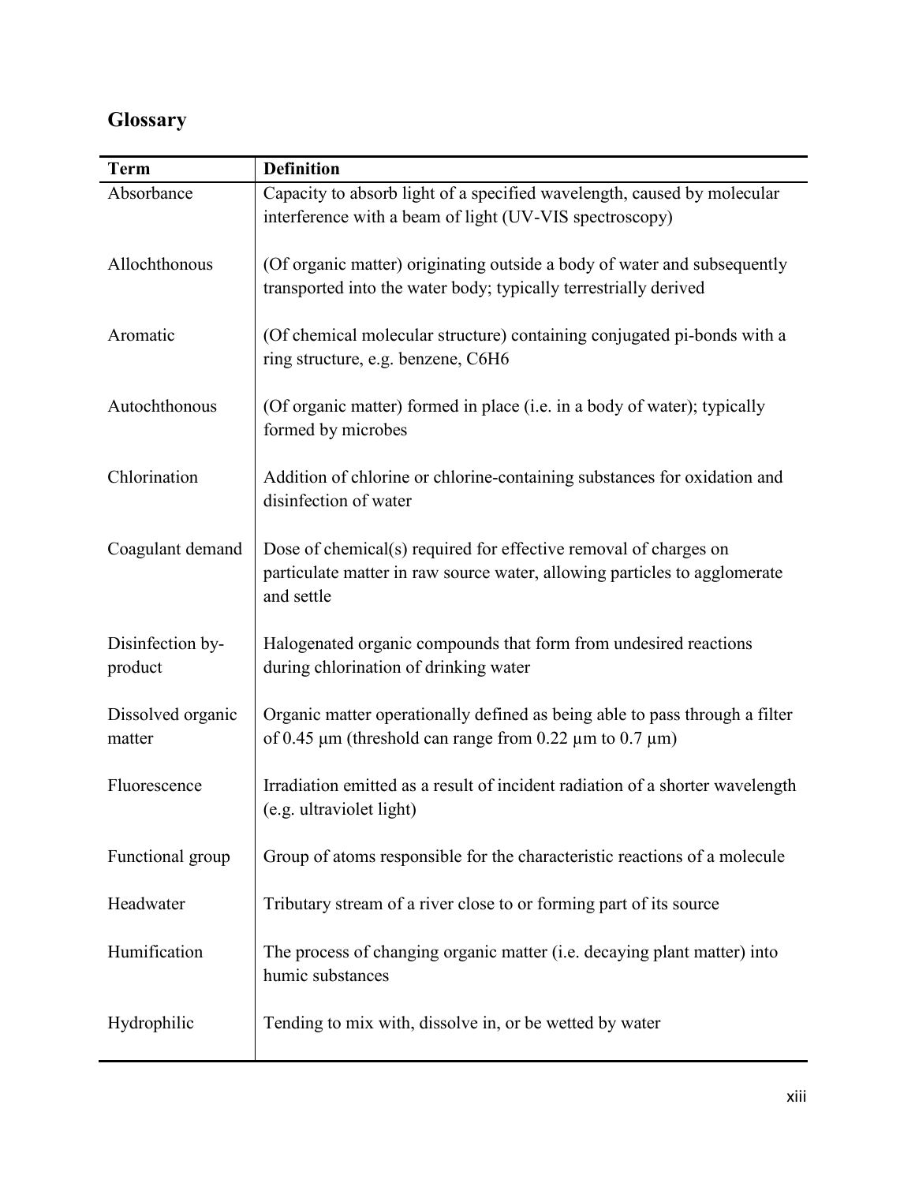## Glossary

| Term | Definition |
|---|---|
| Absorbance | Capacity to absorb light of a specified wavelength, caused by molecular interference with a beam of light (UV-VIS spectroscopy) |
| Allochthonous | (Of organic matter) originating outside a body of water and subsequently transported into the water body; typically terrestrially derived |
| Aromatic | (Of chemical molecular structure) containing conjugated pi-bonds with a ring structure, e.g. benzene, $C_6H_6$ |
| Autochthonous | (Of organic matter) formed in place (i.e. in a body of water); typically formed by microbes |
| Chlorination | Addition of chlorine or chlorine-containing substances for oxidation and disinfection of water |
| Coagulant demand | Dose of chemical(s) required for effective removal of charges on particulate matter in raw source water, allowing particles to agglomerate and settle |
| Disinfection by-product | Halogenated organic compounds that form from undesired reactions during chlorination of drinking water |
| Dissolved organic matter | Organic matter operationally defined as being able to pass through a filter of 0.45 µm (threshold can range from 0.22 µm to 0.7 µm) |
| Fluorescence | Irradiation emitted as a result of incident radiation of a shorter wavelength (e.g. ultraviolet light) |
| Functional group | Group of atoms responsible for the characteristic reactions of a molecule |
| Headwater | Tributary stream of a river close to or forming part of its source |
| Humification | The process of changing organic matter (i.e. decaying plant matter) into humic substances |
| Hydrophilic | Tending to mix with, dissolve in, or be wetted by water |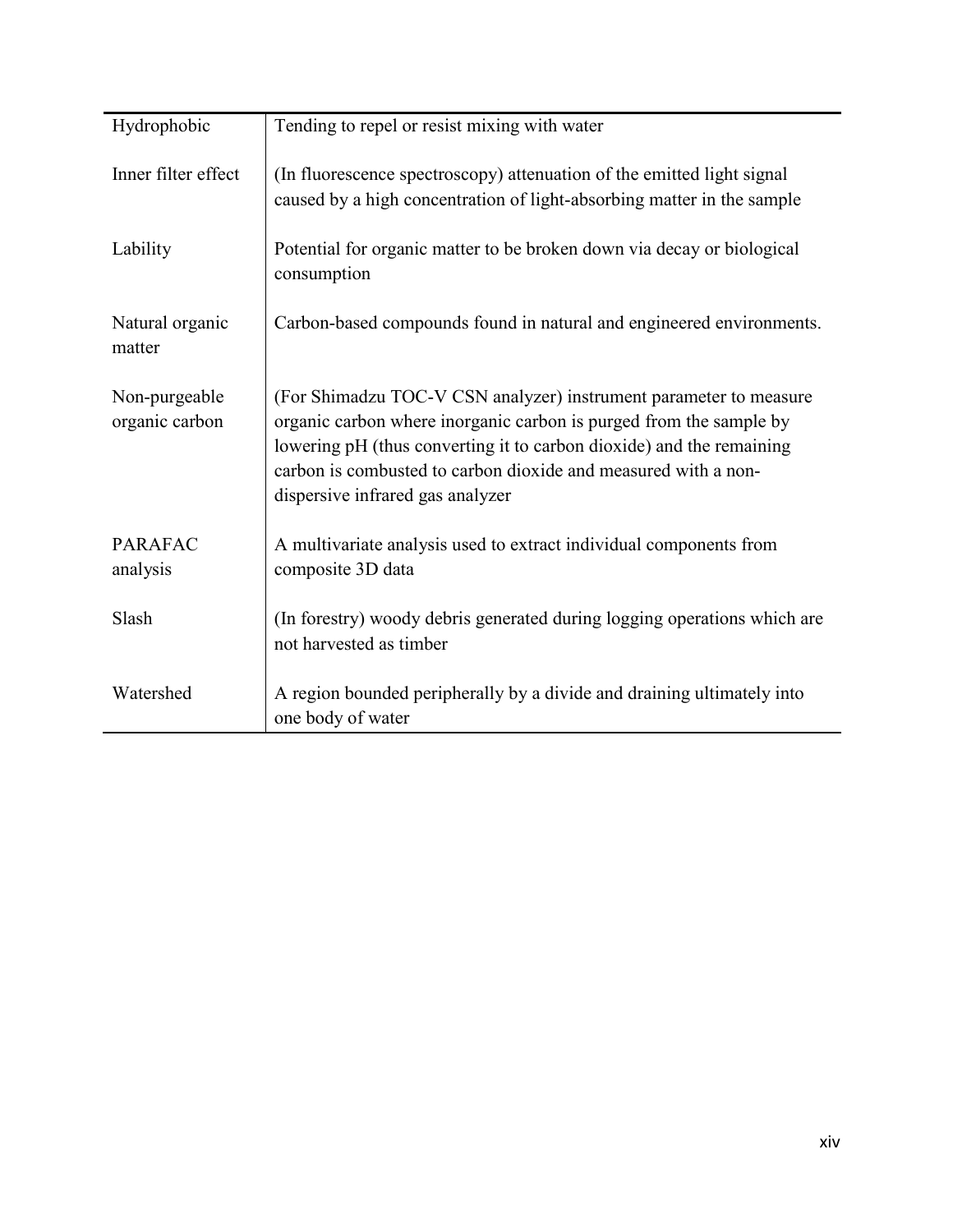| | |
|---|---|
| Hydrophobic | Tending to repel or resist mixing with water |
| Inner filter effect | (In fluorescence spectroscopy) attenuation of the emitted light signal caused by a high concentration of light-absorbing matter in the sample |
| Lability | Potential for organic matter to be broken down via decay or biological consumption |
| Natural organic matter | Carbon-based compounds found in natural and engineered environments. |
| Non-purgeable organic carbon | (For Shimadzu TOC-V CSN analyzer) instrument parameter to measure organic carbon where inorganic carbon is purged from the sample by lowering pH (thus converting it to carbon dioxide) and the remaining carbon is combusted to carbon dioxide and measured with a non-dispersive infrared gas analyzer |
| PARAFAC analysis | A multivariate analysis used to extract individual components from composite 3D data |
| Slash | (In forestry) woody debris generated during logging operations which are not harvested as timber |
| Watershed | A region bounded peripherally by a divide and draining ultimately into one body of water |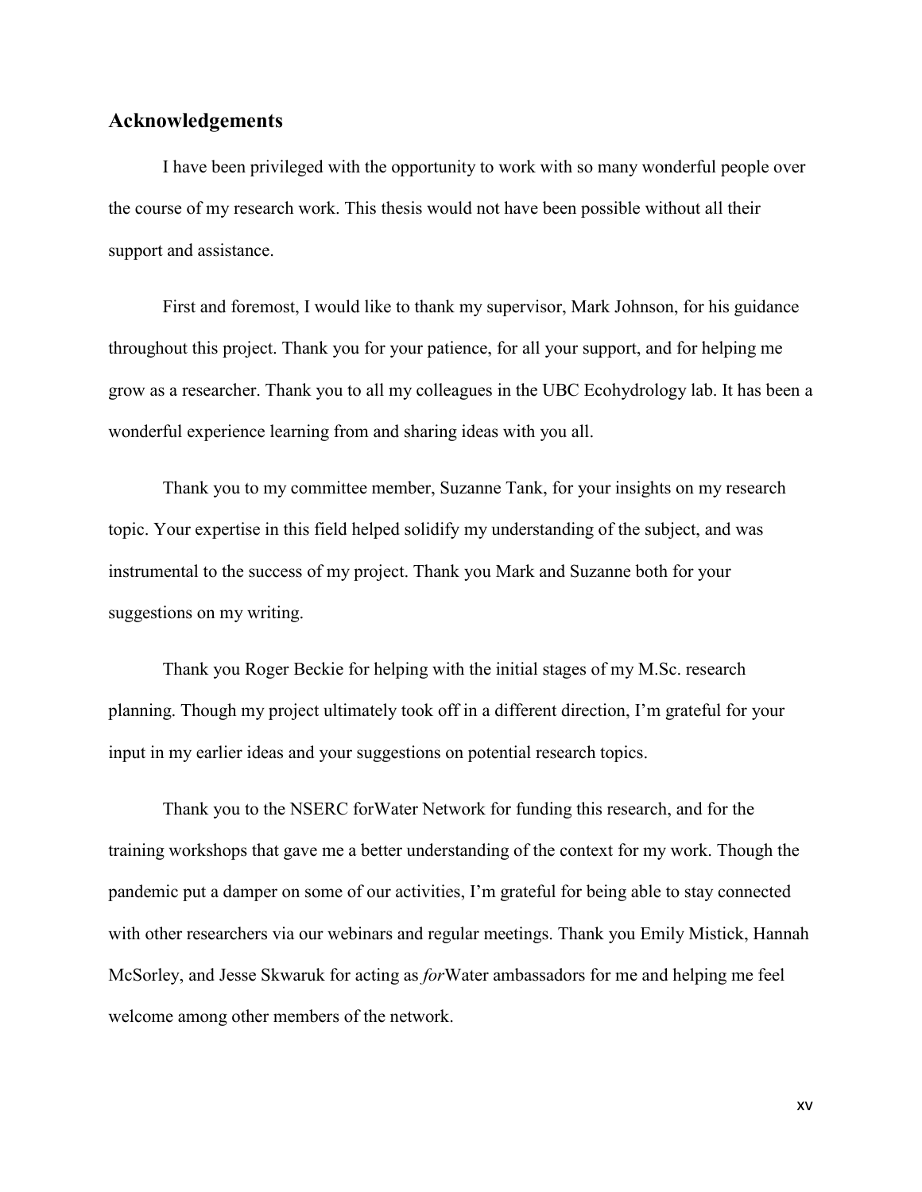## Acknowledgements

I have been privileged with the opportunity to work with so many wonderful people over the course of my research work. This thesis would not have been possible without all their support and assistance.

First and foremost, I would like to thank my supervisor, Mark Johnson, for his guidance throughout this project. Thank you for your patience, for all your support, and for helping me grow as a researcher. Thank you to all my colleagues in the UBC Ecohydrology lab. It has been a wonderful experience learning from and sharing ideas with you all.

Thank you to my committee member, Suzanne Tank, for your insights on my research topic. Your expertise in this field helped solidify my understanding of the subject, and was instrumental to the success of my project. Thank you Mark and Suzanne both for your suggestions on my writing.

Thank you Roger Beckie for helping with the initial stages of my M.Sc. research planning. Though my project ultimately took off in a different direction, I'm grateful for your input in my earlier ideas and your suggestions on potential research topics.

Thank you to the NSERC forWater Network for funding this research, and for the training workshops that gave me a better understanding of the context for my work. Though the pandemic put a damper on some of our activities, I'm grateful for being able to stay connected with other researchers via our webinars and regular meetings. Thank you Emily Mistick, Hannah McSorley, and Jesse Skwaruk for acting as *for*Water ambassadors for me and helping me feel welcome among other members of the network.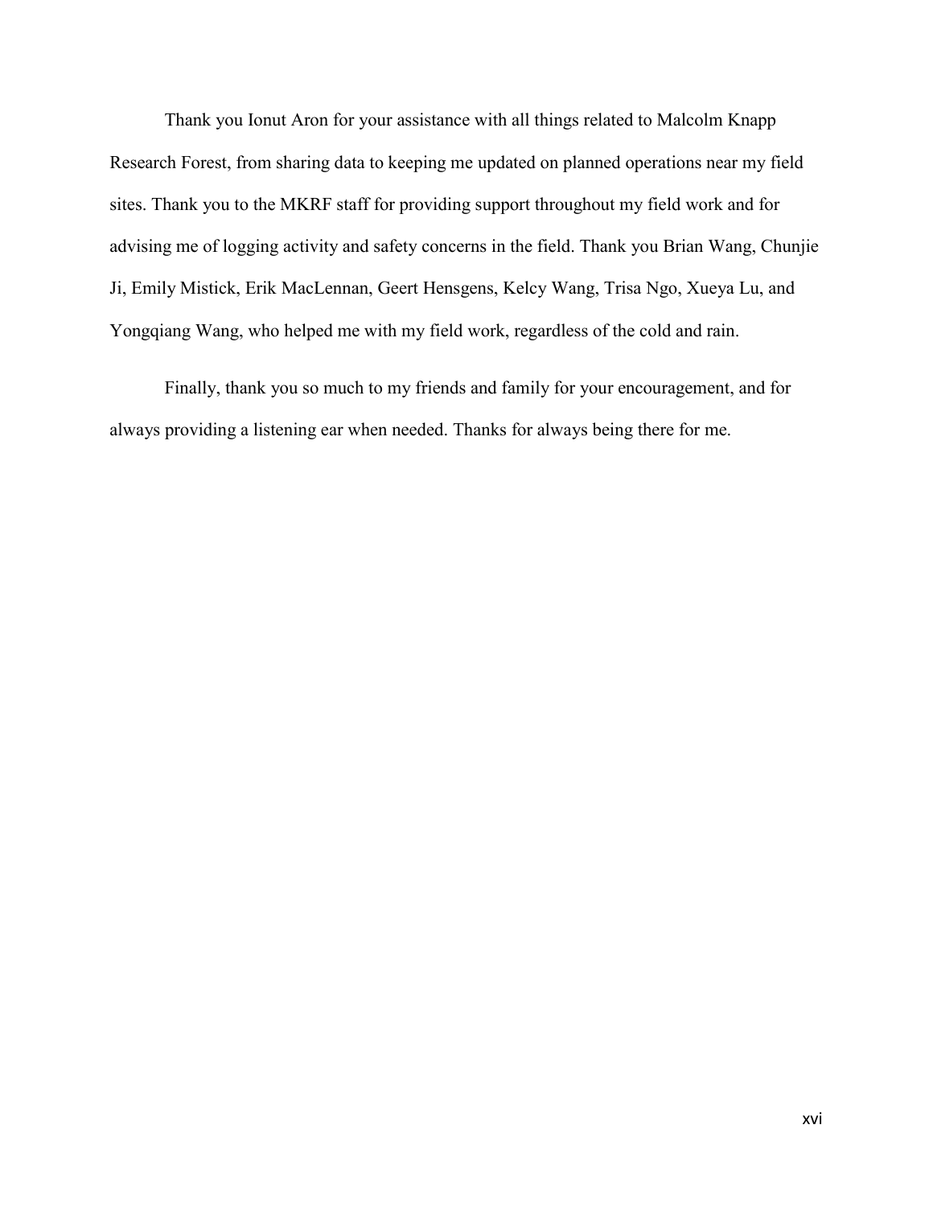Thank you Ionut Aron for your assistance with all things related to Malcolm Knapp Research Forest, from sharing data to keeping me updated on planned operations near my field sites. Thank you to the MKRF staff for providing support throughout my field work and for advising me of logging activity and safety concerns in the field. Thank you Brian Wang, Chunjie Ji, Emily Mistick, Erik MacLennan, Geert Hensgens, Kelcy Wang, Trisa Ngo, Xueya Lu, and Yongqiang Wang, who helped me with my field work, regardless of the cold and rain.

Finally, thank you so much to my friends and family for your encouragement, and for always providing a listening ear when needed. Thanks for always being there for me.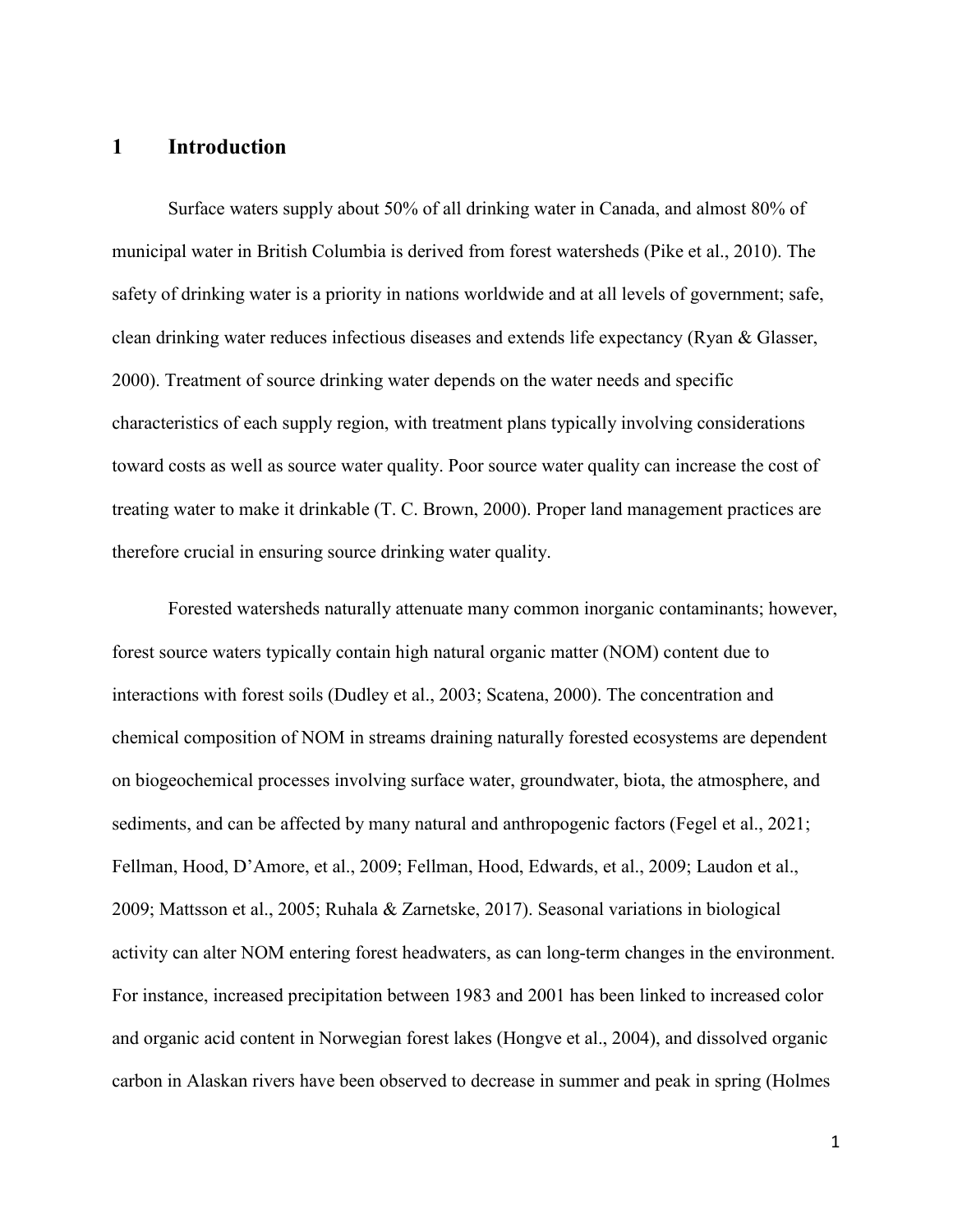# 1 Introduction

Surface waters supply about 50% of all drinking water in Canada, and almost 80% of municipal water in British Columbia is derived from forest watersheds (Pike et al., 2010). The safety of drinking water is a priority in nations worldwide and at all levels of government; safe, clean drinking water reduces infectious diseases and extends life expectancy (Ryan & Glasser, 2000). Treatment of source drinking water depends on the water needs and specific characteristics of each supply region, with treatment plans typically involving considerations toward costs as well as source water quality. Poor source water quality can increase the cost of treating water to make it drinkable (T. C. Brown, 2000). Proper land management practices are therefore crucial in ensuring source drinking water quality.

Forested watersheds naturally attenuate many common inorganic contaminants; however, forest source waters typically contain high natural organic matter (NOM) content due to interactions with forest soils (Dudley et al., 2003; Scatena, 2000). The concentration and chemical composition of NOM in streams draining naturally forested ecosystems are dependent on biogeochemical processes involving surface water, groundwater, biota, the atmosphere, and sediments, and can be affected by many natural and anthropogenic factors (Fegel et al., 2021; Fellman, Hood, D'Amore, et al., 2009; Fellman, Hood, Edwards, et al., 2009; Laudon et al., 2009; Mattsson et al., 2005; Ruhala & Zarnetske, 2017). Seasonal variations in biological activity can alter NOM entering forest headwaters, as can long-term changes in the environment. For instance, increased precipitation between 1983 and 2001 has been linked to increased color and organic acid content in Norwegian forest lakes (Hongve et al., 2004), and dissolved organic carbon in Alaskan rivers have been observed to decrease in summer and peak in spring (Holmes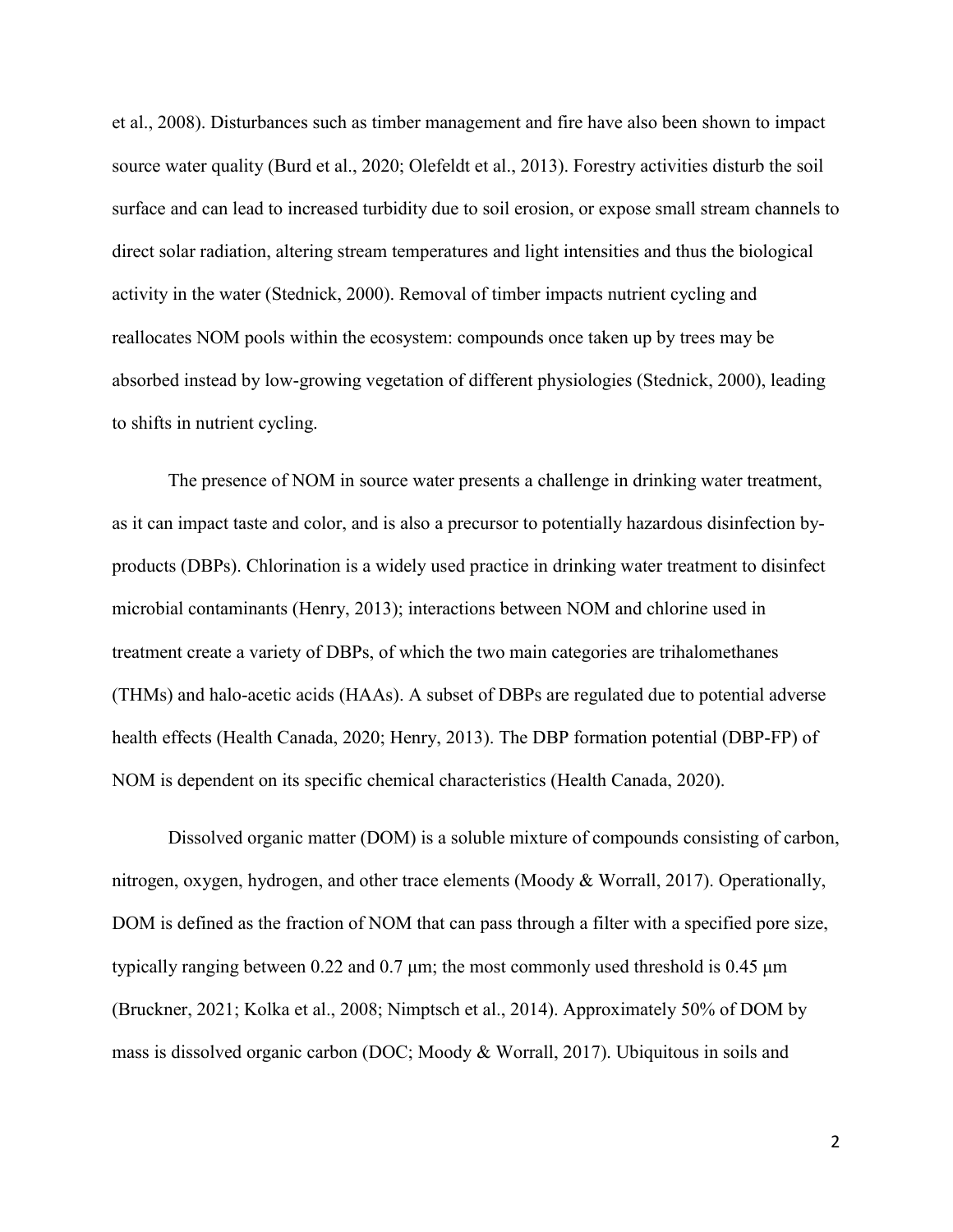et al., 2008). Disturbances such as timber management and fire have also been shown to impact source water quality (Burd et al., 2020; Olefeldt et al., 2013). Forestry activities disturb the soil surface and can lead to increased turbidity due to soil erosion, or expose small stream channels to direct solar radiation, altering stream temperatures and light intensities and thus the biological activity in the water (Stednick, 2000). Removal of timber impacts nutrient cycling and reallocates NOM pools within the ecosystem: compounds once taken up by trees may be absorbed instead by low-growing vegetation of different physiologies (Stednick, 2000), leading to shifts in nutrient cycling.

The presence of NOM in source water presents a challenge in drinking water treatment, as it can impact taste and color, and is also a precursor to potentially hazardous disinfection by-products (DBPs). Chlorination is a widely used practice in drinking water treatment to disinfect microbial contaminants (Henry, 2013); interactions between NOM and chlorine used in treatment create a variety of DBPs, of which the two main categories are trihalomethanes (THMs) and halo-acetic acids (HAAs). A subset of DBPs are regulated due to potential adverse health effects (Health Canada, 2020; Henry, 2013). The DBP formation potential (DBP-FP) of NOM is dependent on its specific chemical characteristics (Health Canada, 2020).

Dissolved organic matter (DOM) is a soluble mixture of compounds consisting of carbon, nitrogen, oxygen, hydrogen, and other trace elements (Moody & Worrall, 2017). Operationally, DOM is defined as the fraction of NOM that can pass through a filter with a specified pore size, typically ranging between 0.22 and 0.7 µm; the most commonly used threshold is 0.45 µm (Bruckner, 2021; Kolka et al., 2008; Nimptsch et al., 2014). Approximately 50% of DOM by mass is dissolved organic carbon (DOC; Moody & Worrall, 2017). Ubiquitous in soils and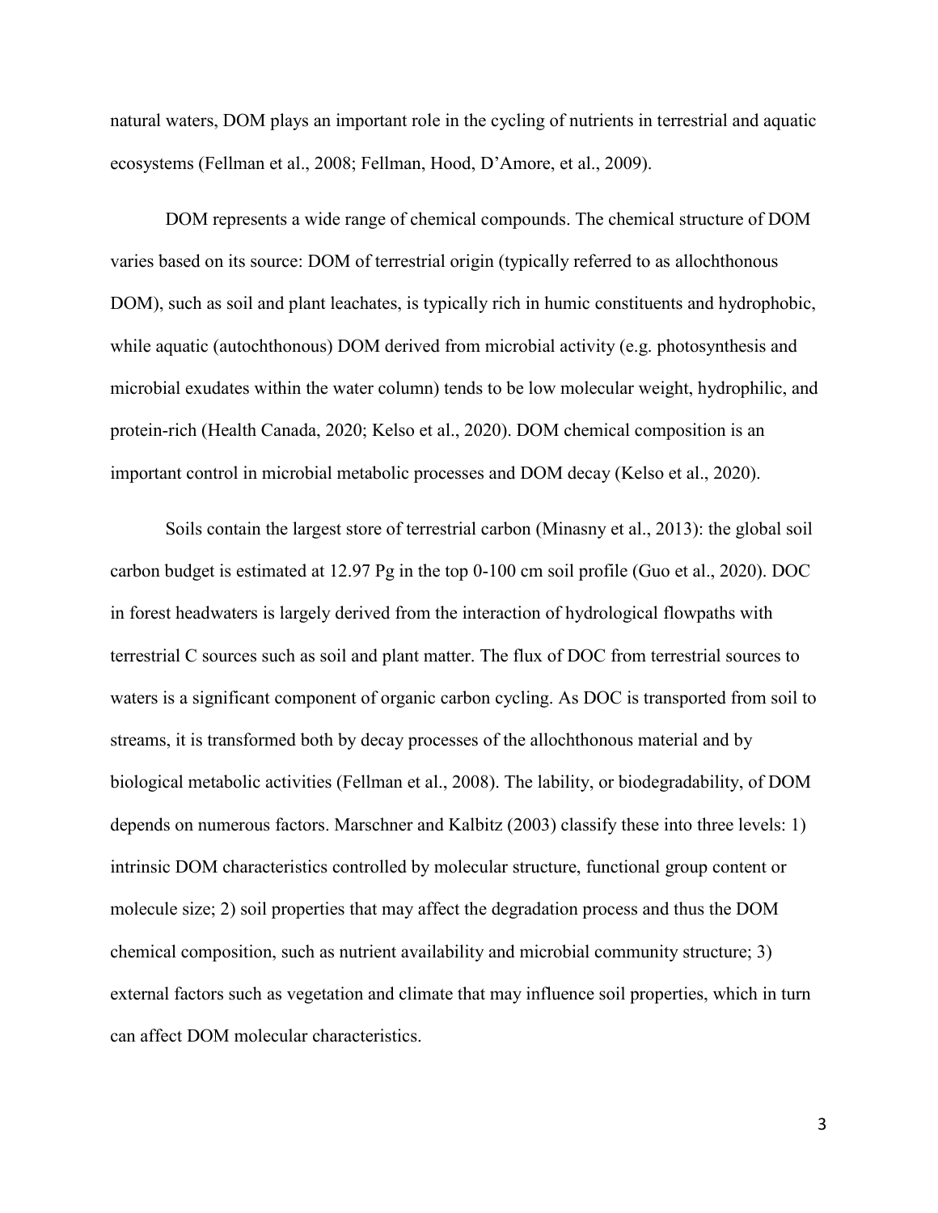natural waters, DOM plays an important role in the cycling of nutrients in terrestrial and aquatic ecosystems (Fellman et al., 2008; Fellman, Hood, D'Amore, et al., 2009).

DOM represents a wide range of chemical compounds. The chemical structure of DOM varies based on its source: DOM of terrestrial origin (typically referred to as allochthonous DOM), such as soil and plant leachates, is typically rich in humic constituents and hydrophobic, while aquatic (autochthonous) DOM derived from microbial activity (e.g. photosynthesis and microbial exudates within the water column) tends to be low molecular weight, hydrophilic, and protein-rich (Health Canada, 2020; Kelso et al., 2020). DOM chemical composition is an important control in microbial metabolic processes and DOM decay (Kelso et al., 2020).

Soils contain the largest store of terrestrial carbon (Minasny et al., 2013): the global soil carbon budget is estimated at 12.97 Pg in the top 0-100 cm soil profile (Guo et al., 2020). DOC in forest headwaters is largely derived from the interaction of hydrological flowpaths with terrestrial C sources such as soil and plant matter. The flux of DOC from terrestrial sources to waters is a significant component of organic carbon cycling. As DOC is transported from soil to streams, it is transformed both by decay processes of the allochthonous material and by biological metabolic activities (Fellman et al., 2008). The lability, or biodegradability, of DOM depends on numerous factors. Marschner and Kalbitz (2003) classify these into three levels: 1) intrinsic DOM characteristics controlled by molecular structure, functional group content or molecule size; 2) soil properties that may affect the degradation process and thus the DOM chemical composition, such as nutrient availability and microbial community structure; 3) external factors such as vegetation and climate that may influence soil properties, which in turn can affect DOM molecular characteristics.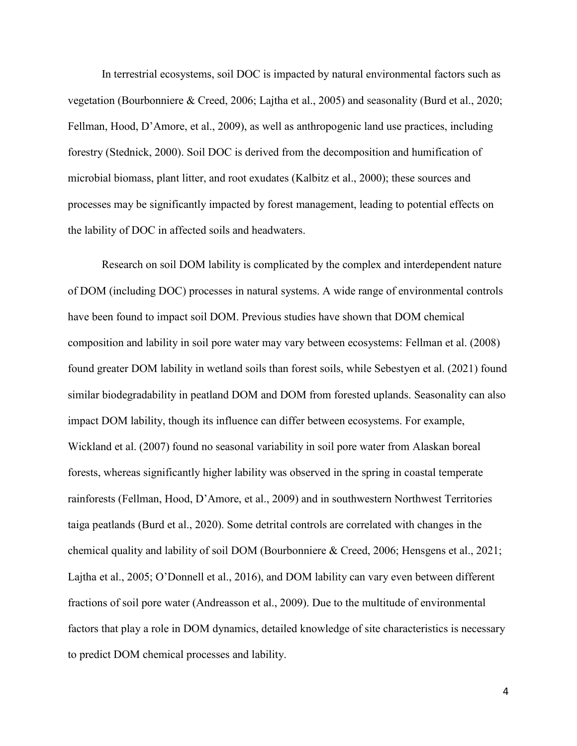In terrestrial ecosystems, soil DOC is impacted by natural environmental factors such as vegetation (Bourbonniere & Creed, 2006; Lajtha et al., 2005) and seasonality (Burd et al., 2020; Fellman, Hood, D'Amore, et al., 2009), as well as anthropogenic land use practices, including forestry (Stednick, 2000). Soil DOC is derived from the decomposition and humification of microbial biomass, plant litter, and root exudates (Kalbitz et al., 2000); these sources and processes may be significantly impacted by forest management, leading to potential effects on the lability of DOC in affected soils and headwaters.

Research on soil DOM lability is complicated by the complex and interdependent nature of DOM (including DOC) processes in natural systems. A wide range of environmental controls have been found to impact soil DOM. Previous studies have shown that DOM chemical composition and lability in soil pore water may vary between ecosystems: Fellman et al. (2008) found greater DOM lability in wetland soils than forest soils, while Sebestyen et al. (2021) found similar biodegradability in peatland DOM and DOM from forested uplands. Seasonality can also impact DOM lability, though its influence can differ between ecosystems. For example, Wickland et al. (2007) found no seasonal variability in soil pore water from Alaskan boreal forests, whereas significantly higher lability was observed in the spring in coastal temperate rainforests (Fellman, Hood, D'Amore, et al., 2009) and in southwestern Northwest Territories taiga peatlands (Burd et al., 2020). Some detrital controls are correlated with changes in the chemical quality and lability of soil DOM (Bourbonniere & Creed, 2006; Hensgens et al., 2021; Lajtha et al., 2005; O'Donnell et al., 2016), and DOM lability can vary even between different fractions of soil pore water (Andreasson et al., 2009). Due to the multitude of environmental factors that play a role in DOM dynamics, detailed knowledge of site characteristics is necessary to predict DOM chemical processes and lability.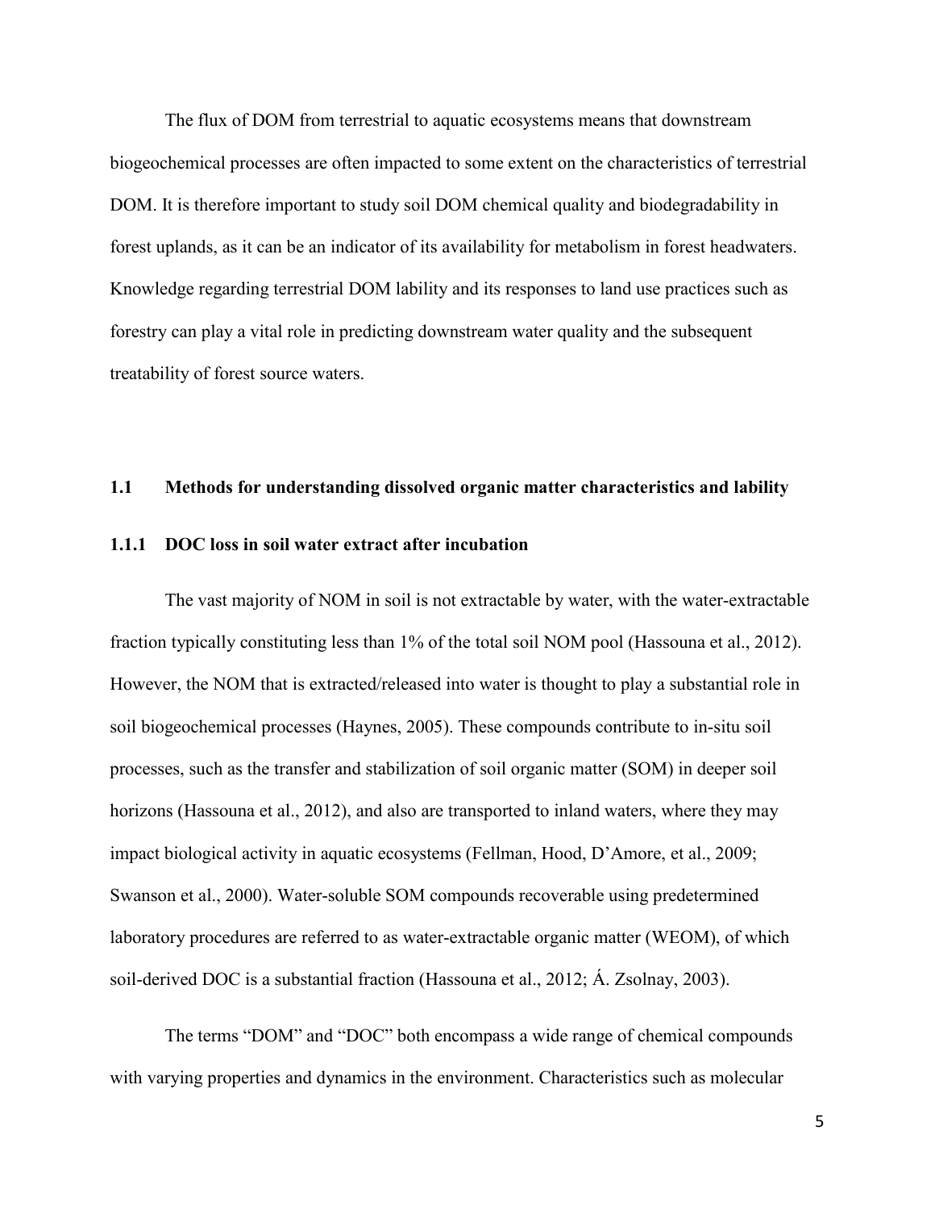The flux of DOM from terrestrial to aquatic ecosystems means that downstream biogeochemical processes are often impacted to some extent on the characteristics of terrestrial DOM. It is therefore important to study soil DOM chemical quality and biodegradability in forest uplands, as it can be an indicator of its availability for metabolism in forest headwaters. Knowledge regarding terrestrial DOM lability and its responses to land use practices such as forestry can play a vital role in predicting downstream water quality and the subsequent treatability of forest source waters.

## 1.1 Methods for understanding dissolved organic matter characteristics and lability

### 1.1.1 DOC loss in soil water extract after incubation

The vast majority of NOM in soil is not extractable by water, with the water-extractable fraction typically constituting less than 1% of the total soil NOM pool (Hassouna et al., 2012). However, the NOM that is extracted/released into water is thought to play a substantial role in soil biogeochemical processes (Haynes, 2005). These compounds contribute to in-situ soil processes, such as the transfer and stabilization of soil organic matter (SOM) in deeper soil horizons (Hassouna et al., 2012), and also are transported to inland waters, where they may impact biological activity in aquatic ecosystems (Fellman, Hood, D'Amore, et al., 2009; Swanson et al., 2000). Water-soluble SOM compounds recoverable using predetermined laboratory procedures are referred to as water-extractable organic matter (WEOM), of which soil-derived DOC is a substantial fraction (Hassouna et al., 2012; Á. Zsolnay, 2003).

The terms "DOM" and "DOC" both encompass a wide range of chemical compounds with varying properties and dynamics in the environment. Characteristics such as molecular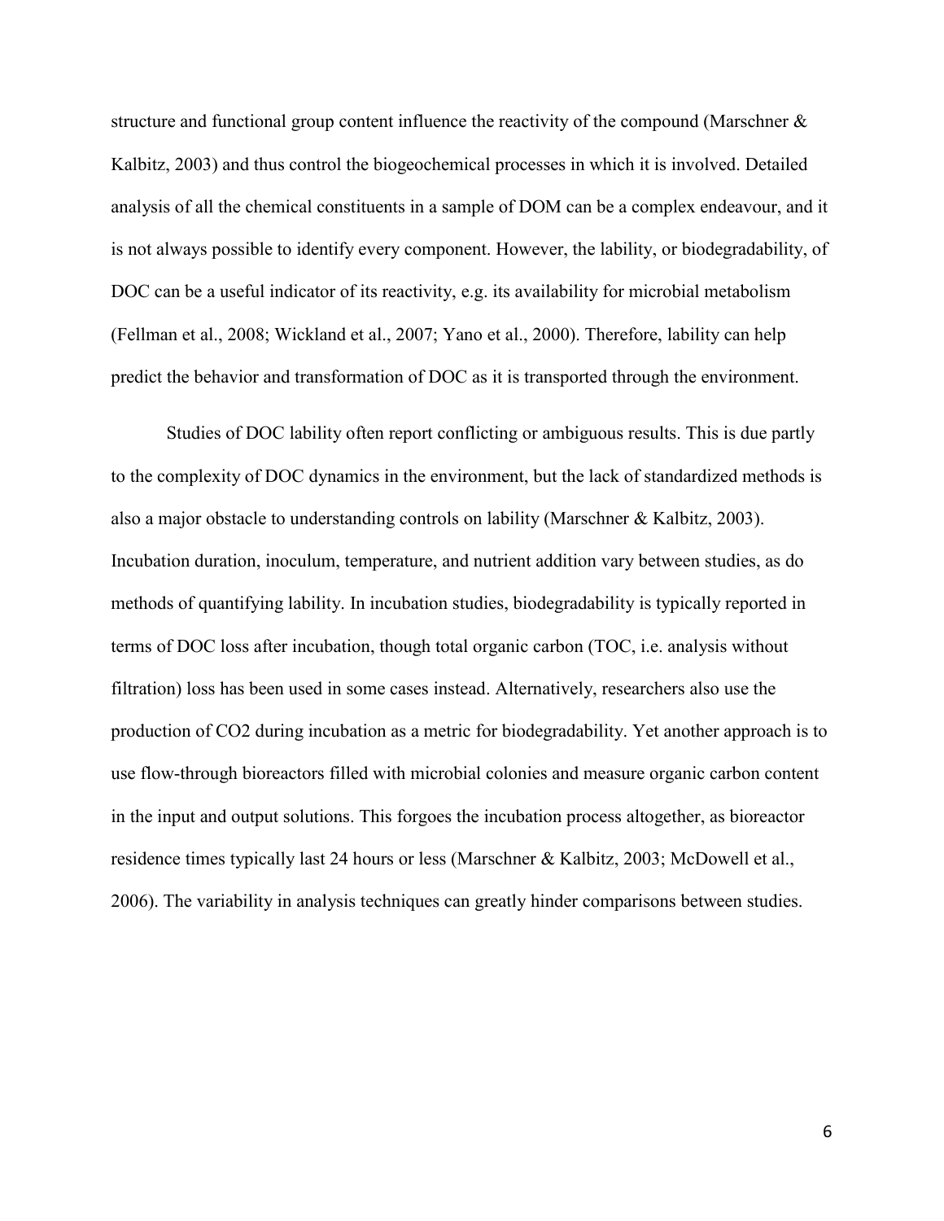structure and functional group content influence the reactivity of the compound (Marschner & Kalbitz, 2003) and thus control the biogeochemical processes in which it is involved. Detailed analysis of all the chemical constituents in a sample of DOM can be a complex endeavour, and it is not always possible to identify every component. However, the lability, or biodegradability, of DOC can be a useful indicator of its reactivity, e.g. its availability for microbial metabolism (Fellman et al., 2008; Wickland et al., 2007; Yano et al., 2000). Therefore, lability can help predict the behavior and transformation of DOC as it is transported through the environment.

Studies of DOC lability often report conflicting or ambiguous results. This is due partly to the complexity of DOC dynamics in the environment, but the lack of standardized methods is also a major obstacle to understanding controls on lability (Marschner & Kalbitz, 2003). Incubation duration, inoculum, temperature, and nutrient addition vary between studies, as do methods of quantifying lability. In incubation studies, biodegradability is typically reported in terms of DOC loss after incubation, though total organic carbon (TOC, i.e. analysis without filtration) loss has been used in some cases instead. Alternatively, researchers also use the production of $CO_2$ during incubation as a metric for biodegradability. Yet another approach is to use flow-through bioreactors filled with microbial colonies and measure organic carbon content in the input and output solutions. This forgoes the incubation process altogether, as bioreactor residence times typically last 24 hours or less (Marschner & Kalbitz, 2003; McDowell et al., 2006). The variability in analysis techniques can greatly hinder comparisons between studies.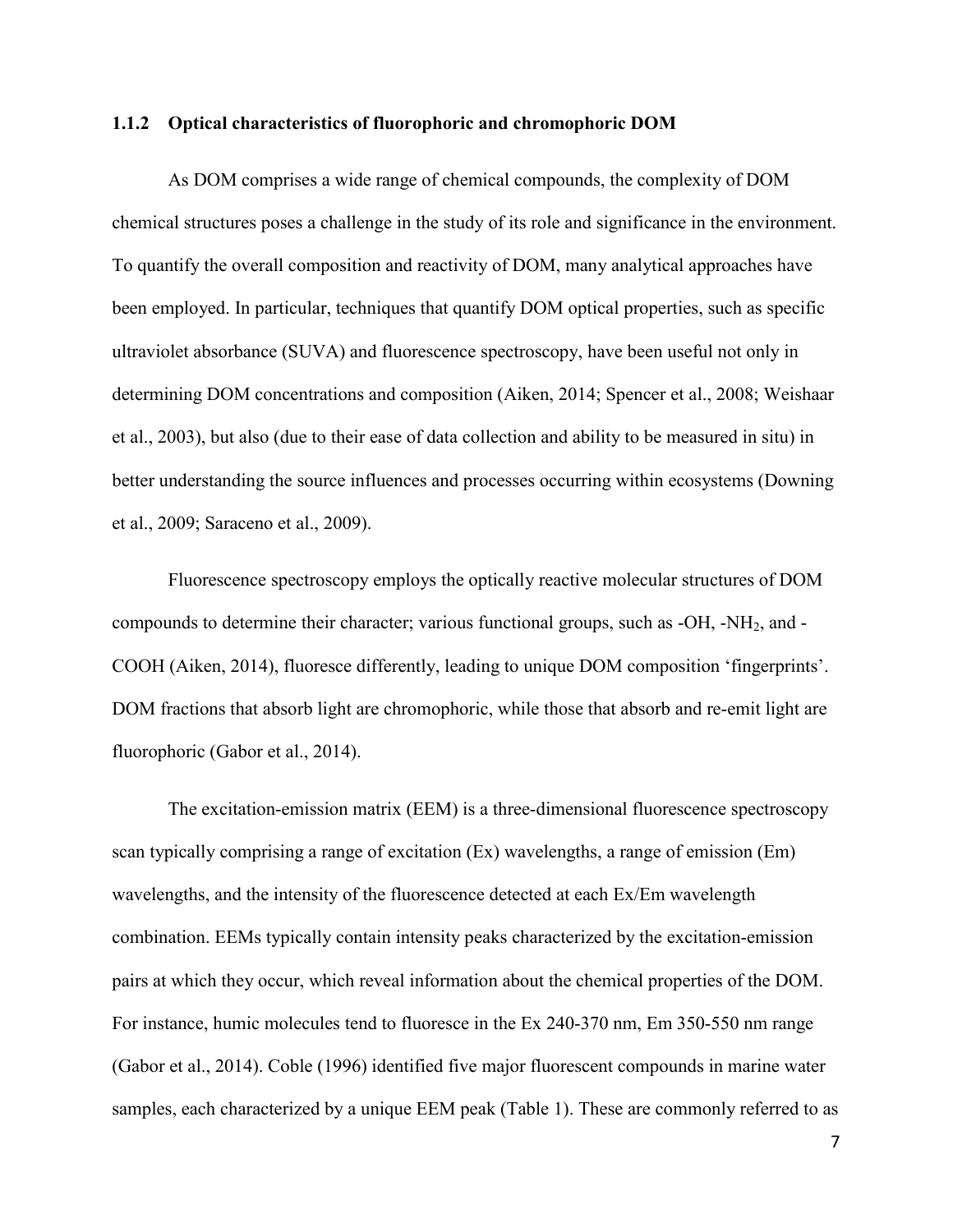### 1.1.2 Optical characteristics of fluorophoric and chromophoric DOM

As DOM comprises a wide range of chemical compounds, the complexity of DOM chemical structures poses a challenge in the study of its role and significance in the environment. To quantify the overall composition and reactivity of DOM, many analytical approaches have been employed. In particular, techniques that quantify DOM optical properties, such as specific ultraviolet absorbance (SUVA) and fluorescence spectroscopy, have been useful not only in determining DOM concentrations and composition (Aiken, 2014; Spencer et al., 2008; Weishaar et al., 2003), but also (due to their ease of data collection and ability to be measured in situ) in better understanding the source influences and processes occurring within ecosystems (Downing et al., 2009; Saraceno et al., 2009).

Fluorescence spectroscopy employs the optically reactive molecular structures of DOM compounds to determine their character; various functional groups, such as -OH, -$NH_2$, and -COOH (Aiken, 2014), fluoresce differently, leading to unique DOM composition 'fingerprints'. DOM fractions that absorb light are chromophoric, while those that absorb and re-emit light are fluorophoric (Gabor et al., 2014).

The excitation-emission matrix (EEM) is a three-dimensional fluorescence spectroscopy scan typically comprising a range of excitation (Ex) wavelengths, a range of emission (Em) wavelengths, and the intensity of the fluorescence detected at each Ex/Em wavelength combination. EEMs typically contain intensity peaks characterized by the excitation-emission pairs at which they occur, which reveal information about the chemical properties of the DOM. For instance, humic molecules tend to fluoresce in the Ex 240-370 nm, Em 350-550 nm range (Gabor et al., 2014). Coble (1996) identified five major fluorescent compounds in marine water samples, each characterized by a unique EEM peak (Table 1). These are commonly referred to as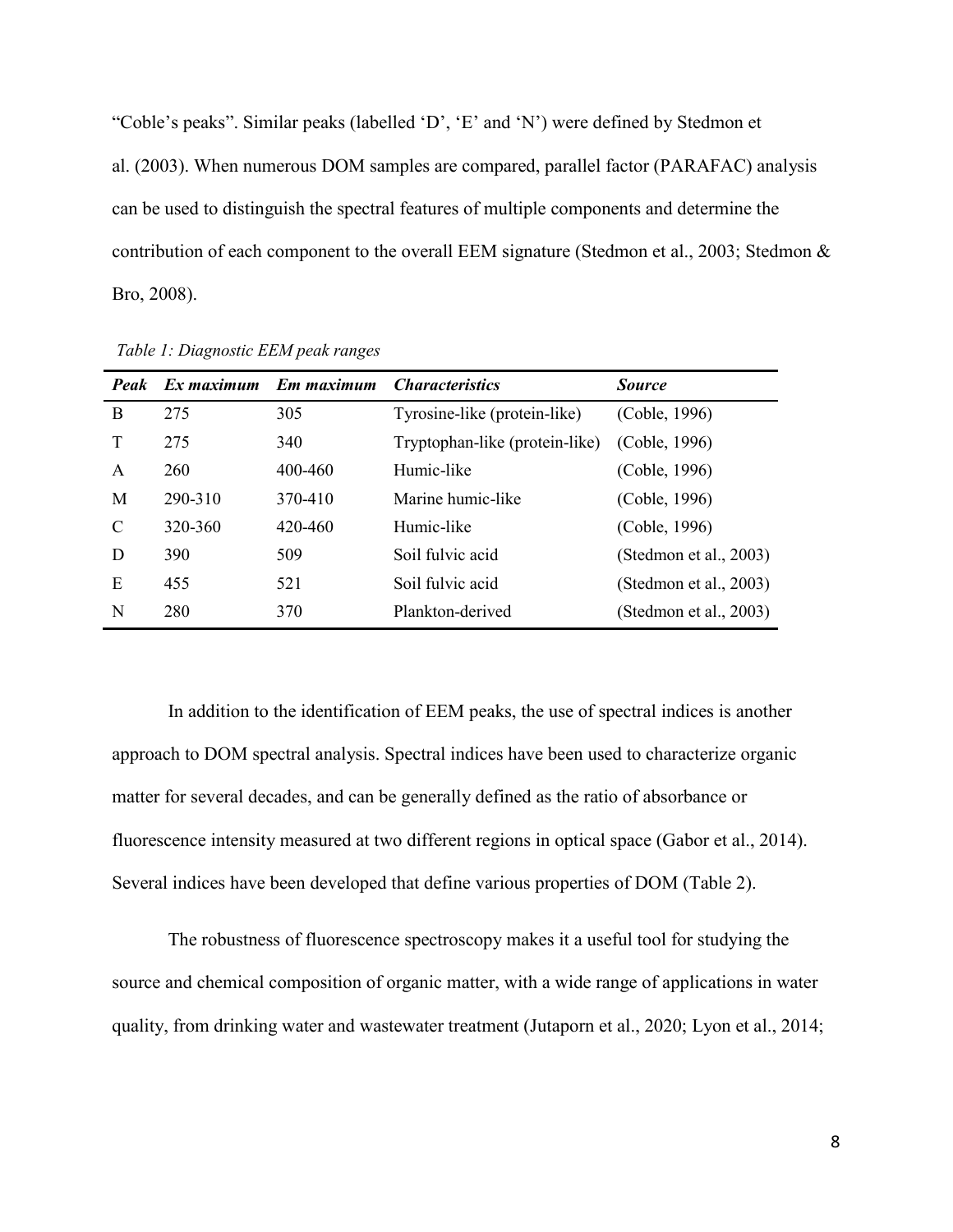"Coble's peaks". Similar peaks (labelled 'D', 'E' and 'N') were defined by Stedmon et al. (2003). When numerous DOM samples are compared, parallel factor (PARAFAC) analysis can be used to distinguish the spectral features of multiple components and determine the contribution of each component to the overall EEM signature (Stedmon et al., 2003; Stedmon & Bro, 2008).

*Table 1: Diagnostic EEM peak ranges*

| ***Peak*** | ***Ex maximum*** | ***Em maximum*** | ***Characteristics*** | ***Source*** |
|---|---|---|---|---|
| B | 275 | 305 | Tyrosine-like (protein-like) | (Coble, 1996) |
| T | 275 | 340 | Tryptophan-like (protein-like) | (Coble, 1996) |
| A | 260 | 400-460 | Humic-like | (Coble, 1996) |
| M | 290-310 | 370-410 | Marine humic-like | (Coble, 1996) |
| C | 320-360 | 420-460 | Humic-like | (Coble, 1996) |
| D | 390 | 509 | Soil fulvic acid | (Stedmon et al., 2003) |
| E | 455 | 521 | Soil fulvic acid | (Stedmon et al., 2003) |
| N | 280 | 370 | Plankton-derived | (Stedmon et al., 2003) |

In addition to the identification of EEM peaks, the use of spectral indices is another approach to DOM spectral analysis. Spectral indices have been used to characterize organic matter for several decades, and can be generally defined as the ratio of absorbance or fluorescence intensity measured at two different regions in optical space (Gabor et al., 2014). Several indices have been developed that define various properties of DOM (Table 2).

The robustness of fluorescence spectroscopy makes it a useful tool for studying the source and chemical composition of organic matter, with a wide range of applications in water quality, from drinking water and wastewater treatment (Jutaporn et al., 2020; Lyon et al., 2014;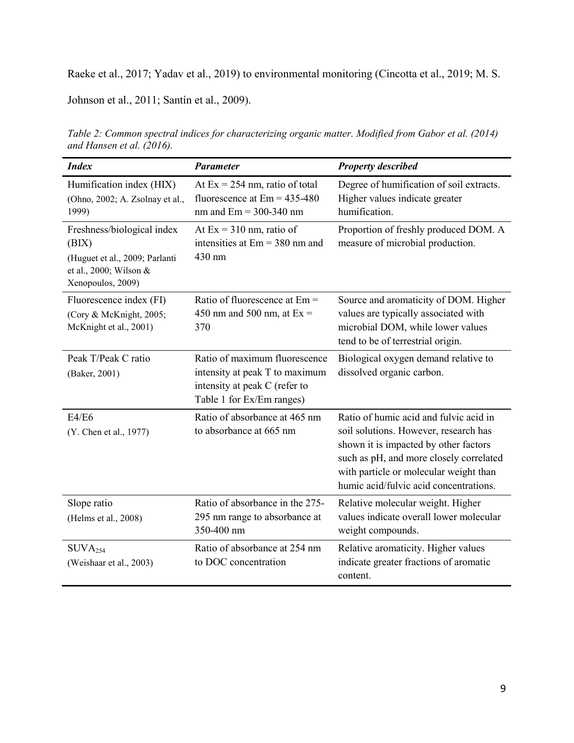Raeke et al., 2017; Yadav et al., 2019) to environmental monitoring (Cincotta et al., 2019; M. S. Johnson et al., 2011; Santín et al., 2009).

*Table 2: Common spectral indices for characterizing organic matter. Modified from Gabor et al. (2014) and Hansen et al. (2016).*

| ***Index*** | ***Parameter*** | ***Property described*** |
|---|---|---|
| Humification index (HIX) (Ohno, 2002; A. Zsolnay et al., 1999) | At Ex = 254 nm, ratio of total fluorescence at Em = 435-480 nm and Em = 300-340 nm | Degree of humification of soil extracts. Higher values indicate greater humification. |
| Freshness/biological index (BIX) (Huguet et al., 2009; Parlanti et al., 2000; Wilson & Xenopoulos, 2009) | At Ex = 310 nm, ratio of intensities at Em = 380 nm and 430 nm | Proportion of freshly produced DOM. A measure of microbial production. |
| Fluorescence index (FI) (Cory & McKnight, 2005; McKnight et al., 2001) | Ratio of fluorescence at Em = 450 nm and 500 nm, at Ex = 370 | Source and aromaticity of DOM. Higher values are typically associated with microbial DOM, while lower values tend to be of terrestrial origin. |
| Peak T/Peak C ratio (Baker, 2001) | Ratio of maximum fluorescence intensity at peak T to maximum intensity at peak C (refer to Table 1 for Ex/Em ranges) | Biological oxygen demand relative to dissolved organic carbon. |
| E4/E6 (Y. Chen et al., 1977) | Ratio of absorbance at 465 nm to absorbance at 665 nm | Ratio of humic acid and fulvic acid in soil solutions. However, research has shown it is impacted by other factors such as pH, and more closely correlated with particle or molecular weight than humic acid/fulvic acid concentrations. |
| Slope ratio (Helms et al., 2008) | Ratio of absorbance in the 275-295 nm range to absorbance at 350-400 nm | Relative molecular weight. Higher values indicate overall lower molecular weight compounds. |
| $SUVA_{254}$ (Weishaar et al., 2003) | Ratio of absorbance at 254 nm to DOC concentration | Relative aromaticity. Higher values indicate greater fractions of aromatic content. |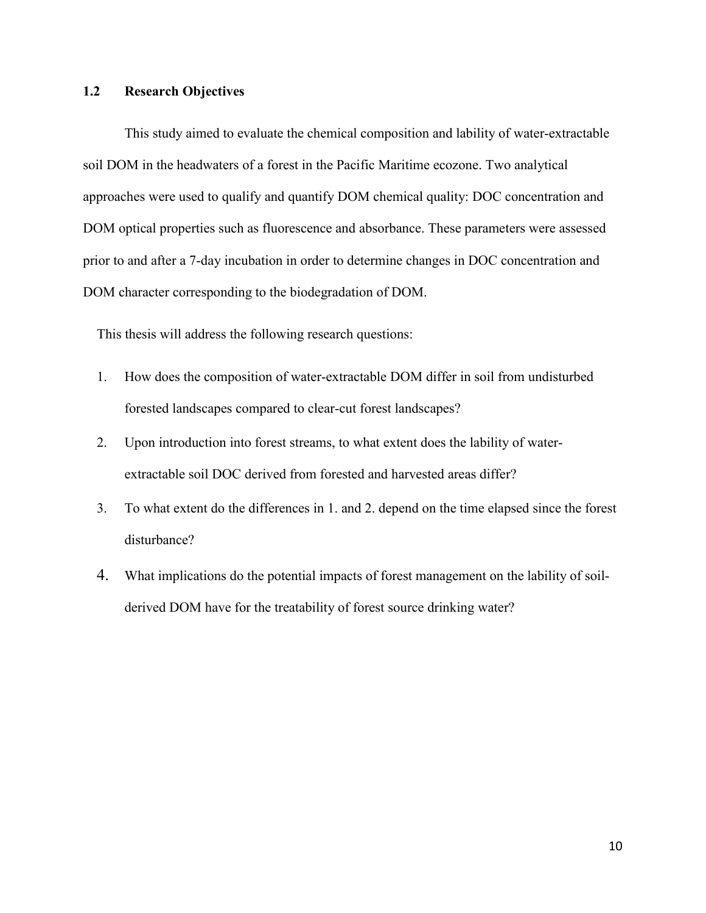## 1.2 Research Objectives

This study aimed to evaluate the chemical composition and lability of water-extractable soil DOM in the headwaters of a forest in the Pacific Maritime ecozone. Two analytical approaches were used to qualify and quantify DOM chemical quality: DOC concentration and DOM optical properties such as fluorescence and absorbance. These parameters were assessed prior to and after a 7-day incubation in order to determine changes in DOC concentration and DOM character corresponding to the biodegradation of DOM.

This thesis will address the following research questions:

1. How does the composition of water-extractable DOM differ in soil from undisturbed forested landscapes compared to clear-cut forest landscapes?
2. Upon introduction into forest streams, to what extent does the lability of water-extractable soil DOC derived from forested and harvested areas differ?
3. To what extent do the differences in 1. and 2. depend on the time elapsed since the forest disturbance?
4. What implications do the potential impacts of forest management on the lability of soil-derived DOM have for the treatability of forest source drinking water?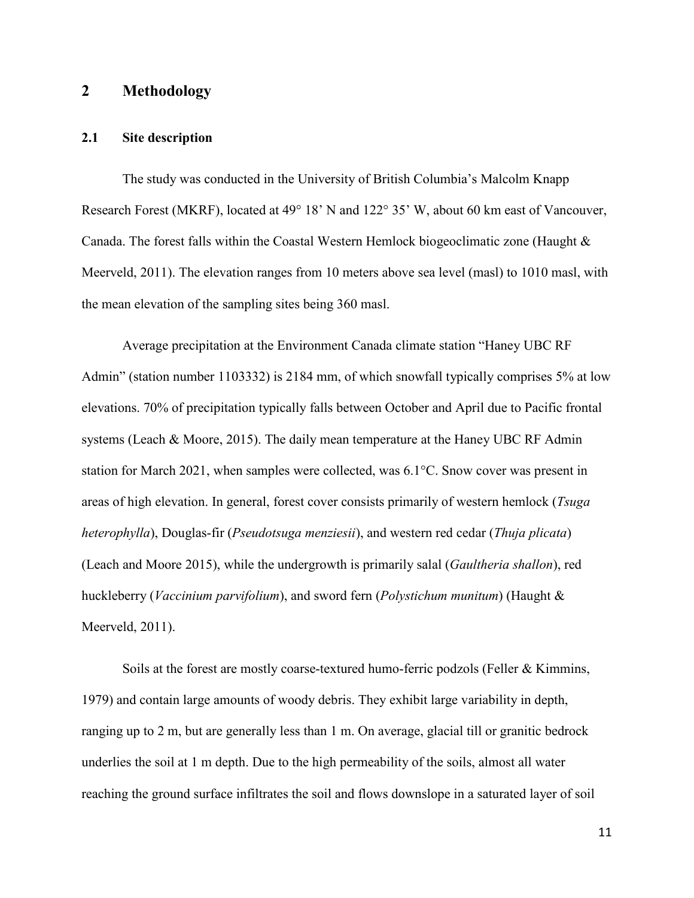# 2 Methodology

## 2.1 Site description

The study was conducted in the University of British Columbia's Malcolm Knapp Research Forest (MKRF), located at 49° 18' N and 122° 35' W, about 60 km east of Vancouver, Canada. The forest falls within the Coastal Western Hemlock biogeoclimatic zone (Haught & Meerveld, 2011). The elevation ranges from 10 meters above sea level (masl) to 1010 masl, with the mean elevation of the sampling sites being 360 masl.

Average precipitation at the Environment Canada climate station "Haney UBC RF Admin" (station number 1103332) is 2184 mm, of which snowfall typically comprises 5% at low elevations. 70% of precipitation typically falls between October and April due to Pacific frontal systems (Leach & Moore, 2015). The daily mean temperature at the Haney UBC RF Admin station for March 2021, when samples were collected, was 6.1°C. Snow cover was present in areas of high elevation. In general, forest cover consists primarily of western hemlock (*Tsuga heterophylla*), Douglas-fir (*Pseudotsuga menziesii*), and western red cedar (*Thuja plicata*) (Leach and Moore 2015), while the undergrowth is primarily salal (*Gaultheria shallon*), red huckleberry (*Vaccinium parvifolium*), and sword fern (*Polystichum munitum*) (Haught & Meerveld, 2011).

Soils at the forest are mostly coarse-textured humo-ferric podzols (Feller & Kimmins, 1979) and contain large amounts of woody debris. They exhibit large variability in depth, ranging up to 2 m, but are generally less than 1 m. On average, glacial till or granitic bedrock underlies the soil at 1 m depth. Due to the high permeability of the soils, almost all water reaching the ground surface infiltrates the soil and flows downslope in a saturated layer of soil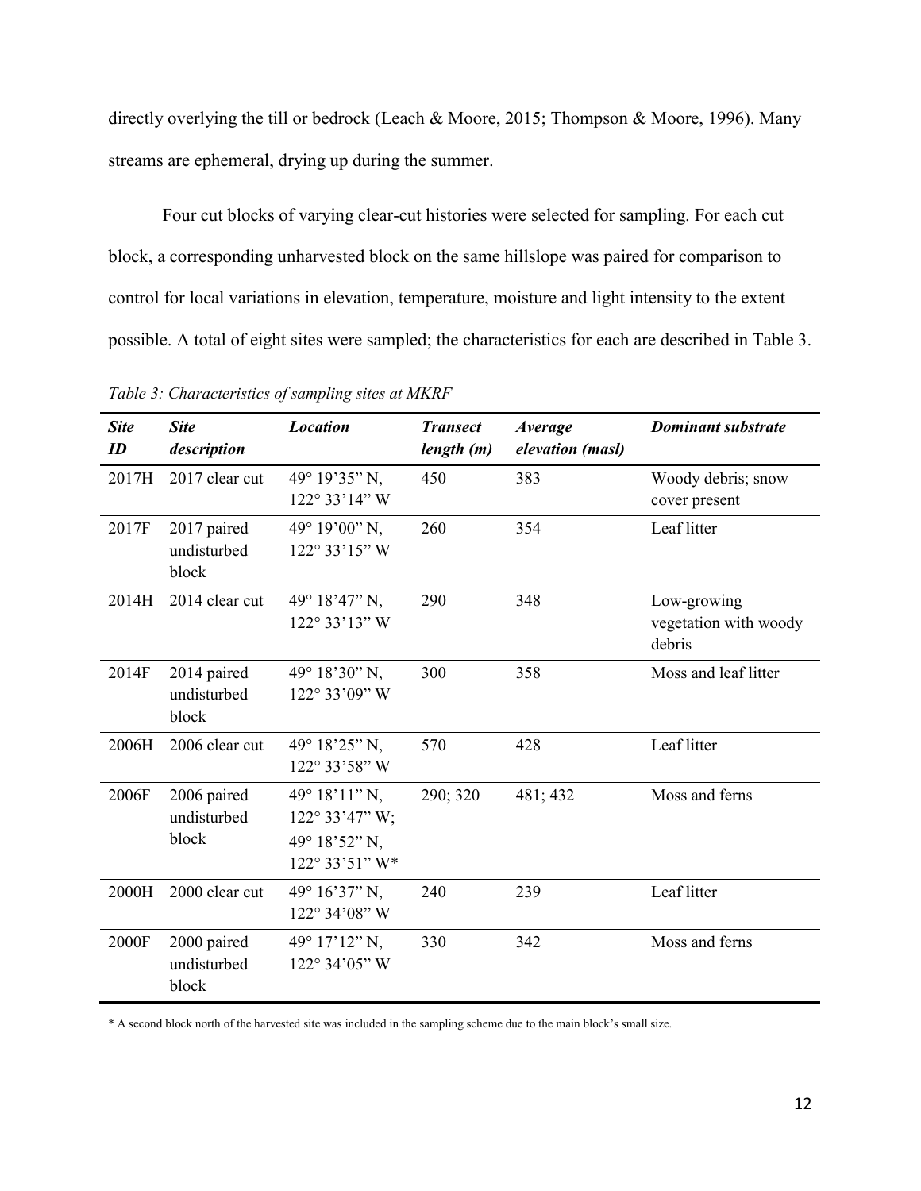directly overlying the till or bedrock (Leach & Moore, 2015; Thompson & Moore, 1996). Many streams are ephemeral, drying up during the summer.

Four cut blocks of varying clear-cut histories were selected for sampling. For each cut block, a corresponding unharvested block on the same hillslope was paired for comparison to control for local variations in elevation, temperature, moisture and light intensity to the extent possible. A total of eight sites were sampled; the characteristics for each are described in Table 3.

*Table 3: Characteristics of sampling sites at MKRF*

| *Site ID* | *Site description* | *Location* | *Transect length (m)* | *Average elevation (masl)* | *Dominant substrate* |
|---|---|---|---|---|---|
| 2017H | 2017 clear cut | 49° 19'35" N, 122° 33'14" W | 450 | 383 | Woody debris; snow cover present |
| 2017F | 2017 paired undisturbed block | 49° 19'00" N, 122° 33'15" W | 260 | 354 | Leaf litter |
| 2014H | 2014 clear cut | 49° 18'47" N, 122° 33'13" W | 290 | 348 | Low-growing vegetation with woody debris |
| 2014F | 2014 paired undisturbed block | 49° 18'30" N, 122° 33'09" W | 300 | 358 | Moss and leaf litter |
| 2006H | 2006 clear cut | 49° 18'25" N, 122° 33'58" W | 570 | 428 | Leaf litter |
| 2006F | 2006 paired undisturbed block | 49° 18'11" N, 122° 33'47" W; 49° 18'52" N, 122° 33'51" W* | 290; 320 | 481; 432 | Moss and ferns |
| 2000H | 2000 clear cut | 49° 16'37" N, 122° 34'08" W | 240 | 239 | Leaf litter |
| 2000F | 2000 paired undisturbed block | 49° 17'12" N, 122° 34'05" W | 330 | 342 | Moss and ferns |

\* A second block north of the harvested site was included in the sampling scheme due to the main block's small size.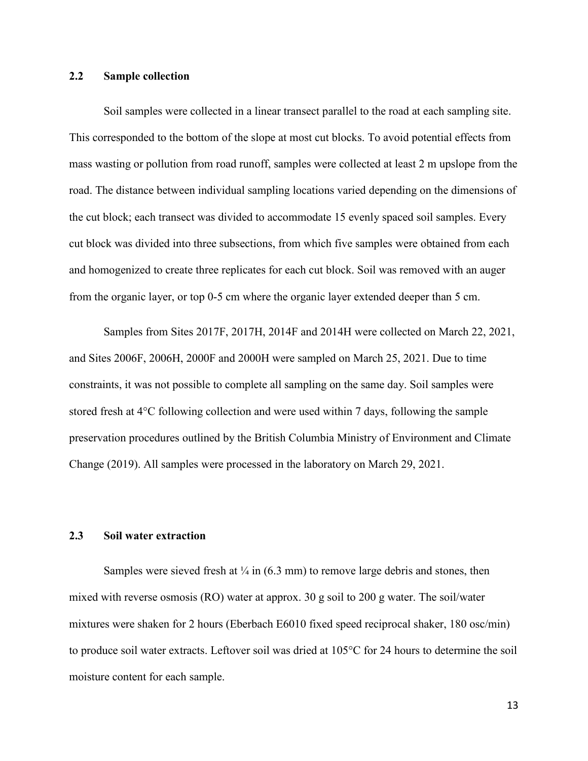## 2.2 Sample collection

Soil samples were collected in a linear transect parallel to the road at each sampling site. This corresponded to the bottom of the slope at most cut blocks. To avoid potential effects from mass wasting or pollution from road runoff, samples were collected at least 2 m upslope from the road. The distance between individual sampling locations varied depending on the dimensions of the cut block; each transect was divided to accommodate 15 evenly spaced soil samples. Every cut block was divided into three subsections, from which five samples were obtained from each and homogenized to create three replicates for each cut block. Soil was removed with an auger from the organic layer, or top 0-5 cm where the organic layer extended deeper than 5 cm.

Samples from Sites 2017F, 2017H, 2014F and 2014H were collected on March 22, 2021, and Sites 2006F, 2006H, 2000F and 2000H were sampled on March 25, 2021. Due to time constraints, it was not possible to complete all sampling on the same day. Soil samples were stored fresh at 4°C following collection and were used within 7 days, following the sample preservation procedures outlined by the British Columbia Ministry of Environment and Climate Change (2019). All samples were processed in the laboratory on March 29, 2021.

## 2.3 Soil water extraction

Samples were sieved fresh at ¼ in (6.3 mm) to remove large debris and stones, then mixed with reverse osmosis (RO) water at approx. 30 g soil to 200 g water. The soil/water mixtures were shaken for 2 hours (Eberbach E6010 fixed speed reciprocal shaker, 180 osc/min) to produce soil water extracts. Leftover soil was dried at 105°C for 24 hours to determine the soil moisture content for each sample.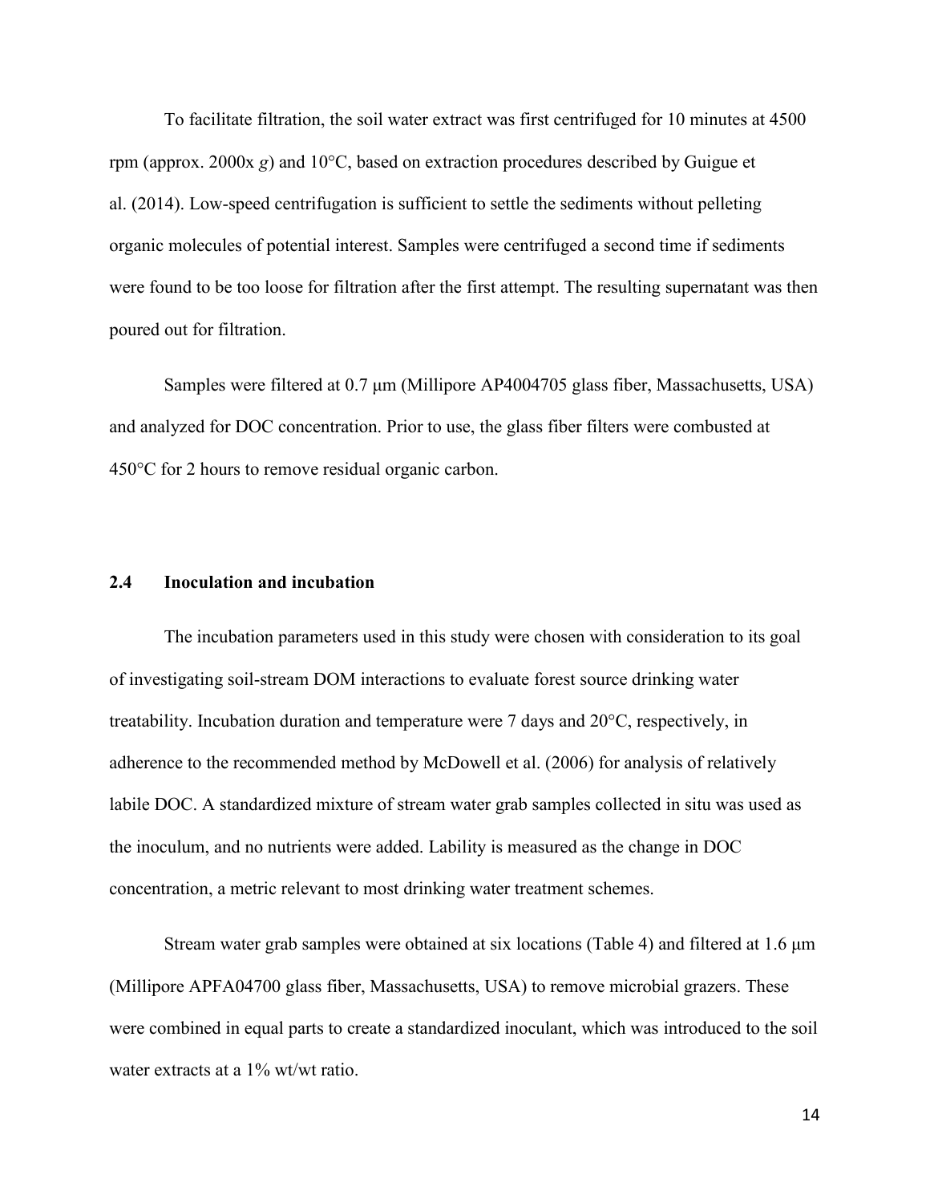To facilitate filtration, the soil water extract was first centrifuged for 10 minutes at 4500 rpm (approx. 2000x *g*) and 10°C, based on extraction procedures described by Guigue et al. (2014). Low-speed centrifugation is sufficient to settle the sediments without pelleting organic molecules of potential interest. Samples were centrifuged a second time if sediments were found to be too loose for filtration after the first attempt. The resulting supernatant was then poured out for filtration.

Samples were filtered at 0.7 µm (Millipore AP4004705 glass fiber, Massachusetts, USA) and analyzed for DOC concentration. Prior to use, the glass fiber filters were combusted at 450°C for 2 hours to remove residual organic carbon.

## 2.4 Inoculation and incubation

The incubation parameters used in this study were chosen with consideration to its goal of investigating soil-stream DOM interactions to evaluate forest source drinking water treatability. Incubation duration and temperature were 7 days and 20°C, respectively, in adherence to the recommended method by McDowell et al. (2006) for analysis of relatively labile DOC. A standardized mixture of stream water grab samples collected in situ was used as the inoculum, and no nutrients were added. Lability is measured as the change in DOC concentration, a metric relevant to most drinking water treatment schemes.

Stream water grab samples were obtained at six locations (Table 4) and filtered at 1.6 µm (Millipore APFA04700 glass fiber, Massachusetts, USA) to remove microbial grazers. These were combined in equal parts to create a standardized inoculant, which was introduced to the soil water extracts at a 1% wt/wt ratio.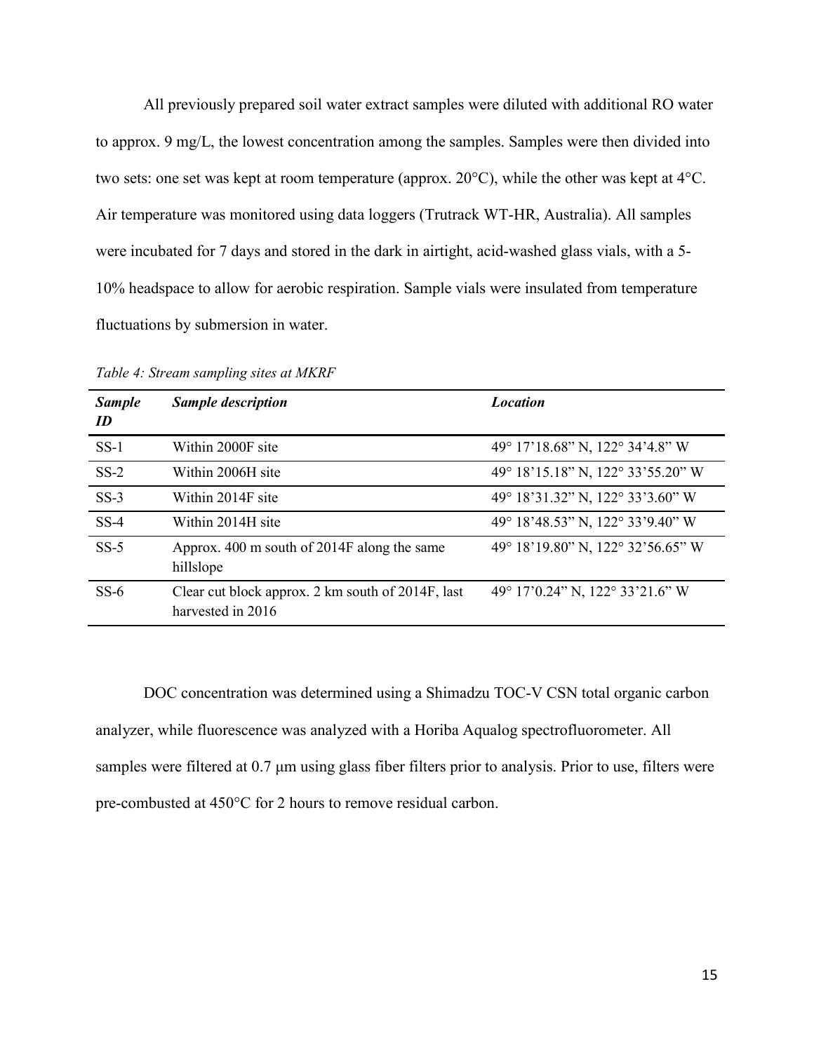All previously prepared soil water extract samples were diluted with additional RO water to approx. 9 mg/L, the lowest concentration among the samples. Samples were then divided into two sets: one set was kept at room temperature (approx. 20°C), while the other was kept at 4°C. Air temperature was monitored using data loggers (Trutrack WT-HR, Australia). All samples were incubated for 7 days and stored in the dark in airtight, acid-washed glass vials, with a 5-10% headspace to allow for aerobic respiration. Sample vials were insulated from temperature fluctuations by submersion in water.

*Table 4: Stream sampling sites at MKRF*

| ***Sample ID*** | ***Sample description*** | ***Location*** |
|---|---|---|
| SS-1 | Within 2000F site | 49° 17'18.68" N, 122° 34'4.8" W |
| SS-2 | Within 2006H site | 49° 18'15.18" N, 122° 33'55.20" W |
| SS-3 | Within 2014F site | 49° 18'31.32" N, 122° 33'3.60" W |
| SS-4 | Within 2014H site | 49° 18'48.53" N, 122° 33'9.40" W |
| SS-5 | Approx. 400 m south of 2014F along the same hillslope | 49° 18'19.80" N, 122° 32'56.65" W |
| SS-6 | Clear cut block approx. 2 km south of 2014F, last harvested in 2016 | 49° 17'0.24" N, 122° 33'21.6" W |

DOC concentration was determined using a Shimadzu TOC-V CSN total organic carbon analyzer, while fluorescence was analyzed with a Horiba Aqualog spectrofluorometer. All samples were filtered at 0.7 μm using glass fiber filters prior to analysis. Prior to use, filters were pre-combusted at 450°C for 2 hours to remove residual carbon.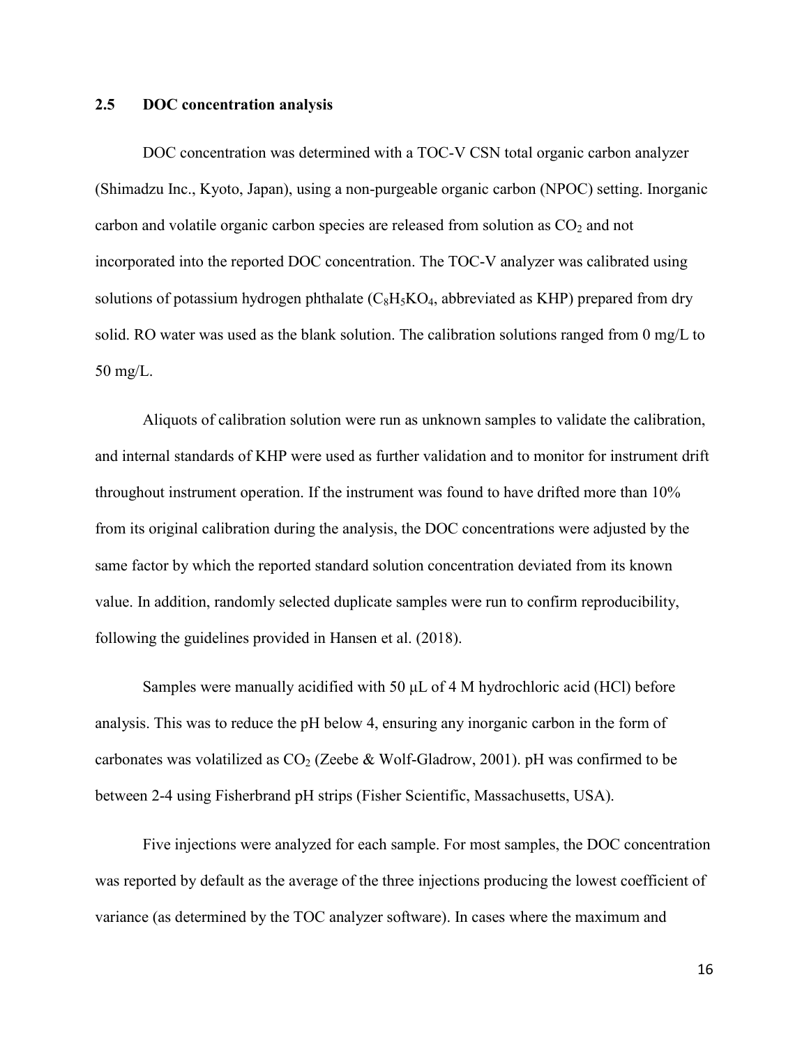### 2.5 DOC concentration analysis

DOC concentration was determined with a TOC-V CSN total organic carbon analyzer (Shimadzu Inc., Kyoto, Japan), using a non-purgeable organic carbon (NPOC) setting. Inorganic carbon and volatile organic carbon species are released from solution as $CO_2$ and not incorporated into the reported DOC concentration. The TOC-V analyzer was calibrated using solutions of potassium hydrogen phthalate ($C_8H_5KO_4$, abbreviated as KHP) prepared from dry solid. RO water was used as the blank solution. The calibration solutions ranged from 0 mg/L to 50 mg/L.

Aliquots of calibration solution were run as unknown samples to validate the calibration, and internal standards of KHP were used as further validation and to monitor for instrument drift throughout instrument operation. If the instrument was found to have drifted more than 10% from its original calibration during the analysis, the DOC concentrations were adjusted by the same factor by which the reported standard solution concentration deviated from its known value. In addition, randomly selected duplicate samples were run to confirm reproducibility, following the guidelines provided in Hansen et al. (2018).

Samples were manually acidified with 50 µL of 4 M hydrochloric acid (HCl) before analysis. This was to reduce the pH below 4, ensuring any inorganic carbon in the form of carbonates was volatilized as $CO_2$ (Zeebe & Wolf-Gladrow, 2001). pH was confirmed to be between 2-4 using Fisherbrand pH strips (Fisher Scientific, Massachusetts, USA).

Five injections were analyzed for each sample. For most samples, the DOC concentration was reported by default as the average of the three injections producing the lowest coefficient of variance (as determined by the TOC analyzer software). In cases where the maximum and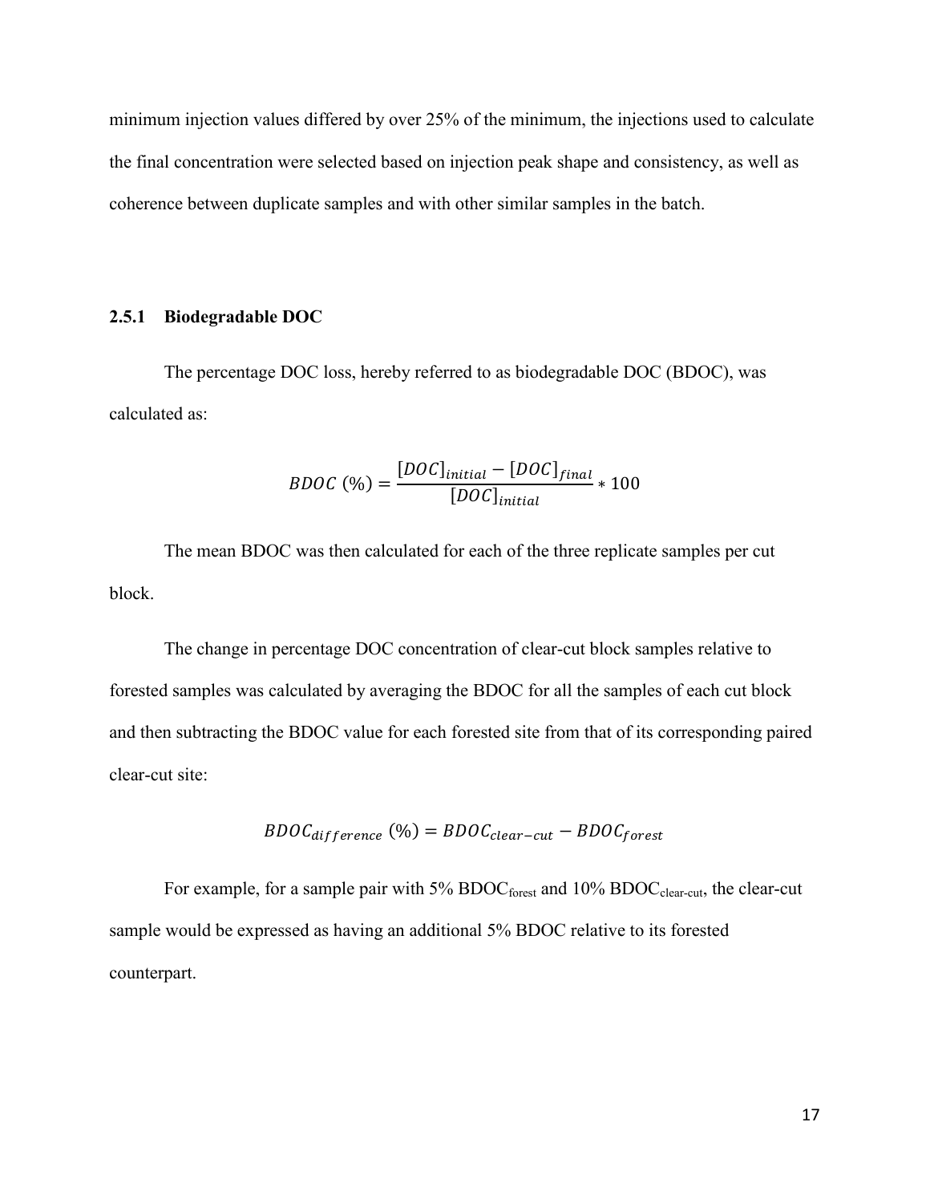minimum injection values differed by over 25% of the minimum, the injections used to calculate the final concentration were selected based on injection peak shape and consistency, as well as coherence between duplicate samples and with other similar samples in the batch.

### 2.5.1 Biodegradable DOC

The percentage DOC loss, hereby referred to as biodegradable DOC (BDOC), was calculated as:

$$BDOC\ (\%) = \frac{[DOC]_{initial} - [DOC]_{final}}{[DOC]_{initial}} * 100$$

The mean BDOC was then calculated for each of the three replicate samples per cut block.

The change in percentage DOC concentration of clear-cut block samples relative to forested samples was calculated by averaging the BDOC for all the samples of each cut block and then subtracting the BDOC value for each forested site from that of its corresponding paired clear-cut site:

$$BDOC_{difference}\ (\%) = BDOC_{clear-cut} - BDOC_{forest}$$

For example, for a sample pair with 5% $BDOC_{forest}$ and 10% $BDOC_{clear-cut}$, the clear-cut sample would be expressed as having an additional 5% BDOC relative to its forested counterpart.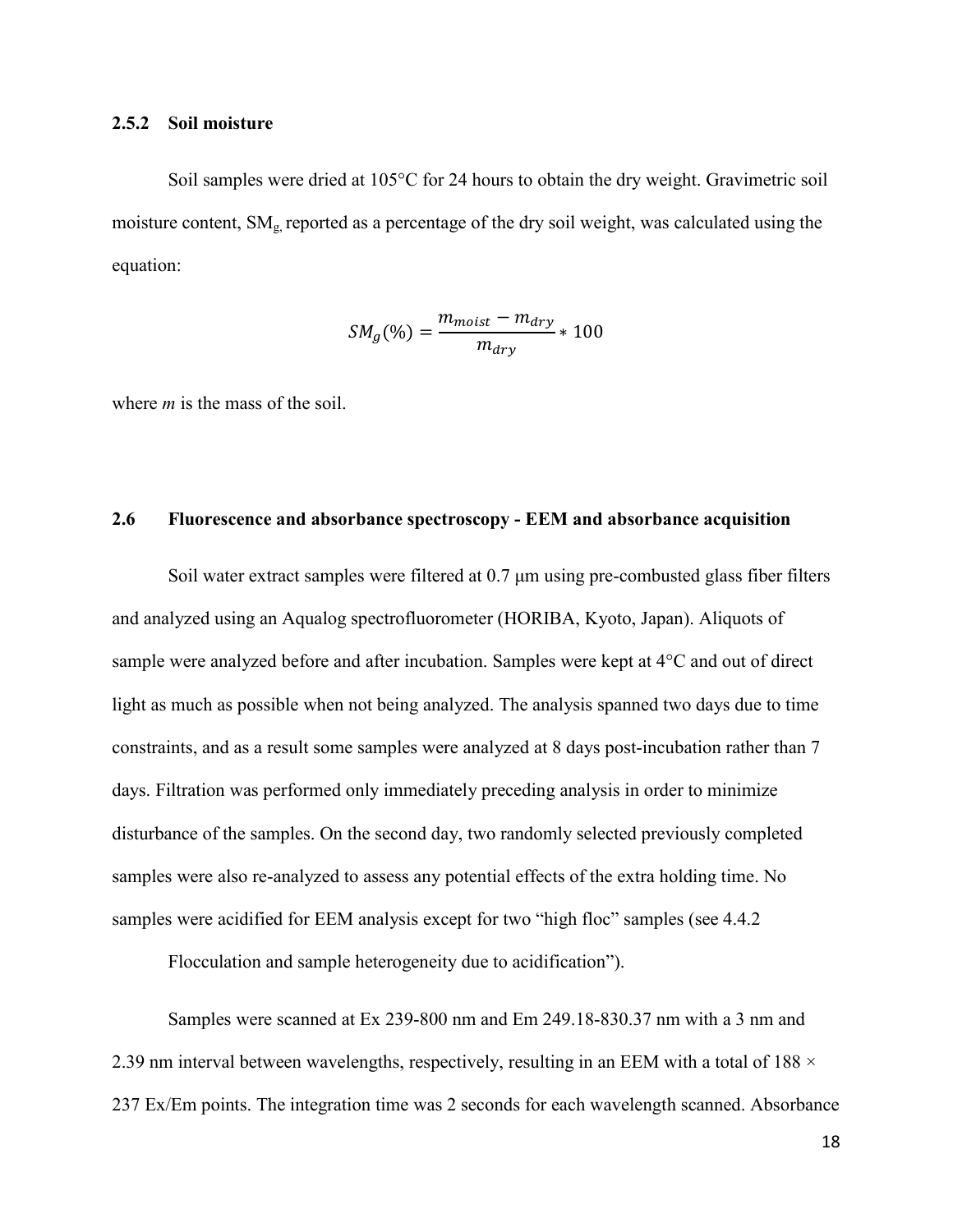### 2.5.2 Soil moisture

Soil samples were dried at 105°C for 24 hours to obtain the dry weight. Gravimetric soil moisture content, $SM_g$, reported as a percentage of the dry soil weight, was calculated using the equation:

$$SM_g(\%) = \frac{m_{moist} - m_{dry}}{m_{dry}} * 100$$

where *m* is the mass of the soil.

## 2.6 Fluorescence and absorbance spectroscopy - EEM and absorbance acquisition

Soil water extract samples were filtered at 0.7 µm using pre-combusted glass fiber filters and analyzed using an Aqualog spectrofluorometer (HORIBA, Kyoto, Japan). Aliquots of sample were analyzed before and after incubation. Samples were kept at 4°C and out of direct light as much as possible when not being analyzed. The analysis spanned two days due to time constraints, and as a result some samples were analyzed at 8 days post-incubation rather than 7 days. Filtration was performed only immediately preceding analysis in order to minimize disturbance of the samples. On the second day, two randomly selected previously completed samples were also re-analyzed to assess any potential effects of the extra holding time. No samples were acidified for EEM analysis except for two "high floc" samples (see 4.4.2 Flocculation and sample heterogeneity due to acidification").

Samples were scanned at Ex 239-800 nm and Em 249.18-830.37 nm with a 3 nm and 2.39 nm interval between wavelengths, respectively, resulting in an EEM with a total of 188 × 237 Ex/Em points. The integration time was 2 seconds for each wavelength scanned. Absorbance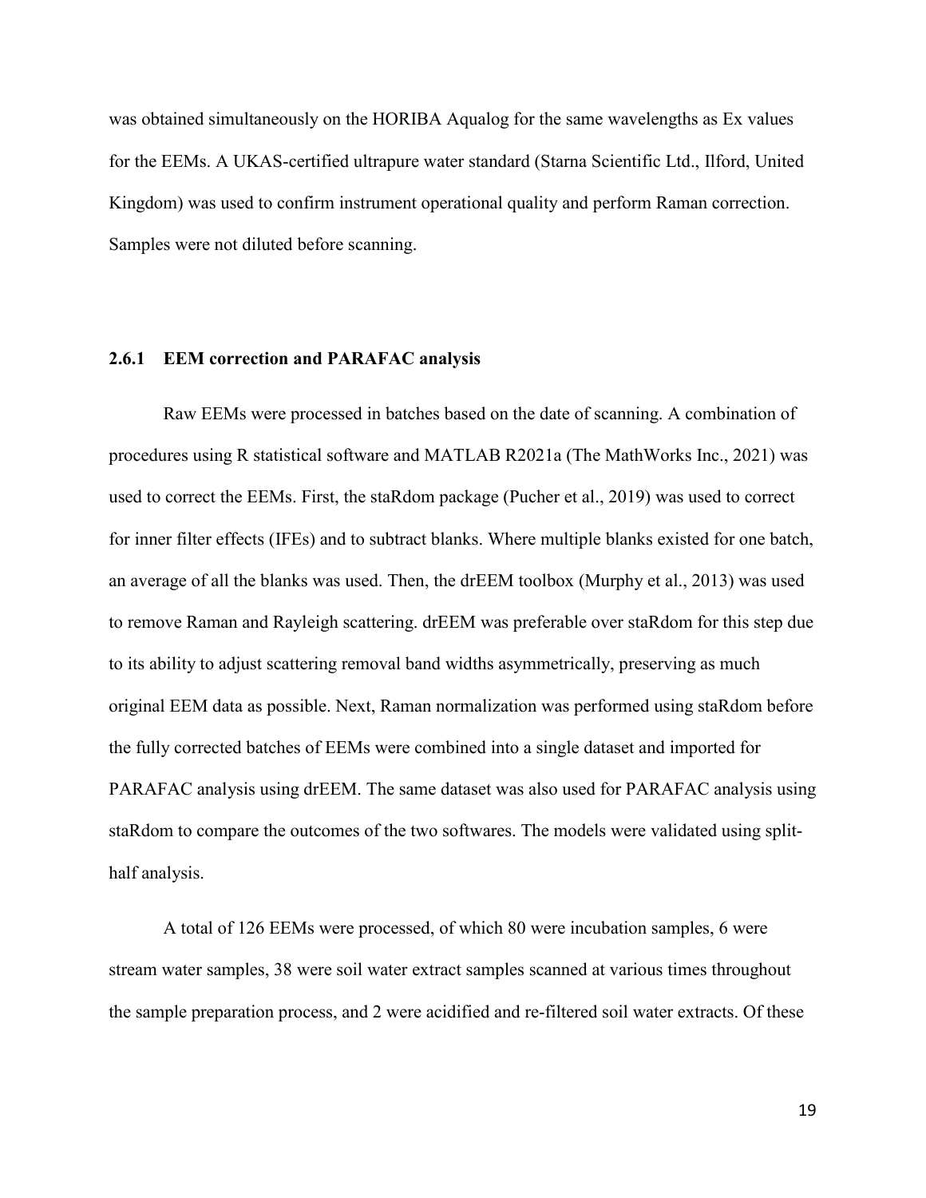was obtained simultaneously on the HORIBA Aqualog for the same wavelengths as Ex values for the EEMs. A UKAS-certified ultrapure water standard (Starna Scientific Ltd., Ilford, United Kingdom) was used to confirm instrument operational quality and perform Raman correction. Samples were not diluted before scanning.

### 2.6.1 EEM correction and PARAFAC analysis

Raw EEMs were processed in batches based on the date of scanning. A combination of procedures using R statistical software and MATLAB R2021a (The MathWorks Inc., 2021) was used to correct the EEMs. First, the staRdom package (Pucher et al., 2019) was used to correct for inner filter effects (IFEs) and to subtract blanks. Where multiple blanks existed for one batch, an average of all the blanks was used. Then, the drEEM toolbox (Murphy et al., 2013) was used to remove Raman and Rayleigh scattering. drEEM was preferable over staRdom for this step due to its ability to adjust scattering removal band widths asymmetrically, preserving as much original EEM data as possible. Next, Raman normalization was performed using staRdom before the fully corrected batches of EEMs were combined into a single dataset and imported for PARAFAC analysis using drEEM. The same dataset was also used for PARAFAC analysis using staRdom to compare the outcomes of the two softwares. The models were validated using split-half analysis.

A total of 126 EEMs were processed, of which 80 were incubation samples, 6 were stream water samples, 38 were soil water extract samples scanned at various times throughout the sample preparation process, and 2 were acidified and re-filtered soil water extracts. Of these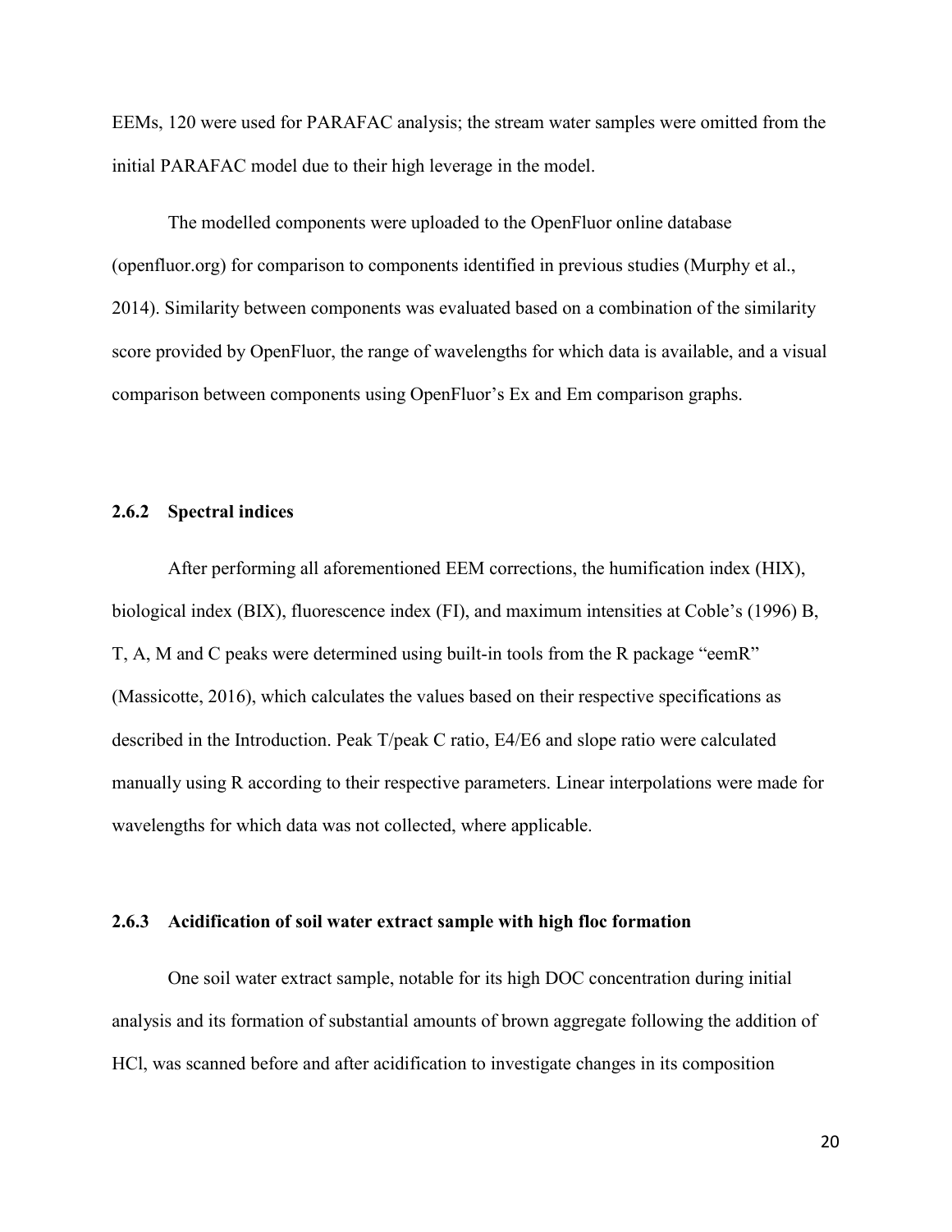EEMs, 120 were used for PARAFAC analysis; the stream water samples were omitted from the initial PARAFAC model due to their high leverage in the model.

The modelled components were uploaded to the OpenFluor online database (openfluor.org) for comparison to components identified in previous studies (Murphy et al., 2014). Similarity between components was evaluated based on a combination of the similarity score provided by OpenFluor, the range of wavelengths for which data is available, and a visual comparison between components using OpenFluor's Ex and Em comparison graphs.

### 2.6.2 Spectral indices

After performing all aforementioned EEM corrections, the humification index (HIX), biological index (BIX), fluorescence index (FI), and maximum intensities at Coble's (1996) B, T, A, M and C peaks were determined using built-in tools from the R package "eemR" (Massicotte, 2016), which calculates the values based on their respective specifications as described in the Introduction. Peak T/peak C ratio, E4/E6 and slope ratio were calculated manually using R according to their respective parameters. Linear interpolations were made for wavelengths for which data was not collected, where applicable.

### 2.6.3 Acidification of soil water extract sample with high floc formation

One soil water extract sample, notable for its high DOC concentration during initial analysis and its formation of substantial amounts of brown aggregate following the addition of HCl, was scanned before and after acidification to investigate changes in its composition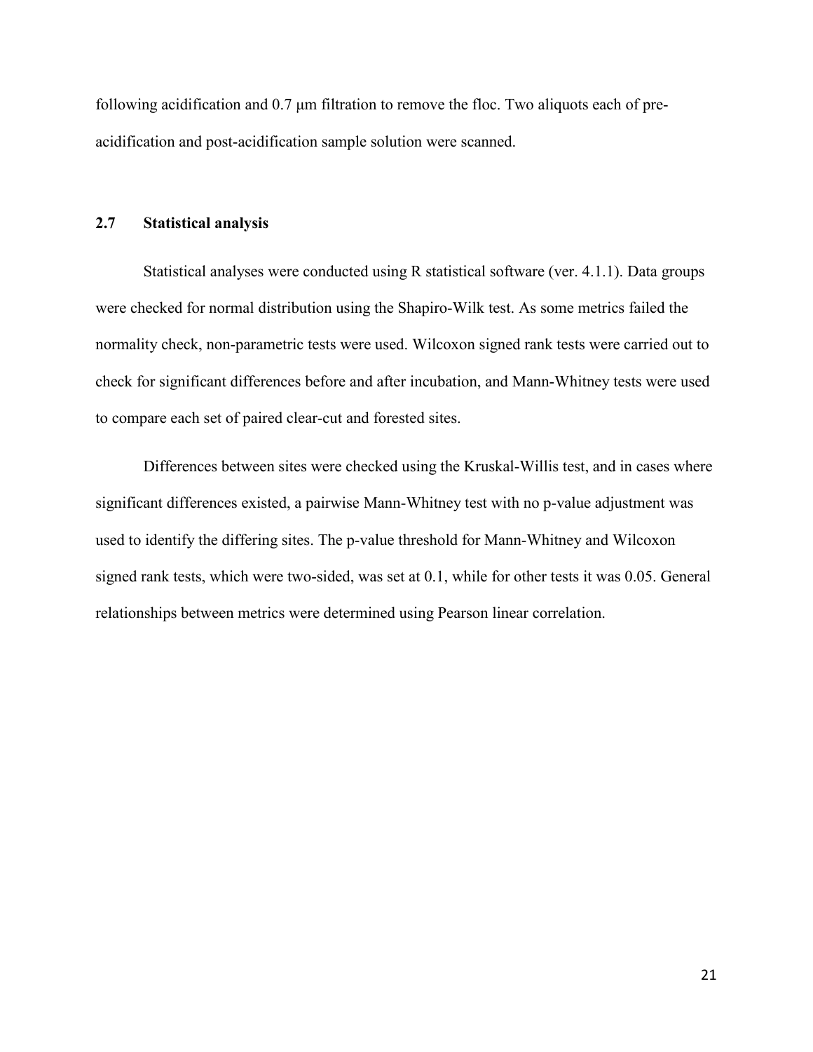following acidification and 0.7 μm filtration to remove the floc. Two aliquots each of pre-acidification and post-acidification sample solution were scanned.

## 2.7 Statistical analysis

Statistical analyses were conducted using R statistical software (ver. 4.1.1). Data groups were checked for normal distribution using the Shapiro-Wilk test. As some metrics failed the normality check, non-parametric tests were used. Wilcoxon signed rank tests were carried out to check for significant differences before and after incubation, and Mann-Whitney tests were used to compare each set of paired clear-cut and forested sites.

Differences between sites were checked using the Kruskal-Willis test, and in cases where significant differences existed, a pairwise Mann-Whitney test with no p-value adjustment was used to identify the differing sites. The p-value threshold for Mann-Whitney and Wilcoxon signed rank tests, which were two-sided, was set at 0.1, while for other tests it was 0.05. General relationships between metrics were determined using Pearson linear correlation.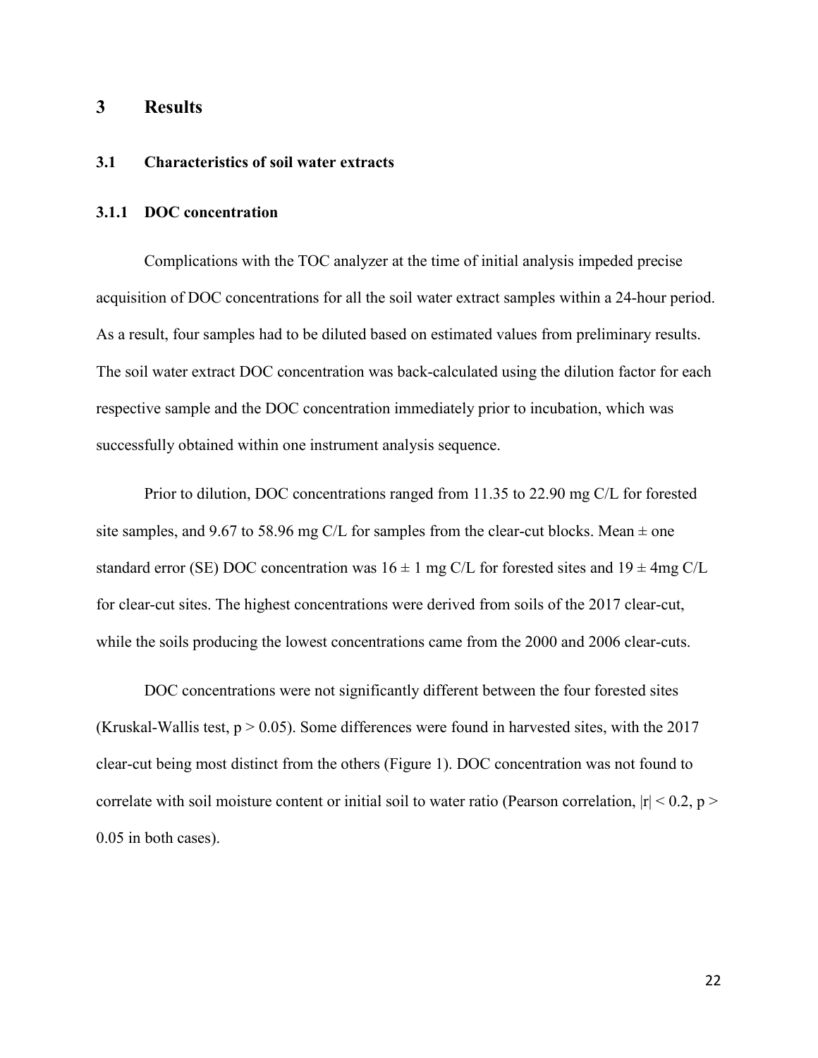# 3 Results

## 3.1 Characteristics of soil water extracts

### 3.1.1 DOC concentration

Complications with the TOC analyzer at the time of initial analysis impeded precise acquisition of DOC concentrations for all the soil water extract samples within a 24-hour period. As a result, four samples had to be diluted based on estimated values from preliminary results. The soil water extract DOC concentration was back-calculated using the dilution factor for each respective sample and the DOC concentration immediately prior to incubation, which was successfully obtained within one instrument analysis sequence.

Prior to dilution, DOC concentrations ranged from 11.35 to 22.90 mg C/L for forested site samples, and 9.67 to 58.96 mg C/L for samples from the clear-cut blocks. Mean ± one standard error (SE) DOC concentration was 16 ± 1 mg C/L for forested sites and 19 ± 4mg C/L for clear-cut sites. The highest concentrations were derived from soils of the 2017 clear-cut, while the soils producing the lowest concentrations came from the 2000 and 2006 clear-cuts.

DOC concentrations were not significantly different between the four forested sites (Kruskal-Wallis test, $p > 0.05$). Some differences were found in harvested sites, with the 2017 clear-cut being most distinct from the others (Figure 1). DOC concentration was not found to correlate with soil moisture content or initial soil to water ratio (Pearson correlation, $|r| < 0.2$, $p > 0.05$ in both cases).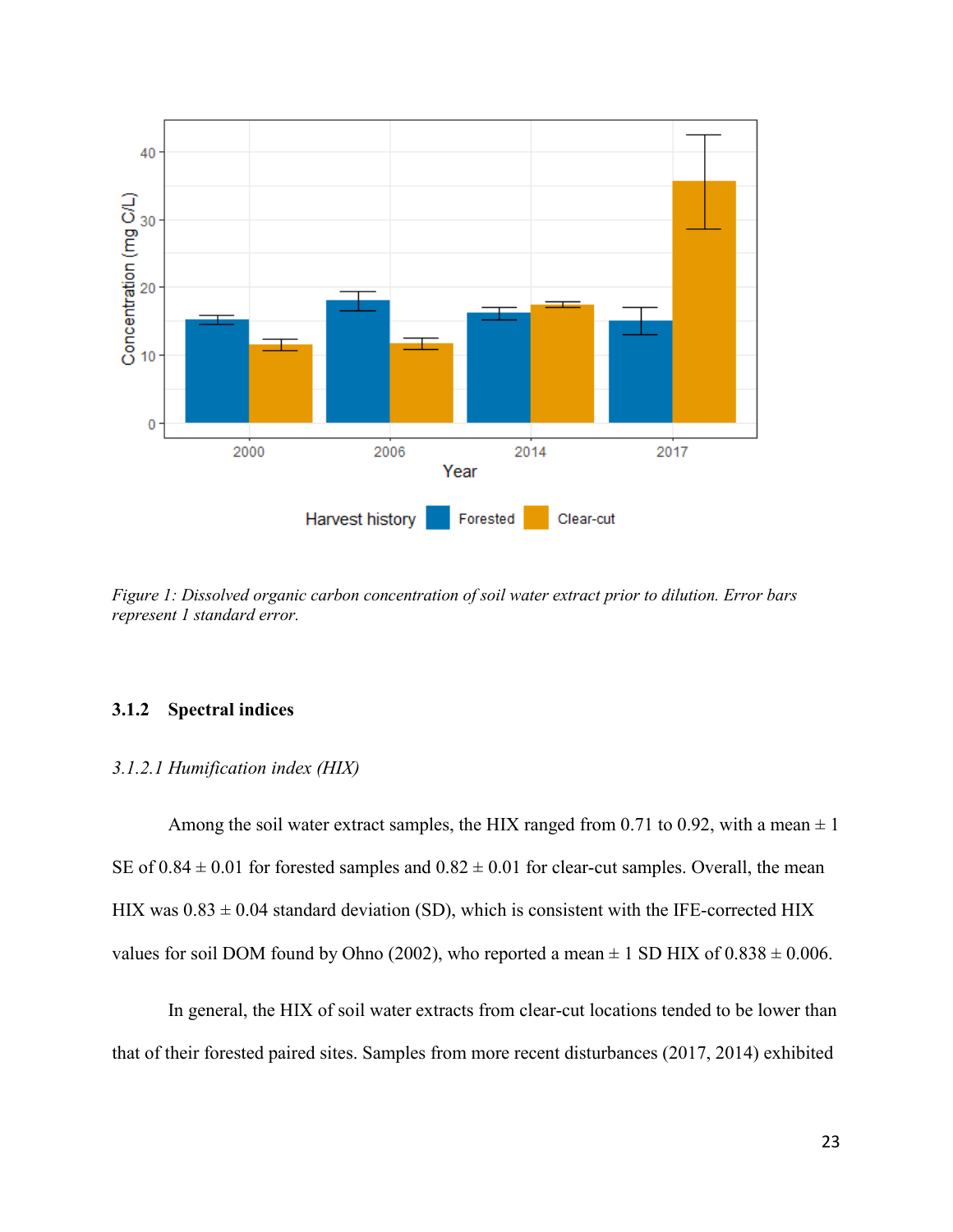*Figure 1: Dissolved organic carbon concentration of soil water extract prior to dilution. Error bars represent 1 standard error.*

### 3.1.2 Spectral indices

#### *3.1.2.1 Humification index (HIX)*

Among the soil water extract samples, the HIX ranged from 0.71 to 0.92, with a mean ± 1 SE of 0.84 ± 0.01 for forested samples and 0.82 ± 0.01 for clear-cut samples. Overall, the mean HIX was 0.83 ± 0.04 standard deviation (SD), which is consistent with the IFE-corrected HIX values for soil DOM found by Ohno (2002), who reported a mean ± 1 SD HIX of 0.838 ± 0.006.

In general, the HIX of soil water extracts from clear-cut locations tended to be lower than that of their forested paired sites. Samples from more recent disturbances (2017, 2014) exhibited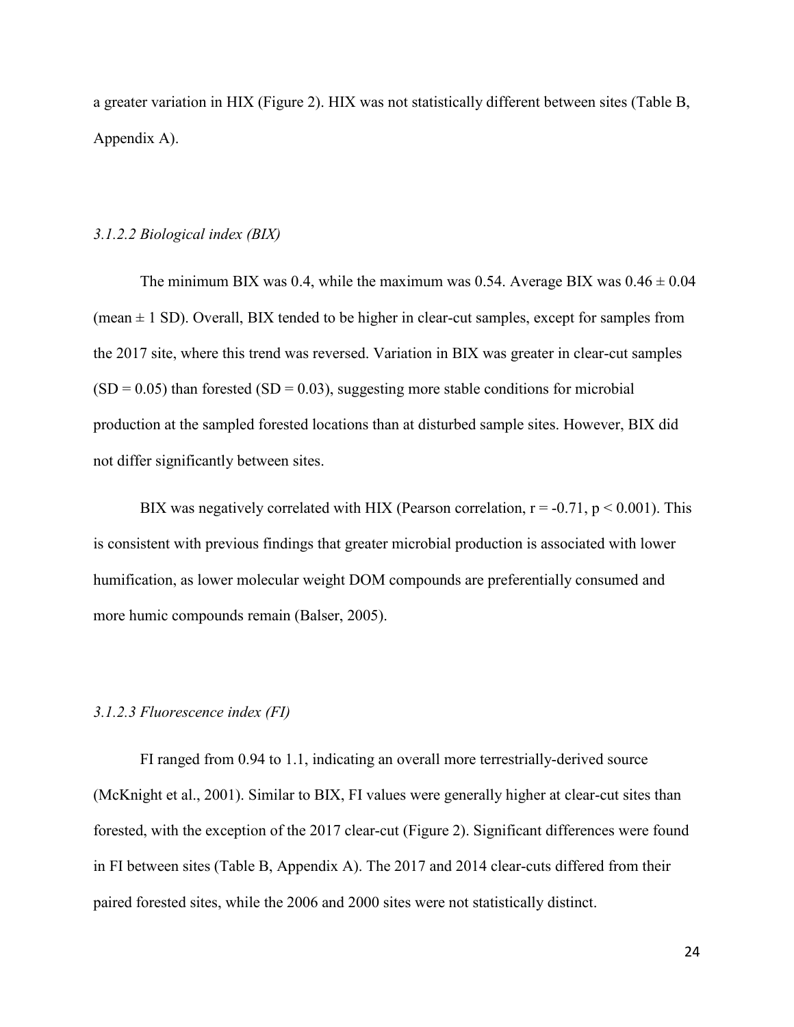a greater variation in HIX (Figure 2). HIX was not statistically different between sites (Table B, Appendix A).

#### *3.1.2.2 Biological index (BIX)*

The minimum BIX was 0.4, while the maximum was 0.54. Average BIX was 0.46 ± 0.04 (mean ± 1 SD). Overall, BIX tended to be higher in clear-cut samples, except for samples from the 2017 site, where this trend was reversed. Variation in BIX was greater in clear-cut samples (SD = 0.05) than forested (SD = 0.03), suggesting more stable conditions for microbial production at the sampled forested locations than at disturbed sample sites. However, BIX did not differ significantly between sites.

BIX was negatively correlated with HIX (Pearson correlation, $r = -0.71$, $p < 0.001$). This is consistent with previous findings that greater microbial production is associated with lower humification, as lower molecular weight DOM compounds are preferentially consumed and more humic compounds remain (Balser, 2005).

#### *3.1.2.3 Fluorescence index (FI)*

FI ranged from 0.94 to 1.1, indicating an overall more terrestrially-derived source (McKnight et al., 2001). Similar to BIX, FI values were generally higher at clear-cut sites than forested, with the exception of the 2017 clear-cut (Figure 2). Significant differences were found in FI between sites (Table B, Appendix A). The 2017 and 2014 clear-cuts differed from their paired forested sites, while the 2006 and 2000 sites were not statistically distinct.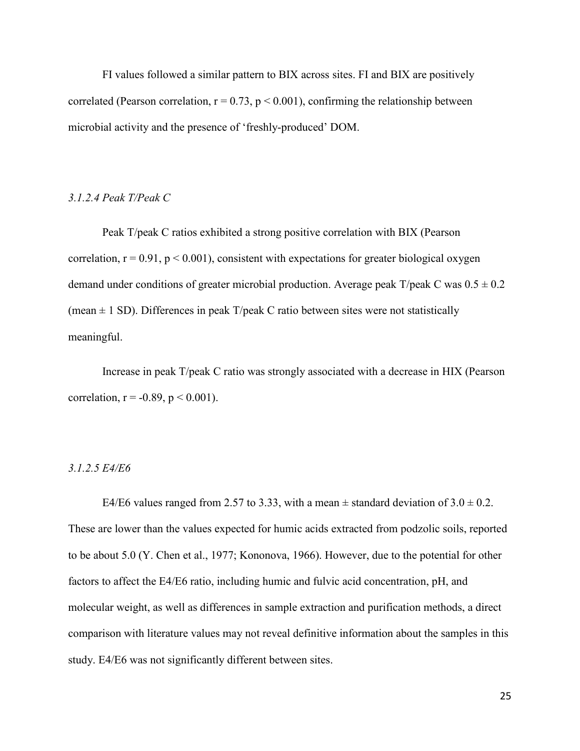FI values followed a similar pattern to BIX across sites. FI and BIX are positively correlated (Pearson correlation, $r = 0.73$, $p < 0.001$), confirming the relationship between microbial activity and the presence of 'freshly-produced' DOM.

### *3.1.2.4 Peak T/Peak C*

Peak T/peak C ratios exhibited a strong positive correlation with BIX (Pearson correlation, $r = 0.91$, $p < 0.001$), consistent with expectations for greater biological oxygen demand under conditions of greater microbial production. Average peak T/peak C was $0.5 \pm 0.2$ (mean $\pm$ 1 SD). Differences in peak T/peak C ratio between sites were not statistically meaningful.

Increase in peak T/peak C ratio was strongly associated with a decrease in HIX (Pearson correlation, $r = -0.89$, $p < 0.001$).

### *3.1.2.5 E4/E6*

E4/E6 values ranged from 2.57 to 3.33, with a mean $\pm$ standard deviation of $3.0 \pm 0.2$. These are lower than the values expected for humic acids extracted from podzolic soils, reported to be about 5.0 (Y. Chen et al., 1977; Kononova, 1966). However, due to the potential for other factors to affect the E4/E6 ratio, including humic and fulvic acid concentration, pH, and molecular weight, as well as differences in sample extraction and purification methods, a direct comparison with literature values may not reveal definitive information about the samples in this study. E4/E6 was not significantly different between sites.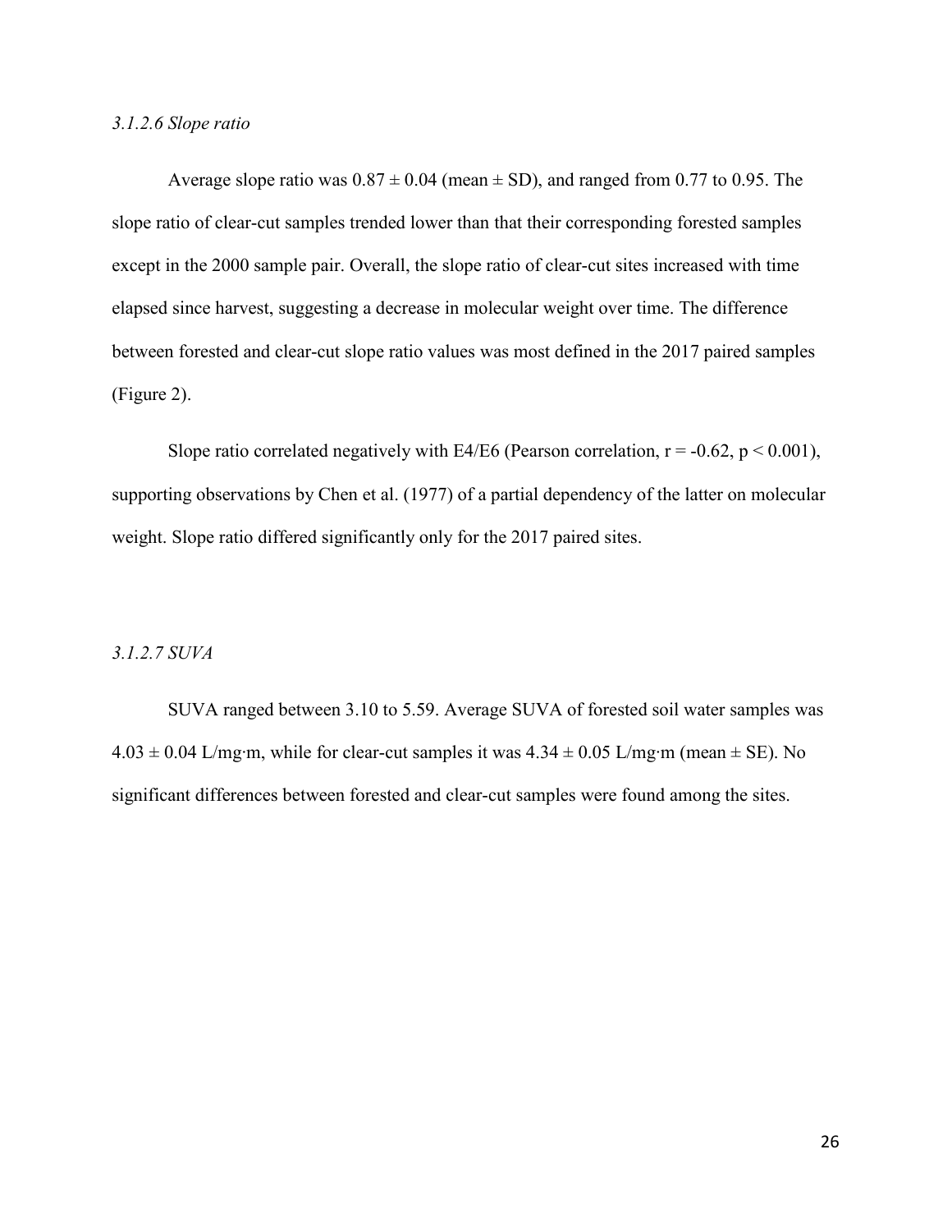### *3.1.2.6 Slope ratio*

Average slope ratio was $0.87 \pm 0.04$ (mean ± SD), and ranged from 0.77 to 0.95. The slope ratio of clear-cut samples trended lower than that their corresponding forested samples except in the 2000 sample pair. Overall, the slope ratio of clear-cut sites increased with time elapsed since harvest, suggesting a decrease in molecular weight over time. The difference between forested and clear-cut slope ratio values was most defined in the 2017 paired samples (Figure 2).

Slope ratio correlated negatively with E4/E6 (Pearson correlation, $r = -0.62$, $p < 0.001$), supporting observations by Chen et al. (1977) of a partial dependency of the latter on molecular weight. Slope ratio differed significantly only for the 2017 paired sites.

### *3.1.2.7 SUVA*

SUVA ranged between 3.10 to 5.59. Average SUVA of forested soil water samples was $4.03 \pm 0.04$ L/mg·m, while for clear-cut samples it was $4.34 \pm 0.05$ L/mg·m (mean ± SE). No significant differences between forested and clear-cut samples were found among the sites.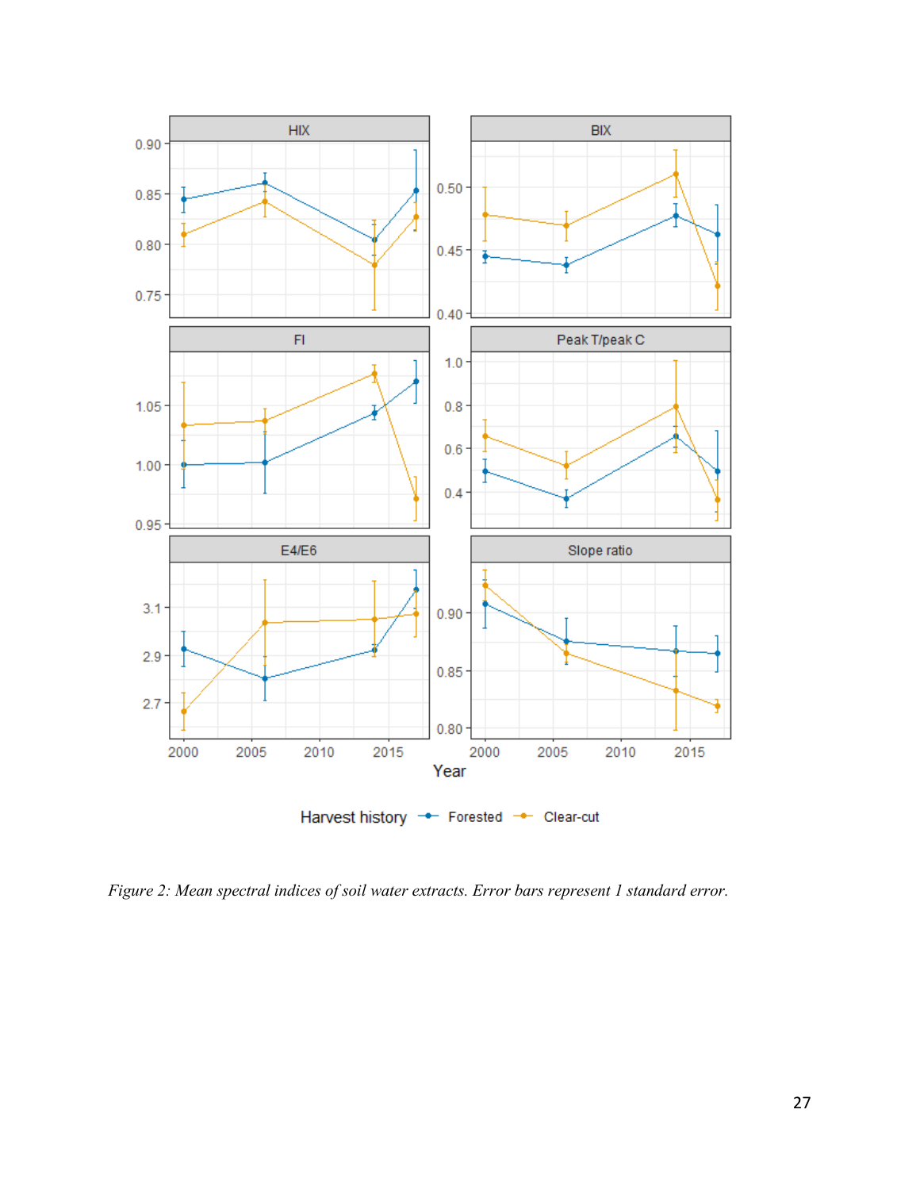*Figure 2: Mean spectral indices of soil water extracts. Error bars represent 1 standard error.*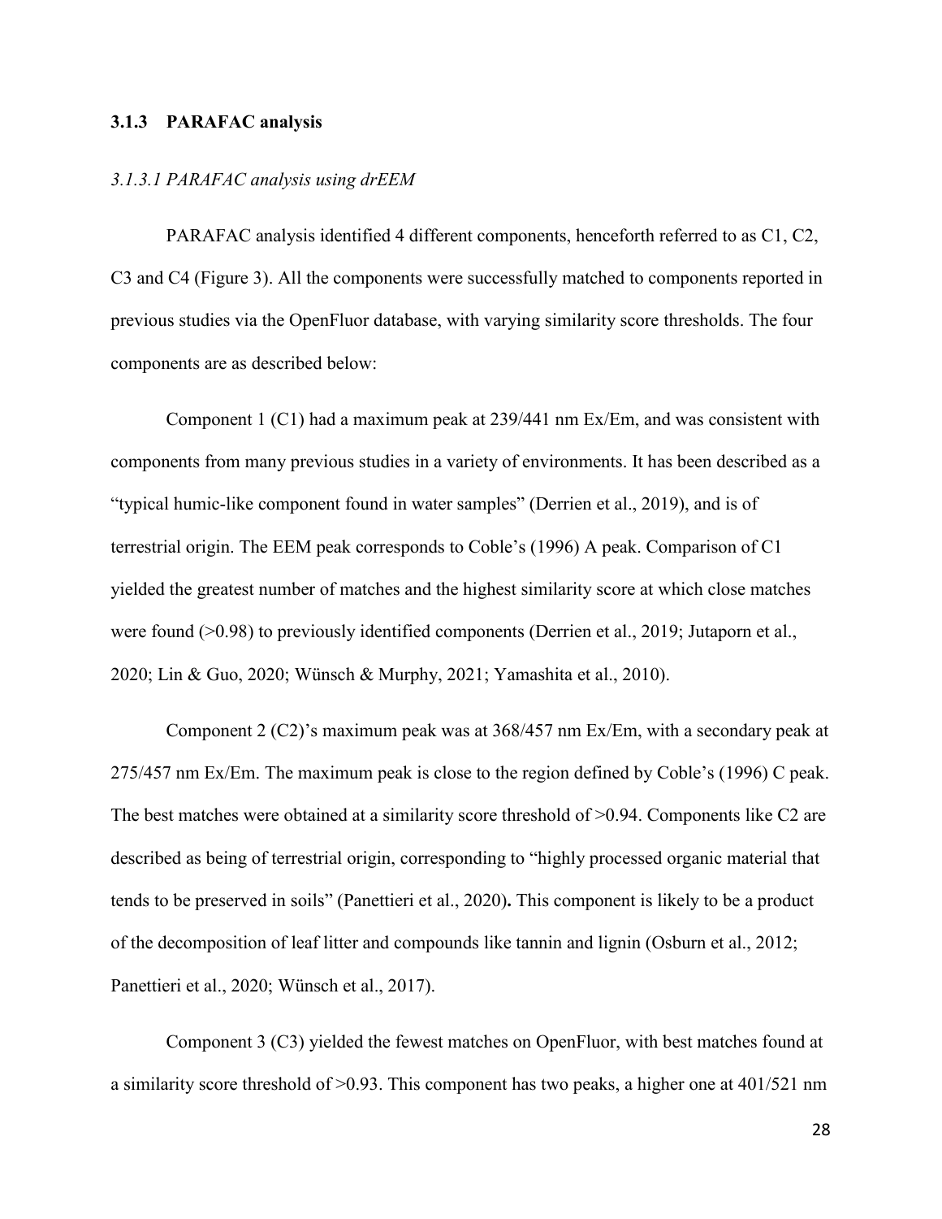### 3.1.3 PARAFAC analysis

*3.1.3.1 PARAFAC analysis using drEEM*

PARAFAC analysis identified 4 different components, henceforth referred to as C1, C2, C3 and C4 (Figure 3). All the components were successfully matched to components reported in previous studies via the OpenFluor database, with varying similarity score thresholds. The four components are as described below:

Component 1 (C1) had a maximum peak at 239/441 nm Ex/Em, and was consistent with components from many previous studies in a variety of environments. It has been described as a "typical humic-like component found in water samples" (Derrien et al., 2019), and is of terrestrial origin. The EEM peak corresponds to Coble's (1996) A peak. Comparison of C1 yielded the greatest number of matches and the highest similarity score at which close matches were found (>0.98) to previously identified components (Derrien et al., 2019; Jutaporn et al., 2020; Lin & Guo, 2020; Wünsch & Murphy, 2021; Yamashita et al., 2010).

Component 2 (C2)'s maximum peak was at 368/457 nm Ex/Em, with a secondary peak at 275/457 nm Ex/Em. The maximum peak is close to the region defined by Coble's (1996) C peak. The best matches were obtained at a similarity score threshold of >0.94. Components like C2 are described as being of terrestrial origin, corresponding to "highly processed organic material that tends to be preserved in soils" (Panettieri et al., 2020). This component is likely to be a product of the decomposition of leaf litter and compounds like tannin and lignin (Osburn et al., 2012; Panettieri et al., 2020; Wünsch et al., 2017).

Component 3 (C3) yielded the fewest matches on OpenFluor, with best matches found at a similarity score threshold of >0.93. This component has two peaks, a higher one at 401/521 nm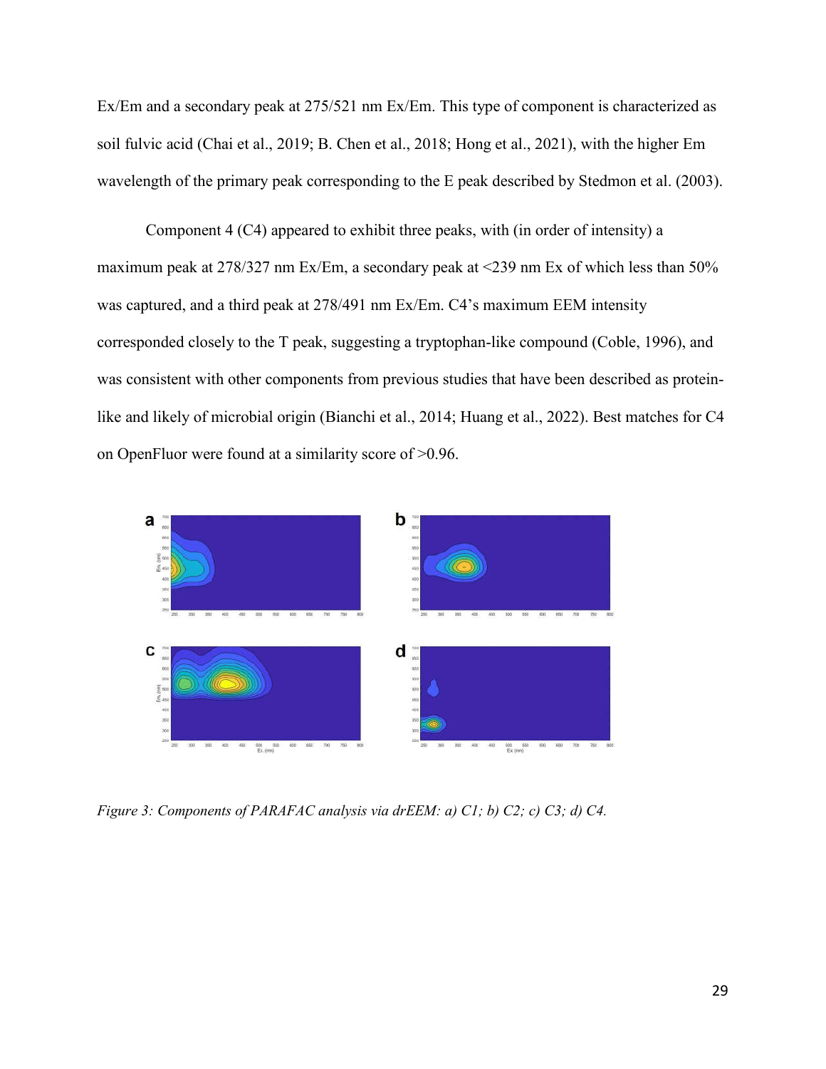Ex/Em and a secondary peak at 275/521 nm Ex/Em. This type of component is characterized as soil fulvic acid (Chai et al., 2019; B. Chen et al., 2018; Hong et al., 2021), with the higher Em wavelength of the primary peak corresponding to the E peak described by Stedmon et al. (2003).

Component 4 (C4) appeared to exhibit three peaks, with (in order of intensity) a maximum peak at 278/327 nm Ex/Em, a secondary peak at <239 nm Ex of which less than 50% was captured, and a third peak at 278/491 nm Ex/Em. C4's maximum EEM intensity corresponded closely to the T peak, suggesting a tryptophan-like compound (Coble, 1996), and was consistent with other components from previous studies that have been described as protein-like and likely of microbial origin (Bianchi et al., 2014; Huang et al., 2022). Best matches for C4 on OpenFluor were found at a similarity score of >0.96.

*Figure 3: Components of PARAFAC analysis via drEEM: a) C1; b) C2; c) C3; d) C4.*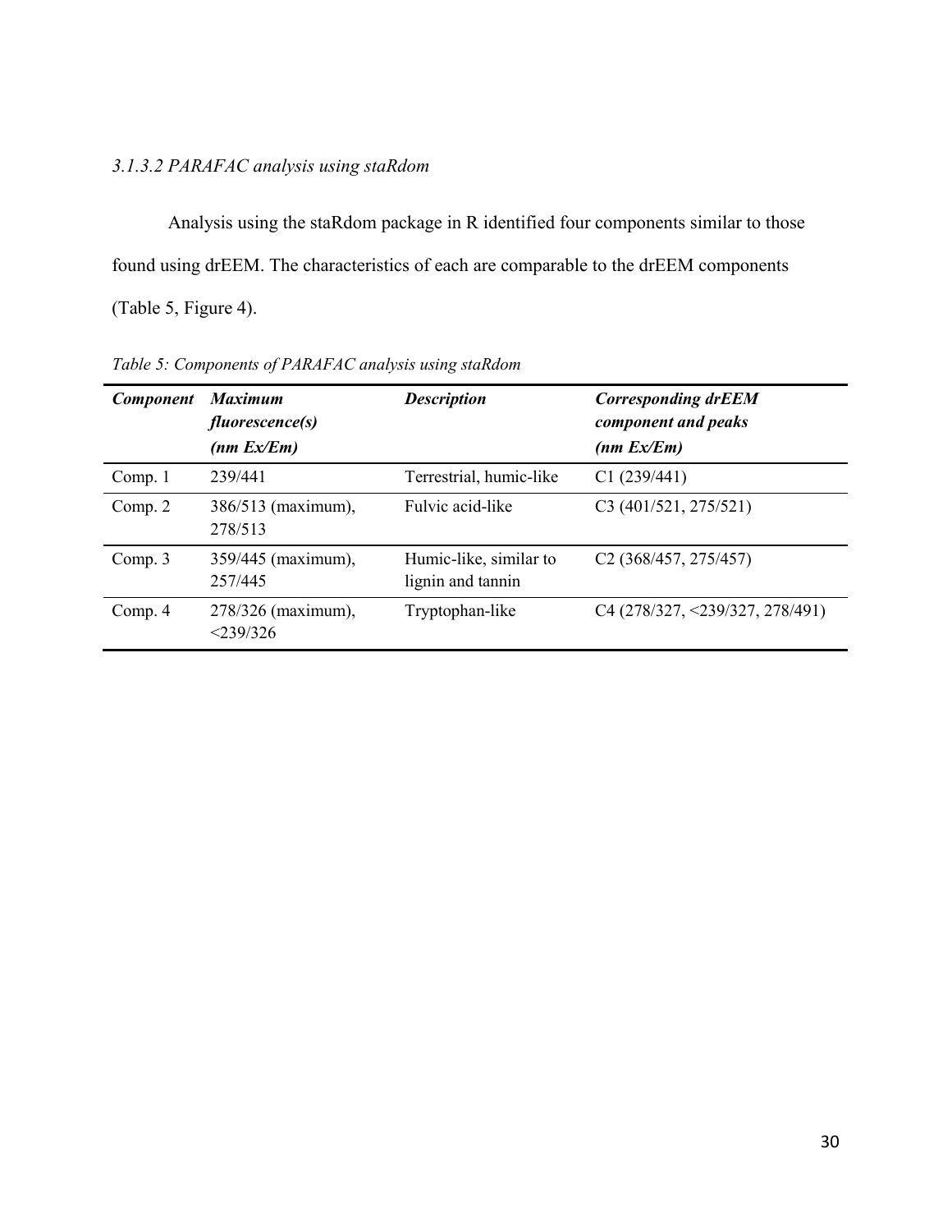#### *3.1.3.2 PARAFAC analysis using staRdom*

Analysis using the staRdom package in R identified four components similar to those found using drEEM. The characteristics of each are comparable to the drEEM components (Table 5, Figure 4).

*Table 5: Components of PARAFAC analysis using staRdom*

| ***Component*** | ***Maximum fluorescence(s) (nm Ex/Em)*** | ***Description*** | ***Corresponding drEEM component and peaks (nm Ex/Em)*** |
|---|---|---|---|
| Comp. 1 | 239/441 | Terrestrial, humic-like | C1 (239/441) |
| Comp. 2 | 386/513 (maximum), 278/513 | Fulvic acid-like | C3 (401/521, 275/521) |
| Comp. 3 | 359/445 (maximum), 257/445 | Humic-like, similar to lignin and tannin | C2 (368/457, 275/457) |
| Comp. 4 | 278/326 (maximum), <239/326 | Tryptophan-like | C4 (278/327, <239/327, 278/491) |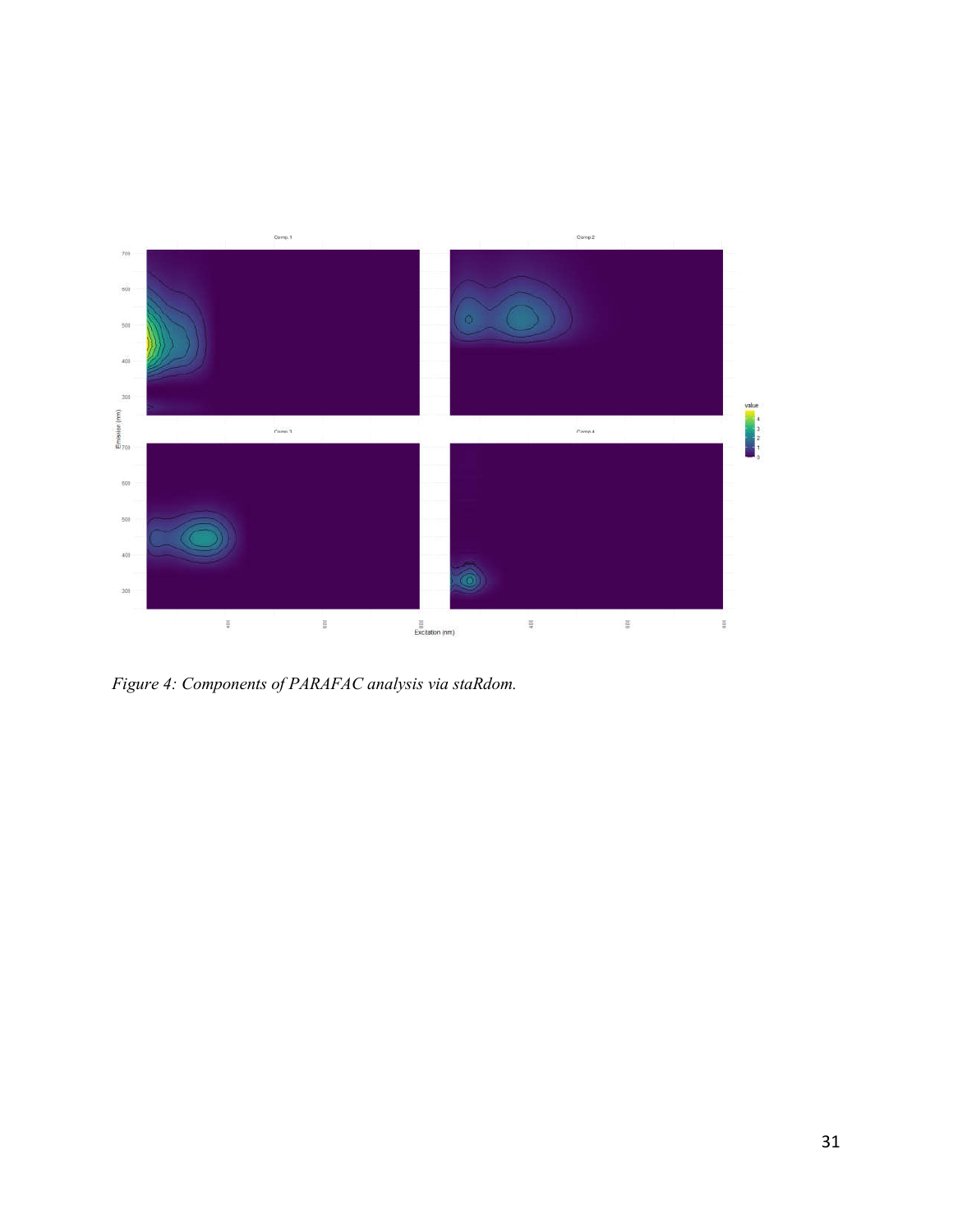*Figure 4: Components of PARAFAC analysis via staRdom.*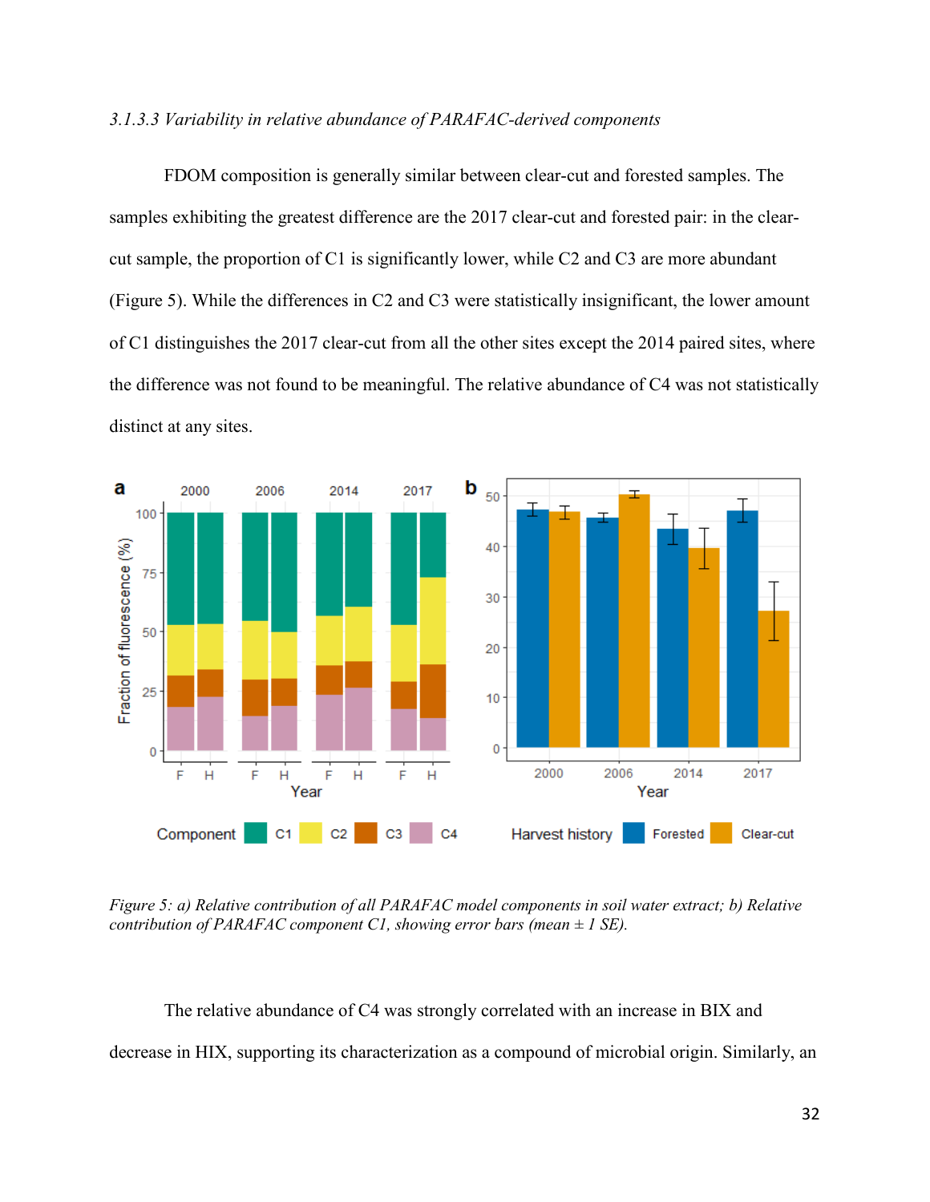### *3.1.3.3 Variability in relative abundance of PARAFAC-derived components*

FDOM composition is generally similar between clear-cut and forested samples. The samples exhibiting the greatest difference are the 2017 clear-cut and forested pair: in the clear-cut sample, the proportion of C1 is significantly lower, while C2 and C3 are more abundant (Figure 5). While the differences in C2 and C3 were statistically insignificant, the lower amount of C1 distinguishes the 2017 clear-cut from all the other sites except the 2014 paired sites, where the difference was not found to be meaningful. The relative abundance of C4 was not statistically distinct at any sites.

*Figure 5: a) Relative contribution of all PARAFAC model components in soil water extract; b) Relative contribution of PARAFAC component C1, showing error bars (mean ± 1 SE).*

The relative abundance of C4 was strongly correlated with an increase in BIX and decrease in HIX, supporting its characterization as a compound of microbial origin. Similarly, an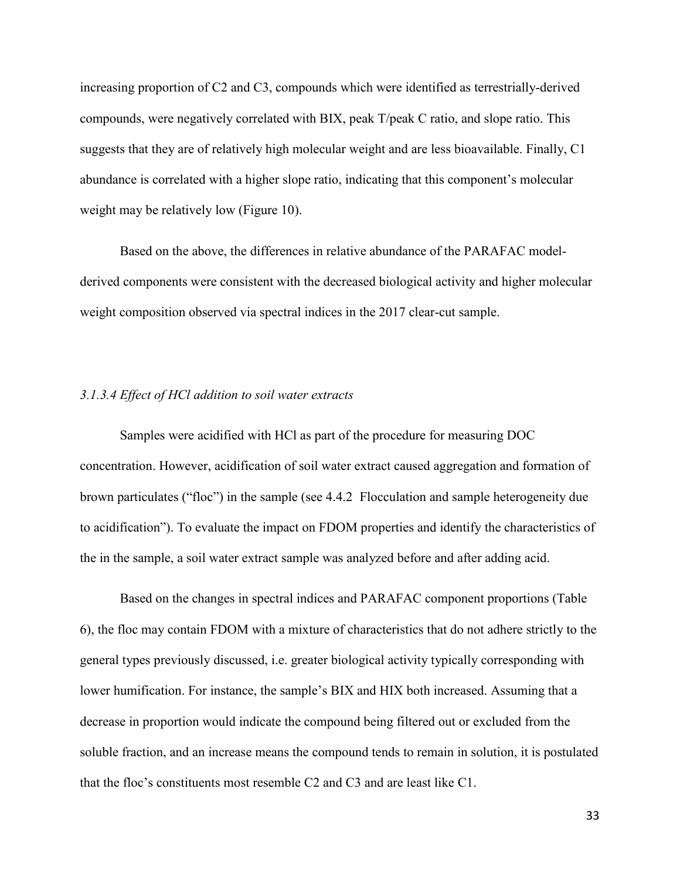increasing proportion of C2 and C3, compounds which were identified as terrestrially-derived compounds, were negatively correlated with BIX, peak T/peak C ratio, and slope ratio. This suggests that they are of relatively high molecular weight and are less bioavailable. Finally, C1 abundance is correlated with a higher slope ratio, indicating that this component's molecular weight may be relatively low (Figure 10).

Based on the above, the differences in relative abundance of the PARAFAC model-derived components were consistent with the decreased biological activity and higher molecular weight composition observed via spectral indices in the 2017 clear-cut sample.

#### *3.1.3.4 Effect of HCl addition to soil water extracts*

Samples were acidified with HCl as part of the procedure for measuring DOC concentration. However, acidification of soil water extract caused aggregation and formation of brown particulates ("floc") in the sample (see 4.4.2 Flocculation and sample heterogeneity due to acidification"). To evaluate the impact on FDOM properties and identify the characteristics of the in the sample, a soil water extract sample was analyzed before and after adding acid.

Based on the changes in spectral indices and PARAFAC component proportions (Table 6), the floc may contain FDOM with a mixture of characteristics that do not adhere strictly to the general types previously discussed, i.e. greater biological activity typically corresponding with lower humification. For instance, the sample's BIX and HIX both increased. Assuming that a decrease in proportion would indicate the compound being filtered out or excluded from the soluble fraction, and an increase means the compound tends to remain in solution, it is postulated that the floc's constituents most resemble C2 and C3 and are least like C1.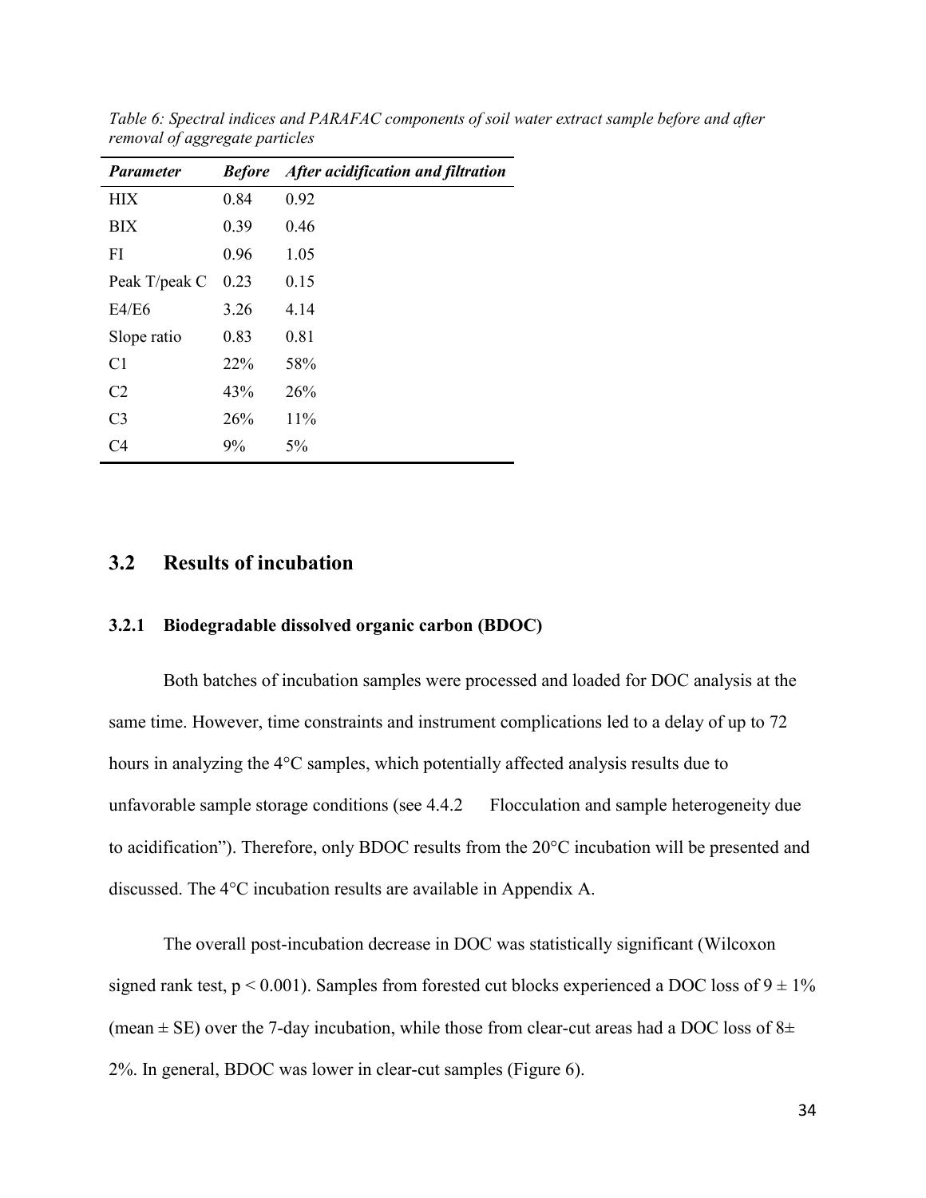*Table 6: Spectral indices and PARAFAC components of soil water extract sample before and after removal of aggregate particles*

| ***Parameter*** | ***Before*** | ***After acidification and filtration*** |
|---|---|---|
| HIX | 0.84 | 0.92 |
| BIX | 0.39 | 0.46 |
| FI | 0.96 | 1.05 |
| Peak T/peak C | 0.23 | 0.15 |
| E4/E6 | 3.26 | 4.14 |
| Slope ratio | 0.83 | 0.81 |
| C1 | 22% | 58% |
| C2 | 43% | 26% |
| C3 | 26% | 11% |
| C4 | 9% | 5% |

## 3.2 Results of incubation

### 3.2.1 Biodegradable dissolved organic carbon (BDOC)

Both batches of incubation samples were processed and loaded for DOC analysis at the same time. However, time constraints and instrument complications led to a delay of up to 72 hours in analyzing the 4°C samples, which potentially affected analysis results due to unfavorable sample storage conditions (see 4.4.2 Flocculation and sample heterogeneity due to acidification"). Therefore, only BDOC results from the 20°C incubation will be presented and discussed. The 4°C incubation results are available in Appendix A.

The overall post-incubation decrease in DOC was statistically significant (Wilcoxon signed rank test, $p < 0.001$). Samples from forested cut blocks experienced a DOC loss of $9 \pm 1\%$ (mean ± SE) over the 7-day incubation, while those from clear-cut areas had a DOC loss of $8 \pm 2\%$. In general, BDOC was lower in clear-cut samples (Figure 6).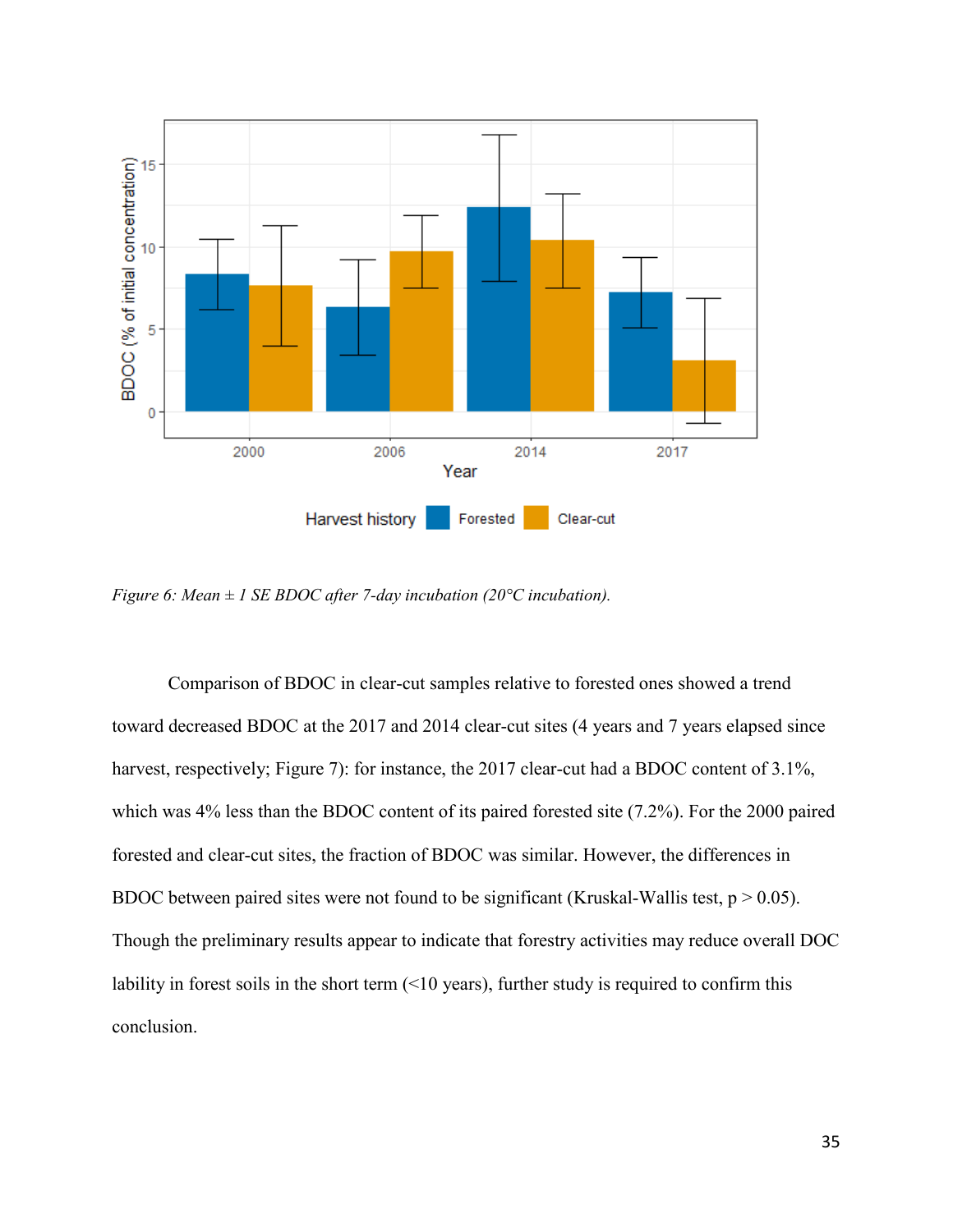*Figure 6: Mean ± 1 SE BDOC after 7-day incubation (20°C incubation).*

Comparison of BDOC in clear-cut samples relative to forested ones showed a trend toward decreased BDOC at the 2017 and 2014 clear-cut sites (4 years and 7 years elapsed since harvest, respectively; Figure 7): for instance, the 2017 clear-cut had a BDOC content of 3.1%, which was 4% less than the BDOC content of its paired forested site (7.2%). For the 2000 paired forested and clear-cut sites, the fraction of BDOC was similar. However, the differences in BDOC between paired sites were not found to be significant (Kruskal-Wallis test, $p > 0.05$). Though the preliminary results appear to indicate that forestry activities may reduce overall DOC lability in forest soils in the short term (<10 years), further study is required to confirm this conclusion.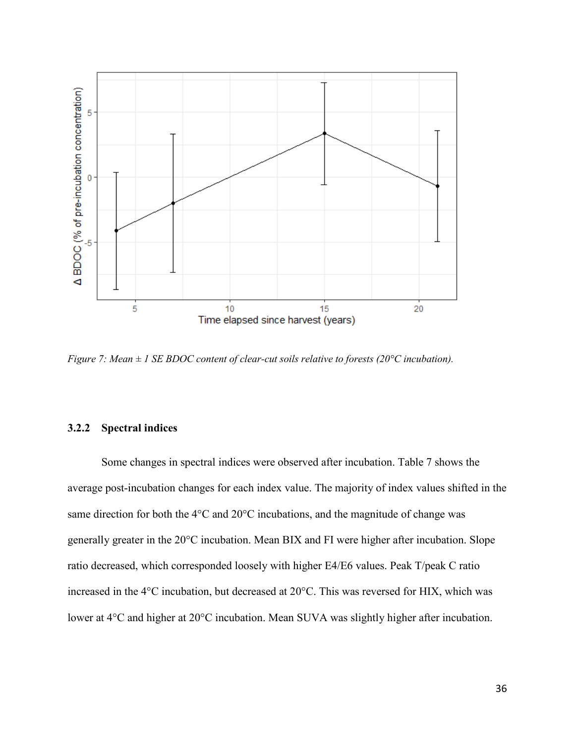*Figure 7: Mean ± 1 SE BDOC content of clear-cut soils relative to forests (20°C incubation).*

### 3.2.2 Spectral indices

Some changes in spectral indices were observed after incubation. Table 7 shows the average post-incubation changes for each index value. The majority of index values shifted in the same direction for both the 4°C and 20°C incubations, and the magnitude of change was generally greater in the 20°C incubation. Mean BIX and FI were higher after incubation. Slope ratio decreased, which corresponded loosely with higher E4/E6 values. Peak T/peak C ratio increased in the 4°C incubation, but decreased at 20°C. This was reversed for HIX, which was lower at 4°C and higher at 20°C incubation. Mean SUVA was slightly higher after incubation.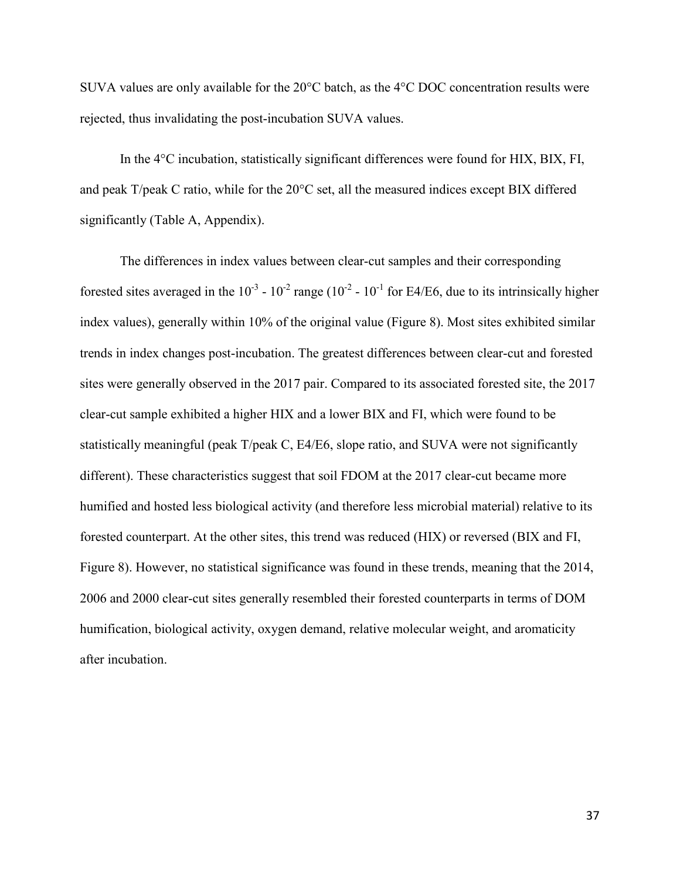SUVA values are only available for the 20°C batch, as the 4°C DOC concentration results were rejected, thus invalidating the post-incubation SUVA values.

In the 4°C incubation, statistically significant differences were found for HIX, BIX, FI, and peak T/peak C ratio, while for the 20°C set, all the measured indices except BIX differed significantly (Table A, Appendix).

The differences in index values between clear-cut samples and their corresponding forested sites averaged in the $10^{-3}$ - $10^{-2}$ range ($10^{-2}$ - $10^{-1}$ for E4/E6, due to its intrinsically higher index values), generally within 10% of the original value (Figure 8). Most sites exhibited similar trends in index changes post-incubation. The greatest differences between clear-cut and forested sites were generally observed in the 2017 pair. Compared to its associated forested site, the 2017 clear-cut sample exhibited a higher HIX and a lower BIX and FI, which were found to be statistically meaningful (peak T/peak C, E4/E6, slope ratio, and SUVA were not significantly different). These characteristics suggest that soil FDOM at the 2017 clear-cut became more humified and hosted less biological activity (and therefore less microbial material) relative to its forested counterpart. At the other sites, this trend was reduced (HIX) or reversed (BIX and FI, Figure 8). However, no statistical significance was found in these trends, meaning that the 2014, 2006 and 2000 clear-cut sites generally resembled their forested counterparts in terms of DOM humification, biological activity, oxygen demand, relative molecular weight, and aromaticity after incubation.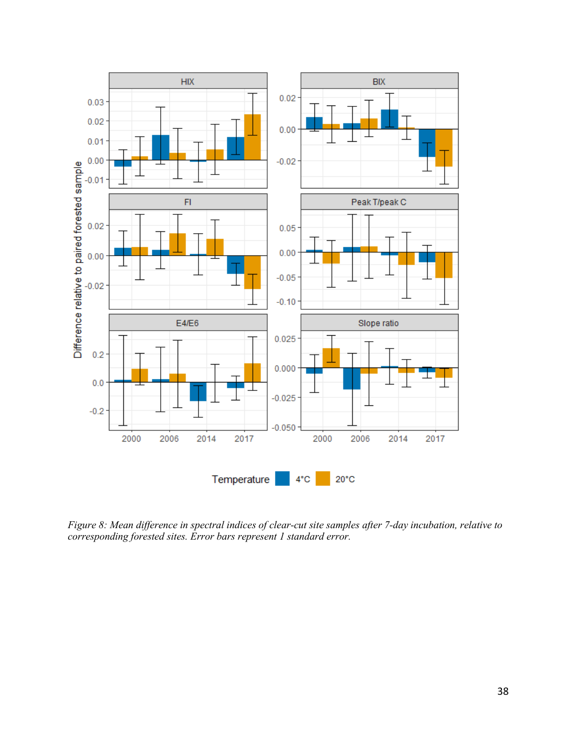*Figure 8: Mean difference in spectral indices of clear-cut site samples after 7-day incubation, relative to corresponding forested sites. Error bars represent 1 standard error.*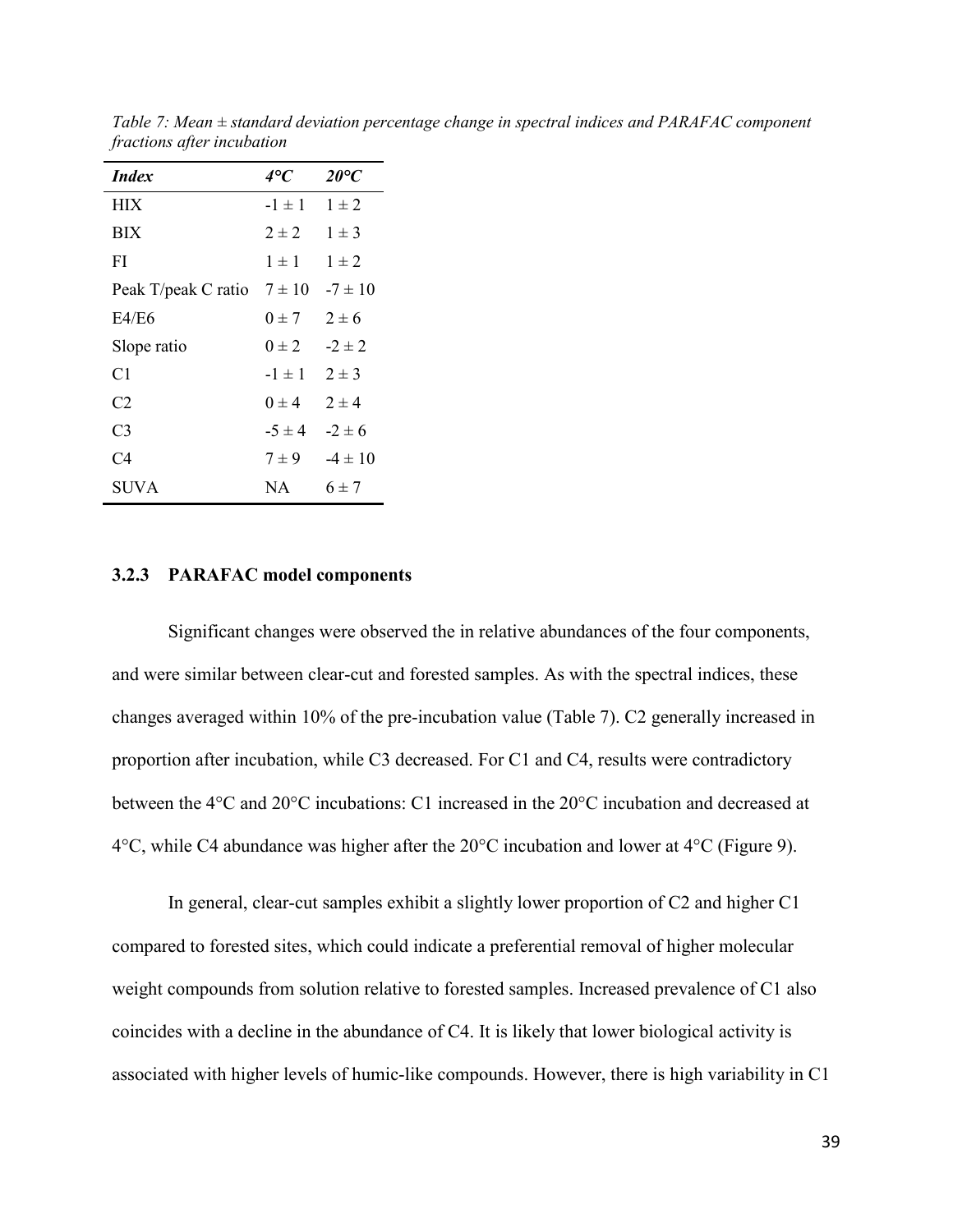*Table 7: Mean ± standard deviation percentage change in spectral indices and PARAFAC component fractions after incubation*

| ***Index*** | ***4°C*** | ***20°C*** |
|---|---|---|
| HIX | -1 ± 1 | 1 ± 2 |
| BIX | 2 ± 2 | 1 ± 3 |
| FI | 1 ± 1 | 1 ± 2 |
| Peak T/peak C ratio | 7 ± 10 | -7 ± 10 |
| E4/E6 | 0 ± 7 | 2 ± 6 |
| Slope ratio | 0 ± 2 | -2 ± 2 |
| C1 | -1 ± 1 | 2 ± 3 |
| C2 | 0 ± 4 | 2 ± 4 |
| C3 | -5 ± 4 | -2 ± 6 |
| C4 | 7 ± 9 | -4 ± 10 |
| SUVA | NA | 6 ± 7 |

### 3.2.3 PARAFAC model components

Significant changes were observed the in relative abundances of the four components, and were similar between clear-cut and forested samples. As with the spectral indices, these changes averaged within 10% of the pre-incubation value (Table 7). C2 generally increased in proportion after incubation, while C3 decreased. For C1 and C4, results were contradictory between the 4°C and 20°C incubations: C1 increased in the 20°C incubation and decreased at 4°C, while C4 abundance was higher after the 20°C incubation and lower at 4°C (Figure 9).

In general, clear-cut samples exhibit a slightly lower proportion of C2 and higher C1 compared to forested sites, which could indicate a preferential removal of higher molecular weight compounds from solution relative to forested samples. Increased prevalence of C1 also coincides with a decline in the abundance of C4. It is likely that lower biological activity is associated with higher levels of humic-like compounds. However, there is high variability in C1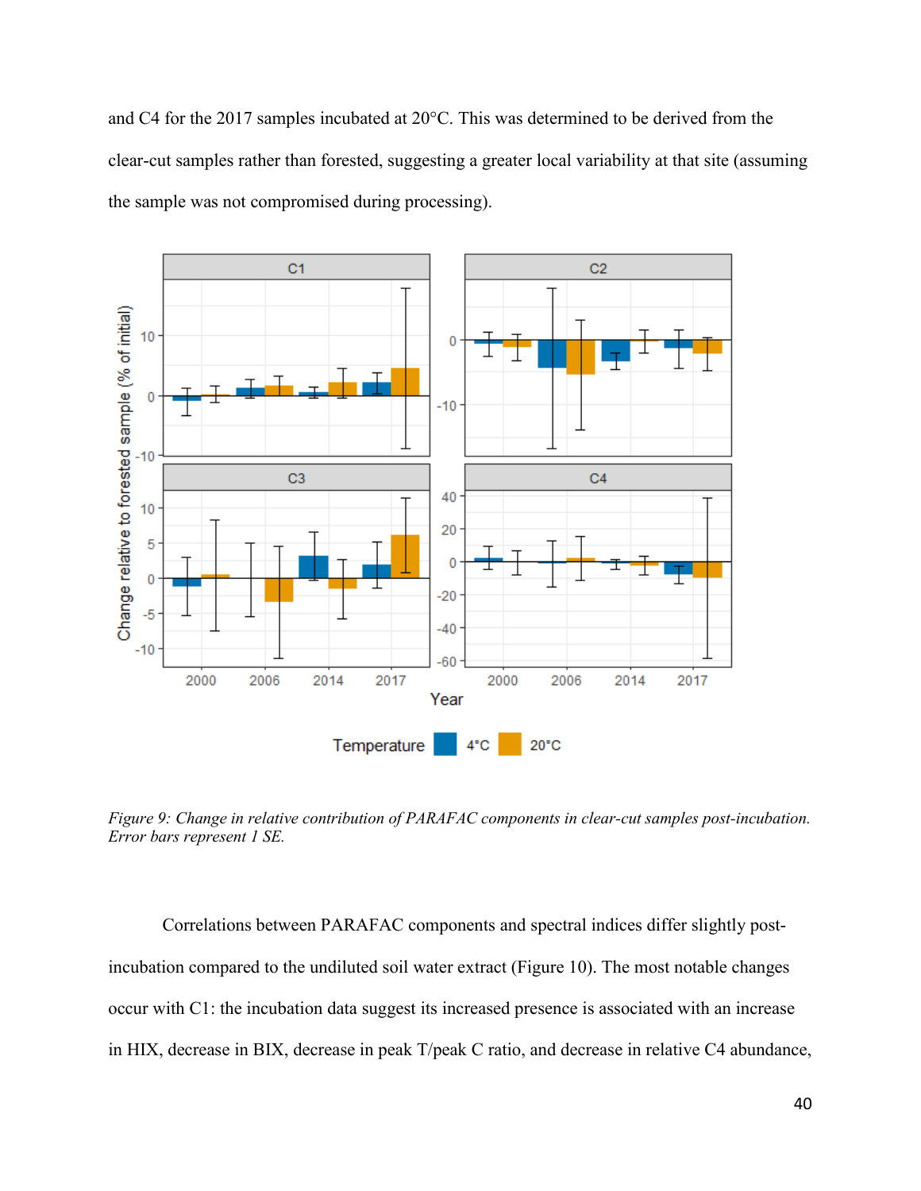and C4 for the 2017 samples incubated at 20°C. This was determined to be derived from the clear-cut samples rather than forested, suggesting a greater local variability at that site (assuming the sample was not compromised during processing).

*Figure 9: Change in relative contribution of PARAFAC components in clear-cut samples post-incubation. Error bars represent 1 SE.*

Correlations between PARAFAC components and spectral indices differ slightly post-incubation compared to the undiluted soil water extract (Figure 10). The most notable changes occur with C1: the incubation data suggest its increased presence is associated with an increase in HIX, decrease in BIX, decrease in peak T/peak C ratio, and decrease in relative C4 abundance,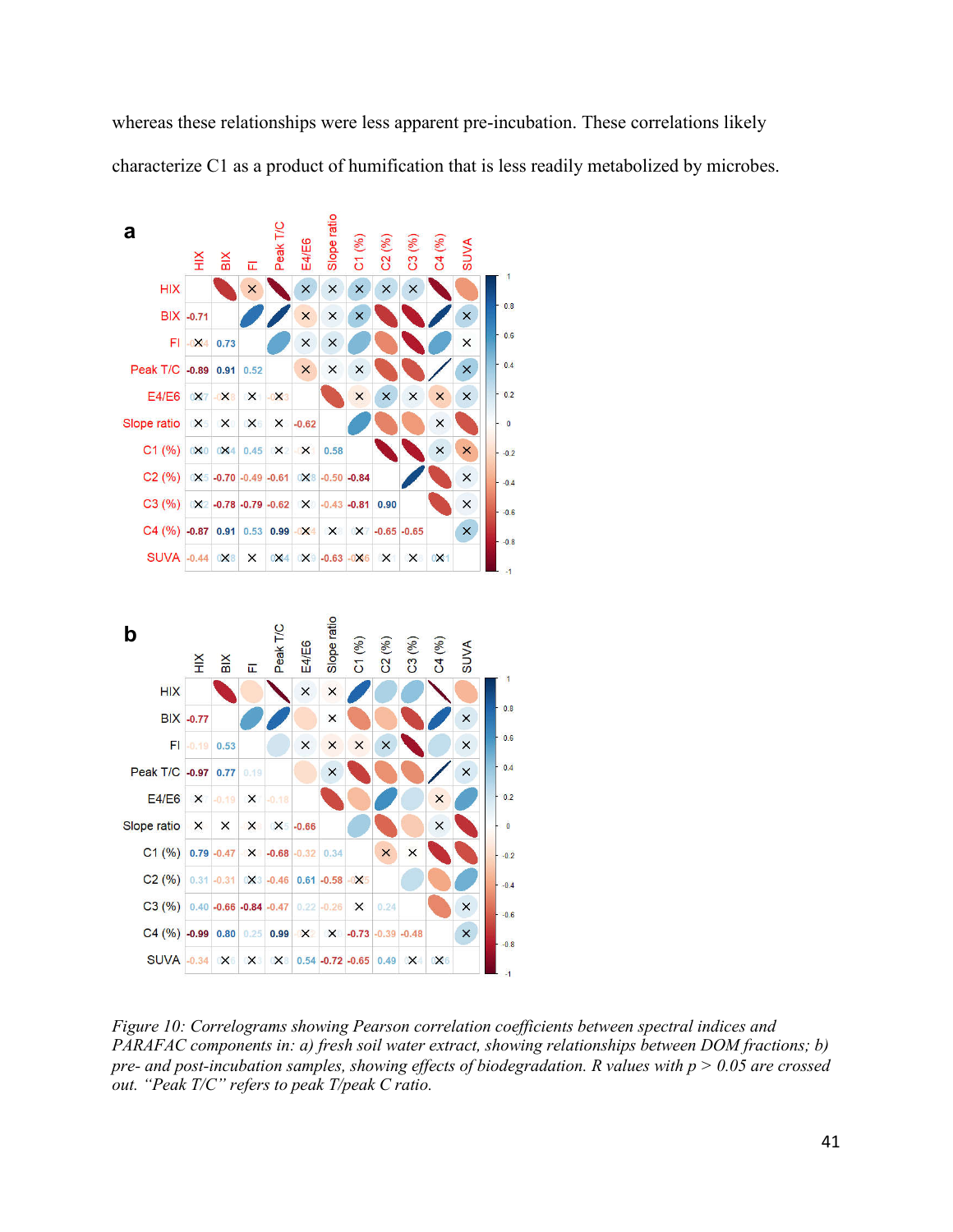whereas these relationships were less apparent pre-incubation. These correlations likely characterize C1 as a product of humification that is less readily metabolized by microbes.

*Figure 10: Correlograms showing Pearson correlation coefficients between spectral indices and PARAFAC components in: a) fresh soil water extract, showing relationships between DOM fractions; b) pre- and post-incubation samples, showing effects of biodegradation. R values with p > 0.05 are crossed out. "Peak T/C" refers to peak T/peak C ratio.*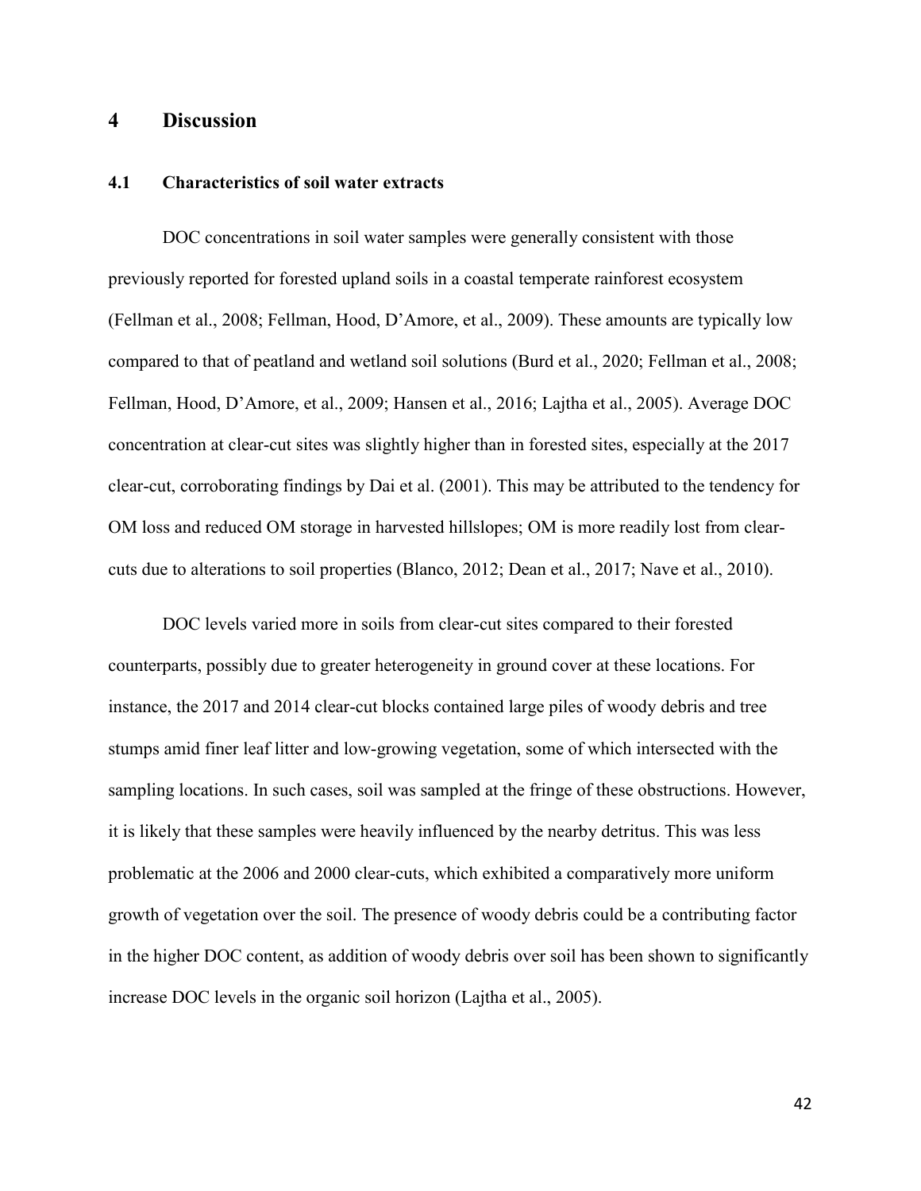# 4 Discussion

## 4.1 Characteristics of soil water extracts

DOC concentrations in soil water samples were generally consistent with those previously reported for forested upland soils in a coastal temperate rainforest ecosystem (Fellman et al., 2008; Fellman, Hood, D'Amore, et al., 2009). These amounts are typically low compared to that of peatland and wetland soil solutions (Burd et al., 2020; Fellman et al., 2008; Fellman, Hood, D'Amore, et al., 2009; Hansen et al., 2016; Lajtha et al., 2005). Average DOC concentration at clear-cut sites was slightly higher than in forested sites, especially at the 2017 clear-cut, corroborating findings by Dai et al. (2001). This may be attributed to the tendency for OM loss and reduced OM storage in harvested hillslopes; OM is more readily lost from clear-cuts due to alterations to soil properties (Blanco, 2012; Dean et al., 2017; Nave et al., 2010).

DOC levels varied more in soils from clear-cut sites compared to their forested counterparts, possibly due to greater heterogeneity in ground cover at these locations. For instance, the 2017 and 2014 clear-cut blocks contained large piles of woody debris and tree stumps amid finer leaf litter and low-growing vegetation, some of which intersected with the sampling locations. In such cases, soil was sampled at the fringe of these obstructions. However, it is likely that these samples were heavily influenced by the nearby detritus. This was less problematic at the 2006 and 2000 clear-cuts, which exhibited a comparatively more uniform growth of vegetation over the soil. The presence of woody debris could be a contributing factor in the higher DOC content, as addition of woody debris over soil has been shown to significantly increase DOC levels in the organic soil horizon (Lajtha et al., 2005).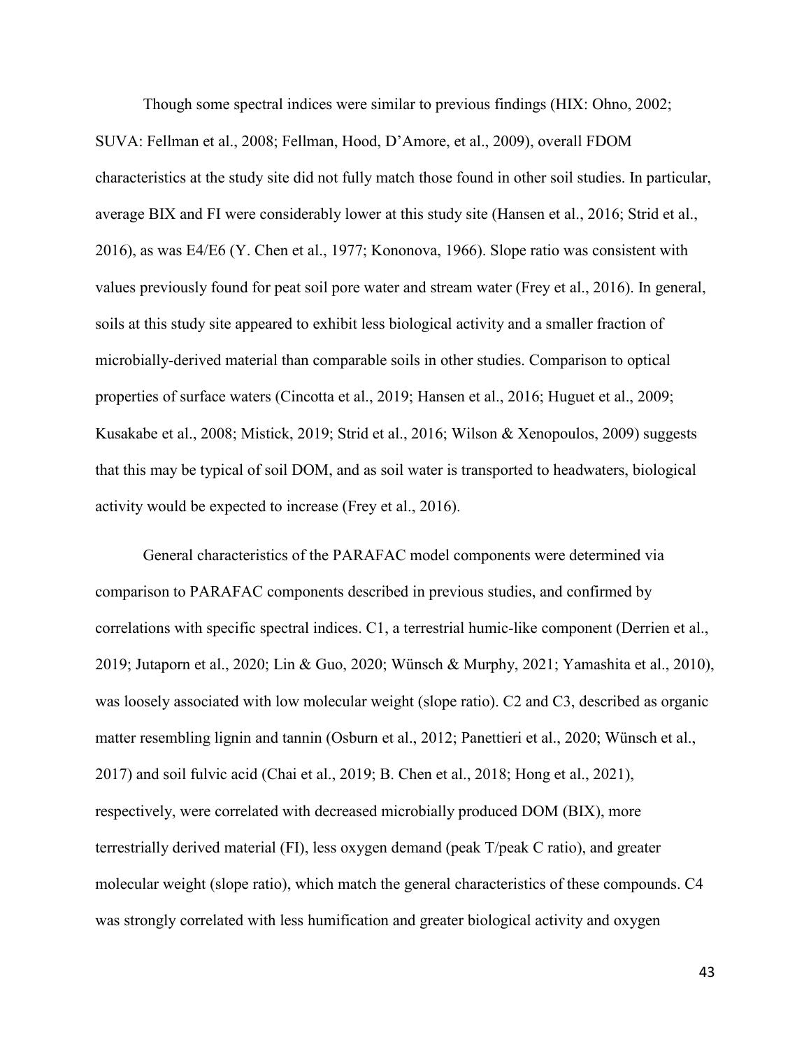Though some spectral indices were similar to previous findings (HIX: Ohno, 2002; SUVA: Fellman et al., 2008; Fellman, Hood, D'Amore, et al., 2009), overall FDOM characteristics at the study site did not fully match those found in other soil studies. In particular, average BIX and FI were considerably lower at this study site (Hansen et al., 2016; Strid et al., 2016), as was E4/E6 (Y. Chen et al., 1977; Kononova, 1966). Slope ratio was consistent with values previously found for peat soil pore water and stream water (Frey et al., 2016). In general, soils at this study site appeared to exhibit less biological activity and a smaller fraction of microbially-derived material than comparable soils in other studies. Comparison to optical properties of surface waters (Cincotta et al., 2019; Hansen et al., 2016; Huguet et al., 2009; Kusakabe et al., 2008; Mistick, 2019; Strid et al., 2016; Wilson & Xenopoulos, 2009) suggests that this may be typical of soil DOM, and as soil water is transported to headwaters, biological activity would be expected to increase (Frey et al., 2016).

General characteristics of the PARAFAC model components were determined via comparison to PARAFAC components described in previous studies, and confirmed by correlations with specific spectral indices. C1, a terrestrial humic-like component (Derrien et al., 2019; Jutaporn et al., 2020; Lin & Guo, 2020; Wünsch & Murphy, 2021; Yamashita et al., 2010), was loosely associated with low molecular weight (slope ratio). C2 and C3, described as organic matter resembling lignin and tannin (Osburn et al., 2012; Panettieri et al., 2020; Wünsch et al., 2017) and soil fulvic acid (Chai et al., 2019; B. Chen et al., 2018; Hong et al., 2021), respectively, were correlated with decreased microbially produced DOM (BIX), more terrestrially derived material (FI), less oxygen demand (peak T/peak C ratio), and greater molecular weight (slope ratio), which match the general characteristics of these compounds. C4 was strongly correlated with less humification and greater biological activity and oxygen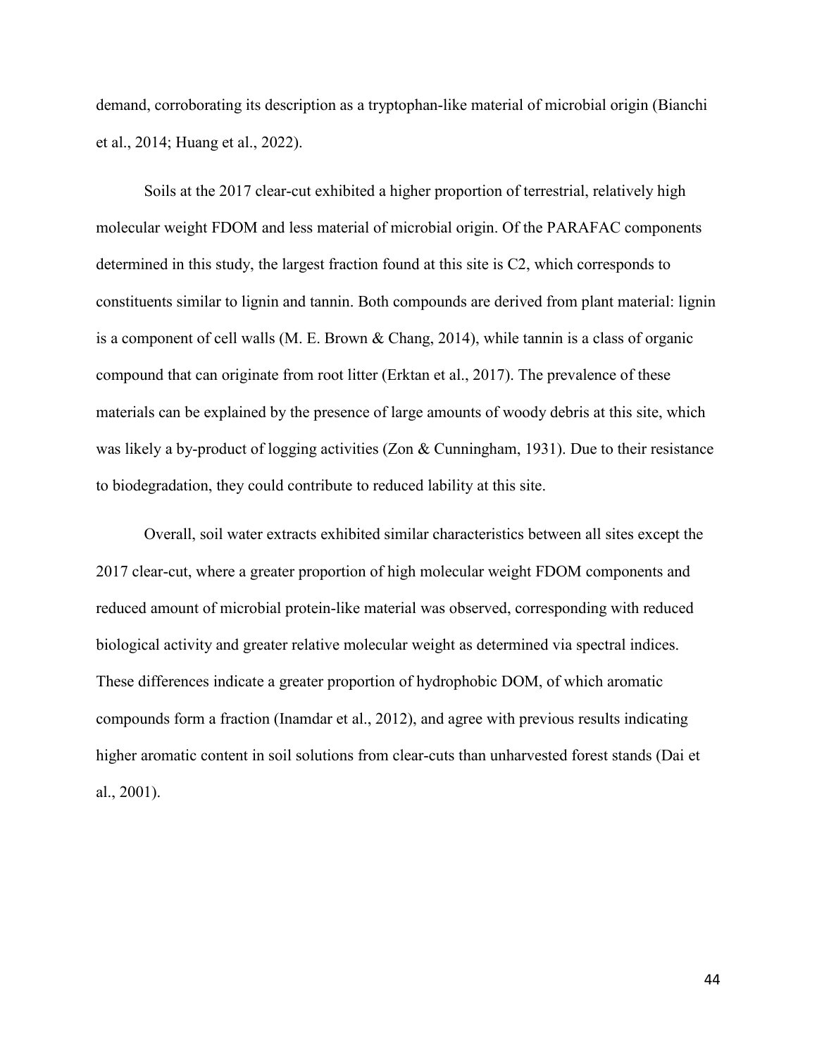demand, corroborating its description as a tryptophan-like material of microbial origin (Bianchi et al., 2014; Huang et al., 2022).

Soils at the 2017 clear-cut exhibited a higher proportion of terrestrial, relatively high molecular weight FDOM and less material of microbial origin. Of the PARAFAC components determined in this study, the largest fraction found at this site is C2, which corresponds to constituents similar to lignin and tannin. Both compounds are derived from plant material: lignin is a component of cell walls (M. E. Brown & Chang, 2014), while tannin is a class of organic compound that can originate from root litter (Erktan et al., 2017). The prevalence of these materials can be explained by the presence of large amounts of woody debris at this site, which was likely a by-product of logging activities (Zon & Cunningham, 1931). Due to their resistance to biodegradation, they could contribute to reduced lability at this site.

Overall, soil water extracts exhibited similar characteristics between all sites except the 2017 clear-cut, where a greater proportion of high molecular weight FDOM components and reduced amount of microbial protein-like material was observed, corresponding with reduced biological activity and greater relative molecular weight as determined via spectral indices. These differences indicate a greater proportion of hydrophobic DOM, of which aromatic compounds form a fraction (Inamdar et al., 2012), and agree with previous results indicating higher aromatic content in soil solutions from clear-cuts than unharvested forest stands (Dai et al., 2001).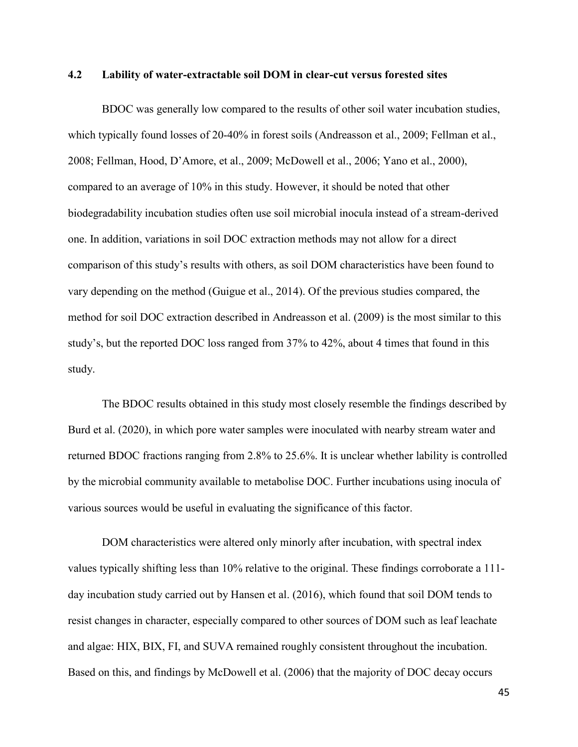### 4.2 Lability of water-extractable soil DOM in clear-cut versus forested sites

BDOC was generally low compared to the results of other soil water incubation studies, which typically found losses of 20-40% in forest soils (Andreasson et al., 2009; Fellman et al., 2008; Fellman, Hood, D'Amore, et al., 2009; McDowell et al., 2006; Yano et al., 2000), compared to an average of 10% in this study. However, it should be noted that other biodegradability incubation studies often use soil microbial inocula instead of a stream-derived one. In addition, variations in soil DOC extraction methods may not allow for a direct comparison of this study's results with others, as soil DOM characteristics have been found to vary depending on the method (Guigue et al., 2014). Of the previous studies compared, the method for soil DOC extraction described in Andreasson et al. (2009) is the most similar to this study's, but the reported DOC loss ranged from 37% to 42%, about 4 times that found in this study.

The BDOC results obtained in this study most closely resemble the findings described by Burd et al. (2020), in which pore water samples were inoculated with nearby stream water and returned BDOC fractions ranging from 2.8% to 25.6%. It is unclear whether lability is controlled by the microbial community available to metabolise DOC. Further incubations using inocula of various sources would be useful in evaluating the significance of this factor.

DOM characteristics were altered only minorly after incubation, with spectral index values typically shifting less than 10% relative to the original. These findings corroborate a 111-day incubation study carried out by Hansen et al. (2016), which found that soil DOM tends to resist changes in character, especially compared to other sources of DOM such as leaf leachate and algae: HIX, BIX, FI, and SUVA remained roughly consistent throughout the incubation. Based on this, and findings by McDowell et al. (2006) that the majority of DOC decay occurs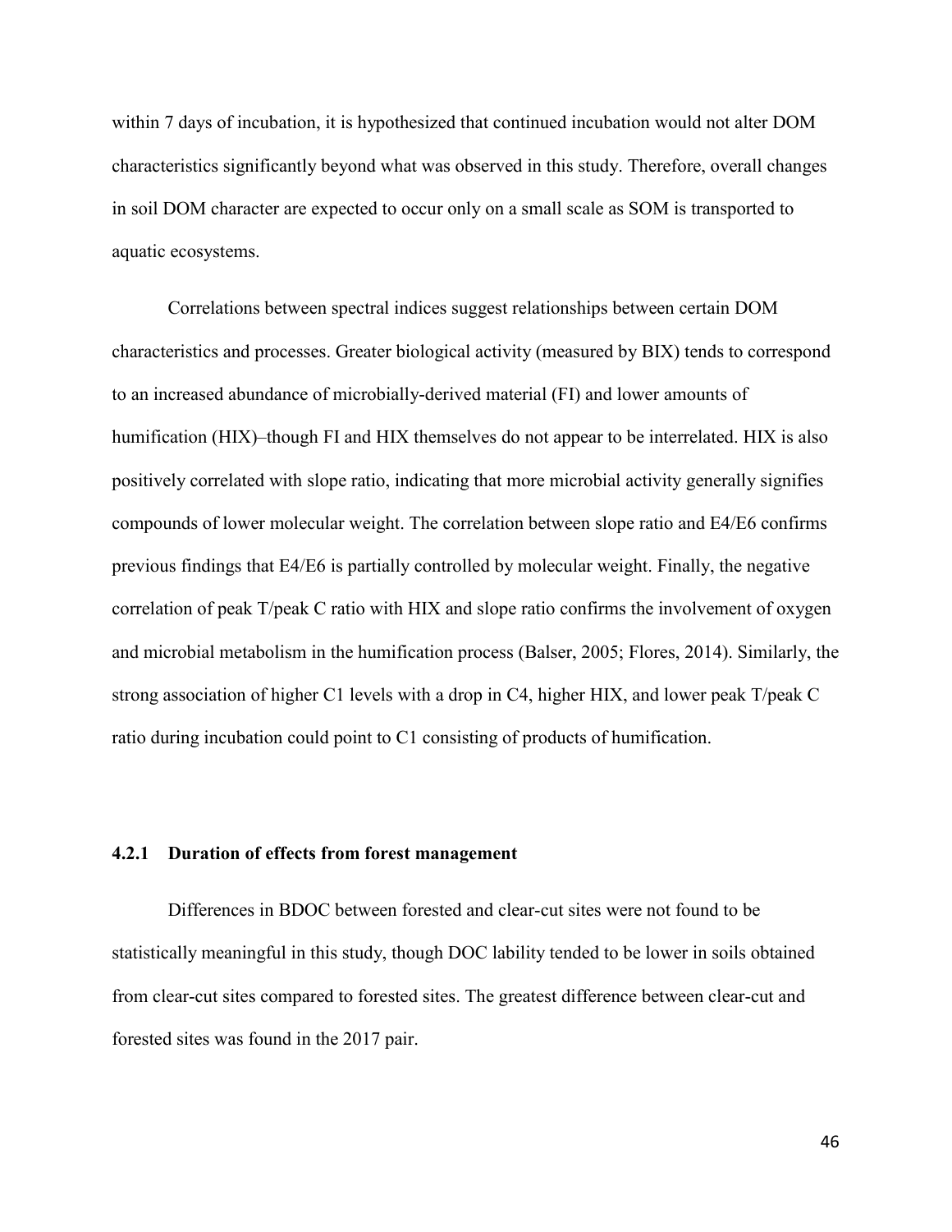within 7 days of incubation, it is hypothesized that continued incubation would not alter DOM characteristics significantly beyond what was observed in this study. Therefore, overall changes in soil DOM character are expected to occur only on a small scale as SOM is transported to aquatic ecosystems.

Correlations between spectral indices suggest relationships between certain DOM characteristics and processes. Greater biological activity (measured by BIX) tends to correspond to an increased abundance of microbially-derived material (FI) and lower amounts of humification (HIX)–though FI and HIX themselves do not appear to be interrelated. HIX is also positively correlated with slope ratio, indicating that more microbial activity generally signifies compounds of lower molecular weight. The correlation between slope ratio and E4/E6 confirms previous findings that E4/E6 is partially controlled by molecular weight. Finally, the negative correlation of peak T/peak C ratio with HIX and slope ratio confirms the involvement of oxygen and microbial metabolism in the humification process (Balser, 2005; Flores, 2014). Similarly, the strong association of higher C1 levels with a drop in C4, higher HIX, and lower peak T/peak C ratio during incubation could point to C1 consisting of products of humification.

### 4.2.1 Duration of effects from forest management

Differences in BDOC between forested and clear-cut sites were not found to be statistically meaningful in this study, though DOC lability tended to be lower in soils obtained from clear-cut sites compared to forested sites. The greatest difference between clear-cut and forested sites was found in the 2017 pair.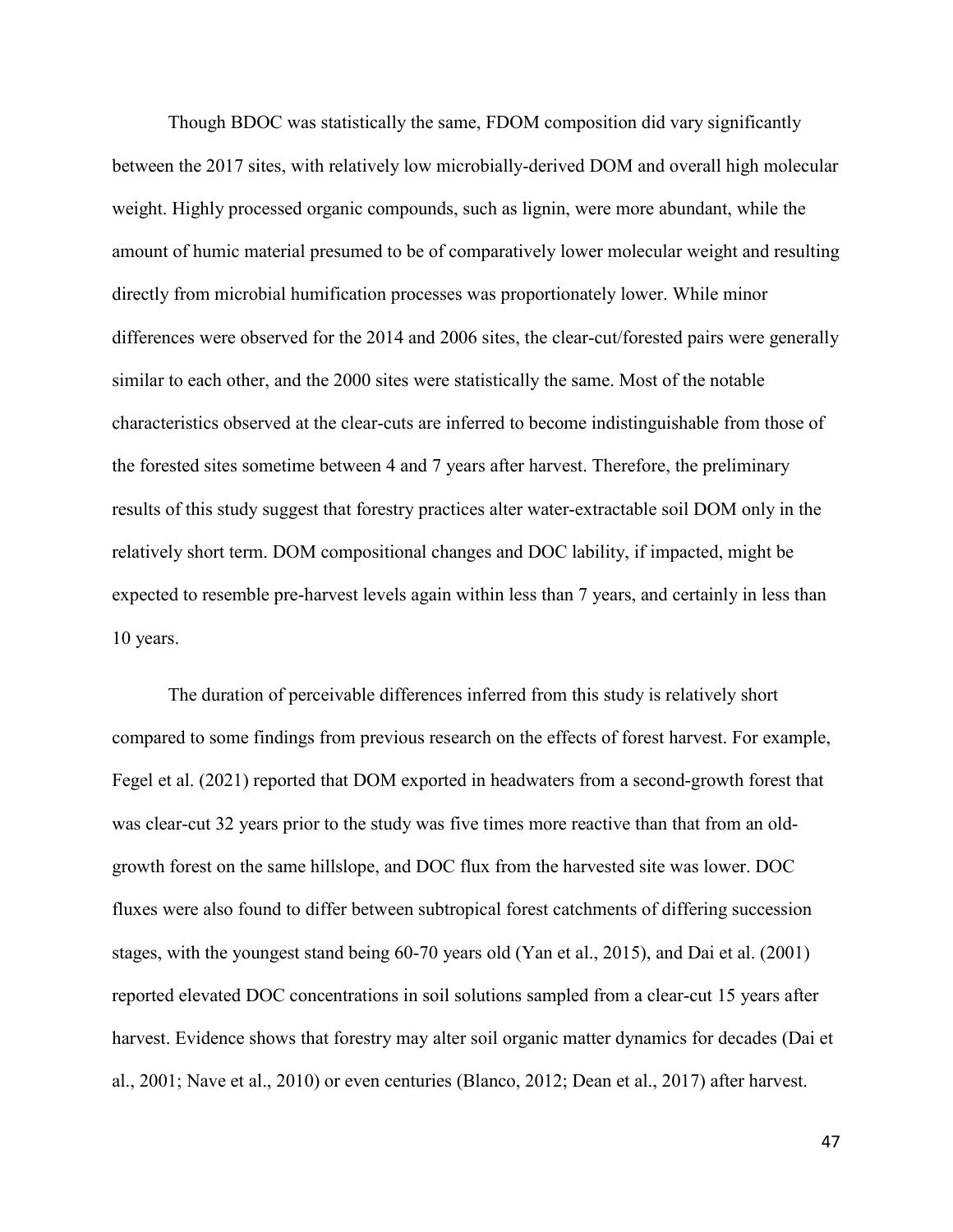Though BDOC was statistically the same, FDOM composition did vary significantly between the 2017 sites, with relatively low microbially-derived DOM and overall high molecular weight. Highly processed organic compounds, such as lignin, were more abundant, while the amount of humic material presumed to be of comparatively lower molecular weight and resulting directly from microbial humification processes was proportionately lower. While minor differences were observed for the 2014 and 2006 sites, the clear-cut/forested pairs were generally similar to each other, and the 2000 sites were statistically the same. Most of the notable characteristics observed at the clear-cuts are inferred to become indistinguishable from those of the forested sites sometime between 4 and 7 years after harvest. Therefore, the preliminary results of this study suggest that forestry practices alter water-extractable soil DOM only in the relatively short term. DOM compositional changes and DOC lability, if impacted, might be expected to resemble pre-harvest levels again within less than 7 years, and certainly in less than 10 years.

The duration of perceivable differences inferred from this study is relatively short compared to some findings from previous research on the effects of forest harvest. For example, Fegel et al. (2021) reported that DOM exported in headwaters from a second-growth forest that was clear-cut 32 years prior to the study was five times more reactive than that from an old-growth forest on the same hillslope, and DOC flux from the harvested site was lower. DOC fluxes were also found to differ between subtropical forest catchments of differing succession stages, with the youngest stand being 60-70 years old (Yan et al., 2015), and Dai et al. (2001) reported elevated DOC concentrations in soil solutions sampled from a clear-cut 15 years after harvest. Evidence shows that forestry may alter soil organic matter dynamics for decades (Dai et al., 2001; Nave et al., 2010) or even centuries (Blanco, 2012; Dean et al., 2017) after harvest.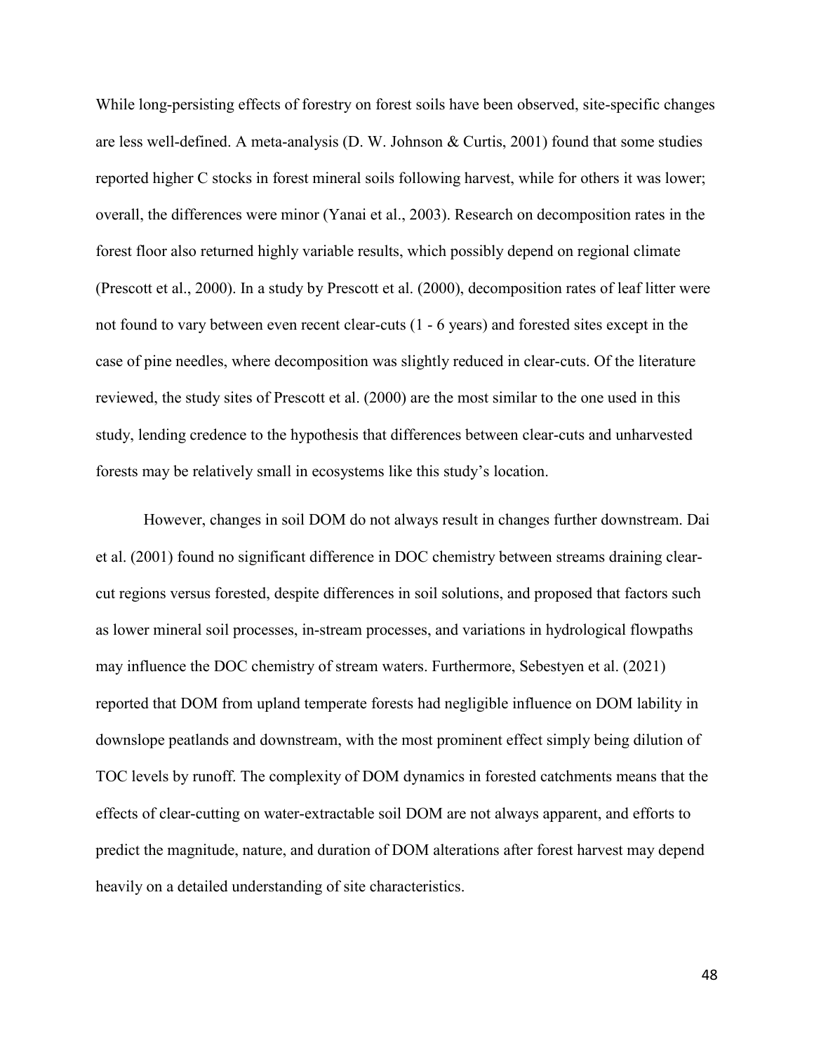While long-persisting effects of forestry on forest soils have been observed, site-specific changes are less well-defined. A meta-analysis (D. W. Johnson & Curtis, 2001) found that some studies reported higher C stocks in forest mineral soils following harvest, while for others it was lower; overall, the differences were minor (Yanai et al., 2003). Research on decomposition rates in the forest floor also returned highly variable results, which possibly depend on regional climate (Prescott et al., 2000). In a study by Prescott et al. (2000), decomposition rates of leaf litter were not found to vary between even recent clear-cuts (1 - 6 years) and forested sites except in the case of pine needles, where decomposition was slightly reduced in clear-cuts. Of the literature reviewed, the study sites of Prescott et al. (2000) are the most similar to the one used in this study, lending credence to the hypothesis that differences between clear-cuts and unharvested forests may be relatively small in ecosystems like this study's location.

However, changes in soil DOM do not always result in changes further downstream. Dai et al. (2001) found no significant difference in DOC chemistry between streams draining clear-cut regions versus forested, despite differences in soil solutions, and proposed that factors such as lower mineral soil processes, in-stream processes, and variations in hydrological flowpaths may influence the DOC chemistry of stream waters. Furthermore, Sebestyen et al. (2021) reported that DOM from upland temperate forests had negligible influence on DOM lability in downslope peatlands and downstream, with the most prominent effect simply being dilution of TOC levels by runoff. The complexity of DOM dynamics in forested catchments means that the effects of clear-cutting on water-extractable soil DOM are not always apparent, and efforts to predict the magnitude, nature, and duration of DOM alterations after forest harvest may depend heavily on a detailed understanding of site characteristics.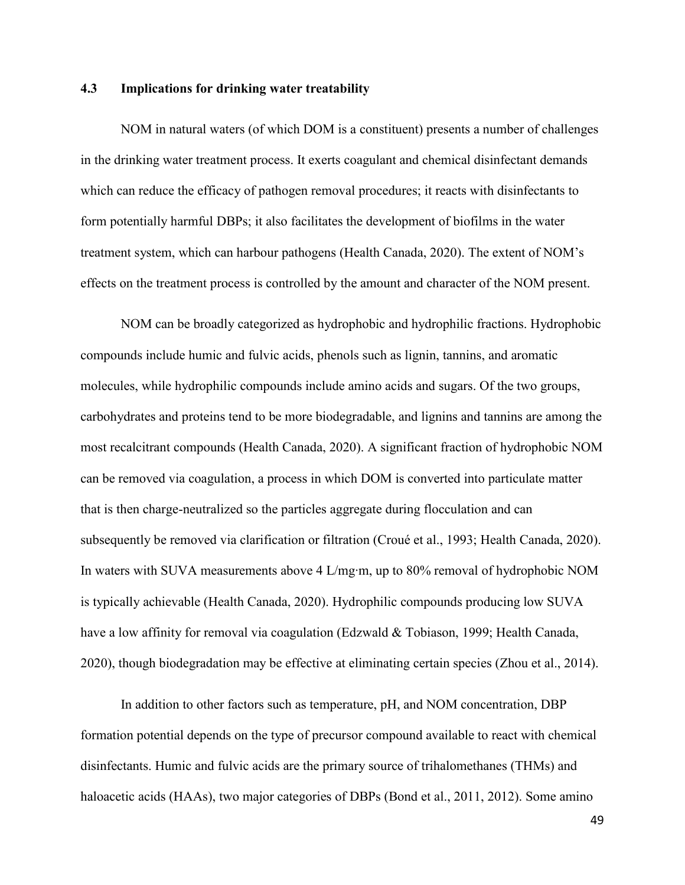### 4.3 Implications for drinking water treatability

NOM in natural waters (of which DOM is a constituent) presents a number of challenges in the drinking water treatment process. It exerts coagulant and chemical disinfectant demands which can reduce the efficacy of pathogen removal procedures; it reacts with disinfectants to form potentially harmful DBPs; it also facilitates the development of biofilms in the water treatment system, which can harbour pathogens (Health Canada, 2020). The extent of NOM's effects on the treatment process is controlled by the amount and character of the NOM present.

NOM can be broadly categorized as hydrophobic and hydrophilic fractions. Hydrophobic compounds include humic and fulvic acids, phenols such as lignin, tannins, and aromatic molecules, while hydrophilic compounds include amino acids and sugars. Of the two groups, carbohydrates and proteins tend to be more biodegradable, and lignins and tannins are among the most recalcitrant compounds (Health Canada, 2020). A significant fraction of hydrophobic NOM can be removed via coagulation, a process in which DOM is converted into particulate matter that is then charge-neutralized so the particles aggregate during flocculation and can subsequently be removed via clarification or filtration (Croué et al., 1993; Health Canada, 2020). In waters with SUVA measurements above 4 L/mg·m, up to 80% removal of hydrophobic NOM is typically achievable (Health Canada, 2020). Hydrophilic compounds producing low SUVA have a low affinity for removal via coagulation (Edzwald & Tobiason, 1999; Health Canada, 2020), though biodegradation may be effective at eliminating certain species (Zhou et al., 2014).

In addition to other factors such as temperature, pH, and NOM concentration, DBP formation potential depends on the type of precursor compound available to react with chemical disinfectants. Humic and fulvic acids are the primary source of trihalomethanes (THMs) and haloacetic acids (HAAs), two major categories of DBPs (Bond et al., 2011, 2012). Some amino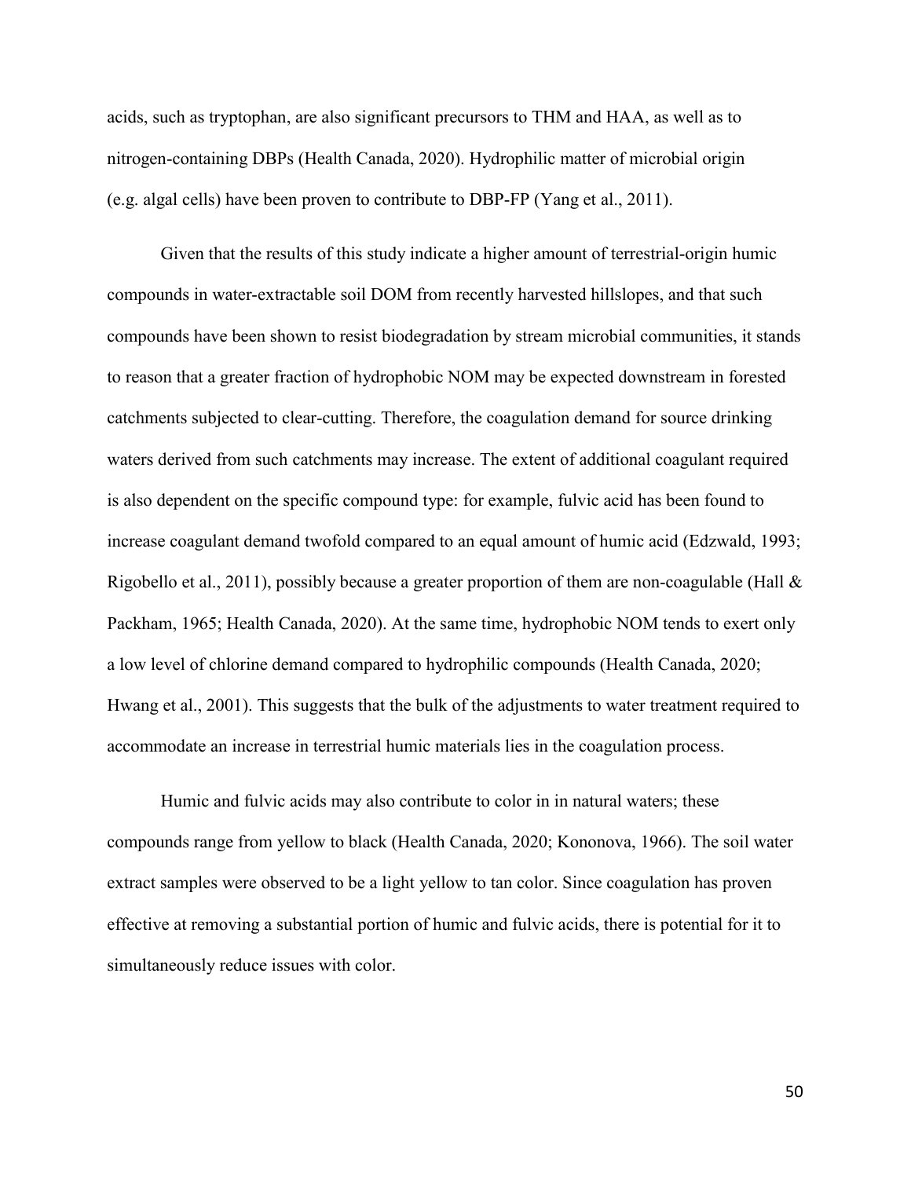acids, such as tryptophan, are also significant precursors to THM and HAA, as well as to nitrogen-containing DBPs (Health Canada, 2020). Hydrophilic matter of microbial origin (e.g. algal cells) have been proven to contribute to DBP-FP (Yang et al., 2011).

Given that the results of this study indicate a higher amount of terrestrial-origin humic compounds in water-extractable soil DOM from recently harvested hillslopes, and that such compounds have been shown to resist biodegradation by stream microbial communities, it stands to reason that a greater fraction of hydrophobic NOM may be expected downstream in forested catchments subjected to clear-cutting. Therefore, the coagulation demand for source drinking waters derived from such catchments may increase. The extent of additional coagulant required is also dependent on the specific compound type: for example, fulvic acid has been found to increase coagulant demand twofold compared to an equal amount of humic acid (Edzwald, 1993; Rigobello et al., 2011), possibly because a greater proportion of them are non-coagulable (Hall & Packham, 1965; Health Canada, 2020). At the same time, hydrophobic NOM tends to exert only a low level of chlorine demand compared to hydrophilic compounds (Health Canada, 2020; Hwang et al., 2001). This suggests that the bulk of the adjustments to water treatment required to accommodate an increase in terrestrial humic materials lies in the coagulation process.

Humic and fulvic acids may also contribute to color in in natural waters; these compounds range from yellow to black (Health Canada, 2020; Kononova, 1966). The soil water extract samples were observed to be a light yellow to tan color. Since coagulation has proven effective at removing a substantial portion of humic and fulvic acids, there is potential for it to simultaneously reduce issues with color.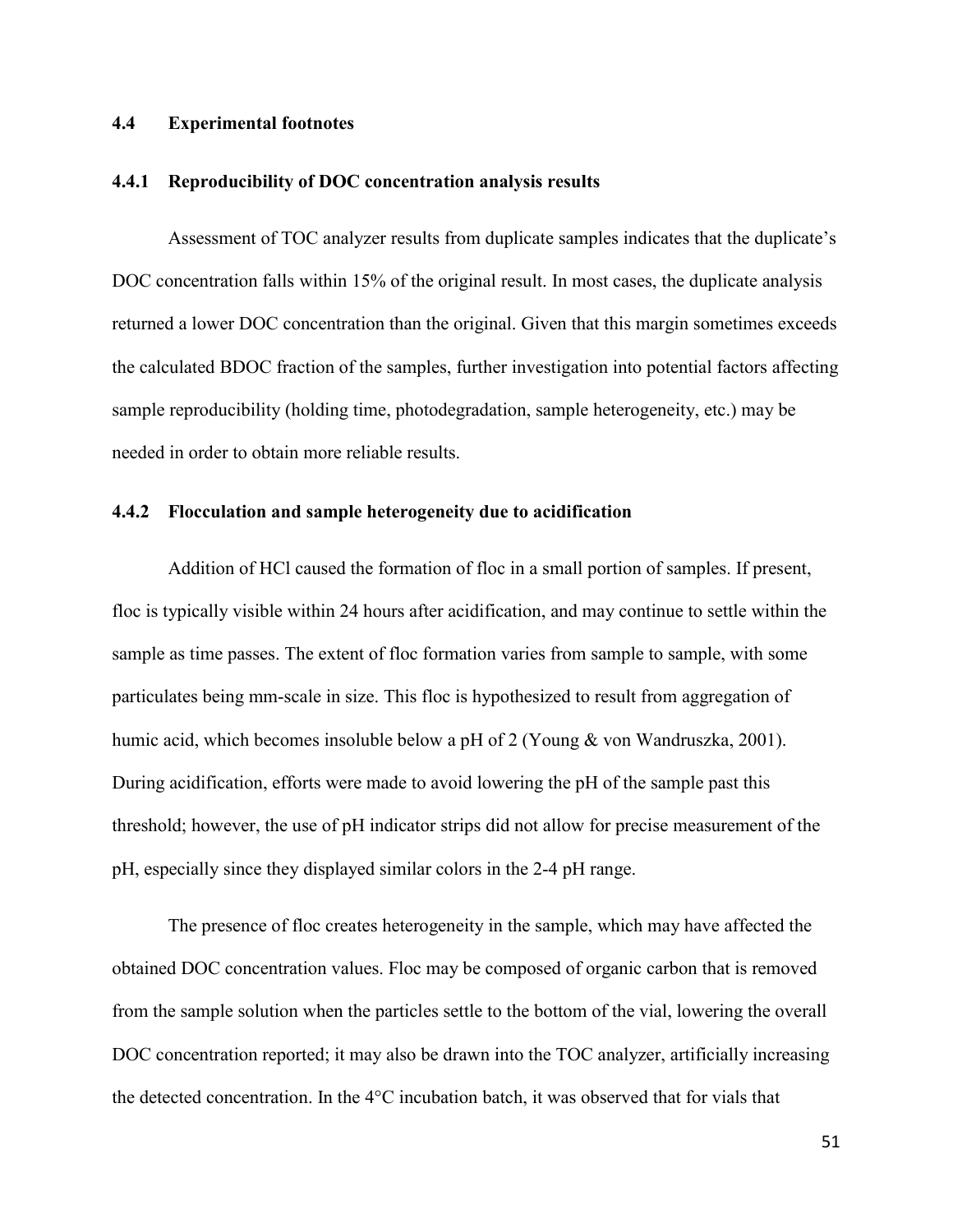## 4.4 Experimental footnotes

### 4.4.1 Reproducibility of DOC concentration analysis results

Assessment of TOC analyzer results from duplicate samples indicates that the duplicate's DOC concentration falls within 15% of the original result. In most cases, the duplicate analysis returned a lower DOC concentration than the original. Given that this margin sometimes exceeds the calculated BDOC fraction of the samples, further investigation into potential factors affecting sample reproducibility (holding time, photodegradation, sample heterogeneity, etc.) may be needed in order to obtain more reliable results.

### 4.4.2 Flocculation and sample heterogeneity due to acidification

Addition of HCl caused the formation of floc in a small portion of samples. If present, floc is typically visible within 24 hours after acidification, and may continue to settle within the sample as time passes. The extent of floc formation varies from sample to sample, with some particulates being mm-scale in size. This floc is hypothesized to result from aggregation of humic acid, which becomes insoluble below a pH of 2 (Young & von Wandruszka, 2001). During acidification, efforts were made to avoid lowering the pH of the sample past this threshold; however, the use of pH indicator strips did not allow for precise measurement of the pH, especially since they displayed similar colors in the 2-4 pH range.

The presence of floc creates heterogeneity in the sample, which may have affected the obtained DOC concentration values. Floc may be composed of organic carbon that is removed from the sample solution when the particles settle to the bottom of the vial, lowering the overall DOC concentration reported; it may also be drawn into the TOC analyzer, artificially increasing the detected concentration. In the 4°C incubation batch, it was observed that for vials that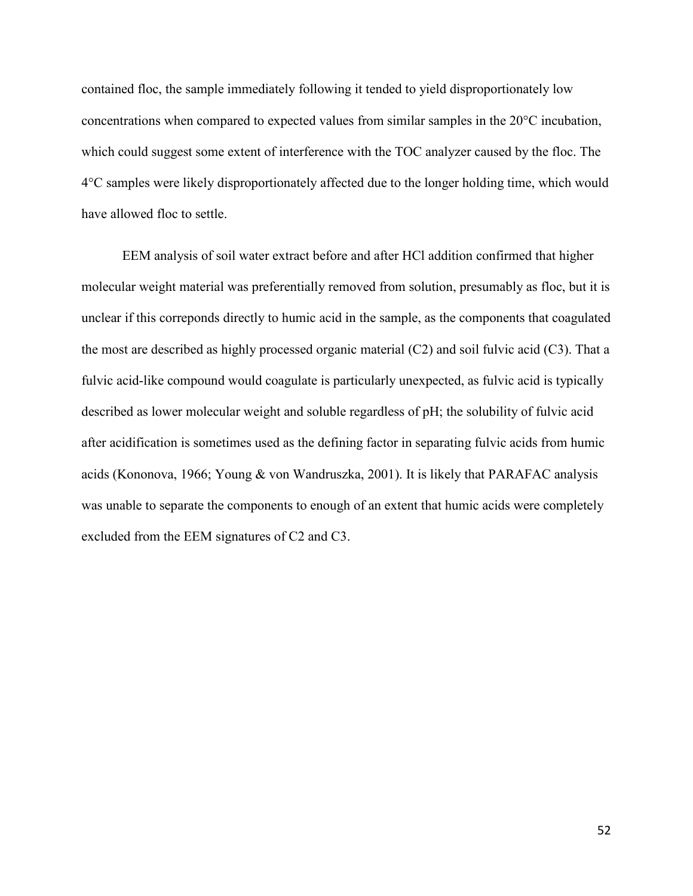contained floc, the sample immediately following it tended to yield disproportionately low concentrations when compared to expected values from similar samples in the 20°C incubation, which could suggest some extent of interference with the TOC analyzer caused by the floc. The 4°C samples were likely disproportionately affected due to the longer holding time, which would have allowed floc to settle.

EEM analysis of soil water extract before and after HCl addition confirmed that higher molecular weight material was preferentially removed from solution, presumably as floc, but it is unclear if this correponds directly to humic acid in the sample, as the components that coagulated the most are described as highly processed organic material (C2) and soil fulvic acid (C3). That a fulvic acid-like compound would coagulate is particularly unexpected, as fulvic acid is typically described as lower molecular weight and soluble regardless of pH; the solubility of fulvic acid after acidification is sometimes used as the defining factor in separating fulvic acids from humic acids (Kononova, 1966; Young & von Wandruszka, 2001). It is likely that PARAFAC analysis was unable to separate the components to enough of an extent that humic acids were completely excluded from the EEM signatures of C2 and C3.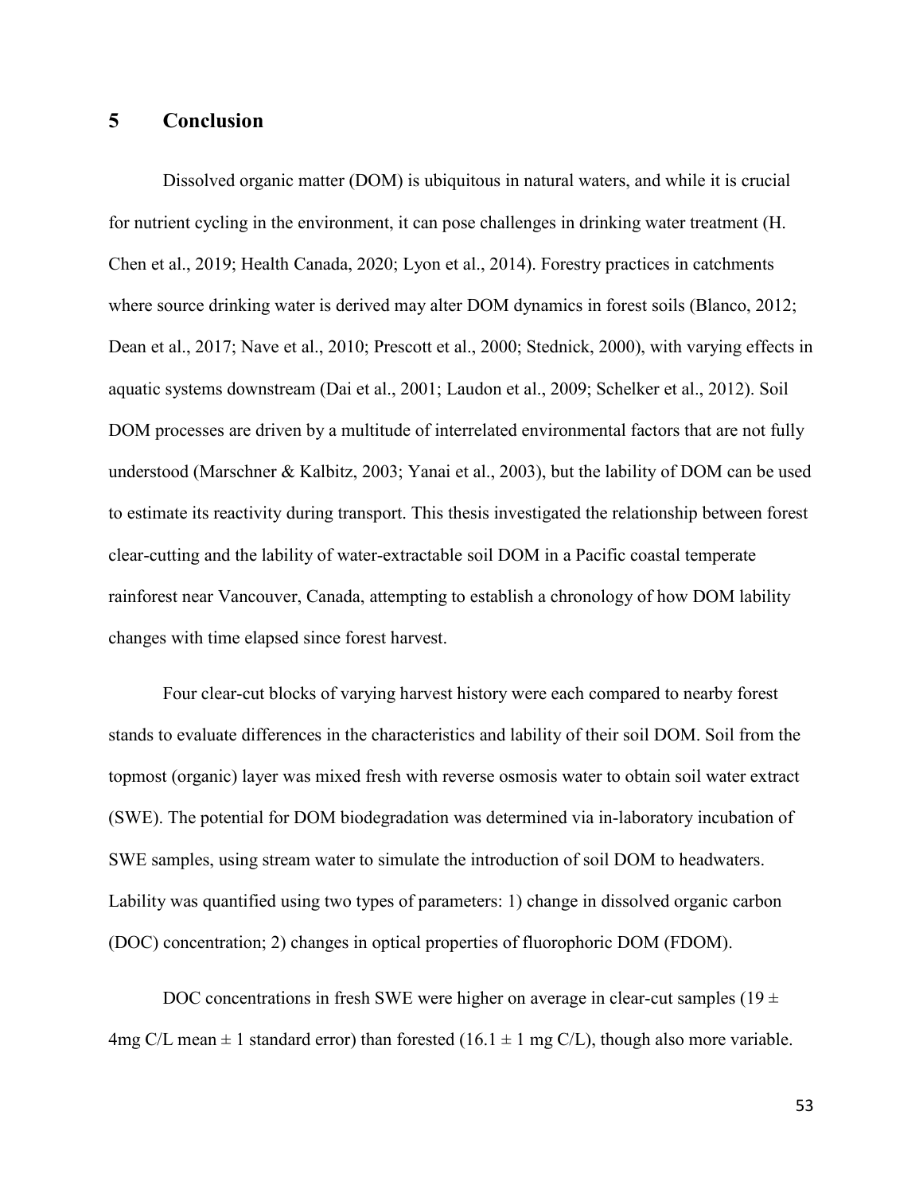# 5 Conclusion

Dissolved organic matter (DOM) is ubiquitous in natural waters, and while it is crucial for nutrient cycling in the environment, it can pose challenges in drinking water treatment (H. Chen et al., 2019; Health Canada, 2020; Lyon et al., 2014). Forestry practices in catchments where source drinking water is derived may alter DOM dynamics in forest soils (Blanco, 2012; Dean et al., 2017; Nave et al., 2010; Prescott et al., 2000; Stednick, 2000), with varying effects in aquatic systems downstream (Dai et al., 2001; Laudon et al., 2009; Schelker et al., 2012). Soil DOM processes are driven by a multitude of interrelated environmental factors that are not fully understood (Marschner & Kalbitz, 2003; Yanai et al., 2003), but the lability of DOM can be used to estimate its reactivity during transport. This thesis investigated the relationship between forest clear-cutting and the lability of water-extractable soil DOM in a Pacific coastal temperate rainforest near Vancouver, Canada, attempting to establish a chronology of how DOM lability changes with time elapsed since forest harvest.

Four clear-cut blocks of varying harvest history were each compared to nearby forest stands to evaluate differences in the characteristics and lability of their soil DOM. Soil from the topmost (organic) layer was mixed fresh with reverse osmosis water to obtain soil water extract (SWE). The potential for DOM biodegradation was determined via in-laboratory incubation of SWE samples, using stream water to simulate the introduction of soil DOM to headwaters. Lability was quantified using two types of parameters: 1) change in dissolved organic carbon (DOC) concentration; 2) changes in optical properties of fluorophoric DOM (FDOM).

DOC concentrations in fresh SWE were higher on average in clear-cut samples ($19 \pm 4$mg C/L mean $\pm$ 1 standard error) than forested ($16.1 \pm 1$ mg C/L), though also more variable.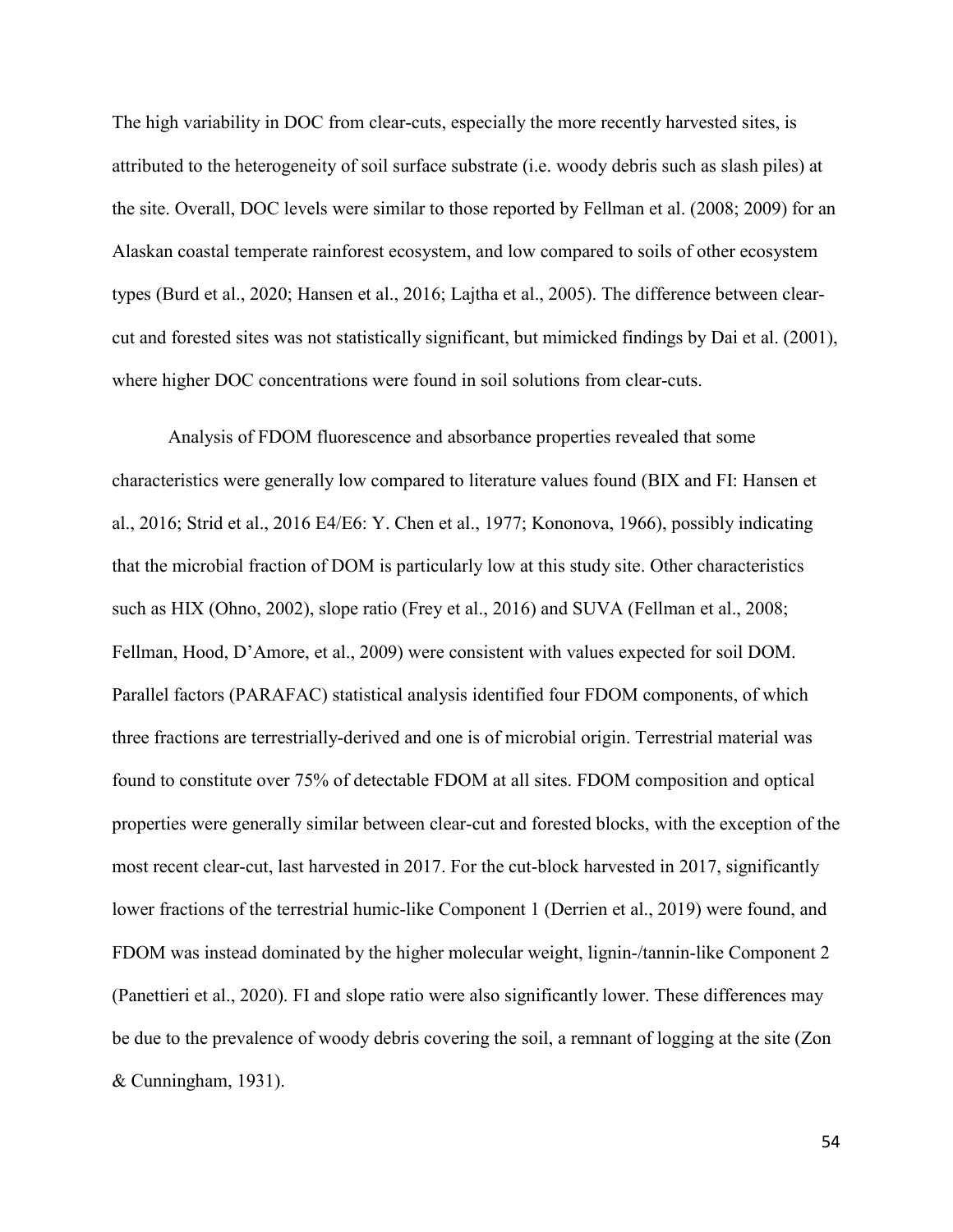The high variability in DOC from clear-cuts, especially the more recently harvested sites, is attributed to the heterogeneity of soil surface substrate (i.e. woody debris such as slash piles) at the site. Overall, DOC levels were similar to those reported by Fellman et al. (2008; 2009) for an Alaskan coastal temperate rainforest ecosystem, and low compared to soils of other ecosystem types (Burd et al., 2020; Hansen et al., 2016; Lajtha et al., 2005). The difference between clear-cut and forested sites was not statistically significant, but mimicked findings by Dai et al. (2001), where higher DOC concentrations were found in soil solutions from clear-cuts.

Analysis of FDOM fluorescence and absorbance properties revealed that some characteristics were generally low compared to literature values found (BIX and FI: Hansen et al., 2016; Strid et al., 2016 E4/E6: Y. Chen et al., 1977; Kononova, 1966), possibly indicating that the microbial fraction of DOM is particularly low at this study site. Other characteristics such as HIX (Ohno, 2002), slope ratio (Frey et al., 2016) and SUVA (Fellman et al., 2008; Fellman, Hood, D'Amore, et al., 2009) were consistent with values expected for soil DOM. Parallel factors (PARAFAC) statistical analysis identified four FDOM components, of which three fractions are terrestrially-derived and one is of microbial origin. Terrestrial material was found to constitute over 75% of detectable FDOM at all sites. FDOM composition and optical properties were generally similar between clear-cut and forested blocks, with the exception of the most recent clear-cut, last harvested in 2017. For the cut-block harvested in 2017, significantly lower fractions of the terrestrial humic-like Component 1 (Derrien et al., 2019) were found, and FDOM was instead dominated by the higher molecular weight, lignin-/tannin-like Component 2 (Panettieri et al., 2020). FI and slope ratio were also significantly lower. These differences may be due to the prevalence of woody debris covering the soil, a remnant of logging at the site (Zon & Cunningham, 1931).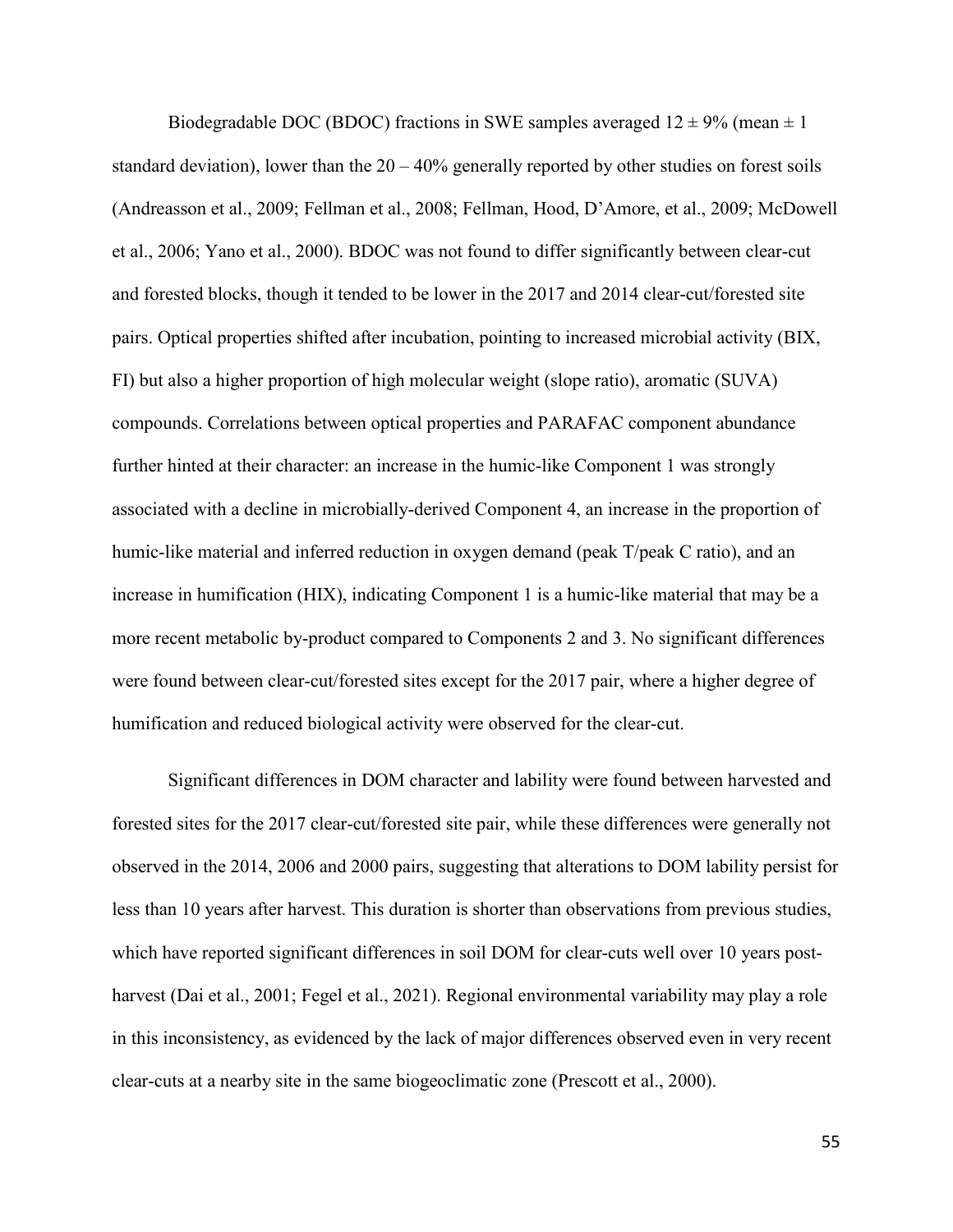Biodegradable DOC (BDOC) fractions in SWE samples averaged $12 \pm 9\%$ (mean $\pm$ 1 standard deviation), lower than the 20 – 40% generally reported by other studies on forest soils (Andreasson et al., 2009; Fellman et al., 2008; Fellman, Hood, D'Amore, et al., 2009; McDowell et al., 2006; Yano et al., 2000). BDOC was not found to differ significantly between clear-cut and forested blocks, though it tended to be lower in the 2017 and 2014 clear-cut/forested site pairs. Optical properties shifted after incubation, pointing to increased microbial activity (BIX, FI) but also a higher proportion of high molecular weight (slope ratio), aromatic (SUVA) compounds. Correlations between optical properties and PARAFAC component abundance further hinted at their character: an increase in the humic-like Component 1 was strongly associated with a decline in microbially-derived Component 4, an increase in the proportion of humic-like material and inferred reduction in oxygen demand (peak T/peak C ratio), and an increase in humification (HIX), indicating Component 1 is a humic-like material that may be a more recent metabolic by-product compared to Components 2 and 3. No significant differences were found between clear-cut/forested sites except for the 2017 pair, where a higher degree of humification and reduced biological activity were observed for the clear-cut.

Significant differences in DOM character and lability were found between harvested and forested sites for the 2017 clear-cut/forested site pair, while these differences were generally not observed in the 2014, 2006 and 2000 pairs, suggesting that alterations to DOM lability persist for less than 10 years after harvest. This duration is shorter than observations from previous studies, which have reported significant differences in soil DOM for clear-cuts well over 10 years post-harvest (Dai et al., 2001; Fegel et al., 2021). Regional environmental variability may play a role in this inconsistency, as evidenced by the lack of major differences observed even in very recent clear-cuts at a nearby site in the same biogeoclimatic zone (Prescott et al., 2000).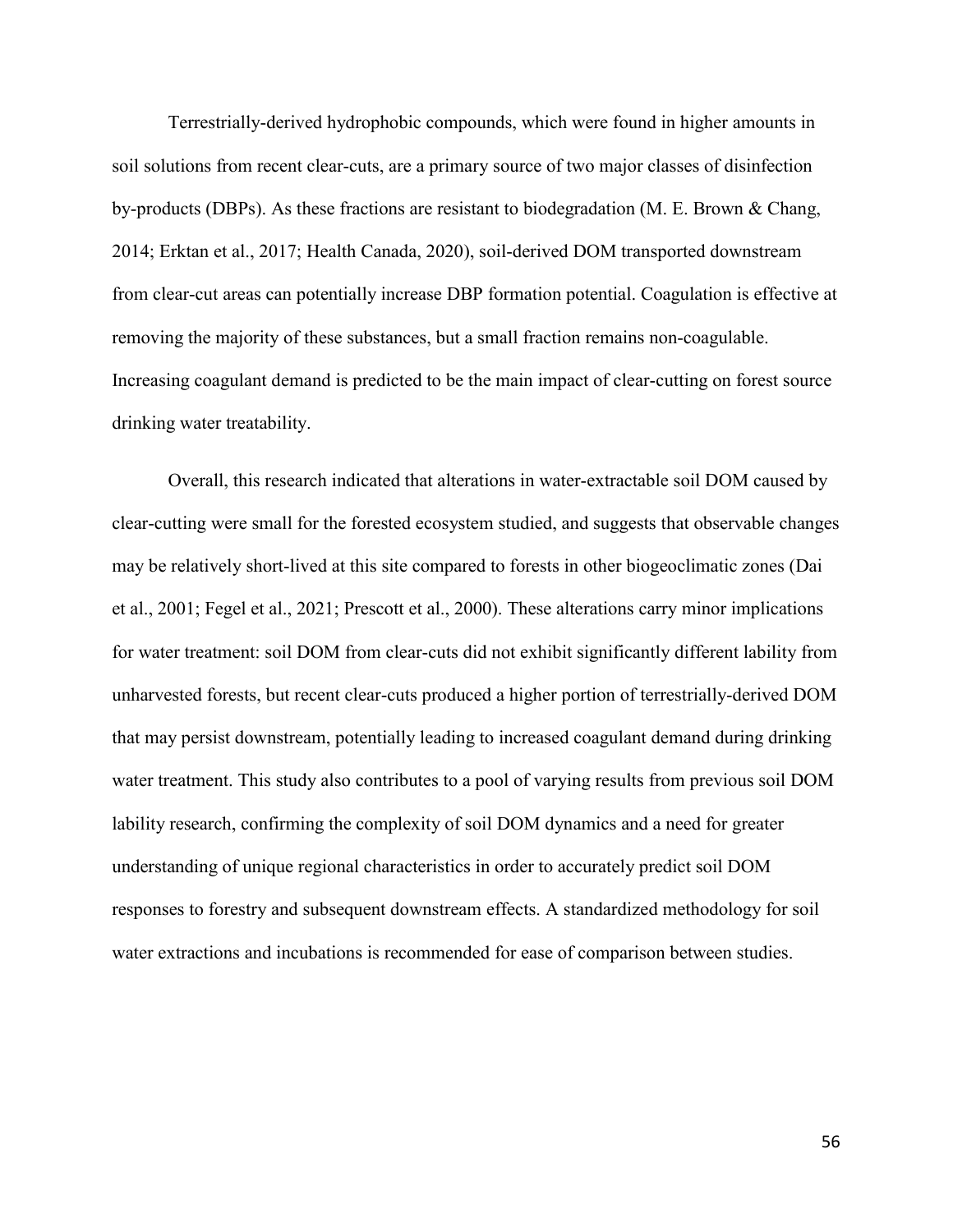Terrestrially-derived hydrophobic compounds, which were found in higher amounts in soil solutions from recent clear-cuts, are a primary source of two major classes of disinfection by-products (DBPs). As these fractions are resistant to biodegradation (M. E. Brown & Chang, 2014; Erktan et al., 2017; Health Canada, 2020), soil-derived DOM transported downstream from clear-cut areas can potentially increase DBP formation potential. Coagulation is effective at removing the majority of these substances, but a small fraction remains non-coagulable. Increasing coagulant demand is predicted to be the main impact of clear-cutting on forest source drinking water treatability.

Overall, this research indicated that alterations in water-extractable soil DOM caused by clear-cutting were small for the forested ecosystem studied, and suggests that observable changes may be relatively short-lived at this site compared to forests in other biogeoclimatic zones (Dai et al., 2001; Fegel et al., 2021; Prescott et al., 2000). These alterations carry minor implications for water treatment: soil DOM from clear-cuts did not exhibit significantly different lability from unharvested forests, but recent clear-cuts produced a higher portion of terrestrially-derived DOM that may persist downstream, potentially leading to increased coagulant demand during drinking water treatment. This study also contributes to a pool of varying results from previous soil DOM lability research, confirming the complexity of soil DOM dynamics and a need for greater understanding of unique regional characteristics in order to accurately predict soil DOM responses to forestry and subsequent downstream effects. A standardized methodology for soil water extractions and incubations is recommended for ease of comparison between studies.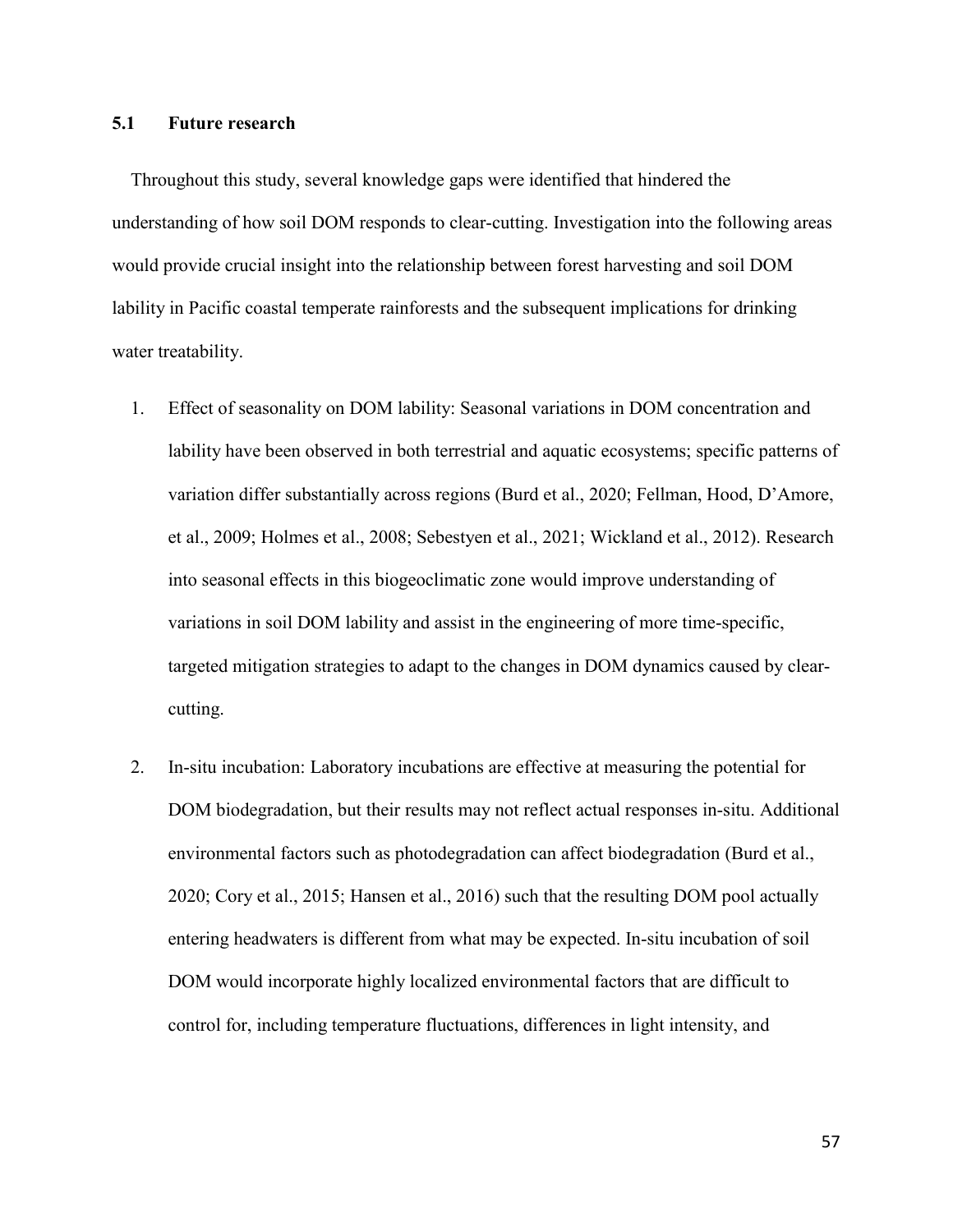## 5.1 Future research

Throughout this study, several knowledge gaps were identified that hindered the understanding of how soil DOM responds to clear-cutting. Investigation into the following areas would provide crucial insight into the relationship between forest harvesting and soil DOM lability in Pacific coastal temperate rainforests and the subsequent implications for drinking water treatability.

1. Effect of seasonality on DOM lability: Seasonal variations in DOM concentration and lability have been observed in both terrestrial and aquatic ecosystems; specific patterns of variation differ substantially across regions (Burd et al., 2020; Fellman, Hood, D'Amore, et al., 2009; Holmes et al., 2008; Sebestyen et al., 2021; Wickland et al., 2012). Research into seasonal effects in this biogeoclimatic zone would improve understanding of variations in soil DOM lability and assist in the engineering of more time-specific, targeted mitigation strategies to adapt to the changes in DOM dynamics caused by clear-cutting.
2. In-situ incubation: Laboratory incubations are effective at measuring the potential for DOM biodegradation, but their results may not reflect actual responses in-situ. Additional environmental factors such as photodegradation can affect biodegradation (Burd et al., 2020; Cory et al., 2015; Hansen et al., 2016) such that the resulting DOM pool actually entering headwaters is different from what may be expected. In-situ incubation of soil DOM would incorporate highly localized environmental factors that are difficult to control for, including temperature fluctuations, differences in light intensity, and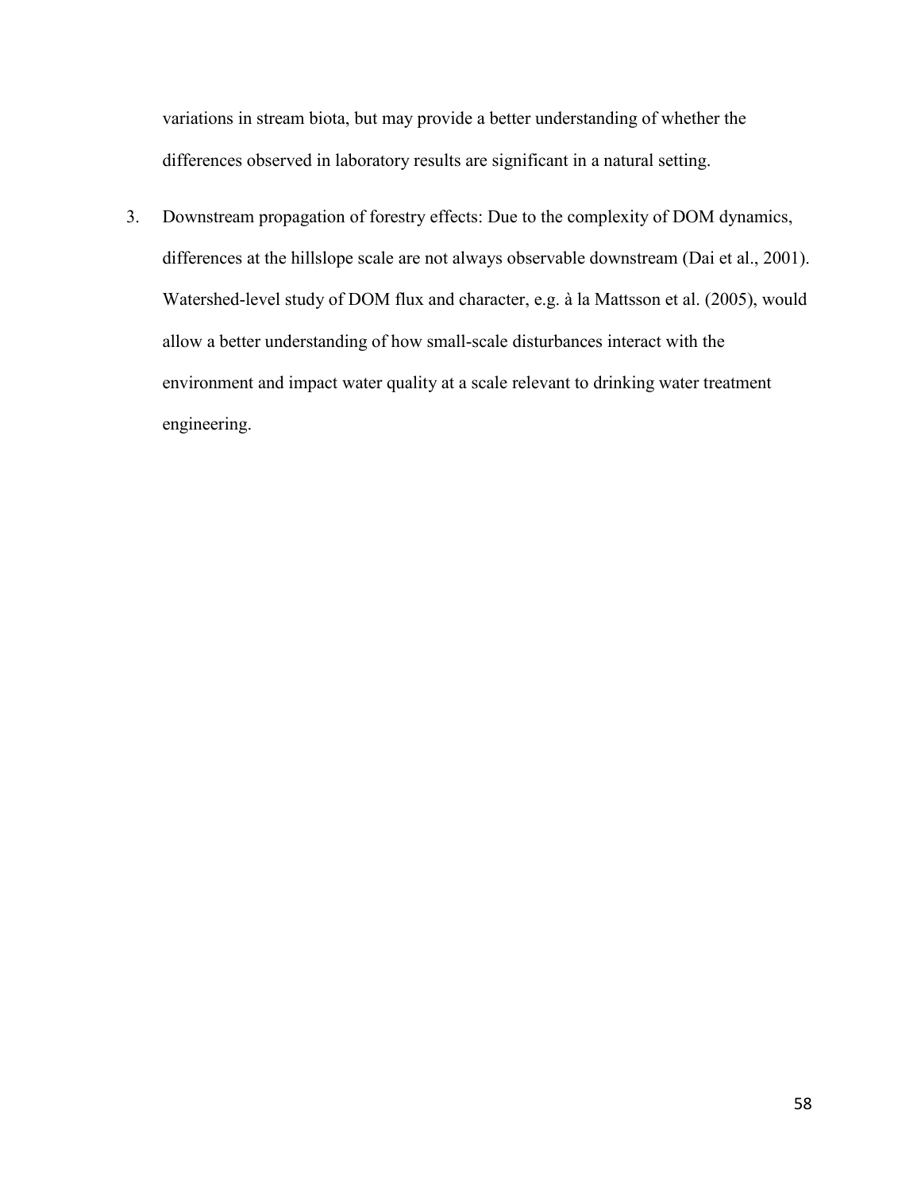variations in stream biota, but may provide a better understanding of whether the differences observed in laboratory results are significant in a natural setting.

3. Downstream propagation of forestry effects: Due to the complexity of DOM dynamics, differences at the hillslope scale are not always observable downstream (Dai et al., 2001). Watershed-level study of DOM flux and character, e.g. à la Mattsson et al. (2005), would allow a better understanding of how small-scale disturbances interact with the environment and impact water quality at a scale relevant to drinking water treatment engineering.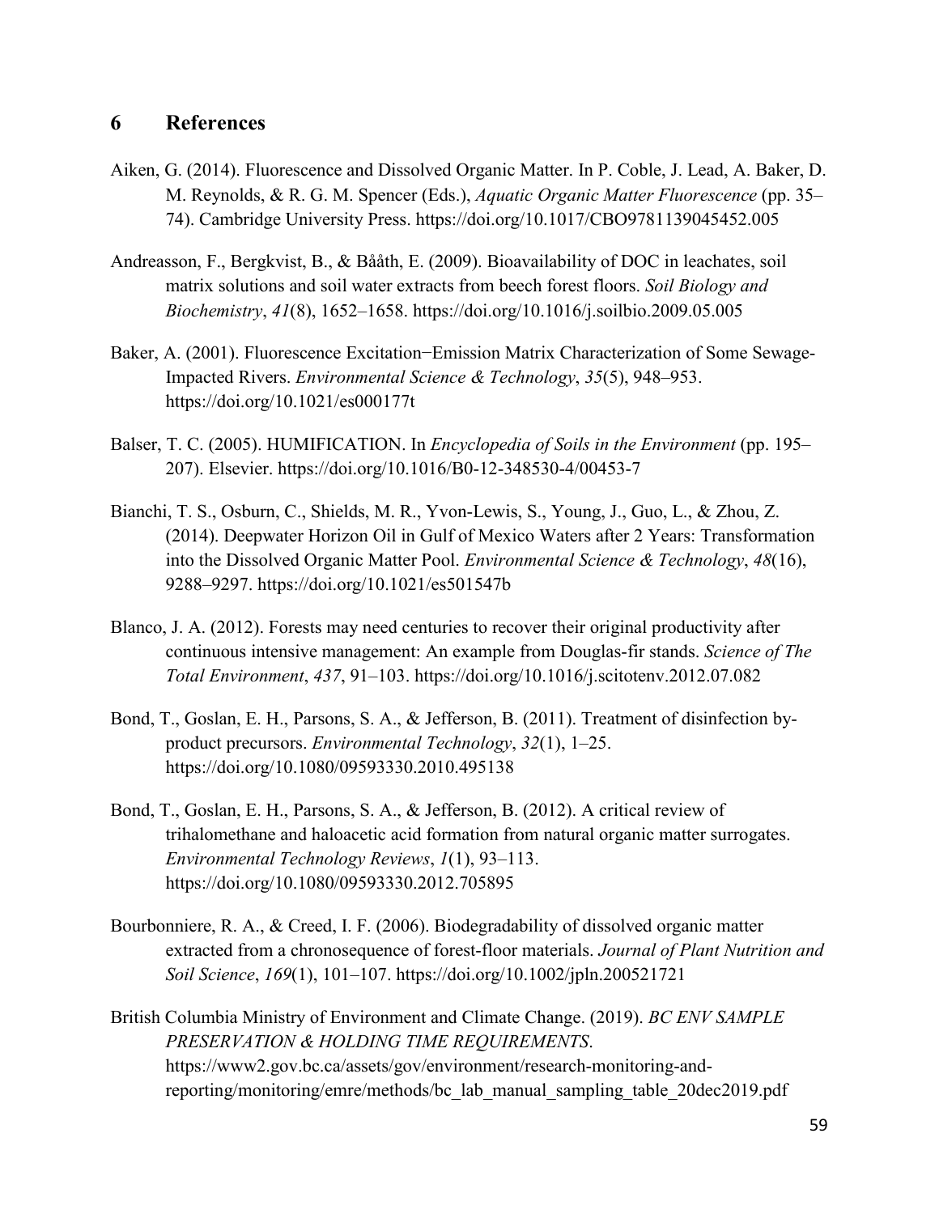# 6 References

Aiken, G. (2014). Fluorescence and Dissolved Organic Matter. In P. Coble, J. Lead, A. Baker, D. M. Reynolds, & R. G. M. Spencer (Eds.), *Aquatic Organic Matter Fluorescence* (pp. 35–74). Cambridge University Press. https://doi.org/10.1017/CBO9781139045452.005

Andreasson, F., Bergkvist, B., & Bååth, E. (2009). Bioavailability of DOC in leachates, soil matrix solutions and soil water extracts from beech forest floors. *Soil Biology and Biochemistry*, *41*(8), 1652–1658. https://doi.org/10.1016/j.soilbio.2009.05.005

Baker, A. (2001). Fluorescence Excitation−Emission Matrix Characterization of Some Sewage-Impacted Rivers. *Environmental Science & Technology*, *35*(5), 948–953. https://doi.org/10.1021/es000177t

Balser, T. C. (2005). HUMIFICATION. In *Encyclopedia of Soils in the Environment* (pp. 195–207). Elsevier. https://doi.org/10.1016/B0-12-348530-4/00453-7

Bianchi, T. S., Osburn, C., Shields, M. R., Yvon-Lewis, S., Young, J., Guo, L., & Zhou, Z. (2014). Deepwater Horizon Oil in Gulf of Mexico Waters after 2 Years: Transformation into the Dissolved Organic Matter Pool. *Environmental Science & Technology*, *48*(16), 9288–9297. https://doi.org/10.1021/es501547b

Blanco, J. A. (2012). Forests may need centuries to recover their original productivity after continuous intensive management: An example from Douglas-fir stands. *Science of The Total Environment*, *437*, 91–103. https://doi.org/10.1016/j.scitotenv.2012.07.082

Bond, T., Goslan, E. H., Parsons, S. A., & Jefferson, B. (2011). Treatment of disinfection by-product precursors. *Environmental Technology*, *32*(1), 1–25. https://doi.org/10.1080/09593330.2010.495138

Bond, T., Goslan, E. H., Parsons, S. A., & Jefferson, B. (2012). A critical review of trihalomethane and haloacetic acid formation from natural organic matter surrogates. *Environmental Technology Reviews*, *1*(1), 93–113. https://doi.org/10.1080/09593330.2012.705895

Bourbonniere, R. A., & Creed, I. F. (2006). Biodegradability of dissolved organic matter extracted from a chronosequence of forest-floor materials. *Journal of Plant Nutrition and Soil Science*, *169*(1), 101–107. https://doi.org/10.1002/jpln.200521721

British Columbia Ministry of Environment and Climate Change. (2019). *BC ENV SAMPLE PRESERVATION & HOLDING TIME REQUIREMENTS*. https://www2.gov.bc.ca/assets/gov/environment/research-monitoring-and-reporting/monitoring/emre/methods/bc_lab_manual_sampling_table_20dec2019.pdf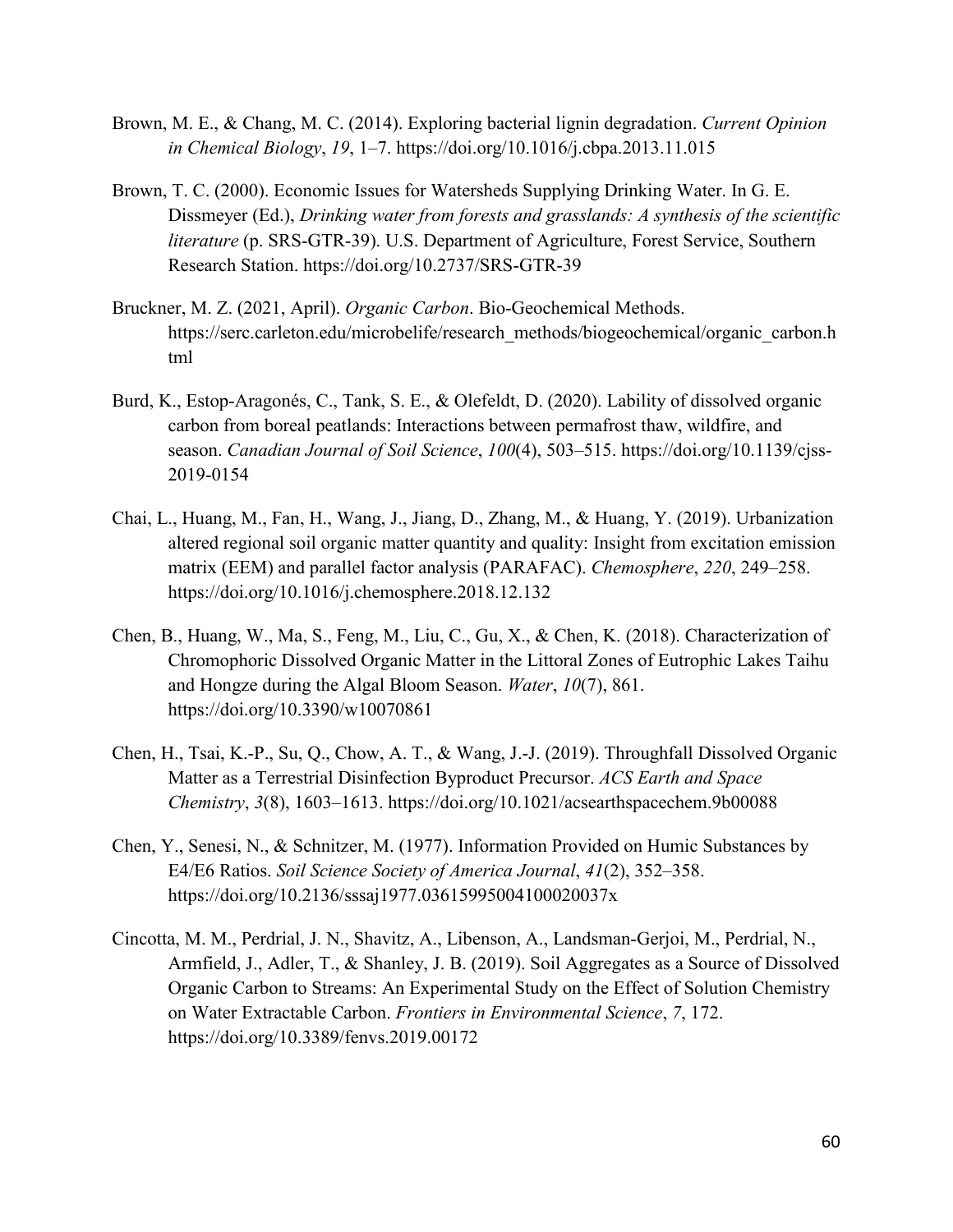Brown, M. E., & Chang, M. C. (2014). Exploring bacterial lignin degradation. *Current Opinion in Chemical Biology*, *19*, 1–7. https://doi.org/10.1016/j.cbpa.2013.11.015

Brown, T. C. (2000). Economic Issues for Watersheds Supplying Drinking Water. In G. E. Dissmeyer (Ed.), *Drinking water from forests and grasslands: A synthesis of the scientific literature* (p. SRS-GTR-39). U.S. Department of Agriculture, Forest Service, Southern Research Station. https://doi.org/10.2737/SRS-GTR-39

Bruckner, M. Z. (2021, April). *Organic Carbon*. Bio-Geochemical Methods. https://serc.carleton.edu/microbelife/research_methods/biogeochemical/organic_carbon.html

Burd, K., Estop-Aragonés, C., Tank, S. E., & Olefeldt, D. (2020). Lability of dissolved organic carbon from boreal peatlands: Interactions between permafrost thaw, wildfire, and season. *Canadian Journal of Soil Science*, *100*(4), 503–515. https://doi.org/10.1139/cjss-2019-0154

Chai, L., Huang, M., Fan, H., Wang, J., Jiang, D., Zhang, M., & Huang, Y. (2019). Urbanization altered regional soil organic matter quantity and quality: Insight from excitation emission matrix (EEM) and parallel factor analysis (PARAFAC). *Chemosphere*, *220*, 249–258. https://doi.org/10.1016/j.chemosphere.2018.12.132

Chen, B., Huang, W., Ma, S., Feng, M., Liu, C., Gu, X., & Chen, K. (2018). Characterization of Chromophoric Dissolved Organic Matter in the Littoral Zones of Eutrophic Lakes Taihu and Hongze during the Algal Bloom Season. *Water*, *10*(7), 861. https://doi.org/10.3390/w10070861

Chen, H., Tsai, K.-P., Su, Q., Chow, A. T., & Wang, J.-J. (2019). Throughfall Dissolved Organic Matter as a Terrestrial Disinfection Byproduct Precursor. *ACS Earth and Space Chemistry*, *3*(8), 1603–1613. https://doi.org/10.1021/acsearthspacechem.9b00088

Chen, Y., Senesi, N., & Schnitzer, M. (1977). Information Provided on Humic Substances by E4/E6 Ratios. *Soil Science Society of America Journal*, *41*(2), 352–358. https://doi.org/10.2136/sssaj1977.03615995004100020037x

Cincotta, M. M., Perdrial, J. N., Shavitz, A., Libenson, A., Landsman-Gerjoi, M., Perdrial, N., Armfield, J., Adler, T., & Shanley, J. B. (2019). Soil Aggregates as a Source of Dissolved Organic Carbon to Streams: An Experimental Study on the Effect of Solution Chemistry on Water Extractable Carbon. *Frontiers in Environmental Science*, *7*, 172. https://doi.org/10.3389/fenvs.2019.00172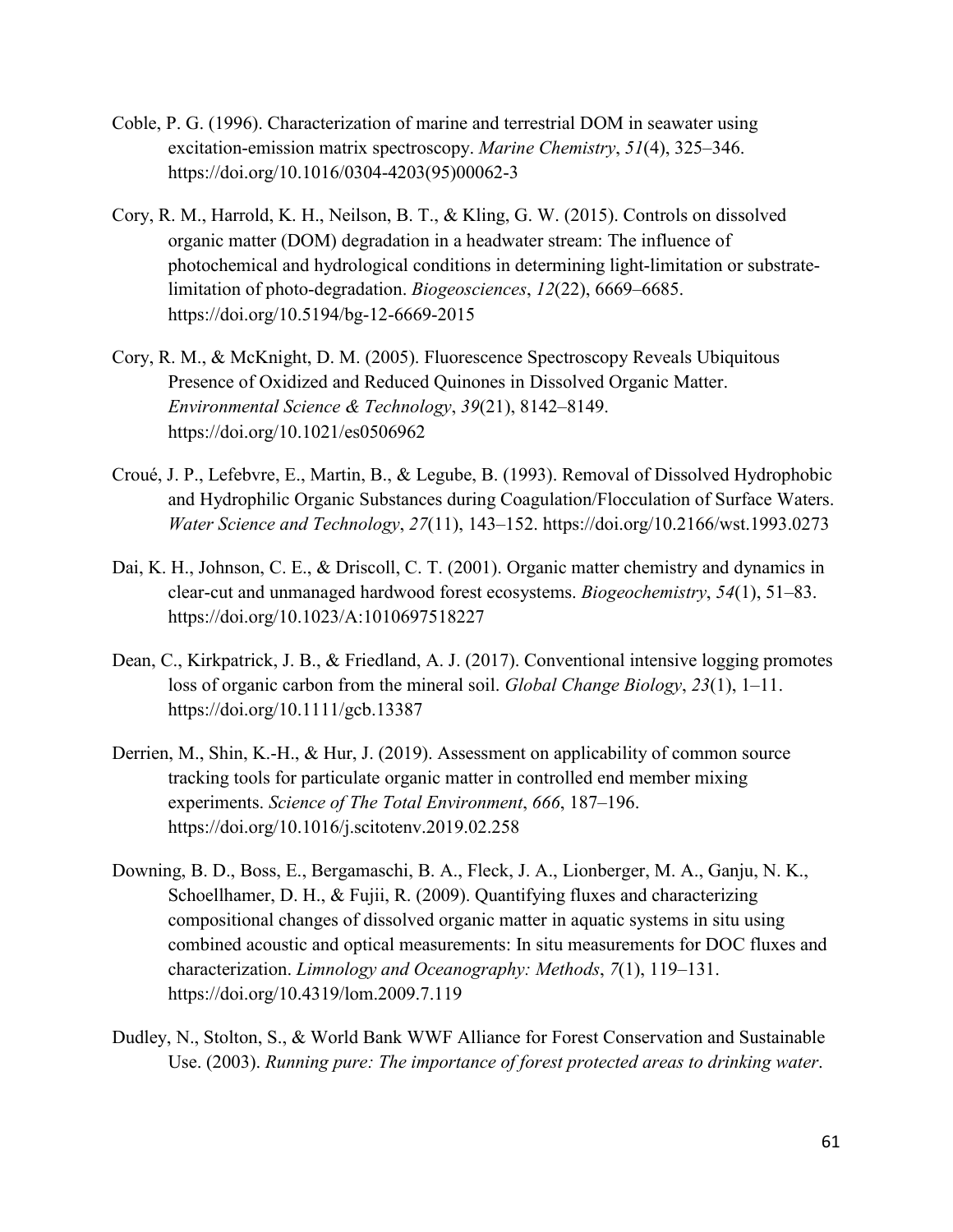Coble, P. G. (1996). Characterization of marine and terrestrial DOM in seawater using excitation-emission matrix spectroscopy. *Marine Chemistry*, *51*(4), 325–346. https://doi.org/10.1016/0304-4203(95)00062-3

Cory, R. M., Harrold, K. H., Neilson, B. T., & Kling, G. W. (2015). Controls on dissolved organic matter (DOM) degradation in a headwater stream: The influence of photochemical and hydrological conditions in determining light-limitation or substrate-limitation of photo-degradation. *Biogeosciences*, *12*(22), 6669–6685. https://doi.org/10.5194/bg-12-6669-2015

Cory, R. M., & McKnight, D. M. (2005). Fluorescence Spectroscopy Reveals Ubiquitous Presence of Oxidized and Reduced Quinones in Dissolved Organic Matter. *Environmental Science & Technology*, *39*(21), 8142–8149. https://doi.org/10.1021/es0506962

Croué, J. P., Lefebvre, E., Martin, B., & Legube, B. (1993). Removal of Dissolved Hydrophobic and Hydrophilic Organic Substances during Coagulation/Flocculation of Surface Waters. *Water Science and Technology*, *27*(11), 143–152. https://doi.org/10.2166/wst.1993.0273

Dai, K. H., Johnson, C. E., & Driscoll, C. T. (2001). Organic matter chemistry and dynamics in clear-cut and unmanaged hardwood forest ecosystems. *Biogeochemistry*, *54*(1), 51–83. https://doi.org/10.1023/A:1010697518227

Dean, C., Kirkpatrick, J. B., & Friedland, A. J. (2017). Conventional intensive logging promotes loss of organic carbon from the mineral soil. *Global Change Biology*, *23*(1), 1–11. https://doi.org/10.1111/gcb.13387

Derrien, M., Shin, K.-H., & Hur, J. (2019). Assessment on applicability of common source tracking tools for particulate organic matter in controlled end member mixing experiments. *Science of The Total Environment*, *666*, 187–196. https://doi.org/10.1016/j.scitotenv.2019.02.258

Downing, B. D., Boss, E., Bergamaschi, B. A., Fleck, J. A., Lionberger, M. A., Ganju, N. K., Schoellhamer, D. H., & Fujii, R. (2009). Quantifying fluxes and characterizing compositional changes of dissolved organic matter in aquatic systems in situ using combined acoustic and optical measurements: In situ measurements for DOC fluxes and characterization. *Limnology and Oceanography: Methods*, *7*(1), 119–131. https://doi.org/10.4319/lom.2009.7.119

Dudley, N., Stolton, S., & World Bank WWF Alliance for Forest Conservation and Sustainable Use. (2003). *Running pure: The importance of forest protected areas to drinking water*.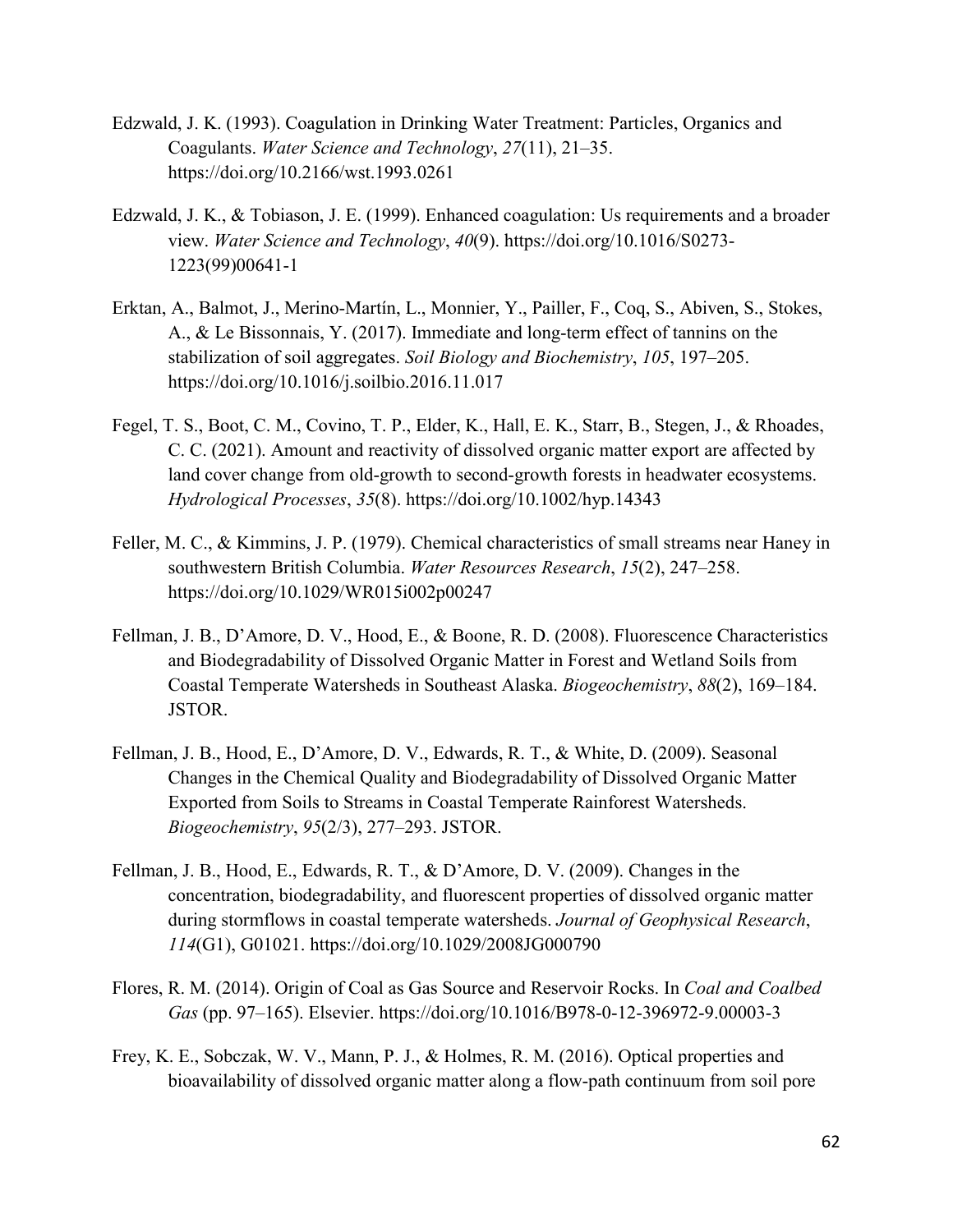Edzwald, J. K. (1993). Coagulation in Drinking Water Treatment: Particles, Organics and Coagulants. *Water Science and Technology*, *27*(11), 21–35. https://doi.org/10.2166/wst.1993.0261

Edzwald, J. K., & Tobiason, J. E. (1999). Enhanced coagulation: Us requirements and a broader view. *Water Science and Technology*, *40*(9). https://doi.org/10.1016/S0273-1223(99)00641-1

Erktan, A., Balmot, J., Merino-Martín, L., Monnier, Y., Pailler, F., Coq, S., Abiven, S., Stokes, A., & Le Bissonnais, Y. (2017). Immediate and long-term effect of tannins on the stabilization of soil aggregates. *Soil Biology and Biochemistry*, *105*, 197–205. https://doi.org/10.1016/j.soilbio.2016.11.017

Fegel, T. S., Boot, C. M., Covino, T. P., Elder, K., Hall, E. K., Starr, B., Stegen, J., & Rhoades, C. C. (2021). Amount and reactivity of dissolved organic matter export are affected by land cover change from old-growth to second-growth forests in headwater ecosystems. *Hydrological Processes*, *35*(8). https://doi.org/10.1002/hyp.14343

Feller, M. C., & Kimmins, J. P. (1979). Chemical characteristics of small streams near Haney in southwestern British Columbia. *Water Resources Research*, *15*(2), 247–258. https://doi.org/10.1029/WR015i002p00247

Fellman, J. B., D'Amore, D. V., Hood, E., & Boone, R. D. (2008). Fluorescence Characteristics and Biodegradability of Dissolved Organic Matter in Forest and Wetland Soils from Coastal Temperate Watersheds in Southeast Alaska. *Biogeochemistry*, *88*(2), 169–184. JSTOR.

Fellman, J. B., Hood, E., D'Amore, D. V., Edwards, R. T., & White, D. (2009). Seasonal Changes in the Chemical Quality and Biodegradability of Dissolved Organic Matter Exported from Soils to Streams in Coastal Temperate Rainforest Watersheds. *Biogeochemistry*, *95*(2/3), 277–293. JSTOR.

Fellman, J. B., Hood, E., Edwards, R. T., & D'Amore, D. V. (2009). Changes in the concentration, biodegradability, and fluorescent properties of dissolved organic matter during stormflows in coastal temperate watersheds. *Journal of Geophysical Research*, *114*(G1), G01021. https://doi.org/10.1029/2008JG000790

Flores, R. M. (2014). Origin of Coal as Gas Source and Reservoir Rocks. In *Coal and Coalbed Gas* (pp. 97–165). Elsevier. https://doi.org/10.1016/B978-0-12-396972-9.00003-3

Frey, K. E., Sobczak, W. V., Mann, P. J., & Holmes, R. M. (2016). Optical properties and bioavailability of dissolved organic matter along a flow-path continuum from soil pore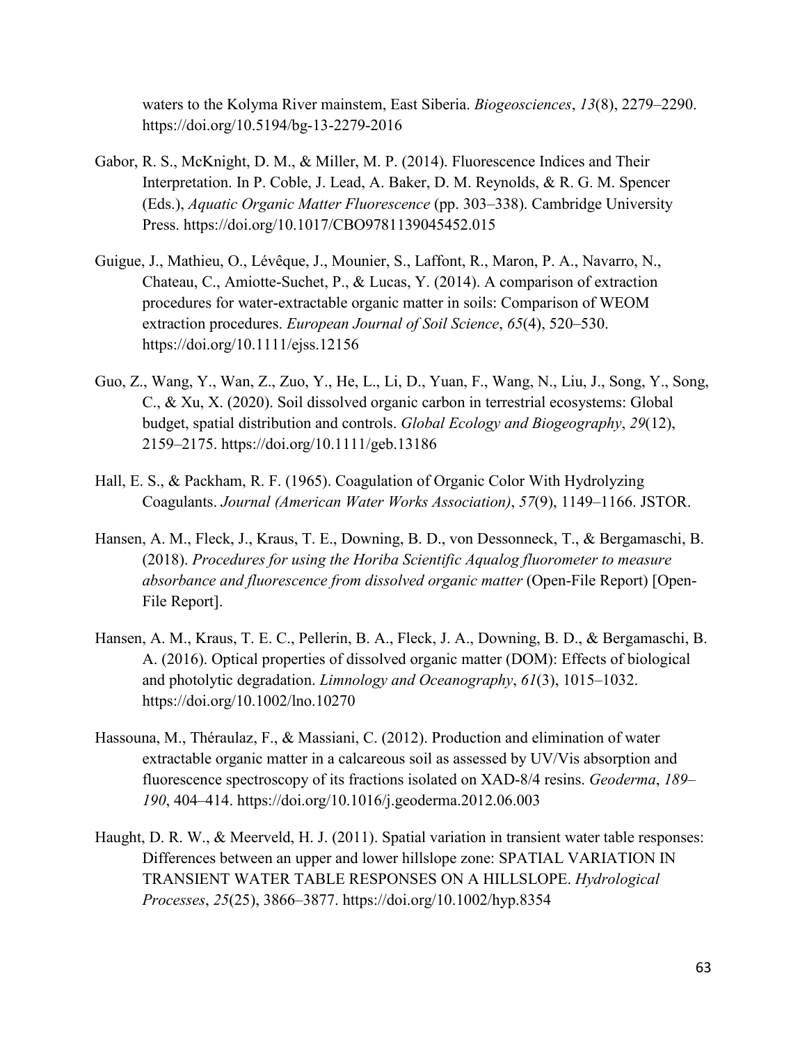waters to the Kolyma River mainstem, East Siberia. *Biogeosciences*, *13*(8), 2279–2290. https://doi.org/10.5194/bg-13-2279-2016

Gabor, R. S., McKnight, D. M., & Miller, M. P. (2014). Fluorescence Indices and Their Interpretation. In P. Coble, J. Lead, A. Baker, D. M. Reynolds, & R. G. M. Spencer (Eds.), *Aquatic Organic Matter Fluorescence* (pp. 303–338). Cambridge University Press. https://doi.org/10.1017/CBO9781139045452.015

Guigue, J., Mathieu, O., Lévêque, J., Mounier, S., Laffont, R., Maron, P. A., Navarro, N., Chateau, C., Amiotte-Suchet, P., & Lucas, Y. (2014). A comparison of extraction procedures for water-extractable organic matter in soils: Comparison of WEOM extraction procedures. *European Journal of Soil Science*, *65*(4), 520–530. https://doi.org/10.1111/ejss.12156

Guo, Z., Wang, Y., Wan, Z., Zuo, Y., He, L., Li, D., Yuan, F., Wang, N., Liu, J., Song, Y., Song, C., & Xu, X. (2020). Soil dissolved organic carbon in terrestrial ecosystems: Global budget, spatial distribution and controls. *Global Ecology and Biogeography*, *29*(12), 2159–2175. https://doi.org/10.1111/geb.13186

Hall, E. S., & Packham, R. F. (1965). Coagulation of Organic Color With Hydrolyzing Coagulants. *Journal (American Water Works Association)*, *57*(9), 1149–1166. JSTOR.

Hansen, A. M., Fleck, J., Kraus, T. E., Downing, B. D., von Dessonneck, T., & Bergamaschi, B. (2018). *Procedures for using the Horiba Scientific Aqualog fluorometer to measure absorbance and fluorescence from dissolved organic matter* (Open-File Report) [Open-File Report].

Hansen, A. M., Kraus, T. E. C., Pellerin, B. A., Fleck, J. A., Downing, B. D., & Bergamaschi, B. A. (2016). Optical properties of dissolved organic matter (DOM): Effects of biological and photolytic degradation. *Limnology and Oceanography*, *61*(3), 1015–1032. https://doi.org/10.1002/lno.10270

Hassouna, M., Théraulaz, F., & Massiani, C. (2012). Production and elimination of water extractable organic matter in a calcareous soil as assessed by UV/Vis absorption and fluorescence spectroscopy of its fractions isolated on XAD-8/4 resins. *Geoderma*, *189–190*, 404–414. https://doi.org/10.1016/j.geoderma.2012.06.003

Haught, D. R. W., & Meerveld, H. J. (2011). Spatial variation in transient water table responses: Differences between an upper and lower hillslope zone: SPATIAL VARIATION IN TRANSIENT WATER TABLE RESPONSES ON A HILLSLOPE. *Hydrological Processes*, *25*(25), 3866–3877. https://doi.org/10.1002/hyp.8354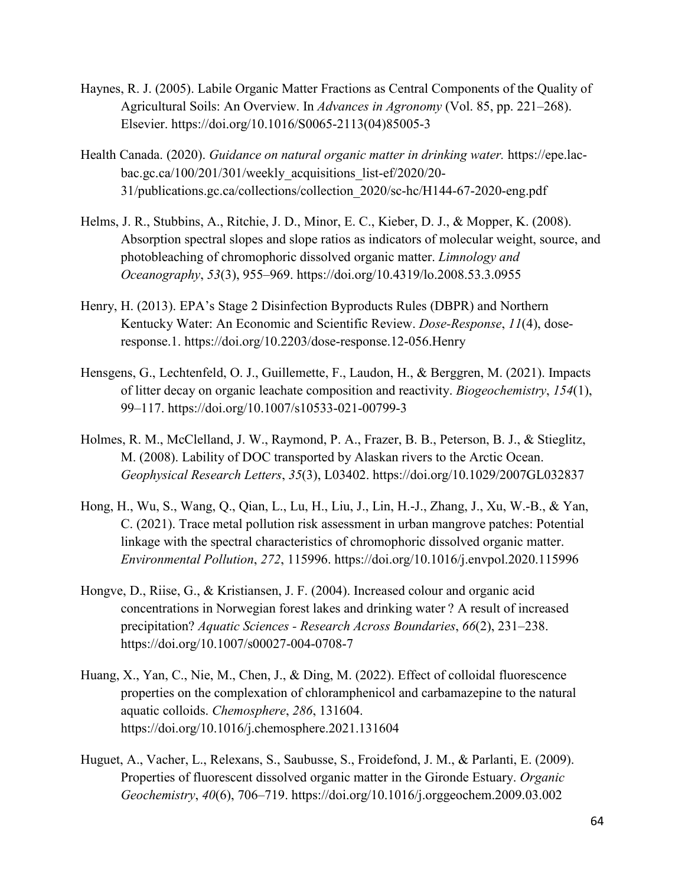Haynes, R. J. (2005). Labile Organic Matter Fractions as Central Components of the Quality of Agricultural Soils: An Overview. In *Advances in Agronomy* (Vol. 85, pp. 221–268). Elsevier. https://doi.org/10.1016/S0065-2113(04)85005-3

Health Canada. (2020). *Guidance on natural organic matter in drinking water.* https://epe.lac-bac.gc.ca/100/201/301/weekly_acquisitions_list-ef/2020/20-31/publications.gc.ca/collections/collection_2020/sc-hc/H144-67-2020-eng.pdf

Helms, J. R., Stubbins, A., Ritchie, J. D., Minor, E. C., Kieber, D. J., & Mopper, K. (2008). Absorption spectral slopes and slope ratios as indicators of molecular weight, source, and photobleaching of chromophoric dissolved organic matter. *Limnology and Oceanography*, *53*(3), 955–969. https://doi.org/10.4319/lo.2008.53.3.0955

Henry, H. (2013). EPA's Stage 2 Disinfection Byproducts Rules (DBPR) and Northern Kentucky Water: An Economic and Scientific Review. *Dose-Response*, *11*(4), dose-response.1. https://doi.org/10.2203/dose-response.12-056.Henry

Hensgens, G., Lechtenfeld, O. J., Guillemette, F., Laudon, H., & Berggren, M. (2021). Impacts of litter decay on organic leachate composition and reactivity. *Biogeochemistry*, *154*(1), 99–117. https://doi.org/10.1007/s10533-021-00799-3

Holmes, R. M., McClelland, J. W., Raymond, P. A., Frazer, B. B., Peterson, B. J., & Stieglitz, M. (2008). Lability of DOC transported by Alaskan rivers to the Arctic Ocean. *Geophysical Research Letters*, *35*(3), L03402. https://doi.org/10.1029/2007GL032837

Hong, H., Wu, S., Wang, Q., Qian, L., Lu, H., Liu, J., Lin, H.-J., Zhang, J., Xu, W.-B., & Yan, C. (2021). Trace metal pollution risk assessment in urban mangrove patches: Potential linkage with the spectral characteristics of chromophoric dissolved organic matter. *Environmental Pollution*, *272*, 115996. https://doi.org/10.1016/j.envpol.2020.115996

Hongve, D., Riise, G., & Kristiansen, J. F. (2004). Increased colour and organic acid concentrations in Norwegian forest lakes and drinking water ? A result of increased precipitation? *Aquatic Sciences - Research Across Boundaries*, *66*(2), 231–238. https://doi.org/10.1007/s00027-004-0708-7

Huang, X., Yan, C., Nie, M., Chen, J., & Ding, M. (2022). Effect of colloidal fluorescence properties on the complexation of chloramphenicol and carbamazepine to the natural aquatic colloids. *Chemosphere*, *286*, 131604. https://doi.org/10.1016/j.chemosphere.2021.131604

Huguet, A., Vacher, L., Relexans, S., Saubusse, S., Froidefond, J. M., & Parlanti, E. (2009). Properties of fluorescent dissolved organic matter in the Gironde Estuary. *Organic Geochemistry*, *40*(6), 706–719. https://doi.org/10.1016/j.orggeochem.2009.03.002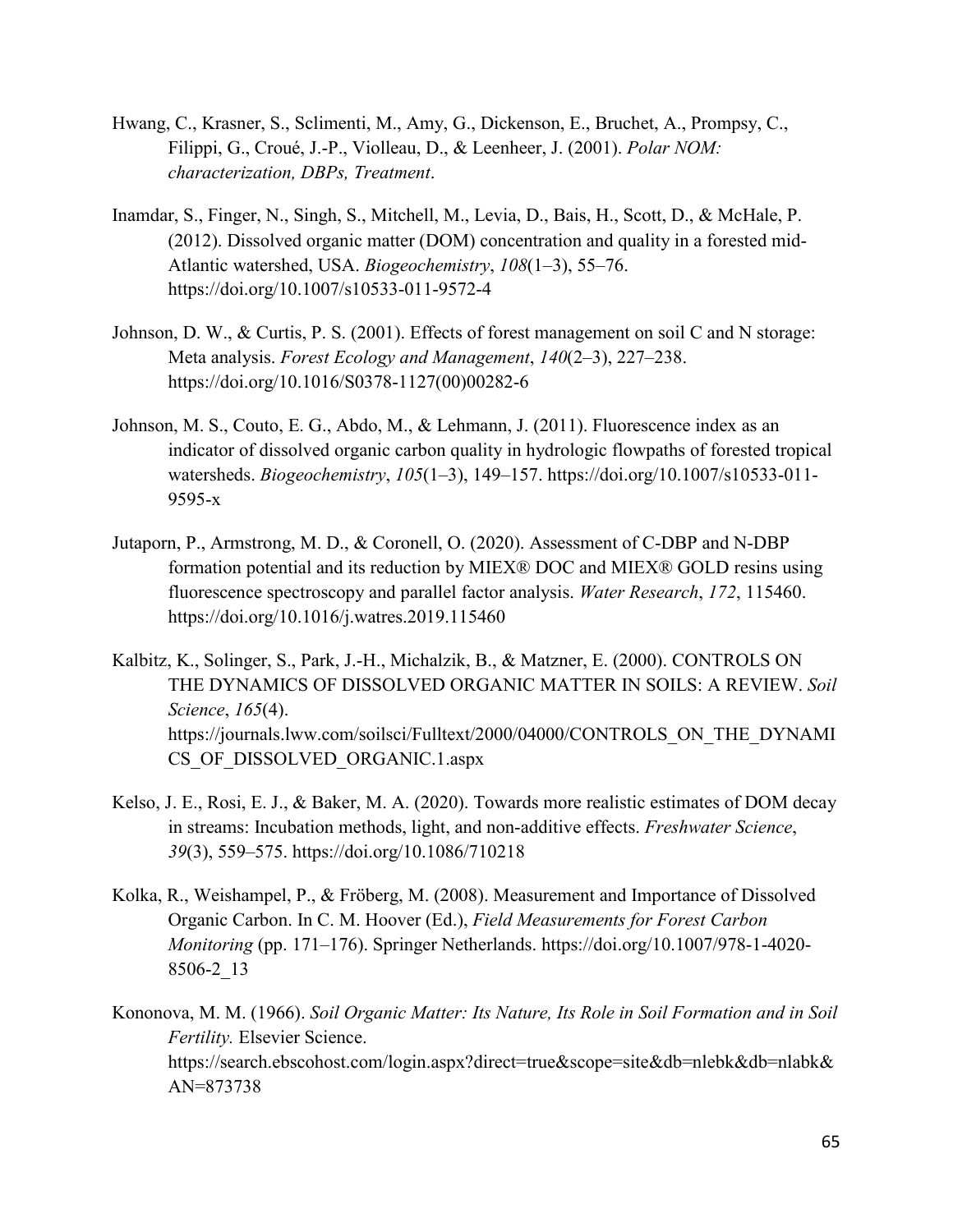Hwang, C., Krasner, S., Sclimenti, M., Amy, G., Dickenson, E., Bruchet, A., Prompsy, C., Filippi, G., Croué, J.-P., Violleau, D., & Leenheer, J. (2001). *Polar NOM: characterization, DBPs, Treatment*.

Inamdar, S., Finger, N., Singh, S., Mitchell, M., Levia, D., Bais, H., Scott, D., & McHale, P. (2012). Dissolved organic matter (DOM) concentration and quality in a forested mid-Atlantic watershed, USA. *Biogeochemistry*, *108*(1–3), 55–76. https://doi.org/10.1007/s10533-011-9572-4

Johnson, D. W., & Curtis, P. S. (2001). Effects of forest management on soil C and N storage: Meta analysis. *Forest Ecology and Management*, *140*(2–3), 227–238. https://doi.org/10.1016/S0378-1127(00)00282-6

Johnson, M. S., Couto, E. G., Abdo, M., & Lehmann, J. (2011). Fluorescence index as an indicator of dissolved organic carbon quality in hydrologic flowpaths of forested tropical watersheds. *Biogeochemistry*, *105*(1–3), 149–157. https://doi.org/10.1007/s10533-011-9595-x

Jutaporn, P., Armstrong, M. D., & Coronell, O. (2020). Assessment of C-DBP and N-DBP formation potential and its reduction by MIEX® DOC and MIEX® GOLD resins using fluorescence spectroscopy and parallel factor analysis. *Water Research*, *172*, 115460. https://doi.org/10.1016/j.watres.2019.115460

Kalbitz, K., Solinger, S., Park, J.-H., Michalzik, B., & Matzner, E. (2000). CONTROLS ON THE DYNAMICS OF DISSOLVED ORGANIC MATTER IN SOILS: A REVIEW. *Soil Science*, *165*(4). https://journals.lww.com/soilsci/Fulltext/2000/04000/CONTROLS_ON_THE_DYNAMICS_OF_DISSOLVED_ORGANIC.1.aspx

Kelso, J. E., Rosi, E. J., & Baker, M. A. (2020). Towards more realistic estimates of DOM decay in streams: Incubation methods, light, and non-additive effects. *Freshwater Science*, *39*(3), 559–575. https://doi.org/10.1086/710218

Kolka, R., Weishampel, P., & Fröberg, M. (2008). Measurement and Importance of Dissolved Organic Carbon. In C. M. Hoover (Ed.), *Field Measurements for Forest Carbon Monitoring* (pp. 171–176). Springer Netherlands. https://doi.org/10.1007/978-1-4020-8506-2_13

Kononova, M. M. (1966). *Soil Organic Matter: Its Nature, Its Role in Soil Formation and in Soil Fertility.* Elsevier Science. https://search.ebscohost.com/login.aspx?direct=true&scope=site&db=nlebk&db=nlabk&AN=873738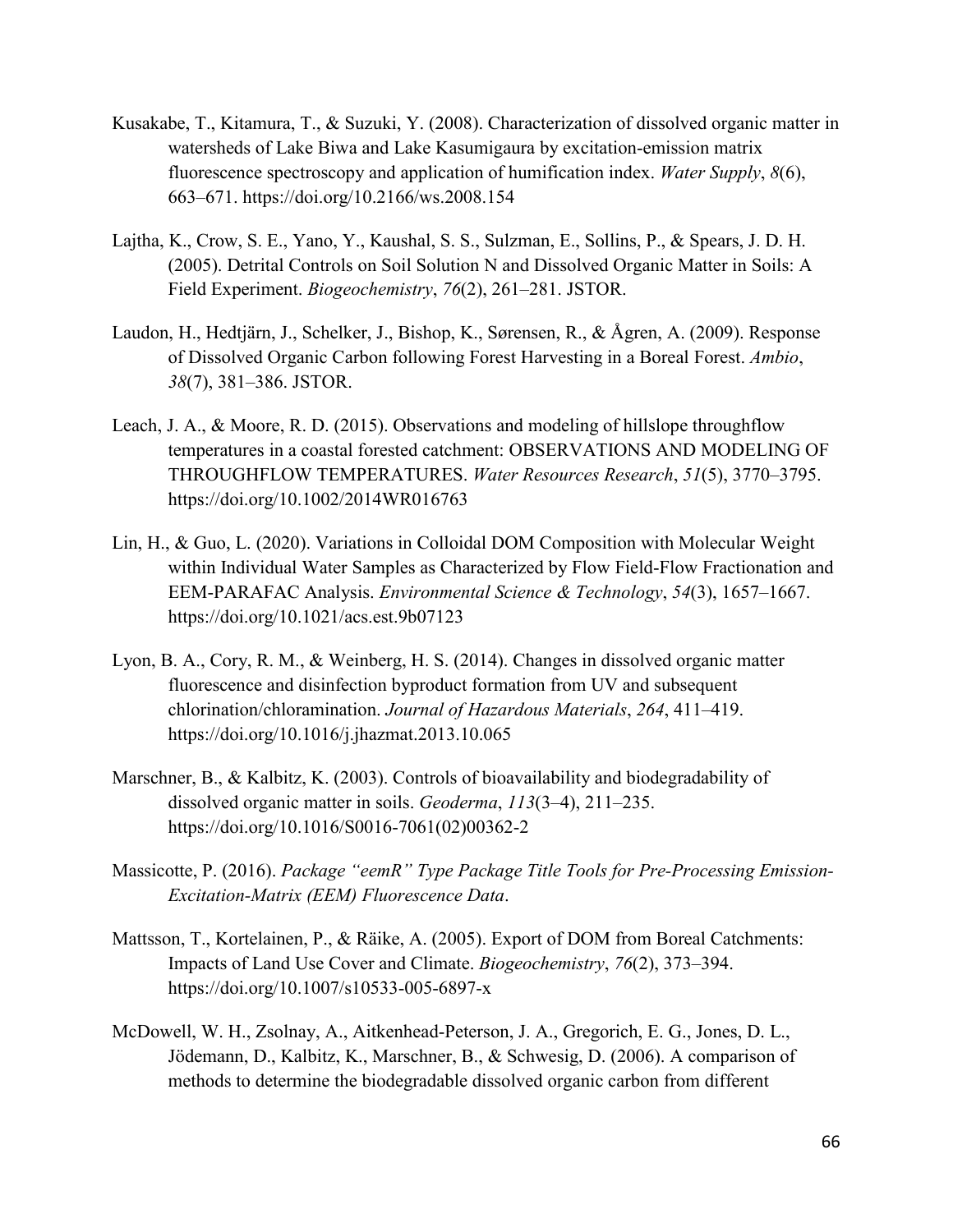Kusakabe, T., Kitamura, T., & Suzuki, Y. (2008). Characterization of dissolved organic matter in watersheds of Lake Biwa and Lake Kasumigaura by excitation-emission matrix fluorescence spectroscopy and application of humification index. *Water Supply*, *8*(6), 663–671. https://doi.org/10.2166/ws.2008.154

Lajtha, K., Crow, S. E., Yano, Y., Kaushal, S. S., Sulzman, E., Sollins, P., & Spears, J. D. H. (2005). Detrital Controls on Soil Solution N and Dissolved Organic Matter in Soils: A Field Experiment. *Biogeochemistry*, *76*(2), 261–281. JSTOR.

Laudon, H., Hedtjärn, J., Schelker, J., Bishop, K., Sørensen, R., & Ågren, A. (2009). Response of Dissolved Organic Carbon following Forest Harvesting in a Boreal Forest. *Ambio*, *38*(7), 381–386. JSTOR.

Leach, J. A., & Moore, R. D. (2015). Observations and modeling of hillslope throughflow temperatures in a coastal forested catchment: OBSERVATIONS AND MODELING OF THROUGHFLOW TEMPERATURES. *Water Resources Research*, *51*(5), 3770–3795. https://doi.org/10.1002/2014WR016763

Lin, H., & Guo, L. (2020). Variations in Colloidal DOM Composition with Molecular Weight within Individual Water Samples as Characterized by Flow Field-Flow Fractionation and EEM-PARAFAC Analysis. *Environmental Science & Technology*, *54*(3), 1657–1667. https://doi.org/10.1021/acs.est.9b07123

Lyon, B. A., Cory, R. M., & Weinberg, H. S. (2014). Changes in dissolved organic matter fluorescence and disinfection byproduct formation from UV and subsequent chlorination/chloramination. *Journal of Hazardous Materials*, *264*, 411–419. https://doi.org/10.1016/j.jhazmat.2013.10.065

Marschner, B., & Kalbitz, K. (2003). Controls of bioavailability and biodegradability of dissolved organic matter in soils. *Geoderma*, *113*(3–4), 211–235. https://doi.org/10.1016/S0016-7061(02)00362-2

Massicotte, P. (2016). *Package "eemR" Type Package Title Tools for Pre-Processing Emission-Excitation-Matrix (EEM) Fluorescence Data*.

Mattsson, T., Kortelainen, P., & Räike, A. (2005). Export of DOM from Boreal Catchments: Impacts of Land Use Cover and Climate. *Biogeochemistry*, *76*(2), 373–394. https://doi.org/10.1007/s10533-005-6897-x

McDowell, W. H., Zsolnay, A., Aitkenhead-Peterson, J. A., Gregorich, E. G., Jones, D. L., Jödemann, D., Kalbitz, K., Marschner, B., & Schwesig, D. (2006). A comparison of methods to determine the biodegradable dissolved organic carbon from different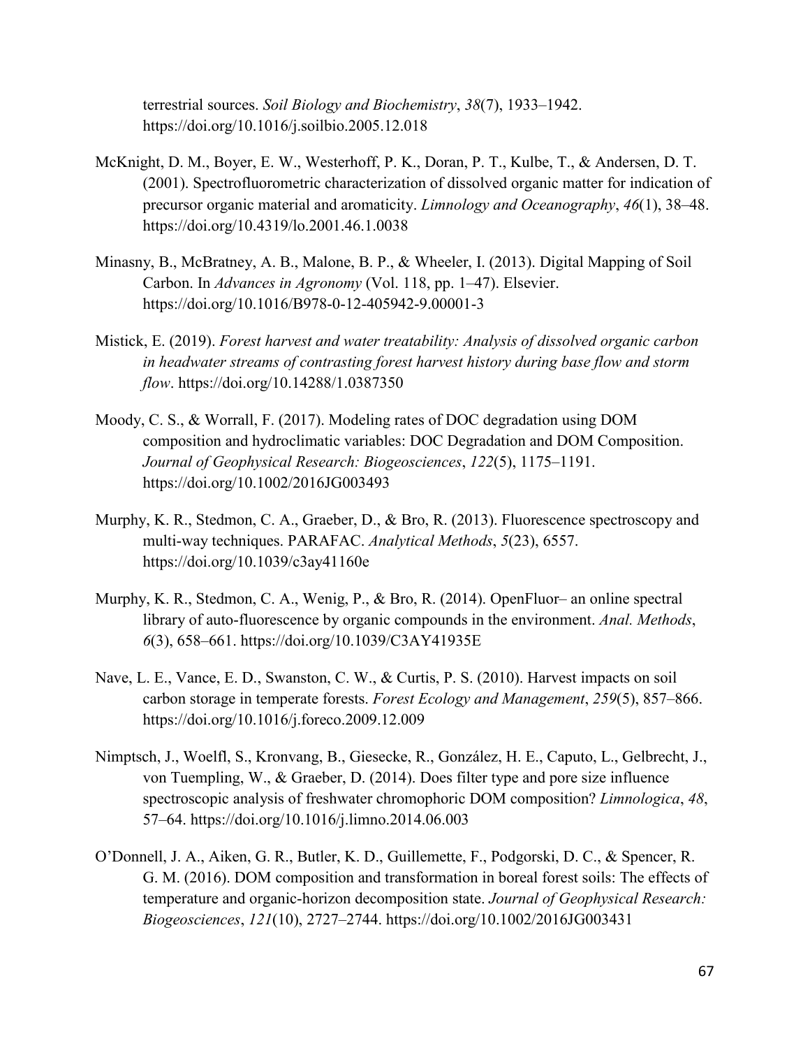terrestrial sources. *Soil Biology and Biochemistry*, *38*(7), 1933–1942. https://doi.org/10.1016/j.soilbio.2005.12.018

McKnight, D. M., Boyer, E. W., Westerhoff, P. K., Doran, P. T., Kulbe, T., & Andersen, D. T. (2001). Spectrofluorometric characterization of dissolved organic matter for indication of precursor organic material and aromaticity. *Limnology and Oceanography*, *46*(1), 38–48. https://doi.org/10.4319/lo.2001.46.1.0038

Minasny, B., McBratney, A. B., Malone, B. P., & Wheeler, I. (2013). Digital Mapping of Soil Carbon. In *Advances in Agronomy* (Vol. 118, pp. 1–47). Elsevier. https://doi.org/10.1016/B978-0-12-405942-9.00001-3

Mistick, E. (2019). *Forest harvest and water treatability: Analysis of dissolved organic carbon in headwater streams of contrasting forest harvest history during base flow and storm flow*. https://doi.org/10.14288/1.0387350

Moody, C. S., & Worrall, F. (2017). Modeling rates of DOC degradation using DOM composition and hydroclimatic variables: DOC Degradation and DOM Composition. *Journal of Geophysical Research: Biogeosciences*, *122*(5), 1175–1191. https://doi.org/10.1002/2016JG003493

Murphy, K. R., Stedmon, C. A., Graeber, D., & Bro, R. (2013). Fluorescence spectroscopy and multi-way techniques. PARAFAC. *Analytical Methods*, *5*(23), 6557. https://doi.org/10.1039/c3ay41160e

Murphy, K. R., Stedmon, C. A., Wenig, P., & Bro, R. (2014). OpenFluor– an online spectral library of auto-fluorescence by organic compounds in the environment. *Anal. Methods*, *6*(3), 658–661. https://doi.org/10.1039/C3AY41935E

Nave, L. E., Vance, E. D., Swanston, C. W., & Curtis, P. S. (2010). Harvest impacts on soil carbon storage in temperate forests. *Forest Ecology and Management*, *259*(5), 857–866. https://doi.org/10.1016/j.foreco.2009.12.009

Nimptsch, J., Woelfl, S., Kronvang, B., Giesecke, R., González, H. E., Caputo, L., Gelbrecht, J., von Tuempling, W., & Graeber, D. (2014). Does filter type and pore size influence spectroscopic analysis of freshwater chromophoric DOM composition? *Limnologica*, *48*, 57–64. https://doi.org/10.1016/j.limno.2014.06.003

O'Donnell, J. A., Aiken, G. R., Butler, K. D., Guillemette, F., Podgorski, D. C., & Spencer, R. G. M. (2016). DOM composition and transformation in boreal forest soils: The effects of temperature and organic-horizon decomposition state. *Journal of Geophysical Research: Biogeosciences*, *121*(10), 2727–2744. https://doi.org/10.1002/2016JG003431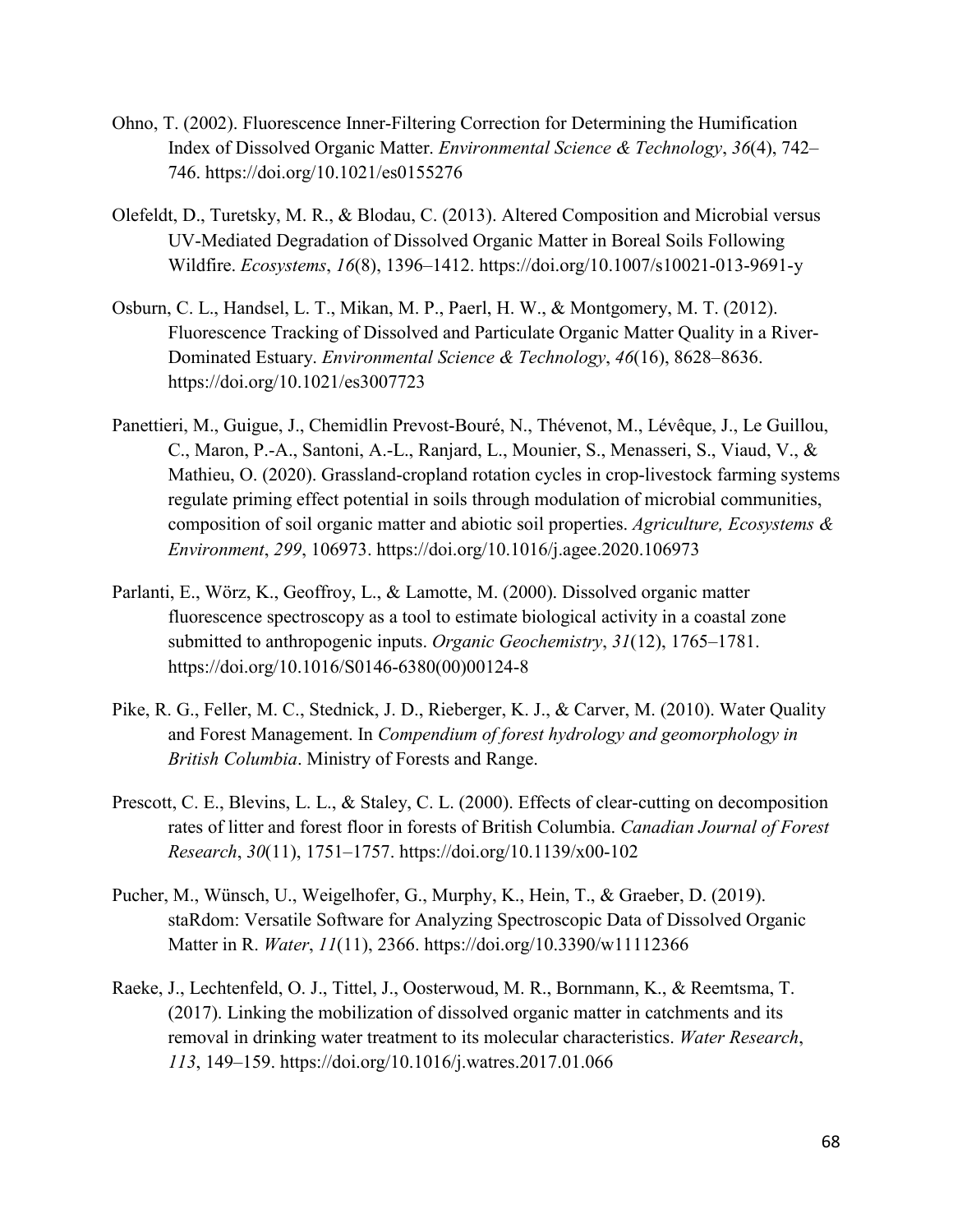Ohno, T. (2002). Fluorescence Inner-Filtering Correction for Determining the Humification Index of Dissolved Organic Matter. *Environmental Science & Technology*, *36*(4), 742–746. https://doi.org/10.1021/es0155276

Olefeldt, D., Turetsky, M. R., & Blodau, C. (2013). Altered Composition and Microbial versus UV-Mediated Degradation of Dissolved Organic Matter in Boreal Soils Following Wildfire. *Ecosystems*, *16*(8), 1396–1412. https://doi.org/10.1007/s10021-013-9691-y

Osburn, C. L., Handsel, L. T., Mikan, M. P., Paerl, H. W., & Montgomery, M. T. (2012). Fluorescence Tracking of Dissolved and Particulate Organic Matter Quality in a River-Dominated Estuary. *Environmental Science & Technology*, *46*(16), 8628–8636. https://doi.org/10.1021/es3007723

Panettieri, M., Guigue, J., Chemidlin Prevost-Bouré, N., Thévenot, M., Lévêque, J., Le Guillou, C., Maron, P.-A., Santoni, A.-L., Ranjard, L., Mounier, S., Menasseri, S., Viaud, V., & Mathieu, O. (2020). Grassland-cropland rotation cycles in crop-livestock farming systems regulate priming effect potential in soils through modulation of microbial communities, composition of soil organic matter and abiotic soil properties. *Agriculture, Ecosystems & Environment*, *299*, 106973. https://doi.org/10.1016/j.agee.2020.106973

Parlanti, E., Wörz, K., Geoffroy, L., & Lamotte, M. (2000). Dissolved organic matter fluorescence spectroscopy as a tool to estimate biological activity in a coastal zone submitted to anthropogenic inputs. *Organic Geochemistry*, *31*(12), 1765–1781. https://doi.org/10.1016/S0146-6380(00)00124-8

Pike, R. G., Feller, M. C., Stednick, J. D., Rieberger, K. J., & Carver, M. (2010). Water Quality and Forest Management. In *Compendium of forest hydrology and geomorphology in British Columbia*. Ministry of Forests and Range.

Prescott, C. E., Blevins, L. L., & Staley, C. L. (2000). Effects of clear-cutting on decomposition rates of litter and forest floor in forests of British Columbia. *Canadian Journal of Forest Research*, *30*(11), 1751–1757. https://doi.org/10.1139/x00-102

Pucher, M., Wünsch, U., Weigelhofer, G., Murphy, K., Hein, T., & Graeber, D. (2019). staRdom: Versatile Software for Analyzing Spectroscopic Data of Dissolved Organic Matter in R. *Water*, *11*(11), 2366. https://doi.org/10.3390/w11112366

Raeke, J., Lechtenfeld, O. J., Tittel, J., Oosterwoud, M. R., Bornmann, K., & Reemtsma, T. (2017). Linking the mobilization of dissolved organic matter in catchments and its removal in drinking water treatment to its molecular characteristics. *Water Research*, *113*, 149–159. https://doi.org/10.1016/j.watres.2017.01.066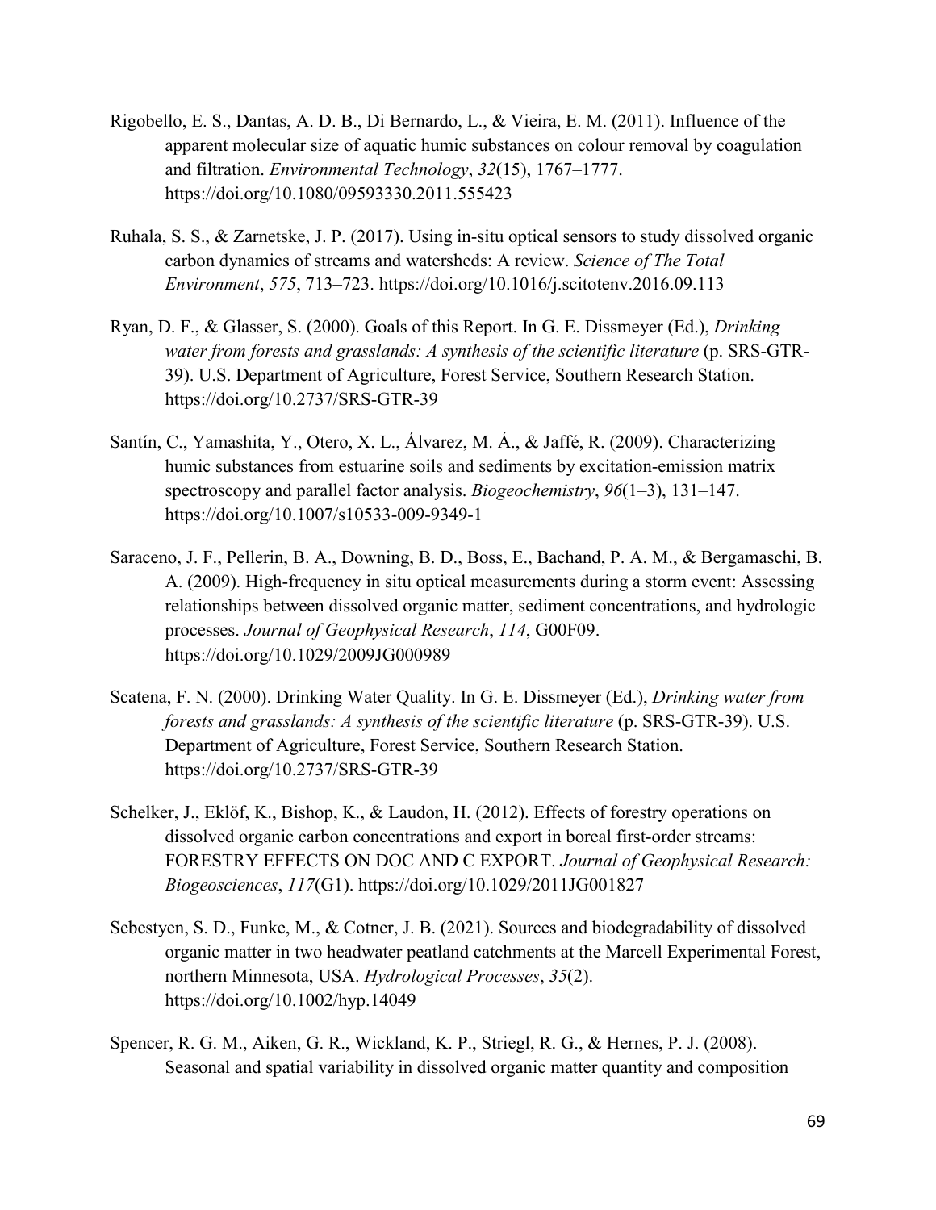Rigobello, E. S., Dantas, A. D. B., Di Bernardo, L., & Vieira, E. M. (2011). Influence of the apparent molecular size of aquatic humic substances on colour removal by coagulation and filtration. *Environmental Technology*, *32*(15), 1767–1777. https://doi.org/10.1080/09593330.2011.555423

Ruhala, S. S., & Zarnetske, J. P. (2017). Using in-situ optical sensors to study dissolved organic carbon dynamics of streams and watersheds: A review. *Science of The Total Environment*, *575*, 713–723. https://doi.org/10.1016/j.scitotenv.2016.09.113

Ryan, D. F., & Glasser, S. (2000). Goals of this Report. In G. E. Dissmeyer (Ed.), *Drinking water from forests and grasslands: A synthesis of the scientific literature* (p. SRS-GTR-39). U.S. Department of Agriculture, Forest Service, Southern Research Station. https://doi.org/10.2737/SRS-GTR-39

Santín, C., Yamashita, Y., Otero, X. L., Álvarez, M. Á., & Jaffé, R. (2009). Characterizing humic substances from estuarine soils and sediments by excitation-emission matrix spectroscopy and parallel factor analysis. *Biogeochemistry*, *96*(1–3), 131–147. https://doi.org/10.1007/s10533-009-9349-1

Saraceno, J. F., Pellerin, B. A., Downing, B. D., Boss, E., Bachand, P. A. M., & Bergamaschi, B. A. (2009). High-frequency in situ optical measurements during a storm event: Assessing relationships between dissolved organic matter, sediment concentrations, and hydrologic processes. *Journal of Geophysical Research*, *114*, G00F09. https://doi.org/10.1029/2009JG000989

Scatena, F. N. (2000). Drinking Water Quality. In G. E. Dissmeyer (Ed.), *Drinking water from forests and grasslands: A synthesis of the scientific literature* (p. SRS-GTR-39). U.S. Department of Agriculture, Forest Service, Southern Research Station. https://doi.org/10.2737/SRS-GTR-39

Schelker, J., Eklöf, K., Bishop, K., & Laudon, H. (2012). Effects of forestry operations on dissolved organic carbon concentrations and export in boreal first-order streams: FORESTRY EFFECTS ON DOC AND C EXPORT. *Journal of Geophysical Research: Biogeosciences*, *117*(G1). https://doi.org/10.1029/2011JG001827

Sebestyen, S. D., Funke, M., & Cotner, J. B. (2021). Sources and biodegradability of dissolved organic matter in two headwater peatland catchments at the Marcell Experimental Forest, northern Minnesota, USA. *Hydrological Processes*, *35*(2). https://doi.org/10.1002/hyp.14049

Spencer, R. G. M., Aiken, G. R., Wickland, K. P., Striegl, R. G., & Hernes, P. J. (2008). Seasonal and spatial variability in dissolved organic matter quantity and composition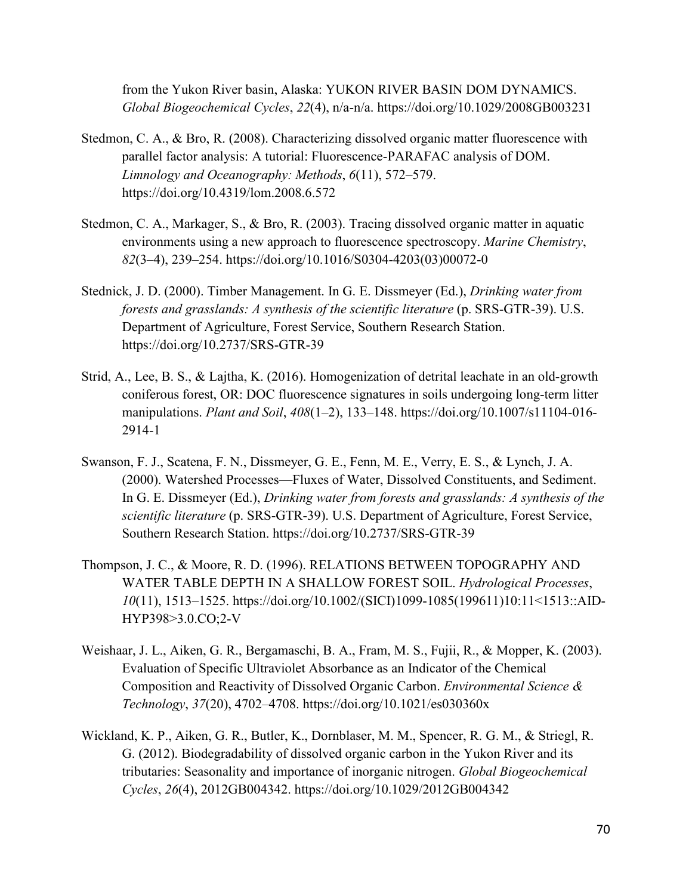from the Yukon River basin, Alaska: YUKON RIVER BASIN DOM DYNAMICS. *Global Biogeochemical Cycles*, *22*(4), n/a-n/a. https://doi.org/10.1029/2008GB003231

Stedmon, C. A., & Bro, R. (2008). Characterizing dissolved organic matter fluorescence with parallel factor analysis: A tutorial: Fluorescence-PARAFAC analysis of DOM. *Limnology and Oceanography: Methods*, *6*(11), 572–579. https://doi.org/10.4319/lom.2008.6.572

Stedmon, C. A., Markager, S., & Bro, R. (2003). Tracing dissolved organic matter in aquatic environments using a new approach to fluorescence spectroscopy. *Marine Chemistry*, *82*(3–4), 239–254. https://doi.org/10.1016/S0304-4203(03)00072-0

Stednick, J. D. (2000). Timber Management. In G. E. Dissmeyer (Ed.), *Drinking water from forests and grasslands: A synthesis of the scientific literature* (p. SRS-GTR-39). U.S. Department of Agriculture, Forest Service, Southern Research Station. https://doi.org/10.2737/SRS-GTR-39

Strid, A., Lee, B. S., & Lajtha, K. (2016). Homogenization of detrital leachate in an old-growth coniferous forest, OR: DOC fluorescence signatures in soils undergoing long-term litter manipulations. *Plant and Soil*, *408*(1–2), 133–148. https://doi.org/10.1007/s11104-016-2914-1

Swanson, F. J., Scatena, F. N., Dissmeyer, G. E., Fenn, M. E., Verry, E. S., & Lynch, J. A. (2000). Watershed Processes—Fluxes of Water, Dissolved Constituents, and Sediment. In G. E. Dissmeyer (Ed.), *Drinking water from forests and grasslands: A synthesis of the scientific literature* (p. SRS-GTR-39). U.S. Department of Agriculture, Forest Service, Southern Research Station. https://doi.org/10.2737/SRS-GTR-39

Thompson, J. C., & Moore, R. D. (1996). RELATIONS BETWEEN TOPOGRAPHY AND WATER TABLE DEPTH IN A SHALLOW FOREST SOIL. *Hydrological Processes*, *10*(11), 1513–1525. https://doi.org/10.1002/(SICI)1099-1085(199611)10:11<1513::AID-HYP398>3.0.CO;2-V

Weishaar, J. L., Aiken, G. R., Bergamaschi, B. A., Fram, M. S., Fujii, R., & Mopper, K. (2003). Evaluation of Specific Ultraviolet Absorbance as an Indicator of the Chemical Composition and Reactivity of Dissolved Organic Carbon. *Environmental Science & Technology*, *37*(20), 4702–4708. https://doi.org/10.1021/es030360x

Wickland, K. P., Aiken, G. R., Butler, K., Dornblaser, M. M., Spencer, R. G. M., & Striegl, R. G. (2012). Biodegradability of dissolved organic carbon in the Yukon River and its tributaries: Seasonality and importance of inorganic nitrogen. *Global Biogeochemical Cycles*, *26*(4), 2012GB004342. https://doi.org/10.1029/2012GB004342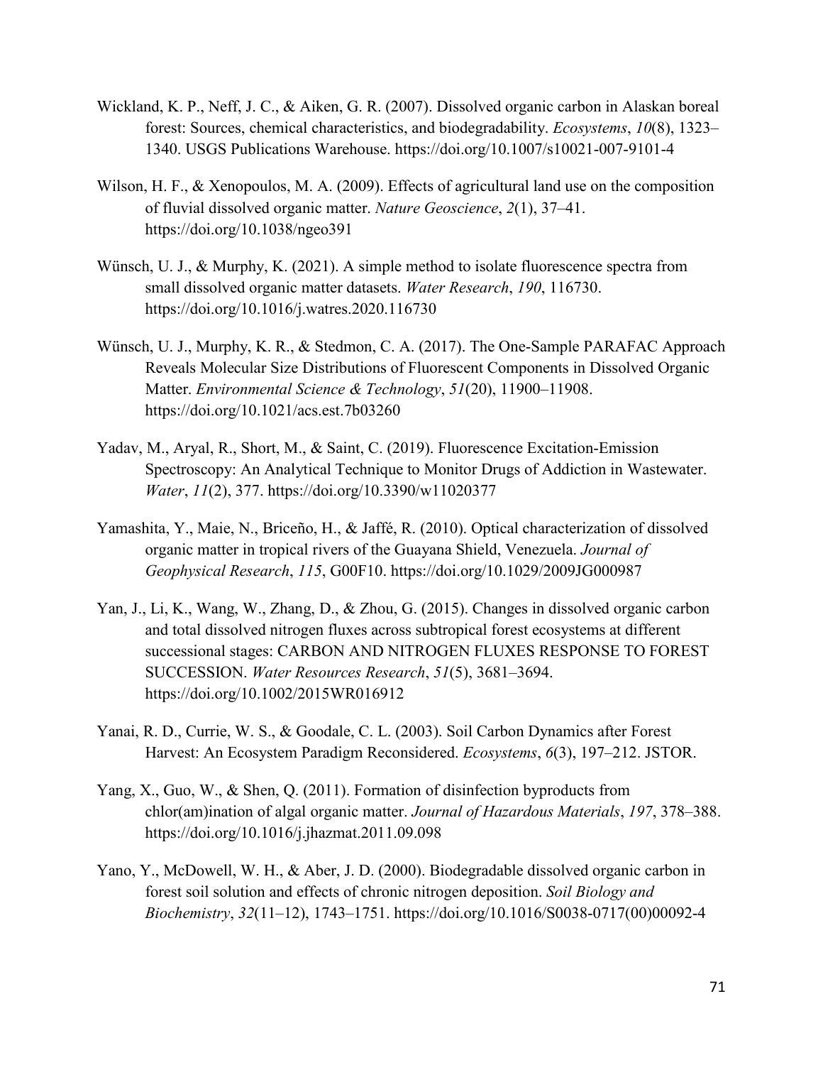Wickland, K. P., Neff, J. C., & Aiken, G. R. (2007). Dissolved organic carbon in Alaskan boreal forest: Sources, chemical characteristics, and biodegradability. *Ecosystems*, *10*(8), 1323–1340. USGS Publications Warehouse. https://doi.org/10.1007/s10021-007-9101-4

Wilson, H. F., & Xenopoulos, M. A. (2009). Effects of agricultural land use on the composition of fluvial dissolved organic matter. *Nature Geoscience*, *2*(1), 37–41. https://doi.org/10.1038/ngeo391

Wünsch, U. J., & Murphy, K. (2021). A simple method to isolate fluorescence spectra from small dissolved organic matter datasets. *Water Research*, *190*, 116730. https://doi.org/10.1016/j.watres.2020.116730

Wünsch, U. J., Murphy, K. R., & Stedmon, C. A. (2017). The One-Sample PARAFAC Approach Reveals Molecular Size Distributions of Fluorescent Components in Dissolved Organic Matter. *Environmental Science & Technology*, *51*(20), 11900–11908. https://doi.org/10.1021/acs.est.7b03260

Yadav, M., Aryal, R., Short, M., & Saint, C. (2019). Fluorescence Excitation-Emission Spectroscopy: An Analytical Technique to Monitor Drugs of Addiction in Wastewater. *Water*, *11*(2), 377. https://doi.org/10.3390/w11020377

Yamashita, Y., Maie, N., Briceño, H., & Jaffé, R. (2010). Optical characterization of dissolved organic matter in tropical rivers of the Guayana Shield, Venezuela. *Journal of Geophysical Research*, *115*, G00F10. https://doi.org/10.1029/2009JG000987

Yan, J., Li, K., Wang, W., Zhang, D., & Zhou, G. (2015). Changes in dissolved organic carbon and total dissolved nitrogen fluxes across subtropical forest ecosystems at different successional stages: CARBON AND NITROGEN FLUXES RESPONSE TO FOREST SUCCESSION. *Water Resources Research*, *51*(5), 3681–3694. https://doi.org/10.1002/2015WR016912

Yanai, R. D., Currie, W. S., & Goodale, C. L. (2003). Soil Carbon Dynamics after Forest Harvest: An Ecosystem Paradigm Reconsidered. *Ecosystems*, *6*(3), 197–212. JSTOR.

Yang, X., Guo, W., & Shen, Q. (2011). Formation of disinfection byproducts from chlor(am)ination of algal organic matter. *Journal of Hazardous Materials*, *197*, 378–388. https://doi.org/10.1016/j.jhazmat.2011.09.098

Yano, Y., McDowell, W. H., & Aber, J. D. (2000). Biodegradable dissolved organic carbon in forest soil solution and effects of chronic nitrogen deposition. *Soil Biology and Biochemistry*, *32*(11–12), 1743–1751. https://doi.org/10.1016/S0038-0717(00)00092-4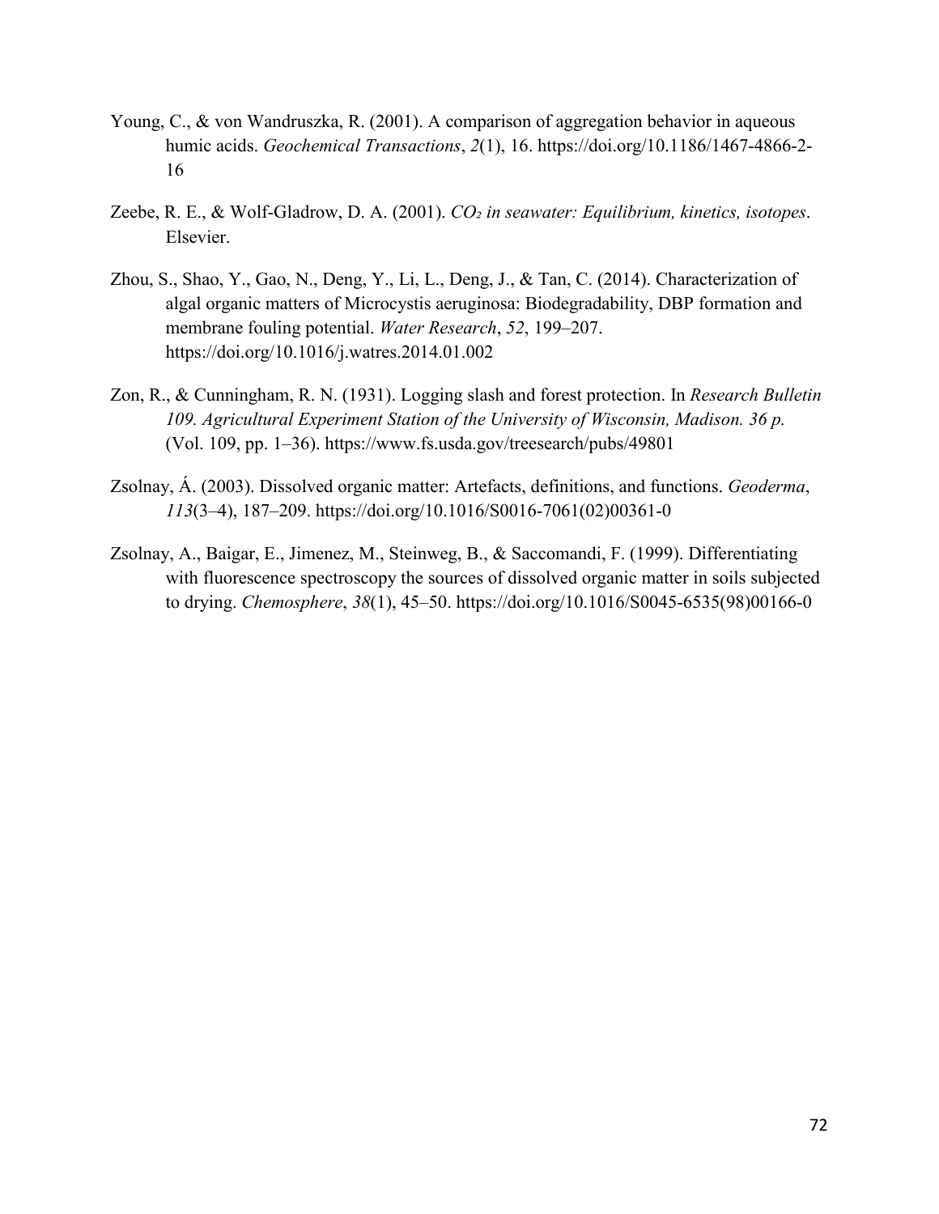Young, C., & von Wandruszka, R. (2001). A comparison of aggregation behavior in aqueous humic acids. *Geochemical Transactions*, *2*(1), 16. https://doi.org/10.1186/1467-4866-2-16

Zeebe, R. E., & Wolf-Gladrow, D. A. (2001). *$CO_2$ in seawater: Equilibrium, kinetics, isotopes*. Elsevier.

Zhou, S., Shao, Y., Gao, N., Deng, Y., Li, L., Deng, J., & Tan, C. (2014). Characterization of algal organic matters of Microcystis aeruginosa: Biodegradability, DBP formation and membrane fouling potential. *Water Research*, *52*, 199–207. https://doi.org/10.1016/j.watres.2014.01.002

Zon, R., & Cunningham, R. N. (1931). Logging slash and forest protection. In *Research Bulletin 109. Agricultural Experiment Station of the University of Wisconsin, Madison. 36 p.* (Vol. 109, pp. 1–36). https://www.fs.usda.gov/treesearch/pubs/49801

Zsolnay, Á. (2003). Dissolved organic matter: Artefacts, definitions, and functions. *Geoderma*, *113*(3–4), 187–209. https://doi.org/10.1016/S0016-7061(02)00361-0

Zsolnay, A., Baigar, E., Jimenez, M., Steinweg, B., & Saccomandi, F. (1999). Differentiating with fluorescence spectroscopy the sources of dissolved organic matter in soils subjected to drying. *Chemosphere*, *38*(1), 45–50. https://doi.org/10.1016/S0045-6535(98)00166-0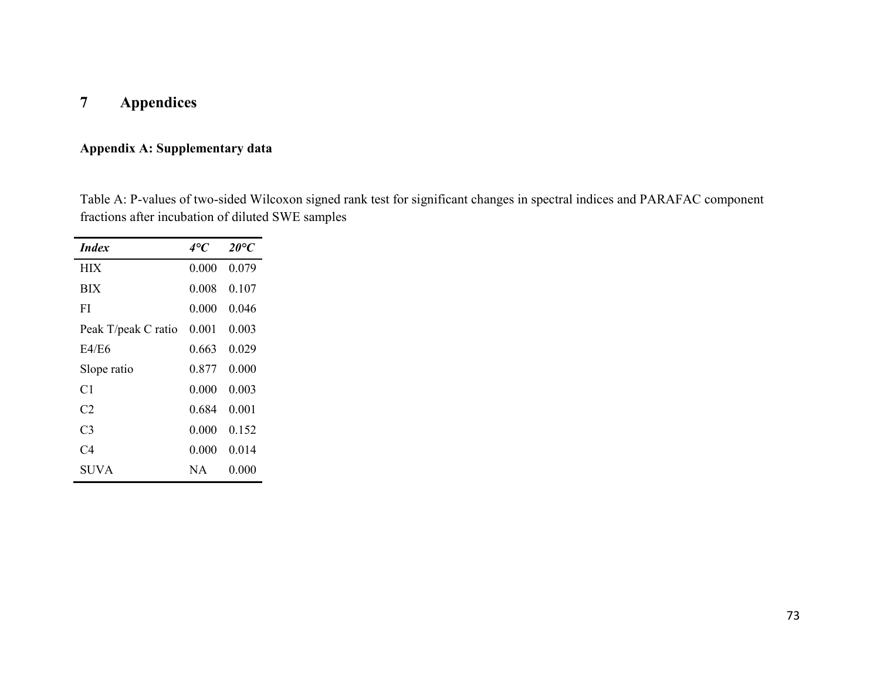# 7 Appendices

**Appendix A: Supplementary data**

Table A: P-values of two-sided Wilcoxon signed rank test for significant changes in spectral indices and PARAFAC component fractions after incubation of diluted SWE samples

| ***Index*** | ***4°C*** | ***20°C*** |
|---|---|---|
| HIX | 0.000 | 0.079 |
| BIX | 0.008 | 0.107 |
| FI | 0.000 | 0.046 |
| Peak T/peak C ratio | 0.001 | 0.003 |
| E4/E6 | 0.663 | 0.029 |
| Slope ratio | 0.877 | 0.000 |
| C1 | 0.000 | 0.003 |
| C2 | 0.684 | 0.001 |
| C3 | 0.000 | 0.152 |
| C4 | 0.000 | 0.014 |
| SUVA | NA | 0.000 |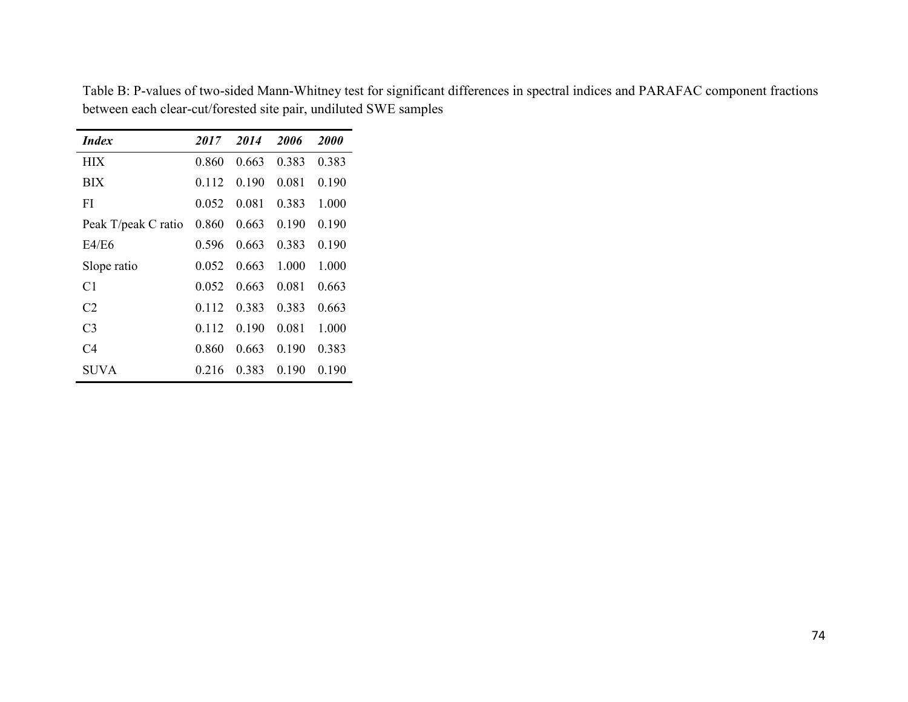Table B: P-values of two-sided Mann-Whitney test for significant differences in spectral indices and PARAFAC component fractions between each clear-cut/forested site pair, undiluted SWE samples

| ***Index*** | ***2017*** | ***2014*** | ***2006*** | ***2000*** |
|---|---|---|---|---|
| HIX | 0.860 | 0.663 | 0.383 | 0.383 |
| BIX | 0.112 | 0.190 | 0.081 | 0.190 |
| FI | 0.052 | 0.081 | 0.383 | 1.000 |
| Peak T/peak C ratio | 0.860 | 0.663 | 0.190 | 0.190 |
| E4/E6 | 0.596 | 0.663 | 0.383 | 0.190 |
| Slope ratio | 0.052 | 0.663 | 1.000 | 1.000 |
| C1 | 0.052 | 0.663 | 0.081 | 0.663 |
| C2 | 0.112 | 0.383 | 0.383 | 0.663 |
| C3 | 0.112 | 0.190 | 0.081 | 1.000 |
| C4 | 0.860 | 0.663 | 0.190 | 0.383 |
| SUVA | 0.216 | 0.383 | 0.190 | 0.190 |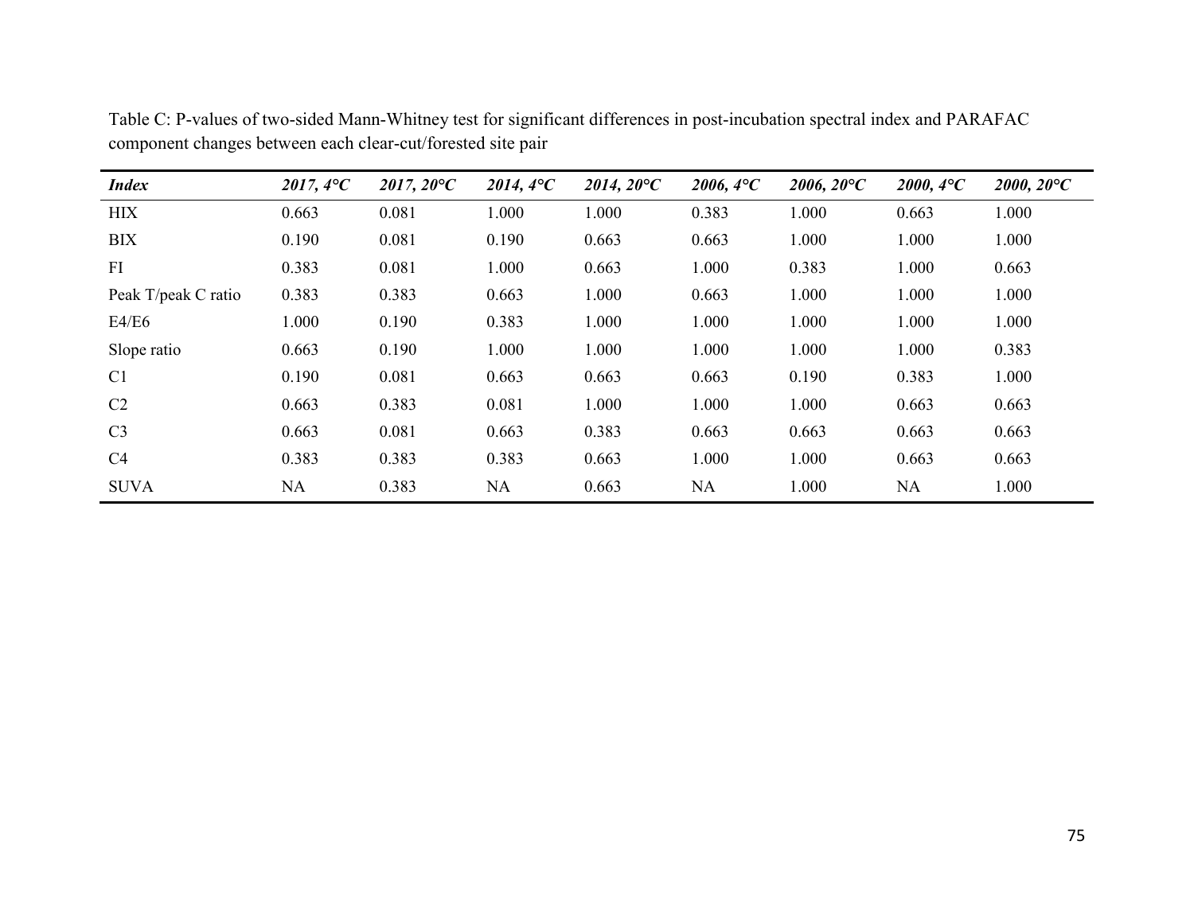Table C: P-values of two-sided Mann-Whitney test for significant differences in post-incubation spectral index and PARAFAC component changes between each clear-cut/forested site pair

| ***Index*** | ***2017, 4°C*** | ***2017, 20°C*** | ***2014, 4°C*** | ***2014, 20°C*** | ***2006, 4°C*** | ***2006, 20°C*** | ***2000, 4°C*** | ***2000, 20°C*** |
|---|---|---|---|---|---|---|---|---|
| HIX | 0.663 | 0.081 | 1.000 | 1.000 | 0.383 | 1.000 | 0.663 | 1.000 |
| BIX | 0.190 | 0.081 | 0.190 | 0.663 | 0.663 | 1.000 | 1.000 | 1.000 |
| FI | 0.383 | 0.081 | 1.000 | 0.663 | 1.000 | 0.383 | 1.000 | 0.663 |
| Peak T/peak C ratio | 0.383 | 0.383 | 0.663 | 1.000 | 0.663 | 1.000 | 1.000 | 1.000 |
| E4/E6 | 1.000 | 0.190 | 0.383 | 1.000 | 1.000 | 1.000 | 1.000 | 1.000 |
| Slope ratio | 0.663 | 0.190 | 1.000 | 1.000 | 1.000 | 1.000 | 1.000 | 0.383 |
| C1 | 0.190 | 0.081 | 0.663 | 0.663 | 0.663 | 0.190 | 0.383 | 1.000 |
| C2 | 0.663 | 0.383 | 0.081 | 1.000 | 1.000 | 1.000 | 0.663 | 0.663 |
| C3 | 0.663 | 0.081 | 0.663 | 0.383 | 0.663 | 0.663 | 0.663 | 0.663 |
| C4 | 0.383 | 0.383 | 0.383 | 0.663 | 1.000 | 1.000 | 0.663 | 0.663 |
| SUVA | NA | 0.383 | NA | 0.663 | NA | 1.000 | NA | 1.000 |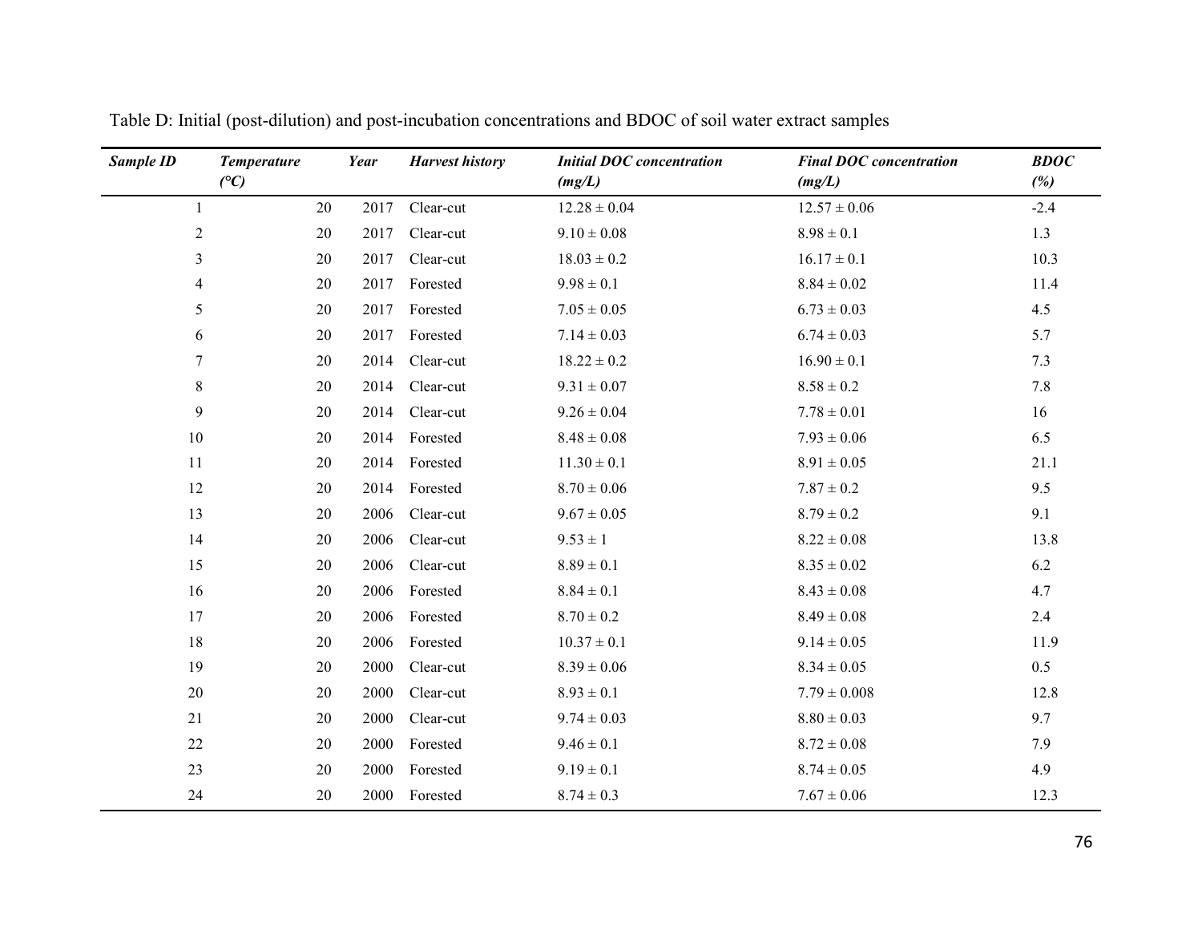Table D: Initial (post-dilution) and post-incubation concentrations and BDOC of soil water extract samples

| ***Sample ID*** | ***Temperature (°C)*** | ***Year*** | ***Harvest history*** | ***Initial DOC concentration (mg/L)*** | ***Final DOC concentration (mg/L)*** | ***BDOC (%)*** |
|---|---|---|---|---|---|---|
| 1 | 20 | 2017 | Clear-cut | 12.28 ± 0.04 | 12.57 ± 0.06 | -2.4 |
| 2 | 20 | 2017 | Clear-cut | 9.10 ± 0.08 | 8.98 ± 0.1 | 1.3 |
| 3 | 20 | 2017 | Clear-cut | 18.03 ± 0.2 | 16.17 ± 0.1 | 10.3 |
| 4 | 20 | 2017 | Forested | 9.98 ± 0.1 | 8.84 ± 0.02 | 11.4 |
| 5 | 20 | 2017 | Forested | 7.05 ± 0.05 | 6.73 ± 0.03 | 4.5 |
| 6 | 20 | 2017 | Forested | 7.14 ± 0.03 | 6.74 ± 0.03 | 5.7 |
| 7 | 20 | 2014 | Clear-cut | 18.22 ± 0.2 | 16.90 ± 0.1 | 7.3 |
| 8 | 20 | 2014 | Clear-cut | 9.31 ± 0.07 | 8.58 ± 0.2 | 7.8 |
| 9 | 20 | 2014 | Clear-cut | 9.26 ± 0.04 | 7.78 ± 0.01 | 16 |
| 10 | 20 | 2014 | Forested | 8.48 ± 0.08 | 7.93 ± 0.06 | 6.5 |
| 11 | 20 | 2014 | Forested | 11.30 ± 0.1 | 8.91 ± 0.05 | 21.1 |
| 12 | 20 | 2014 | Forested | 8.70 ± 0.06 | 7.87 ± 0.2 | 9.5 |
| 13 | 20 | 2006 | Clear-cut | 9.67 ± 0.05 | 8.79 ± 0.2 | 9.1 |
| 14 | 20 | 2006 | Clear-cut | 9.53 ± 1 | 8.22 ± 0.08 | 13.8 |
| 15 | 20 | 2006 | Clear-cut | 8.89 ± 0.1 | 8.35 ± 0.02 | 6.2 |
| 16 | 20 | 2006 | Forested | 8.84 ± 0.1 | 8.43 ± 0.08 | 4.7 |
| 17 | 20 | 2006 | Forested | 8.70 ± 0.2 | 8.49 ± 0.08 | 2.4 |
| 18 | 20 | 2006 | Forested | 10.37 ± 0.1 | 9.14 ± 0.05 | 11.9 |
| 19 | 20 | 2000 | Clear-cut | 8.39 ± 0.06 | 8.34 ± 0.05 | 0.5 |
| 20 | 20 | 2000 | Clear-cut | 8.93 ± 0.1 | 7.79 ± 0.008 | 12.8 |
| 21 | 20 | 2000 | Clear-cut | 9.74 ± 0.03 | 8.80 ± 0.03 | 9.7 |
| 22 | 20 | 2000 | Forested | 9.46 ± 0.1 | 8.72 ± 0.08 | 7.9 |
| 23 | 20 | 2000 | Forested | 9.19 ± 0.1 | 8.74 ± 0.05 | 4.9 |
| 24 | 20 | 2000 | Forested | 8.74 ± 0.3 | 7.67 ± 0.06 | 12.3 |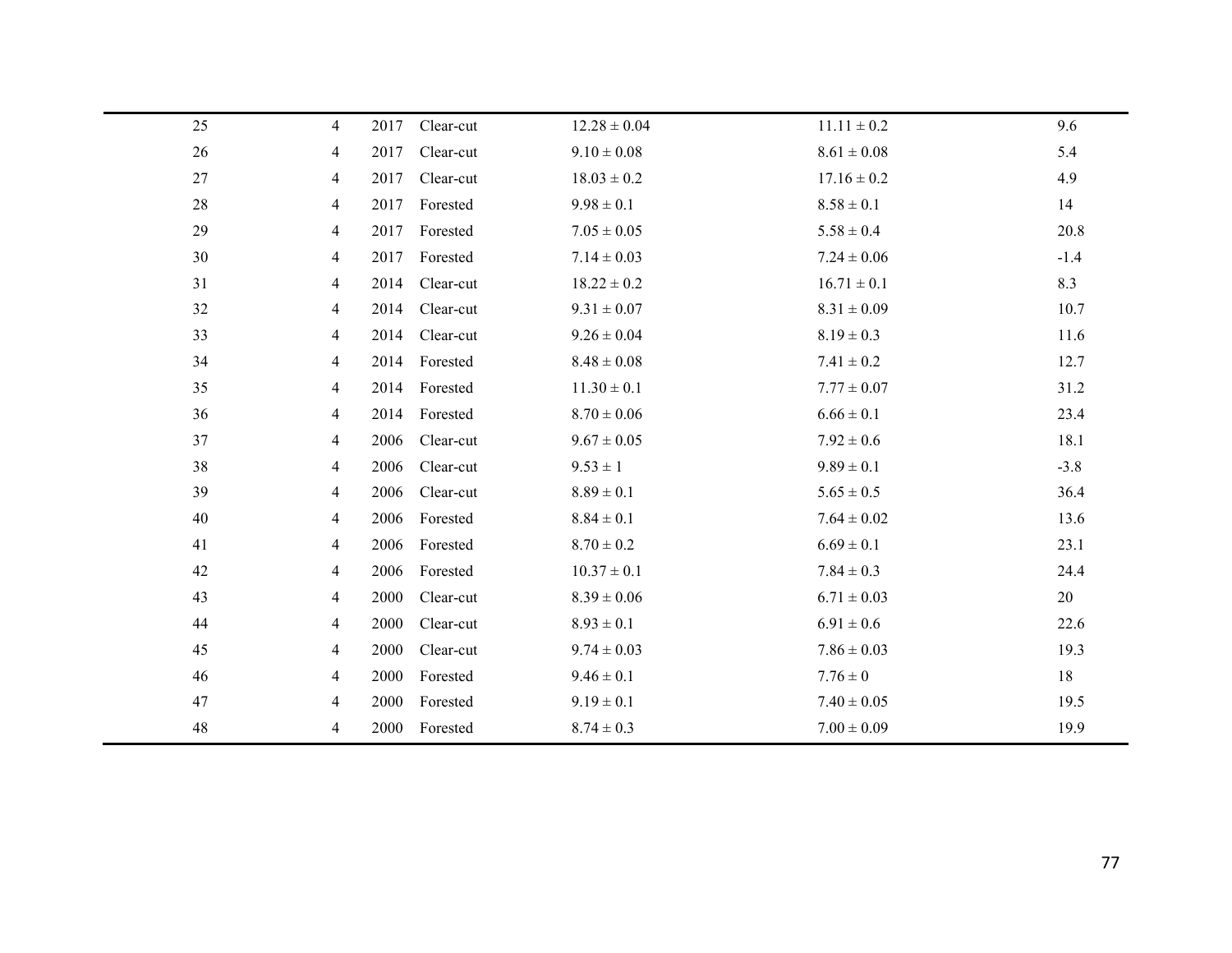| | | | | | | |
|---|---|---|---|---|---|---|
| 25 | 4 | 2017 | Clear-cut | $12.28 \pm 0.04$ | $11.11 \pm 0.2$ | 9.6 |
| 26 | 4 | 2017 | Clear-cut | $9.10 \pm 0.08$ | $8.61 \pm 0.08$ | 5.4 |
| 27 | 4 | 2017 | Clear-cut | $18.03 \pm 0.2$ | $17.16 \pm 0.2$ | 4.9 |
| 28 | 4 | 2017 | Forested | $9.98 \pm 0.1$ | $8.58 \pm 0.1$ | 14 |
| 29 | 4 | 2017 | Forested | $7.05 \pm 0.05$ | $5.58 \pm 0.4$ | 20.8 |
| 30 | 4 | 2017 | Forested | $7.14 \pm 0.03$ | $7.24 \pm 0.06$ | -1.4 |
| 31 | 4 | 2014 | Clear-cut | $18.22 \pm 0.2$ | $16.71 \pm 0.1$ | 8.3 |
| 32 | 4 | 2014 | Clear-cut | $9.31 \pm 0.07$ | $8.31 \pm 0.09$ | 10.7 |
| 33 | 4 | 2014 | Clear-cut | $9.26 \pm 0.04$ | $8.19 \pm 0.3$ | 11.6 |
| 34 | 4 | 2014 | Forested | $8.48 \pm 0.08$ | $7.41 \pm 0.2$ | 12.7 |
| 35 | 4 | 2014 | Forested | $11.30 \pm 0.1$ | $7.77 \pm 0.07$ | 31.2 |
| 36 | 4 | 2014 | Forested | $8.70 \pm 0.06$ | $6.66 \pm 0.1$ | 23.4 |
| 37 | 4 | 2006 | Clear-cut | $9.67 \pm 0.05$ | $7.92 \pm 0.6$ | 18.1 |
| 38 | 4 | 2006 | Clear-cut | $9.53 \pm 1$ | $9.89 \pm 0.1$ | -3.8 |
| 39 | 4 | 2006 | Clear-cut | $8.89 \pm 0.1$ | $5.65 \pm 0.5$ | 36.4 |
| 40 | 4 | 2006 | Forested | $8.84 \pm 0.1$ | $7.64 \pm 0.02$ | 13.6 |
| 41 | 4 | 2006 | Forested | $8.70 \pm 0.2$ | $6.69 \pm 0.1$ | 23.1 |
| 42 | 4 | 2006 | Forested | $10.37 \pm 0.1$ | $7.84 \pm 0.3$ | 24.4 |
| 43 | 4 | 2000 | Clear-cut | $8.39 \pm 0.06$ | $6.71 \pm 0.03$ | 20 |
| 44 | 4 | 2000 | Clear-cut | $8.93 \pm 0.1$ | $6.91 \pm 0.6$ | 22.6 |
| 45 | 4 | 2000 | Clear-cut | $9.74 \pm 0.03$ | $7.86 \pm 0.03$ | 19.3 |
| 46 | 4 | 2000 | Forested | $9.46 \pm 0.1$ | $7.76 \pm 0$ | 18 |
| 47 | 4 | 2000 | Forested | $9.19 \pm 0.1$ | $7.40 \pm 0.05$ | 19.5 |
| 48 | 4 | 2000 | Forested | $8.74 \pm 0.3$ | $7.00 \pm 0.09$ | 19.9 |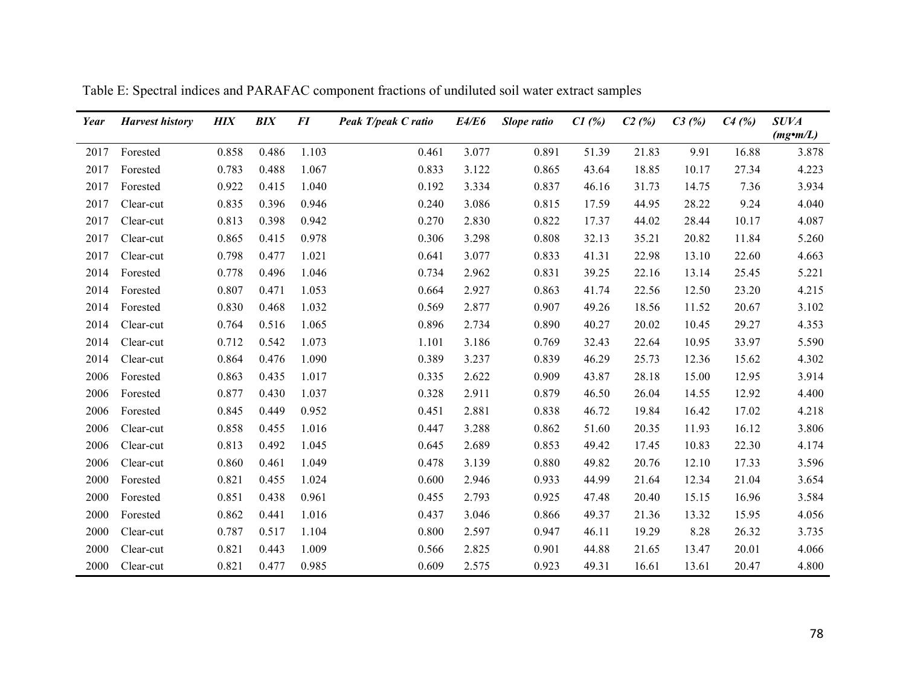Table E: Spectral indices and PARAFAC component fractions of undiluted soil water extract samples

| *Year* | *Harvest history* | *HIX* | *BIX* | *FI* | *Peak T/peak C ratio* | *E4/E6* | *Slope ratio* | *C1 (%)* | *C2 (%)* | *C3 (%)* | *C4 (%)* | *SUVA (mg•m/L)* |
|---|---|---|---|---|---|---|---|---|---|---|---|---|
| 2017 | Forested | 0.858 | 0.486 | 1.103 | 0.461 | 3.077 | 0.891 | 51.39 | 21.83 | 9.91 | 16.88 | 3.878 |
| 2017 | Forested | 0.783 | 0.488 | 1.067 | 0.833 | 3.122 | 0.865 | 43.64 | 18.85 | 10.17 | 27.34 | 4.223 |
| 2017 | Forested | 0.922 | 0.415 | 1.040 | 0.192 | 3.334 | 0.837 | 46.16 | 31.73 | 14.75 | 7.36 | 3.934 |
| 2017 | Clear-cut | 0.835 | 0.396 | 0.946 | 0.240 | 3.086 | 0.815 | 17.59 | 44.95 | 28.22 | 9.24 | 4.040 |
| 2017 | Clear-cut | 0.813 | 0.398 | 0.942 | 0.270 | 2.830 | 0.822 | 17.37 | 44.02 | 28.44 | 10.17 | 4.087 |
| 2017 | Clear-cut | 0.865 | 0.415 | 0.978 | 0.306 | 3.298 | 0.808 | 32.13 | 35.21 | 20.82 | 11.84 | 5.260 |
| 2017 | Clear-cut | 0.798 | 0.477 | 1.021 | 0.641 | 3.077 | 0.833 | 41.31 | 22.98 | 13.10 | 22.60 | 4.663 |
| 2014 | Forested | 0.778 | 0.496 | 1.046 | 0.734 | 2.962 | 0.831 | 39.25 | 22.16 | 13.14 | 25.45 | 5.221 |
| 2014 | Forested | 0.807 | 0.471 | 1.053 | 0.664 | 2.927 | 0.863 | 41.74 | 22.56 | 12.50 | 23.20 | 4.215 |
| 2014 | Forested | 0.830 | 0.468 | 1.032 | 0.569 | 2.877 | 0.907 | 49.26 | 18.56 | 11.52 | 20.67 | 3.102 |
| 2014 | Clear-cut | 0.764 | 0.516 | 1.065 | 0.896 | 2.734 | 0.890 | 40.27 | 20.02 | 10.45 | 29.27 | 4.353 |
| 2014 | Clear-cut | 0.712 | 0.542 | 1.073 | 1.101 | 3.186 | 0.769 | 32.43 | 22.64 | 10.95 | 33.97 | 5.590 |
| 2014 | Clear-cut | 0.864 | 0.476 | 1.090 | 0.389 | 3.237 | 0.839 | 46.29 | 25.73 | 12.36 | 15.62 | 4.302 |
| 2006 | Forested | 0.863 | 0.435 | 1.017 | 0.335 | 2.622 | 0.909 | 43.87 | 28.18 | 15.00 | 12.95 | 3.914 |
| 2006 | Forested | 0.877 | 0.430 | 1.037 | 0.328 | 2.911 | 0.879 | 46.50 | 26.04 | 14.55 | 12.92 | 4.400 |
| 2006 | Forested | 0.845 | 0.449 | 0.952 | 0.451 | 2.881 | 0.838 | 46.72 | 19.84 | 16.42 | 17.02 | 4.218 |
| 2006 | Clear-cut | 0.858 | 0.455 | 1.016 | 0.447 | 3.288 | 0.862 | 51.60 | 20.35 | 11.93 | 16.12 | 3.806 |
| 2006 | Clear-cut | 0.813 | 0.492 | 1.045 | 0.645 | 2.689 | 0.853 | 49.42 | 17.45 | 10.83 | 22.30 | 4.174 |
| 2006 | Clear-cut | 0.860 | 0.461 | 1.049 | 0.478 | 3.139 | 0.880 | 49.82 | 20.76 | 12.10 | 17.33 | 3.596 |
| 2000 | Forested | 0.821 | 0.455 | 1.024 | 0.600 | 2.946 | 0.933 | 44.99 | 21.64 | 12.34 | 21.04 | 3.654 |
| 2000 | Forested | 0.851 | 0.438 | 0.961 | 0.455 | 2.793 | 0.925 | 47.48 | 20.40 | 15.15 | 16.96 | 3.584 |
| 2000 | Forested | 0.862 | 0.441 | 1.016 | 0.437 | 3.046 | 0.866 | 49.37 | 21.36 | 13.32 | 15.95 | 4.056 |
| 2000 | Clear-cut | 0.787 | 0.517 | 1.104 | 0.800 | 2.597 | 0.947 | 46.11 | 19.29 | 8.28 | 26.32 | 3.735 |
| 2000 | Clear-cut | 0.821 | 0.443 | 1.009 | 0.566 | 2.825 | 0.901 | 44.88 | 21.65 | 13.47 | 20.01 | 4.066 |
| 2000 | Clear-cut | 0.821 | 0.477 | 0.985 | 0.609 | 2.575 | 0.923 | 49.31 | 16.61 | 13.61 | 20.47 | 4.800 |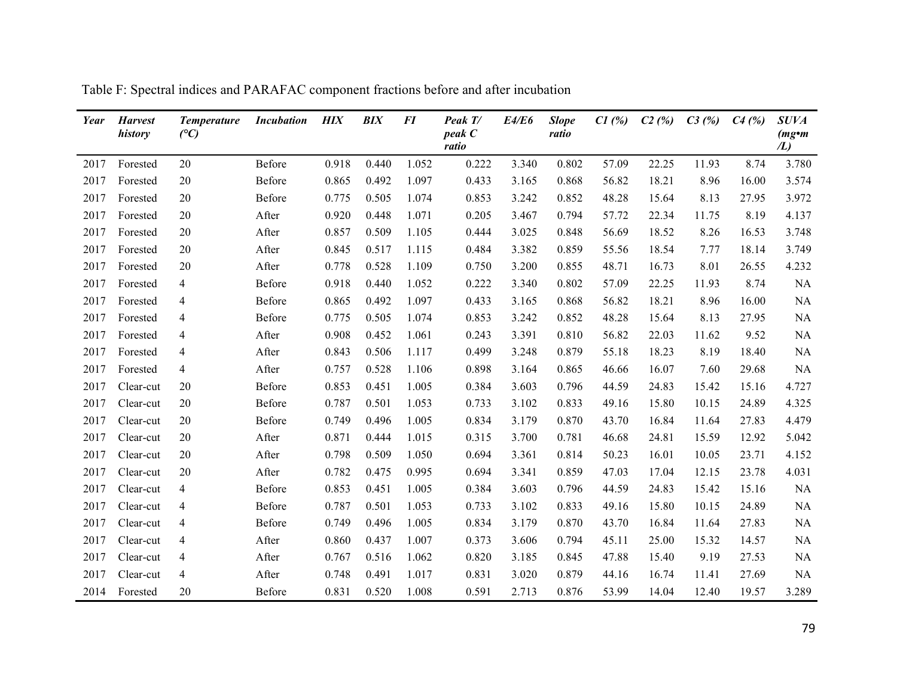Table F: Spectral indices and PARAFAC component fractions before and after incubation

| *Year* | *Harvest history* | *Temperature (°C)* | *Incubation* | *HIX* | *BIX* | *FI* | *Peak T/ peak C ratio* | *E4/E6* | *Slope ratio* | *C1 (%)* | *C2 (%)* | *C3 (%)* | *C4 (%)* | *SUVA (mg•m /L)* |
|---|---|---|---|---|---|---|---|---|---|---|---|---|---|---|
| 2017 | Forested | 20 | Before | 0.918 | 0.440 | 1.052 | 0.222 | 3.340 | 0.802 | 57.09 | 22.25 | 11.93 | 8.74 | 3.780 |
| 2017 | Forested | 20 | Before | 0.865 | 0.492 | 1.097 | 0.433 | 3.165 | 0.868 | 56.82 | 18.21 | 8.96 | 16.00 | 3.574 |
| 2017 | Forested | 20 | Before | 0.775 | 0.505 | 1.074 | 0.853 | 3.242 | 0.852 | 48.28 | 15.64 | 8.13 | 27.95 | 3.972 |
| 2017 | Forested | 20 | After | 0.920 | 0.448 | 1.071 | 0.205 | 3.467 | 0.794 | 57.72 | 22.34 | 11.75 | 8.19 | 4.137 |
| 2017 | Forested | 20 | After | 0.857 | 0.509 | 1.105 | 0.444 | 3.025 | 0.848 | 56.69 | 18.52 | 8.26 | 16.53 | 3.748 |
| 2017 | Forested | 20 | After | 0.845 | 0.517 | 1.115 | 0.484 | 3.382 | 0.859 | 55.56 | 18.54 | 7.77 | 18.14 | 3.749 |
| 2017 | Forested | 20 | After | 0.778 | 0.528 | 1.109 | 0.750 | 3.200 | 0.855 | 48.71 | 16.73 | 8.01 | 26.55 | 4.232 |
| 2017 | Forested | 4 | Before | 0.918 | 0.440 | 1.052 | 0.222 | 3.340 | 0.802 | 57.09 | 22.25 | 11.93 | 8.74 | NA |
| 2017 | Forested | 4 | Before | 0.865 | 0.492 | 1.097 | 0.433 | 3.165 | 0.868 | 56.82 | 18.21 | 8.96 | 16.00 | NA |
| 2017 | Forested | 4 | Before | 0.775 | 0.505 | 1.074 | 0.853 | 3.242 | 0.852 | 48.28 | 15.64 | 8.13 | 27.95 | NA |
| 2017 | Forested | 4 | After | 0.908 | 0.452 | 1.061 | 0.243 | 3.391 | 0.810 | 56.82 | 22.03 | 11.62 | 9.52 | NA |
| 2017 | Forested | 4 | After | 0.843 | 0.506 | 1.117 | 0.499 | 3.248 | 0.879 | 55.18 | 18.23 | 8.19 | 18.40 | NA |
| 2017 | Forested | 4 | After | 0.757 | 0.528 | 1.106 | 0.898 | 3.164 | 0.865 | 46.66 | 16.07 | 7.60 | 29.68 | NA |
| 2017 | Clear-cut | 20 | Before | 0.853 | 0.451 | 1.005 | 0.384 | 3.603 | 0.796 | 44.59 | 24.83 | 15.42 | 15.16 | 4.727 |
| 2017 | Clear-cut | 20 | Before | 0.787 | 0.501 | 1.053 | 0.733 | 3.102 | 0.833 | 49.16 | 15.80 | 10.15 | 24.89 | 4.325 |
| 2017 | Clear-cut | 20 | Before | 0.749 | 0.496 | 1.005 | 0.834 | 3.179 | 0.870 | 43.70 | 16.84 | 11.64 | 27.83 | 4.479 |
| 2017 | Clear-cut | 20 | After | 0.871 | 0.444 | 1.015 | 0.315 | 3.700 | 0.781 | 46.68 | 24.81 | 15.59 | 12.92 | 5.042 |
| 2017 | Clear-cut | 20 | After | 0.798 | 0.509 | 1.050 | 0.694 | 3.361 | 0.814 | 50.23 | 16.01 | 10.05 | 23.71 | 4.152 |
| 2017 | Clear-cut | 20 | After | 0.782 | 0.475 | 0.995 | 0.694 | 3.341 | 0.859 | 47.03 | 17.04 | 12.15 | 23.78 | 4.031 |
| 2017 | Clear-cut | 4 | Before | 0.853 | 0.451 | 1.005 | 0.384 | 3.603 | 0.796 | 44.59 | 24.83 | 15.42 | 15.16 | NA |
| 2017 | Clear-cut | 4 | Before | 0.787 | 0.501 | 1.053 | 0.733 | 3.102 | 0.833 | 49.16 | 15.80 | 10.15 | 24.89 | NA |
| 2017 | Clear-cut | 4 | Before | 0.749 | 0.496 | 1.005 | 0.834 | 3.179 | 0.870 | 43.70 | 16.84 | 11.64 | 27.83 | NA |
| 2017 | Clear-cut | 4 | After | 0.860 | 0.437 | 1.007 | 0.373 | 3.606 | 0.794 | 45.11 | 25.00 | 15.32 | 14.57 | NA |
| 2017 | Clear-cut | 4 | After | 0.767 | 0.516 | 1.062 | 0.820 | 3.185 | 0.845 | 47.88 | 15.40 | 9.19 | 27.53 | NA |
| 2017 | Clear-cut | 4 | After | 0.748 | 0.491 | 1.017 | 0.831 | 3.020 | 0.879 | 44.16 | 16.74 | 11.41 | 27.69 | NA |
| 2014 | Forested | 20 | Before | 0.831 | 0.520 | 1.008 | 0.591 | 2.713 | 0.876 | 53.99 | 14.04 | 12.40 | 19.57 | 3.289 |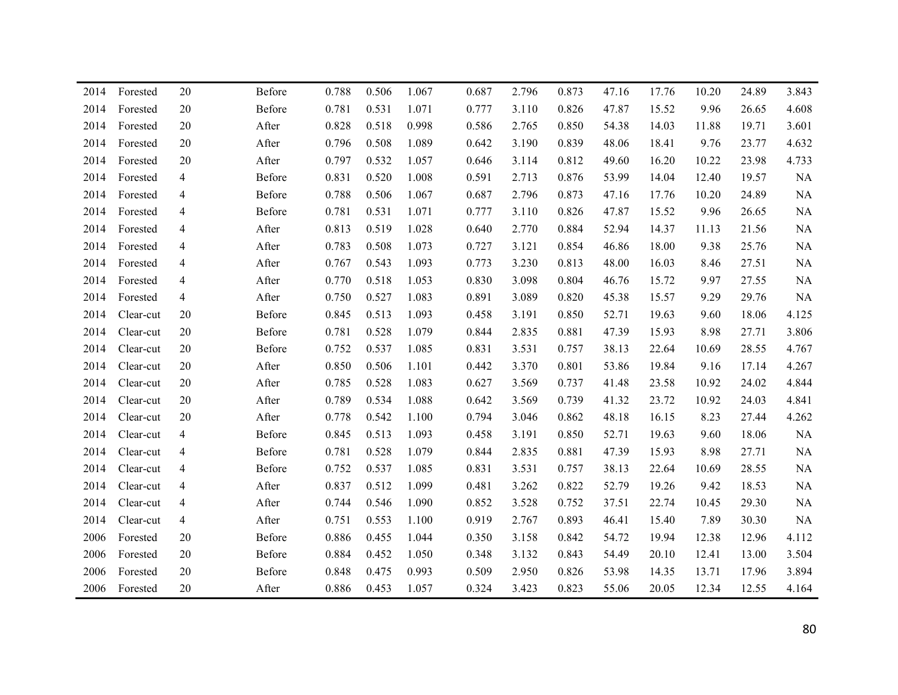| | | | | | | | | | | | | | | |
|---|---|---|---|---|---|---|---|---|---|---|---|---|---|---|
| 2014 | Forested | 20 | Before | 0.788 | 0.506 | 1.067 | 0.687 | 2.796 | 0.873 | 47.16 | 17.76 | 10.20 | 24.89 | 3.843 |
| 2014 | Forested | 20 | Before | 0.781 | 0.531 | 1.071 | 0.777 | 3.110 | 0.826 | 47.87 | 15.52 | 9.96 | 26.65 | 4.608 |
| 2014 | Forested | 20 | After | 0.828 | 0.518 | 0.998 | 0.586 | 2.765 | 0.850 | 54.38 | 14.03 | 11.88 | 19.71 | 3.601 |
| 2014 | Forested | 20 | After | 0.796 | 0.508 | 1.089 | 0.642 | 3.190 | 0.839 | 48.06 | 18.41 | 9.76 | 23.77 | 4.632 |
| 2014 | Forested | 20 | After | 0.797 | 0.532 | 1.057 | 0.646 | 3.114 | 0.812 | 49.60 | 16.20 | 10.22 | 23.98 | 4.733 |
| 2014 | Forested | 4 | Before | 0.831 | 0.520 | 1.008 | 0.591 | 2.713 | 0.876 | 53.99 | 14.04 | 12.40 | 19.57 | NA |
| 2014 | Forested | 4 | Before | 0.788 | 0.506 | 1.067 | 0.687 | 2.796 | 0.873 | 47.16 | 17.76 | 10.20 | 24.89 | NA |
| 2014 | Forested | 4 | Before | 0.781 | 0.531 | 1.071 | 0.777 | 3.110 | 0.826 | 47.87 | 15.52 | 9.96 | 26.65 | NA |
| 2014 | Forested | 4 | After | 0.813 | 0.519 | 1.028 | 0.640 | 2.770 | 0.884 | 52.94 | 14.37 | 11.13 | 21.56 | NA |
| 2014 | Forested | 4 | After | 0.783 | 0.508 | 1.073 | 0.727 | 3.121 | 0.854 | 46.86 | 18.00 | 9.38 | 25.76 | NA |
| 2014 | Forested | 4 | After | 0.767 | 0.543 | 1.093 | 0.773 | 3.230 | 0.813 | 48.00 | 16.03 | 8.46 | 27.51 | NA |
| 2014 | Forested | 4 | After | 0.770 | 0.518 | 1.053 | 0.830 | 3.098 | 0.804 | 46.76 | 15.72 | 9.97 | 27.55 | NA |
| 2014 | Forested | 4 | After | 0.750 | 0.527 | 1.083 | 0.891 | 3.089 | 0.820 | 45.38 | 15.57 | 9.29 | 29.76 | NA |
| 2014 | Clear-cut | 20 | Before | 0.845 | 0.513 | 1.093 | 0.458 | 3.191 | 0.850 | 52.71 | 19.63 | 9.60 | 18.06 | 4.125 |
| 2014 | Clear-cut | 20 | Before | 0.781 | 0.528 | 1.079 | 0.844 | 2.835 | 0.881 | 47.39 | 15.93 | 8.98 | 27.71 | 3.806 |
| 2014 | Clear-cut | 20 | Before | 0.752 | 0.537 | 1.085 | 0.831 | 3.531 | 0.757 | 38.13 | 22.64 | 10.69 | 28.55 | 4.767 |
| 2014 | Clear-cut | 20 | After | 0.850 | 0.506 | 1.101 | 0.442 | 3.370 | 0.801 | 53.86 | 19.84 | 9.16 | 17.14 | 4.267 |
| 2014 | Clear-cut | 20 | After | 0.785 | 0.528 | 1.083 | 0.627 | 3.569 | 0.737 | 41.48 | 23.58 | 10.92 | 24.02 | 4.844 |
| 2014 | Clear-cut | 20 | After | 0.789 | 0.534 | 1.088 | 0.642 | 3.569 | 0.739 | 41.32 | 23.72 | 10.92 | 24.03 | 4.841 |
| 2014 | Clear-cut | 20 | After | 0.778 | 0.542 | 1.100 | 0.794 | 3.046 | 0.862 | 48.18 | 16.15 | 8.23 | 27.44 | 4.262 |
| 2014 | Clear-cut | 4 | Before | 0.845 | 0.513 | 1.093 | 0.458 | 3.191 | 0.850 | 52.71 | 19.63 | 9.60 | 18.06 | NA |
| 2014 | Clear-cut | 4 | Before | 0.781 | 0.528 | 1.079 | 0.844 | 2.835 | 0.881 | 47.39 | 15.93 | 8.98 | 27.71 | NA |
| 2014 | Clear-cut | 4 | Before | 0.752 | 0.537 | 1.085 | 0.831 | 3.531 | 0.757 | 38.13 | 22.64 | 10.69 | 28.55 | NA |
| 2014 | Clear-cut | 4 | After | 0.837 | 0.512 | 1.099 | 0.481 | 3.262 | 0.822 | 52.79 | 19.26 | 9.42 | 18.53 | NA |
| 2014 | Clear-cut | 4 | After | 0.744 | 0.546 | 1.090 | 0.852 | 3.528 | 0.752 | 37.51 | 22.74 | 10.45 | 29.30 | NA |
| 2014 | Clear-cut | 4 | After | 0.751 | 0.553 | 1.100 | 0.919 | 2.767 | 0.893 | 46.41 | 15.40 | 7.89 | 30.30 | NA |
| 2006 | Forested | 20 | Before | 0.886 | 0.455 | 1.044 | 0.350 | 3.158 | 0.842 | 54.72 | 19.94 | 12.38 | 12.96 | 4.112 |
| 2006 | Forested | 20 | Before | 0.884 | 0.452 | 1.050 | 0.348 | 3.132 | 0.843 | 54.49 | 20.10 | 12.41 | 13.00 | 3.504 |
| 2006 | Forested | 20 | Before | 0.848 | 0.475 | 0.993 | 0.509 | 2.950 | 0.826 | 53.98 | 14.35 | 13.71 | 17.96 | 3.894 |
| 2006 | Forested | 20 | After | 0.886 | 0.453 | 1.057 | 0.324 | 3.423 | 0.823 | 55.06 | 20.05 | 12.34 | 12.55 | 4.164 |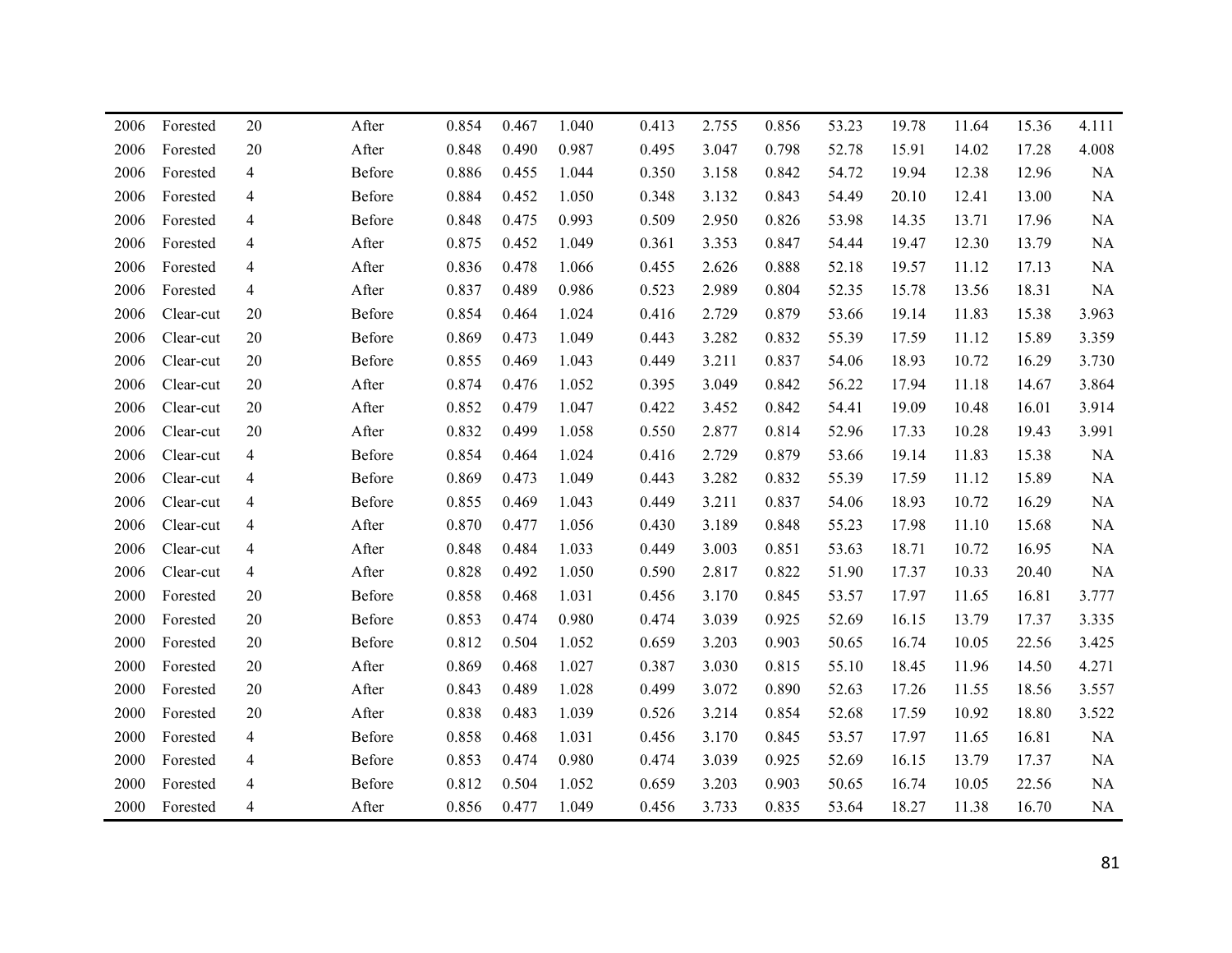| | | | | | | | | | | | | | | |
|---|---|---|---|---|---|---|---|---|---|---|---|---|---|---|
| 2006 | Forested | 20 | After | 0.854 | 0.467 | 1.040 | 0.413 | 2.755 | 0.856 | 53.23 | 19.78 | 11.64 | 15.36 | 4.111 |
| 2006 | Forested | 20 | After | 0.848 | 0.490 | 0.987 | 0.495 | 3.047 | 0.798 | 52.78 | 15.91 | 14.02 | 17.28 | 4.008 |
| 2006 | Forested | 4 | Before | 0.886 | 0.455 | 1.044 | 0.350 | 3.158 | 0.842 | 54.72 | 19.94 | 12.38 | 12.96 | NA |
| 2006 | Forested | 4 | Before | 0.884 | 0.452 | 1.050 | 0.348 | 3.132 | 0.843 | 54.49 | 20.10 | 12.41 | 13.00 | NA |
| 2006 | Forested | 4 | Before | 0.848 | 0.475 | 0.993 | 0.509 | 2.950 | 0.826 | 53.98 | 14.35 | 13.71 | 17.96 | NA |
| 2006 | Forested | 4 | After | 0.875 | 0.452 | 1.049 | 0.361 | 3.353 | 0.847 | 54.44 | 19.47 | 12.30 | 13.79 | NA |
| 2006 | Forested | 4 | After | 0.836 | 0.478 | 1.066 | 0.455 | 2.626 | 0.888 | 52.18 | 19.57 | 11.12 | 17.13 | NA |
| 2006 | Forested | 4 | After | 0.837 | 0.489 | 0.986 | 0.523 | 2.989 | 0.804 | 52.35 | 15.78 | 13.56 | 18.31 | NA |
| 2006 | Clear-cut | 20 | Before | 0.854 | 0.464 | 1.024 | 0.416 | 2.729 | 0.879 | 53.66 | 19.14 | 11.83 | 15.38 | 3.963 |
| 2006 | Clear-cut | 20 | Before | 0.869 | 0.473 | 1.049 | 0.443 | 3.282 | 0.832 | 55.39 | 17.59 | 11.12 | 15.89 | 3.359 |
| 2006 | Clear-cut | 20 | Before | 0.855 | 0.469 | 1.043 | 0.449 | 3.211 | 0.837 | 54.06 | 18.93 | 10.72 | 16.29 | 3.730 |
| 2006 | Clear-cut | 20 | After | 0.874 | 0.476 | 1.052 | 0.395 | 3.049 | 0.842 | 56.22 | 17.94 | 11.18 | 14.67 | 3.864 |
| 2006 | Clear-cut | 20 | After | 0.852 | 0.479 | 1.047 | 0.422 | 3.452 | 0.842 | 54.41 | 19.09 | 10.48 | 16.01 | 3.914 |
| 2006 | Clear-cut | 20 | After | 0.832 | 0.499 | 1.058 | 0.550 | 2.877 | 0.814 | 52.96 | 17.33 | 10.28 | 19.43 | 3.991 |
| 2006 | Clear-cut | 4 | Before | 0.854 | 0.464 | 1.024 | 0.416 | 2.729 | 0.879 | 53.66 | 19.14 | 11.83 | 15.38 | NA |
| 2006 | Clear-cut | 4 | Before | 0.869 | 0.473 | 1.049 | 0.443 | 3.282 | 0.832 | 55.39 | 17.59 | 11.12 | 15.89 | NA |
| 2006 | Clear-cut | 4 | Before | 0.855 | 0.469 | 1.043 | 0.449 | 3.211 | 0.837 | 54.06 | 18.93 | 10.72 | 16.29 | NA |
| 2006 | Clear-cut | 4 | After | 0.870 | 0.477 | 1.056 | 0.430 | 3.189 | 0.848 | 55.23 | 17.98 | 11.10 | 15.68 | NA |
| 2006 | Clear-cut | 4 | After | 0.848 | 0.484 | 1.033 | 0.449 | 3.003 | 0.851 | 53.63 | 18.71 | 10.72 | 16.95 | NA |
| 2006 | Clear-cut | 4 | After | 0.828 | 0.492 | 1.050 | 0.590 | 2.817 | 0.822 | 51.90 | 17.37 | 10.33 | 20.40 | NA |
| 2000 | Forested | 20 | Before | 0.858 | 0.468 | 1.031 | 0.456 | 3.170 | 0.845 | 53.57 | 17.97 | 11.65 | 16.81 | 3.777 |
| 2000 | Forested | 20 | Before | 0.853 | 0.474 | 0.980 | 0.474 | 3.039 | 0.925 | 52.69 | 16.15 | 13.79 | 17.37 | 3.335 |
| 2000 | Forested | 20 | Before | 0.812 | 0.504 | 1.052 | 0.659 | 3.203 | 0.903 | 50.65 | 16.74 | 10.05 | 22.56 | 3.425 |
| 2000 | Forested | 20 | After | 0.869 | 0.468 | 1.027 | 0.387 | 3.030 | 0.815 | 55.10 | 18.45 | 11.96 | 14.50 | 4.271 |
| 2000 | Forested | 20 | After | 0.843 | 0.489 | 1.028 | 0.499 | 3.072 | 0.890 | 52.63 | 17.26 | 11.55 | 18.56 | 3.557 |
| 2000 | Forested | 20 | After | 0.838 | 0.483 | 1.039 | 0.526 | 3.214 | 0.854 | 52.68 | 17.59 | 10.92 | 18.80 | 3.522 |
| 2000 | Forested | 4 | Before | 0.858 | 0.468 | 1.031 | 0.456 | 3.170 | 0.845 | 53.57 | 17.97 | 11.65 | 16.81 | NA |
| 2000 | Forested | 4 | Before | 0.853 | 0.474 | 0.980 | 0.474 | 3.039 | 0.925 | 52.69 | 16.15 | 13.79 | 17.37 | NA |
| 2000 | Forested | 4 | Before | 0.812 | 0.504 | 1.052 | 0.659 | 3.203 | 0.903 | 50.65 | 16.74 | 10.05 | 22.56 | NA |
| 2000 | Forested | 4 | After | 0.856 | 0.477 | 1.049 | 0.456 | 3.733 | 0.835 | 53.64 | 18.27 | 11.38 | 16.70 | NA |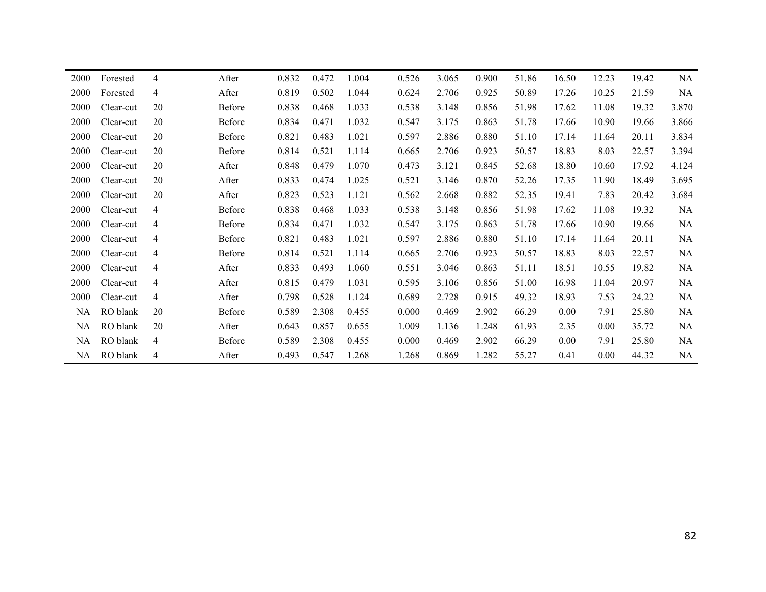| | | | | | | | | | | | | | | |
|---|---|---|---|---|---|---|---|---|---|---|---|---|---|---|
| 2000 | Forested | 4 | After | 0.832 | 0.472 | 1.004 | 0.526 | 3.065 | 0.900 | 51.86 | 16.50 | 12.23 | 19.42 | NA |
| 2000 | Forested | 4 | After | 0.819 | 0.502 | 1.044 | 0.624 | 2.706 | 0.925 | 50.89 | 17.26 | 10.25 | 21.59 | NA |
| 2000 | Clear-cut | 20 | Before | 0.838 | 0.468 | 1.033 | 0.538 | 3.148 | 0.856 | 51.98 | 17.62 | 11.08 | 19.32 | 3.870 |
| 2000 | Clear-cut | 20 | Before | 0.834 | 0.471 | 1.032 | 0.547 | 3.175 | 0.863 | 51.78 | 17.66 | 10.90 | 19.66 | 3.866 |
| 2000 | Clear-cut | 20 | Before | 0.821 | 0.483 | 1.021 | 0.597 | 2.886 | 0.880 | 51.10 | 17.14 | 11.64 | 20.11 | 3.834 |
| 2000 | Clear-cut | 20 | Before | 0.814 | 0.521 | 1.114 | 0.665 | 2.706 | 0.923 | 50.57 | 18.83 | 8.03 | 22.57 | 3.394 |
| 2000 | Clear-cut | 20 | After | 0.848 | 0.479 | 1.070 | 0.473 | 3.121 | 0.845 | 52.68 | 18.80 | 10.60 | 17.92 | 4.124 |
| 2000 | Clear-cut | 20 | After | 0.833 | 0.474 | 1.025 | 0.521 | 3.146 | 0.870 | 52.26 | 17.35 | 11.90 | 18.49 | 3.695 |
| 2000 | Clear-cut | 20 | After | 0.823 | 0.523 | 1.121 | 0.562 | 2.668 | 0.882 | 52.35 | 19.41 | 7.83 | 20.42 | 3.684 |
| 2000 | Clear-cut | 4 | Before | 0.838 | 0.468 | 1.033 | 0.538 | 3.148 | 0.856 | 51.98 | 17.62 | 11.08 | 19.32 | NA |
| 2000 | Clear-cut | 4 | Before | 0.834 | 0.471 | 1.032 | 0.547 | 3.175 | 0.863 | 51.78 | 17.66 | 10.90 | 19.66 | NA |
| 2000 | Clear-cut | 4 | Before | 0.821 | 0.483 | 1.021 | 0.597 | 2.886 | 0.880 | 51.10 | 17.14 | 11.64 | 20.11 | NA |
| 2000 | Clear-cut | 4 | Before | 0.814 | 0.521 | 1.114 | 0.665 | 2.706 | 0.923 | 50.57 | 18.83 | 8.03 | 22.57 | NA |
| 2000 | Clear-cut | 4 | After | 0.833 | 0.493 | 1.060 | 0.551 | 3.046 | 0.863 | 51.11 | 18.51 | 10.55 | 19.82 | NA |
| 2000 | Clear-cut | 4 | After | 0.815 | 0.479 | 1.031 | 0.595 | 3.106 | 0.856 | 51.00 | 16.98 | 11.04 | 20.97 | NA |
| 2000 | Clear-cut | 4 | After | 0.798 | 0.528 | 1.124 | 0.689 | 2.728 | 0.915 | 49.32 | 18.93 | 7.53 | 24.22 | NA |
| NA | RO blank | 20 | Before | 0.589 | 2.308 | 0.455 | 0.000 | 0.469 | 2.902 | 66.29 | 0.00 | 7.91 | 25.80 | NA |
| NA | RO blank | 20 | After | 0.643 | 0.857 | 0.655 | 1.009 | 1.136 | 1.248 | 61.93 | 2.35 | 0.00 | 35.72 | NA |
| NA | RO blank | 4 | Before | 0.589 | 2.308 | 0.455 | 0.000 | 0.469 | 2.902 | 66.29 | 0.00 | 7.91 | 25.80 | NA |
| NA | RO blank | 4 | After | 0.493 | 0.547 | 1.268 | 1.268 | 0.869 | 1.282 | 55.27 | 0.41 | 0.00 | 44.32 | NA |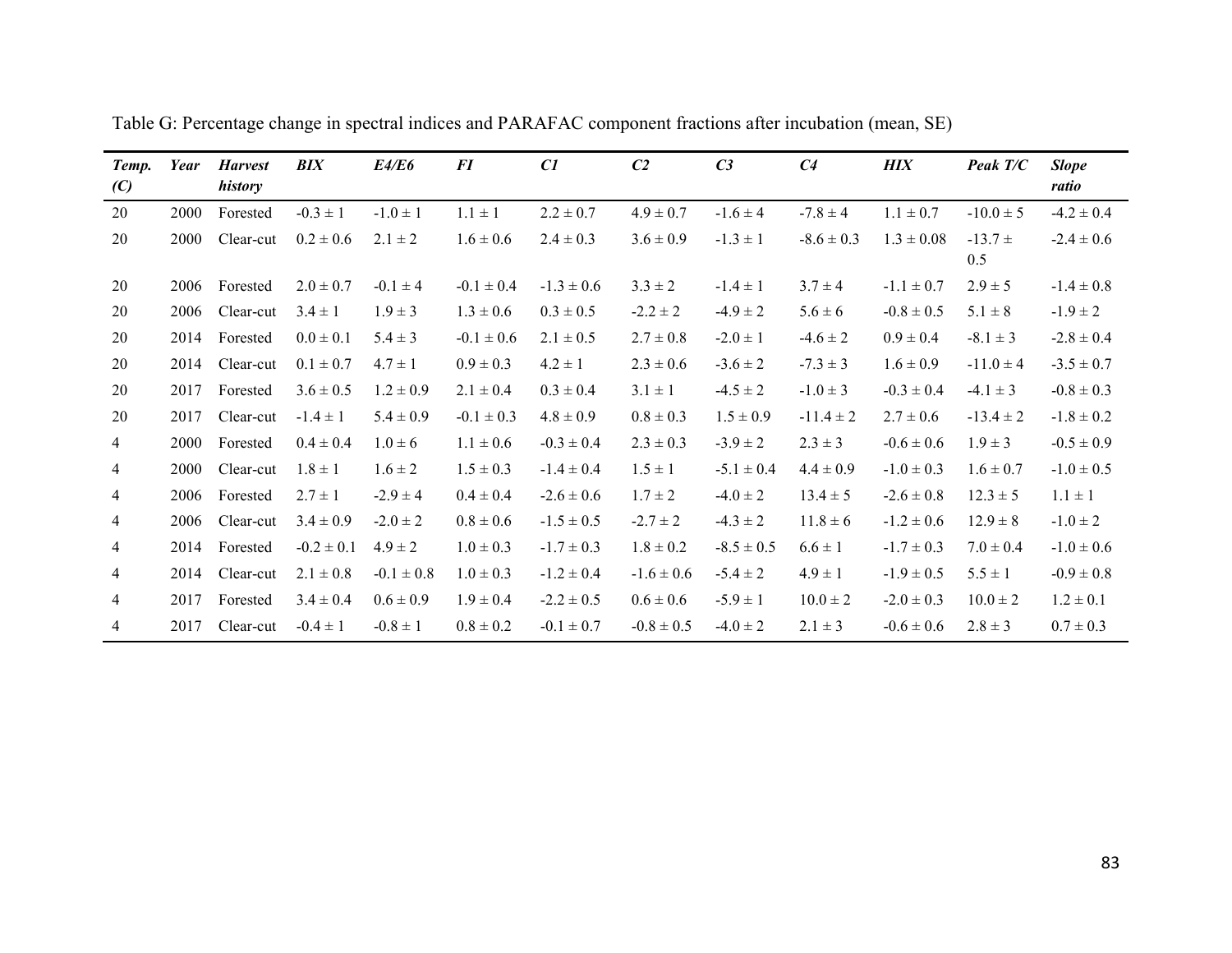Table G: Percentage change in spectral indices and PARAFAC component fractions after incubation (mean, SE)

| *Temp. (C)* | *Year* | *Harvest history* | *BIX* | *E4/E6* | *FI* | *C1* | *C2* | *C3* | *C4* | *HIX* | *Peak T/C* | *Slope ratio* |
|---|---|---|---|---|---|---|---|---|---|---|---|---|
| 20 | 2000 | Forested | -0.3 ± 1 | -1.0 ± 1 | 1.1 ± 1 | 2.2 ± 0.7 | 4.9 ± 0.7 | -1.6 ± 4 | -7.8 ± 4 | 1.1 ± 0.7 | -10.0 ± 5 | -4.2 ± 0.4 |
| 20 | 2000 | Clear-cut | 0.2 ± 0.6 | 2.1 ± 2 | 1.6 ± 0.6 | 2.4 ± 0.3 | 3.6 ± 0.9 | -1.3 ± 1 | -8.6 ± 0.3 | 1.3 ± 0.08 | -13.7 ± 0.5 | -2.4 ± 0.6 |
| 20 | 2006 | Forested | 2.0 ± 0.7 | -0.1 ± 4 | -0.1 ± 0.4 | -1.3 ± 0.6 | 3.3 ± 2 | -1.4 ± 1 | 3.7 ± 4 | -1.1 ± 0.7 | 2.9 ± 5 | -1.4 ± 0.8 |
| 20 | 2006 | Clear-cut | 3.4 ± 1 | 1.9 ± 3 | 1.3 ± 0.6 | 0.3 ± 0.5 | -2.2 ± 2 | -4.9 ± 2 | 5.6 ± 6 | -0.8 ± 0.5 | 5.1 ± 8 | -1.9 ± 2 |
| 20 | 2014 | Forested | 0.0 ± 0.1 | 5.4 ± 3 | -0.1 ± 0.6 | 2.1 ± 0.5 | 2.7 ± 0.8 | -2.0 ± 1 | -4.6 ± 2 | 0.9 ± 0.4 | -8.1 ± 3 | -2.8 ± 0.4 |
| 20 | 2014 | Clear-cut | 0.1 ± 0.7 | 4.7 ± 1 | 0.9 ± 0.3 | 4.2 ± 1 | 2.3 ± 0.6 | -3.6 ± 2 | -7.3 ± 3 | 1.6 ± 0.9 | -11.0 ± 4 | -3.5 ± 0.7 |
| 20 | 2017 | Forested | 3.6 ± 0.5 | 1.2 ± 0.9 | 2.1 ± 0.4 | 0.3 ± 0.4 | 3.1 ± 1 | -4.5 ± 2 | -1.0 ± 3 | -0.3 ± 0.4 | -4.1 ± 3 | -0.8 ± 0.3 |
| 20 | 2017 | Clear-cut | -1.4 ± 1 | 5.4 ± 0.9 | -0.1 ± 0.3 | 4.8 ± 0.9 | 0.8 ± 0.3 | 1.5 ± 0.9 | -11.4 ± 2 | 2.7 ± 0.6 | -13.4 ± 2 | -1.8 ± 0.2 |
| 4 | 2000 | Forested | 0.4 ± 0.4 | 1.0 ± 6 | 1.1 ± 0.6 | -0.3 ± 0.4 | 2.3 ± 0.3 | -3.9 ± 2 | 2.3 ± 3 | -0.6 ± 0.6 | 1.9 ± 3 | -0.5 ± 0.9 |
| 4 | 2000 | Clear-cut | 1.8 ± 1 | 1.6 ± 2 | 1.5 ± 0.3 | -1.4 ± 0.4 | 1.5 ± 1 | -5.1 ± 0.4 | 4.4 ± 0.9 | -1.0 ± 0.3 | 1.6 ± 0.7 | -1.0 ± 0.5 |
| 4 | 2006 | Forested | 2.7 ± 1 | -2.9 ± 4 | 0.4 ± 0.4 | -2.6 ± 0.6 | 1.7 ± 2 | -4.0 ± 2 | 13.4 ± 5 | -2.6 ± 0.8 | 12.3 ± 5 | 1.1 ± 1 |
| 4 | 2006 | Clear-cut | 3.4 ± 0.9 | -2.0 ± 2 | 0.8 ± 0.6 | -1.5 ± 0.5 | -2.7 ± 2 | -4.3 ± 2 | 11.8 ± 6 | -1.2 ± 0.6 | 12.9 ± 8 | -1.0 ± 2 |
| 4 | 2014 | Forested | -0.2 ± 0.1 | 4.9 ± 2 | 1.0 ± 0.3 | -1.7 ± 0.3 | 1.8 ± 0.2 | -8.5 ± 0.5 | 6.6 ± 1 | -1.7 ± 0.3 | 7.0 ± 0.4 | -1.0 ± 0.6 |
| 4 | 2014 | Clear-cut | 2.1 ± 0.8 | -0.1 ± 0.8 | 1.0 ± 0.3 | -1.2 ± 0.4 | -1.6 ± 0.6 | -5.4 ± 2 | 4.9 ± 1 | -1.9 ± 0.5 | 5.5 ± 1 | -0.9 ± 0.8 |
| 4 | 2017 | Forested | 3.4 ± 0.4 | 0.6 ± 0.9 | 1.9 ± 0.4 | -2.2 ± 0.5 | 0.6 ± 0.6 | -5.9 ± 1 | 10.0 ± 2 | -2.0 ± 0.3 | 10.0 ± 2 | 1.2 ± 0.1 |
| 4 | 2017 | Clear-cut | -0.4 ± 1 | -0.8 ± 1 | 0.8 ± 0.2 | -0.1 ± 0.7 | -0.8 ± 0.5 | -4.0 ± 2 | 2.1 ± 3 | -0.6 ± 0.6 | 2.8 ± 3 | 0.7 ± 0.3 |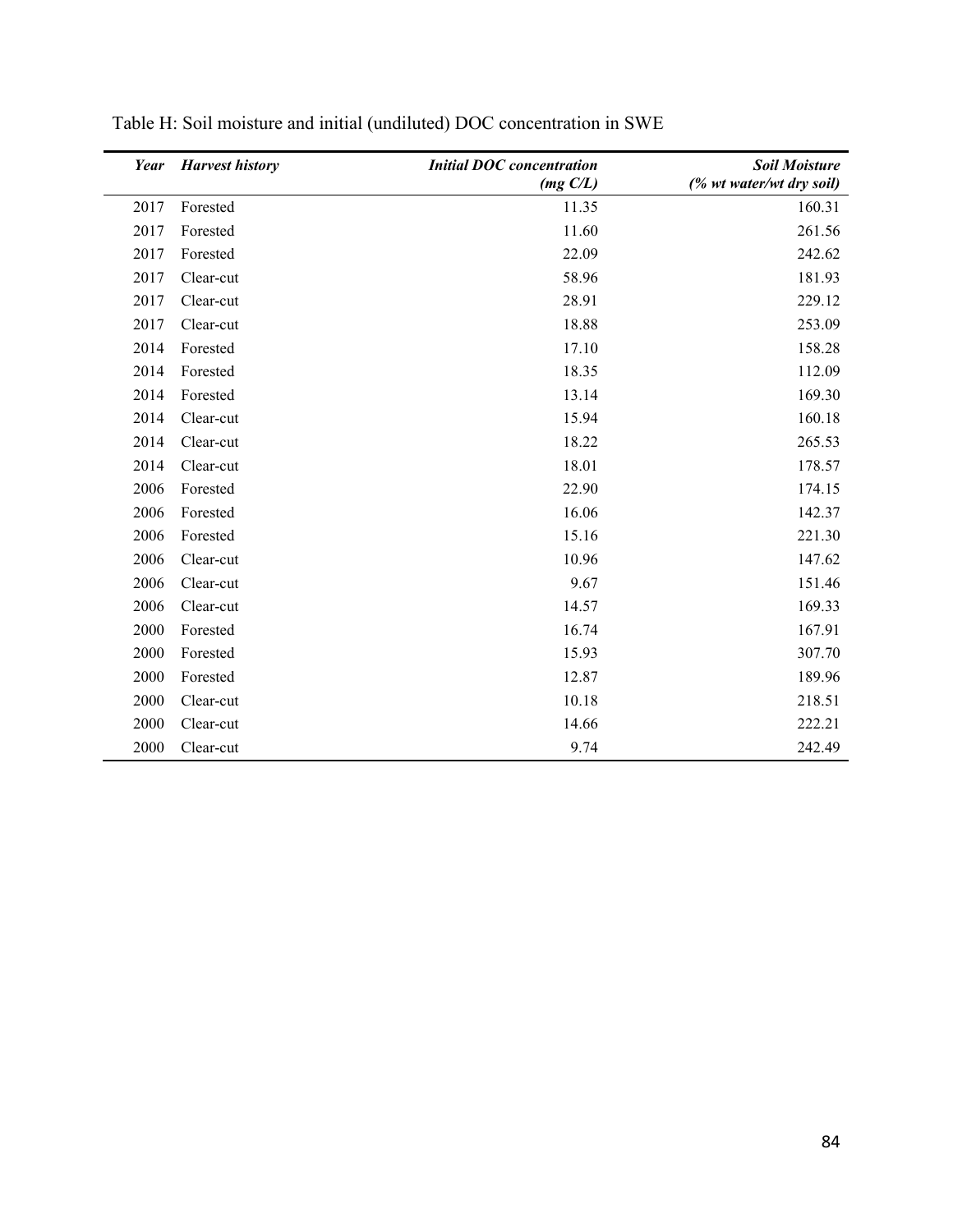Table H: Soil moisture and initial (undiluted) DOC concentration in SWE

| ***Year*** | ***Harvest history*** | ***Initial DOC concentration (mg C/L)*** | ***Soil Moisture (% wt water/wt dry soil)*** |
|---|---|---|---|
| 2017 | Forested | 11.35 | 160.31 |
| 2017 | Forested | 11.60 | 261.56 |
| 2017 | Forested | 22.09 | 242.62 |
| 2017 | Clear-cut | 58.96 | 181.93 |
| 2017 | Clear-cut | 28.91 | 229.12 |
| 2017 | Clear-cut | 18.88 | 253.09 |
| 2014 | Forested | 17.10 | 158.28 |
| 2014 | Forested | 18.35 | 112.09 |
| 2014 | Forested | 13.14 | 169.30 |
| 2014 | Clear-cut | 15.94 | 160.18 |
| 2014 | Clear-cut | 18.22 | 265.53 |
| 2014 | Clear-cut | 18.01 | 178.57 |
| 2006 | Forested | 22.90 | 174.15 |
| 2006 | Forested | 16.06 | 142.37 |
| 2006 | Forested | 15.16 | 221.30 |
| 2006 | Clear-cut | 10.96 | 147.62 |
| 2006 | Clear-cut | 9.67 | 151.46 |
| 2006 | Clear-cut | 14.57 | 169.33 |
| 2000 | Forested | 16.74 | 167.91 |
| 2000 | Forested | 15.93 | 307.70 |
| 2000 | Forested | 12.87 | 189.96 |
| 2000 | Clear-cut | 10.18 | 218.51 |
| 2000 | Clear-cut | 14.66 | 222.21 |
| 2000 | Clear-cut | 9.74 | 242.49 |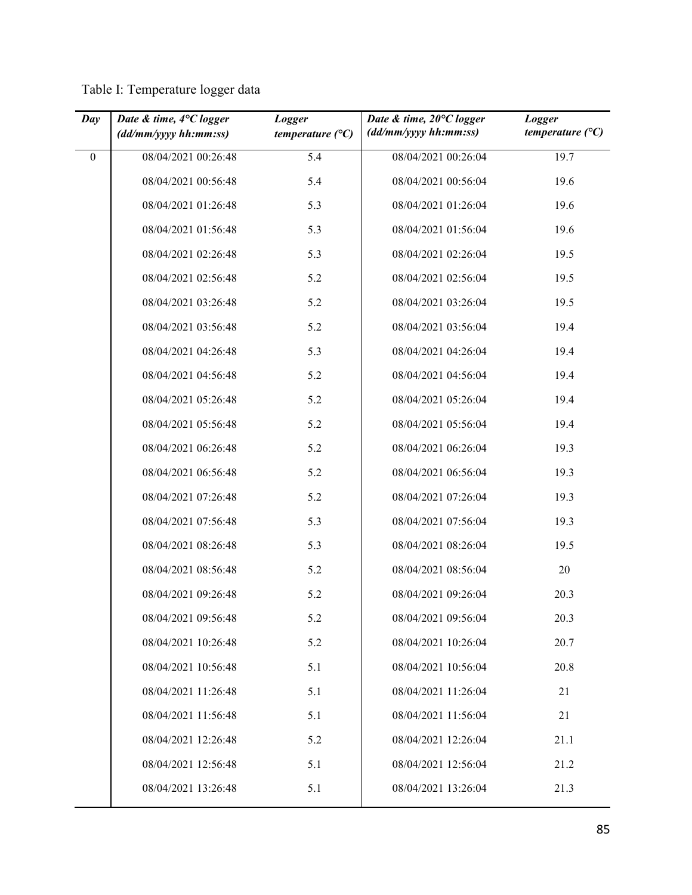Table I: Temperature logger data

| *Day* | *Date & time, 4°C logger (dd/mm/yyyy hh:mm:ss)* | *Logger temperature (°C)* | *Date & time, 20°C logger (dd/mm/yyyy hh:mm:ss)* | *Logger temperature (°C)* |
|---|---|---|---|---|
| 0 | 08/04/2021 00:26:48 | 5.4 | 08/04/2021 00:26:04 | 19.7 |
| | 08/04/2021 00:56:48 | 5.4 | 08/04/2021 00:56:04 | 19.6 |
| | 08/04/2021 01:26:48 | 5.3 | 08/04/2021 01:26:04 | 19.6 |
| | 08/04/2021 01:56:48 | 5.3 | 08/04/2021 01:56:04 | 19.6 |
| | 08/04/2021 02:26:48 | 5.3 | 08/04/2021 02:26:04 | 19.5 |
| | 08/04/2021 02:56:48 | 5.2 | 08/04/2021 02:56:04 | 19.5 |
| | 08/04/2021 03:26:48 | 5.2 | 08/04/2021 03:26:04 | 19.5 |
| | 08/04/2021 03:56:48 | 5.2 | 08/04/2021 03:56:04 | 19.4 |
| | 08/04/2021 04:26:48 | 5.3 | 08/04/2021 04:26:04 | 19.4 |
| | 08/04/2021 04:56:48 | 5.2 | 08/04/2021 04:56:04 | 19.4 |
| | 08/04/2021 05:26:48 | 5.2 | 08/04/2021 05:26:04 | 19.4 |
| | 08/04/2021 05:56:48 | 5.2 | 08/04/2021 05:56:04 | 19.4 |
| | 08/04/2021 06:26:48 | 5.2 | 08/04/2021 06:26:04 | 19.3 |
| | 08/04/2021 06:56:48 | 5.2 | 08/04/2021 06:56:04 | 19.3 |
| | 08/04/2021 07:26:48 | 5.2 | 08/04/2021 07:26:04 | 19.3 |
| | 08/04/2021 07:56:48 | 5.3 | 08/04/2021 07:56:04 | 19.3 |
| | 08/04/2021 08:26:48 | 5.3 | 08/04/2021 08:26:04 | 19.5 |
| | 08/04/2021 08:56:48 | 5.2 | 08/04/2021 08:56:04 | 20 |
| | 08/04/2021 09:26:48 | 5.2 | 08/04/2021 09:26:04 | 20.3 |
| | 08/04/2021 09:56:48 | 5.2 | 08/04/2021 09:56:04 | 20.3 |
| | 08/04/2021 10:26:48 | 5.2 | 08/04/2021 10:26:04 | 20.7 |
| | 08/04/2021 10:56:48 | 5.1 | 08/04/2021 10:56:04 | 20.8 |
| | 08/04/2021 11:26:48 | 5.1 | 08/04/2021 11:26:04 | 21 |
| | 08/04/2021 11:56:48 | 5.1 | 08/04/2021 11:56:04 | 21 |
| | 08/04/2021 12:26:48 | 5.2 | 08/04/2021 12:26:04 | 21.1 |
| | 08/04/2021 12:56:48 | 5.1 | 08/04/2021 12:56:04 | 21.2 |
| | 08/04/2021 13:26:48 | 5.1 | 08/04/2021 13:26:04 | 21.3 |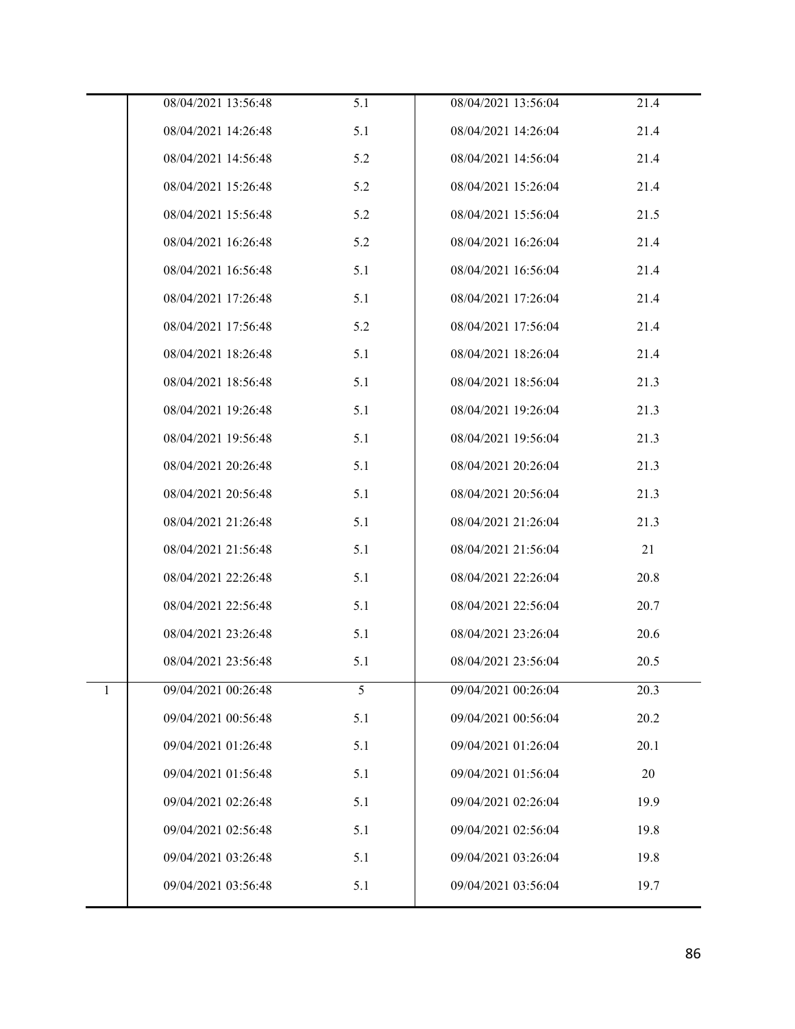| | | | | |
|---|---|---|---|---|
| | 08/04/2021 13:56:48 | 5.1 | 08/04/2021 13:56:04 | 21.4 |
| | 08/04/2021 14:26:48 | 5.1 | 08/04/2021 14:26:04 | 21.4 |
| | 08/04/2021 14:56:48 | 5.2 | 08/04/2021 14:56:04 | 21.4 |
| | 08/04/2021 15:26:48 | 5.2 | 08/04/2021 15:26:04 | 21.4 |
| | 08/04/2021 15:56:48 | 5.2 | 08/04/2021 15:56:04 | 21.5 |
| | 08/04/2021 16:26:48 | 5.2 | 08/04/2021 16:26:04 | 21.4 |
| | 08/04/2021 16:56:48 | 5.1 | 08/04/2021 16:56:04 | 21.4 |
| | 08/04/2021 17:26:48 | 5.1 | 08/04/2021 17:26:04 | 21.4 |
| | 08/04/2021 17:56:48 | 5.2 | 08/04/2021 17:56:04 | 21.4 |
| | 08/04/2021 18:26:48 | 5.1 | 08/04/2021 18:26:04 | 21.4 |
| | 08/04/2021 18:56:48 | 5.1 | 08/04/2021 18:56:04 | 21.3 |
| | 08/04/2021 19:26:48 | 5.1 | 08/04/2021 19:26:04 | 21.3 |
| | 08/04/2021 19:56:48 | 5.1 | 08/04/2021 19:56:04 | 21.3 |
| | 08/04/2021 20:26:48 | 5.1 | 08/04/2021 20:26:04 | 21.3 |
| | 08/04/2021 20:56:48 | 5.1 | 08/04/2021 20:56:04 | 21.3 |
| | 08/04/2021 21:26:48 | 5.1 | 08/04/2021 21:26:04 | 21.3 |
| | 08/04/2021 21:56:48 | 5.1 | 08/04/2021 21:56:04 | 21 |
| | 08/04/2021 22:26:48 | 5.1 | 08/04/2021 22:26:04 | 20.8 |
| | 08/04/2021 22:56:48 | 5.1 | 08/04/2021 22:56:04 | 20.7 |
| | 08/04/2021 23:26:48 | 5.1 | 08/04/2021 23:26:04 | 20.6 |
| | 08/04/2021 23:56:48 | 5.1 | 08/04/2021 23:56:04 | 20.5 |
| 1 | 09/04/2021 00:26:48 | 5 | 09/04/2021 00:26:04 | 20.3 |
| | 09/04/2021 00:56:48 | 5.1 | 09/04/2021 00:56:04 | 20.2 |
| | 09/04/2021 01:26:48 | 5.1 | 09/04/2021 01:26:04 | 20.1 |
| | 09/04/2021 01:56:48 | 5.1 | 09/04/2021 01:56:04 | 20 |
| | 09/04/2021 02:26:48 | 5.1 | 09/04/2021 02:26:04 | 19.9 |
| | 09/04/2021 02:56:48 | 5.1 | 09/04/2021 02:56:04 | 19.8 |
| | 09/04/2021 03:26:48 | 5.1 | 09/04/2021 03:26:04 | 19.8 |
| | 09/04/2021 03:56:48 | 5.1 | 09/04/2021 03:56:04 | 19.7 |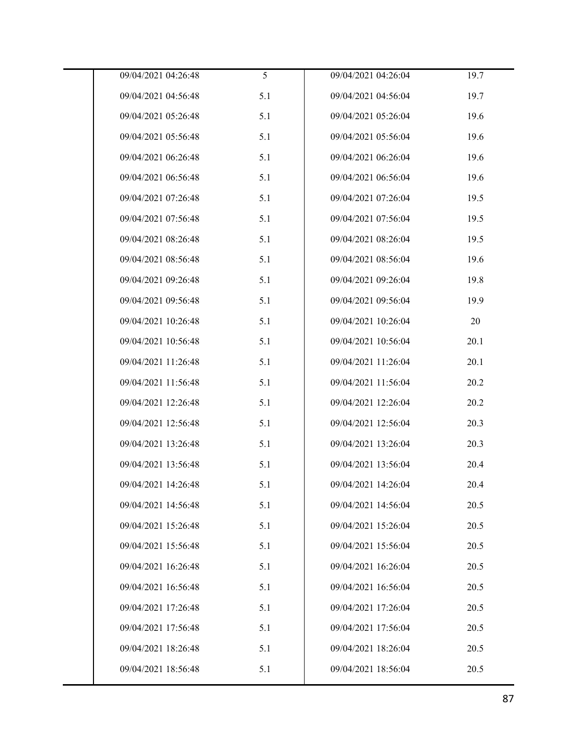| | | | | |
|---|---|---|---|---|
| | 09/04/2021 04:26:48 | 5 | 09/04/2021 04:26:04 | 19.7 |
| | 09/04/2021 04:56:48 | 5.1 | 09/04/2021 04:56:04 | 19.7 |
| | 09/04/2021 05:26:48 | 5.1 | 09/04/2021 05:26:04 | 19.6 |
| | 09/04/2021 05:56:48 | 5.1 | 09/04/2021 05:56:04 | 19.6 |
| | 09/04/2021 06:26:48 | 5.1 | 09/04/2021 06:26:04 | 19.6 |
| | 09/04/2021 06:56:48 | 5.1 | 09/04/2021 06:56:04 | 19.6 |
| | 09/04/2021 07:26:48 | 5.1 | 09/04/2021 07:26:04 | 19.5 |
| | 09/04/2021 07:56:48 | 5.1 | 09/04/2021 07:56:04 | 19.5 |
| | 09/04/2021 08:26:48 | 5.1 | 09/04/2021 08:26:04 | 19.5 |
| | 09/04/2021 08:56:48 | 5.1 | 09/04/2021 08:56:04 | 19.6 |
| | 09/04/2021 09:26:48 | 5.1 | 09/04/2021 09:26:04 | 19.8 |
| | 09/04/2021 09:56:48 | 5.1 | 09/04/2021 09:56:04 | 19.9 |
| | 09/04/2021 10:26:48 | 5.1 | 09/04/2021 10:26:04 | 20 |
| | 09/04/2021 10:56:48 | 5.1 | 09/04/2021 10:56:04 | 20.1 |
| | 09/04/2021 11:26:48 | 5.1 | 09/04/2021 11:26:04 | 20.1 |
| | 09/04/2021 11:56:48 | 5.1 | 09/04/2021 11:56:04 | 20.2 |
| | 09/04/2021 12:26:48 | 5.1 | 09/04/2021 12:26:04 | 20.2 |
| | 09/04/2021 12:56:48 | 5.1 | 09/04/2021 12:56:04 | 20.3 |
| | 09/04/2021 13:26:48 | 5.1 | 09/04/2021 13:26:04 | 20.3 |
| | 09/04/2021 13:56:48 | 5.1 | 09/04/2021 13:56:04 | 20.4 |
| | 09/04/2021 14:26:48 | 5.1 | 09/04/2021 14:26:04 | 20.4 |
| | 09/04/2021 14:56:48 | 5.1 | 09/04/2021 14:56:04 | 20.5 |
| | 09/04/2021 15:26:48 | 5.1 | 09/04/2021 15:26:04 | 20.5 |
| | 09/04/2021 15:56:48 | 5.1 | 09/04/2021 15:56:04 | 20.5 |
| | 09/04/2021 16:26:48 | 5.1 | 09/04/2021 16:26:04 | 20.5 |
| | 09/04/2021 16:56:48 | 5.1 | 09/04/2021 16:56:04 | 20.5 |
| | 09/04/2021 17:26:48 | 5.1 | 09/04/2021 17:26:04 | 20.5 |
| | 09/04/2021 17:56:48 | 5.1 | 09/04/2021 17:56:04 | 20.5 |
| | 09/04/2021 18:26:48 | 5.1 | 09/04/2021 18:26:04 | 20.5 |
| | 09/04/2021 18:56:48 | 5.1 | 09/04/2021 18:56:04 | 20.5 |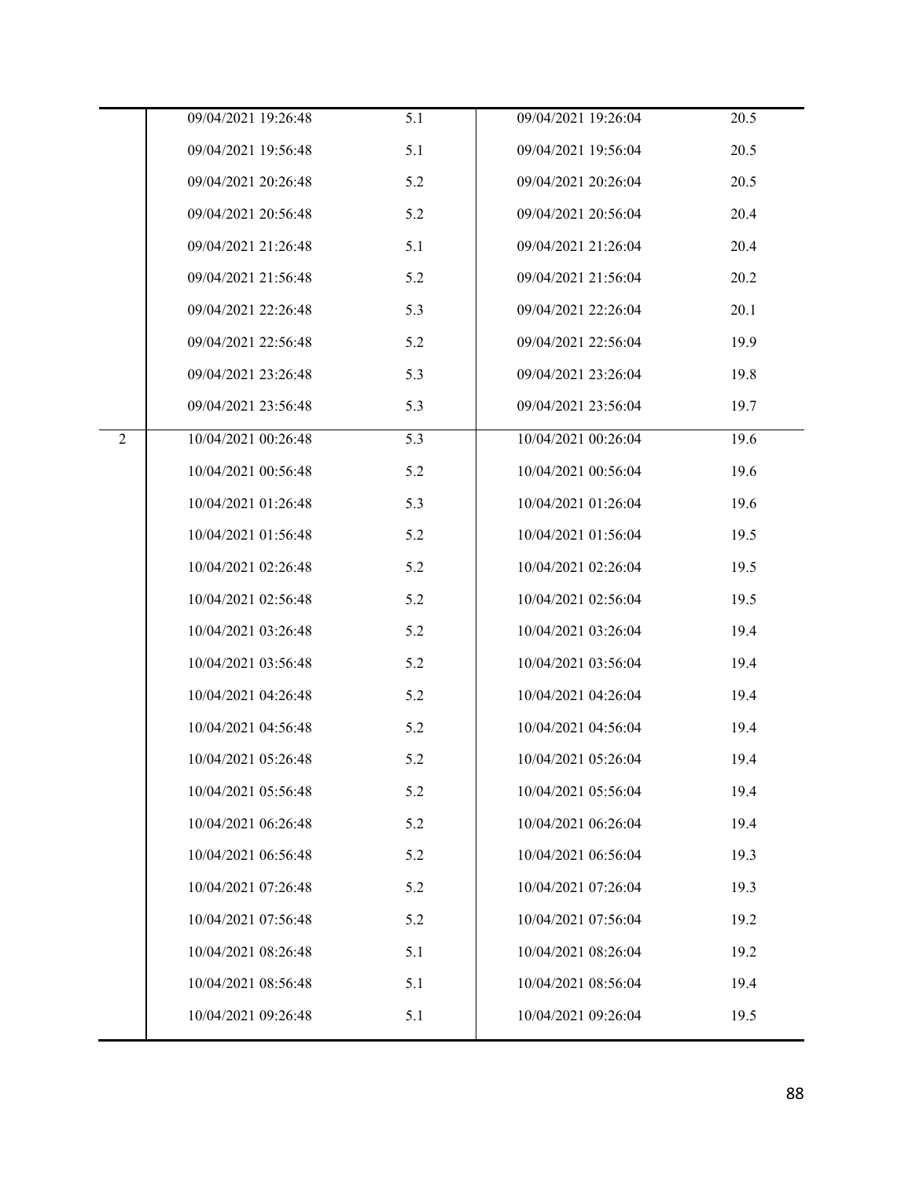| | | | | |
|---|---|---|---|---|
| | 09/04/2021 19:26:48 | 5.1 | 09/04/2021 19:26:04 | 20.5 |
| | 09/04/2021 19:56:48 | 5.1 | 09/04/2021 19:56:04 | 20.5 |
| | 09/04/2021 20:26:48 | 5.2 | 09/04/2021 20:26:04 | 20.5 |
| | 09/04/2021 20:56:48 | 5.2 | 09/04/2021 20:56:04 | 20.4 |
| | 09/04/2021 21:26:48 | 5.1 | 09/04/2021 21:26:04 | 20.4 |
| | 09/04/2021 21:56:48 | 5.2 | 09/04/2021 21:56:04 | 20.2 |
| | 09/04/2021 22:26:48 | 5.3 | 09/04/2021 22:26:04 | 20.1 |
| | 09/04/2021 22:56:48 | 5.2 | 09/04/2021 22:56:04 | 19.9 |
| | 09/04/2021 23:26:48 | 5.3 | 09/04/2021 23:26:04 | 19.8 |
| | 09/04/2021 23:56:48 | 5.3 | 09/04/2021 23:56:04 | 19.7 |
| 2 | 10/04/2021 00:26:48 | 5.3 | 10/04/2021 00:26:04 | 19.6 |
| | 10/04/2021 00:56:48 | 5.2 | 10/04/2021 00:56:04 | 19.6 |
| | 10/04/2021 01:26:48 | 5.3 | 10/04/2021 01:26:04 | 19.6 |
| | 10/04/2021 01:56:48 | 5.2 | 10/04/2021 01:56:04 | 19.5 |
| | 10/04/2021 02:26:48 | 5.2 | 10/04/2021 02:26:04 | 19.5 |
| | 10/04/2021 02:56:48 | 5.2 | 10/04/2021 02:56:04 | 19.5 |
| | 10/04/2021 03:26:48 | 5.2 | 10/04/2021 03:26:04 | 19.4 |
| | 10/04/2021 03:56:48 | 5.2 | 10/04/2021 03:56:04 | 19.4 |
| | 10/04/2021 04:26:48 | 5.2 | 10/04/2021 04:26:04 | 19.4 |
| | 10/04/2021 04:56:48 | 5.2 | 10/04/2021 04:56:04 | 19.4 |
| | 10/04/2021 05:26:48 | 5.2 | 10/04/2021 05:26:04 | 19.4 |
| | 10/04/2021 05:56:48 | 5.2 | 10/04/2021 05:56:04 | 19.4 |
| | 10/04/2021 06:26:48 | 5.2 | 10/04/2021 06:26:04 | 19.4 |
| | 10/04/2021 06:56:48 | 5.2 | 10/04/2021 06:56:04 | 19.3 |
| | 10/04/2021 07:26:48 | 5.2 | 10/04/2021 07:26:04 | 19.3 |
| | 10/04/2021 07:56:48 | 5.2 | 10/04/2021 07:56:04 | 19.2 |
| | 10/04/2021 08:26:48 | 5.1 | 10/04/2021 08:26:04 | 19.2 |
| | 10/04/2021 08:56:48 | 5.1 | 10/04/2021 08:56:04 | 19.4 |
| | 10/04/2021 09:26:48 | 5.1 | 10/04/2021 09:26:04 | 19.5 |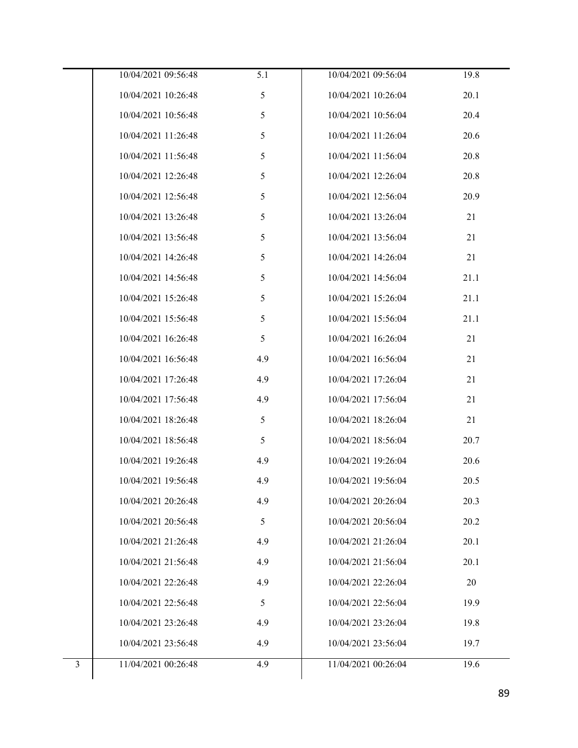| | | | | |
|---|---|---|---|---|
| | 10/04/2021 09:56:48 | 5.1 | 10/04/2021 09:56:04 | 19.8 |
| | 10/04/2021 10:26:48 | 5 | 10/04/2021 10:26:04 | 20.1 |
| | 10/04/2021 10:56:48 | 5 | 10/04/2021 10:56:04 | 20.4 |
| | 10/04/2021 11:26:48 | 5 | 10/04/2021 11:26:04 | 20.6 |
| | 10/04/2021 11:56:48 | 5 | 10/04/2021 11:56:04 | 20.8 |
| | 10/04/2021 12:26:48 | 5 | 10/04/2021 12:26:04 | 20.8 |
| | 10/04/2021 12:56:48 | 5 | 10/04/2021 12:56:04 | 20.9 |
| | 10/04/2021 13:26:48 | 5 | 10/04/2021 13:26:04 | 21 |
| | 10/04/2021 13:56:48 | 5 | 10/04/2021 13:56:04 | 21 |
| | 10/04/2021 14:26:48 | 5 | 10/04/2021 14:26:04 | 21 |
| | 10/04/2021 14:56:48 | 5 | 10/04/2021 14:56:04 | 21.1 |
| | 10/04/2021 15:26:48 | 5 | 10/04/2021 15:26:04 | 21.1 |
| | 10/04/2021 15:56:48 | 5 | 10/04/2021 15:56:04 | 21.1 |
| | 10/04/2021 16:26:48 | 5 | 10/04/2021 16:26:04 | 21 |
| | 10/04/2021 16:56:48 | 4.9 | 10/04/2021 16:56:04 | 21 |
| | 10/04/2021 17:26:48 | 4.9 | 10/04/2021 17:26:04 | 21 |
| | 10/04/2021 17:56:48 | 4.9 | 10/04/2021 17:56:04 | 21 |
| | 10/04/2021 18:26:48 | 5 | 10/04/2021 18:26:04 | 21 |
| | 10/04/2021 18:56:48 | 5 | 10/04/2021 18:56:04 | 20.7 |
| | 10/04/2021 19:26:48 | 4.9 | 10/04/2021 19:26:04 | 20.6 |
| | 10/04/2021 19:56:48 | 4.9 | 10/04/2021 19:56:04 | 20.5 |
| | 10/04/2021 20:26:48 | 4.9 | 10/04/2021 20:26:04 | 20.3 |
| | 10/04/2021 20:56:48 | 5 | 10/04/2021 20:56:04 | 20.2 |
| | 10/04/2021 21:26:48 | 4.9 | 10/04/2021 21:26:04 | 20.1 |
| | 10/04/2021 21:56:48 | 4.9 | 10/04/2021 21:56:04 | 20.1 |
| | 10/04/2021 22:26:48 | 4.9 | 10/04/2021 22:26:04 | 20 |
| | 10/04/2021 22:56:48 | 5 | 10/04/2021 22:56:04 | 19.9 |
| | 10/04/2021 23:26:48 | 4.9 | 10/04/2021 23:26:04 | 19.8 |
| | 10/04/2021 23:56:48 | 4.9 | 10/04/2021 23:56:04 | 19.7 |
| 3 | 11/04/2021 00:26:48 | 4.9 | 11/04/2021 00:26:04 | 19.6 |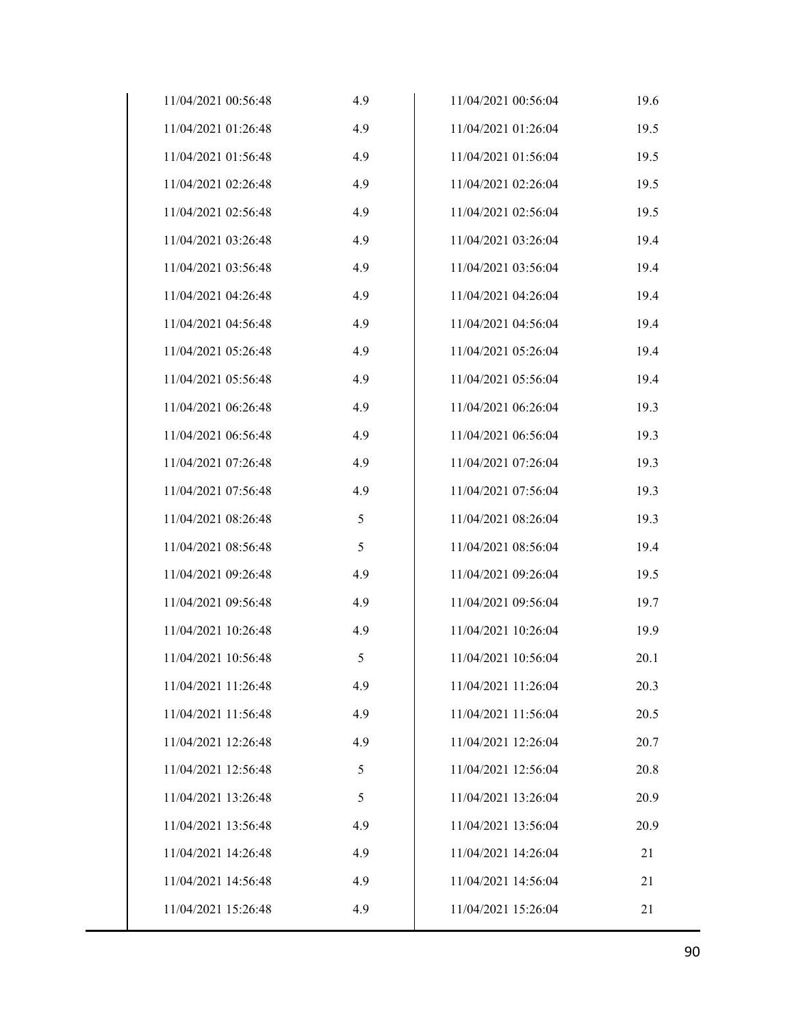| | | | |
|---|---|---|---|
| 11/04/2021 00:56:48 | 4.9 | 11/04/2021 00:56:04 | 19.6 |
| 11/04/2021 01:26:48 | 4.9 | 11/04/2021 01:26:04 | 19.5 |
| 11/04/2021 01:56:48 | 4.9 | 11/04/2021 01:56:04 | 19.5 |
| 11/04/2021 02:26:48 | 4.9 | 11/04/2021 02:26:04 | 19.5 |
| 11/04/2021 02:56:48 | 4.9 | 11/04/2021 02:56:04 | 19.5 |
| 11/04/2021 03:26:48 | 4.9 | 11/04/2021 03:26:04 | 19.4 |
| 11/04/2021 03:56:48 | 4.9 | 11/04/2021 03:56:04 | 19.4 |
| 11/04/2021 04:26:48 | 4.9 | 11/04/2021 04:26:04 | 19.4 |
| 11/04/2021 04:56:48 | 4.9 | 11/04/2021 04:56:04 | 19.4 |
| 11/04/2021 05:26:48 | 4.9 | 11/04/2021 05:26:04 | 19.4 |
| 11/04/2021 05:56:48 | 4.9 | 11/04/2021 05:56:04 | 19.4 |
| 11/04/2021 06:26:48 | 4.9 | 11/04/2021 06:26:04 | 19.3 |
| 11/04/2021 06:56:48 | 4.9 | 11/04/2021 06:56:04 | 19.3 |
| 11/04/2021 07:26:48 | 4.9 | 11/04/2021 07:26:04 | 19.3 |
| 11/04/2021 07:56:48 | 4.9 | 11/04/2021 07:56:04 | 19.3 |
| 11/04/2021 08:26:48 | 5 | 11/04/2021 08:26:04 | 19.3 |
| 11/04/2021 08:56:48 | 5 | 11/04/2021 08:56:04 | 19.4 |
| 11/04/2021 09:26:48 | 4.9 | 11/04/2021 09:26:04 | 19.5 |
| 11/04/2021 09:56:48 | 4.9 | 11/04/2021 09:56:04 | 19.7 |
| 11/04/2021 10:26:48 | 4.9 | 11/04/2021 10:26:04 | 19.9 |
| 11/04/2021 10:56:48 | 5 | 11/04/2021 10:56:04 | 20.1 |
| 11/04/2021 11:26:48 | 4.9 | 11/04/2021 11:26:04 | 20.3 |
| 11/04/2021 11:56:48 | 4.9 | 11/04/2021 11:56:04 | 20.5 |
| 11/04/2021 12:26:48 | 4.9 | 11/04/2021 12:26:04 | 20.7 |
| 11/04/2021 12:56:48 | 5 | 11/04/2021 12:56:04 | 20.8 |
| 11/04/2021 13:26:48 | 5 | 11/04/2021 13:26:04 | 20.9 |
| 11/04/2021 13:56:48 | 4.9 | 11/04/2021 13:56:04 | 20.9 |
| 11/04/2021 14:26:48 | 4.9 | 11/04/2021 14:26:04 | 21 |
| 11/04/2021 14:56:48 | 4.9 | 11/04/2021 14:56:04 | 21 |
| 11/04/2021 15:26:48 | 4.9 | 11/04/2021 15:26:04 | 21 |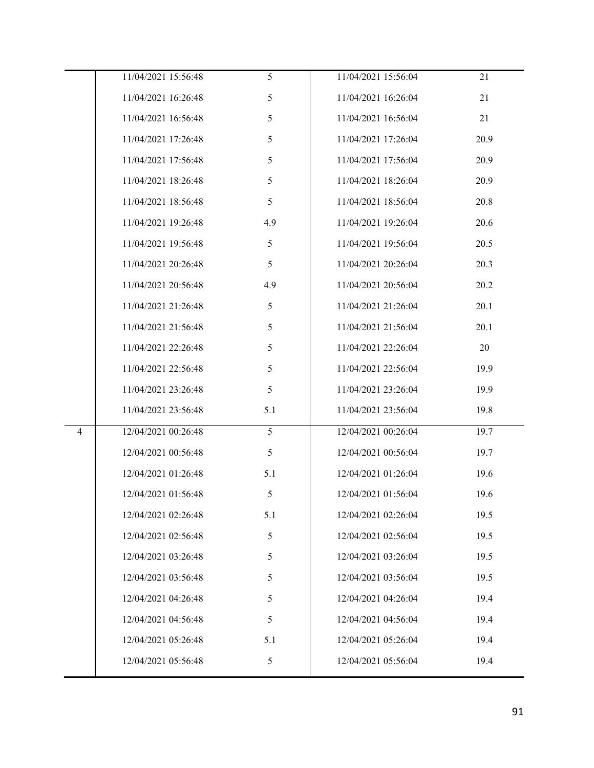| | | | | |
|---|---|---|---|---|
| | 11/04/2021 15:56:48 | 5 | 11/04/2021 15:56:04 | 21 |
| | 11/04/2021 16:26:48 | 5 | 11/04/2021 16:26:04 | 21 |
| | 11/04/2021 16:56:48 | 5 | 11/04/2021 16:56:04 | 21 |
| | 11/04/2021 17:26:48 | 5 | 11/04/2021 17:26:04 | 20.9 |
| | 11/04/2021 17:56:48 | 5 | 11/04/2021 17:56:04 | 20.9 |
| | 11/04/2021 18:26:48 | 5 | 11/04/2021 18:26:04 | 20.9 |
| | 11/04/2021 18:56:48 | 5 | 11/04/2021 18:56:04 | 20.8 |
| | 11/04/2021 19:26:48 | 4.9 | 11/04/2021 19:26:04 | 20.6 |
| | 11/04/2021 19:56:48 | 5 | 11/04/2021 19:56:04 | 20.5 |
| | 11/04/2021 20:26:48 | 5 | 11/04/2021 20:26:04 | 20.3 |
| | 11/04/2021 20:56:48 | 4.9 | 11/04/2021 20:56:04 | 20.2 |
| | 11/04/2021 21:26:48 | 5 | 11/04/2021 21:26:04 | 20.1 |
| | 11/04/2021 21:56:48 | 5 | 11/04/2021 21:56:04 | 20.1 |
| | 11/04/2021 22:26:48 | 5 | 11/04/2021 22:26:04 | 20 |
| | 11/04/2021 22:56:48 | 5 | 11/04/2021 22:56:04 | 19.9 |
| | 11/04/2021 23:26:48 | 5 | 11/04/2021 23:26:04 | 19.9 |
| | 11/04/2021 23:56:48 | 5.1 | 11/04/2021 23:56:04 | 19.8 |
| 4 | 12/04/2021 00:26:48 | 5 | 12/04/2021 00:26:04 | 19.7 |
| | 12/04/2021 00:56:48 | 5 | 12/04/2021 00:56:04 | 19.7 |
| | 12/04/2021 01:26:48 | 5.1 | 12/04/2021 01:26:04 | 19.6 |
| | 12/04/2021 01:56:48 | 5 | 12/04/2021 01:56:04 | 19.6 |
| | 12/04/2021 02:26:48 | 5.1 | 12/04/2021 02:26:04 | 19.5 |
| | 12/04/2021 02:56:48 | 5 | 12/04/2021 02:56:04 | 19.5 |
| | 12/04/2021 03:26:48 | 5 | 12/04/2021 03:26:04 | 19.5 |
| | 12/04/2021 03:56:48 | 5 | 12/04/2021 03:56:04 | 19.5 |
| | 12/04/2021 04:26:48 | 5 | 12/04/2021 04:26:04 | 19.4 |
| | 12/04/2021 04:56:48 | 5 | 12/04/2021 04:56:04 | 19.4 |
| | 12/04/2021 05:26:48 | 5.1 | 12/04/2021 05:26:04 | 19.4 |
| | 12/04/2021 05:56:48 | 5 | 12/04/2021 05:56:04 | 19.4 |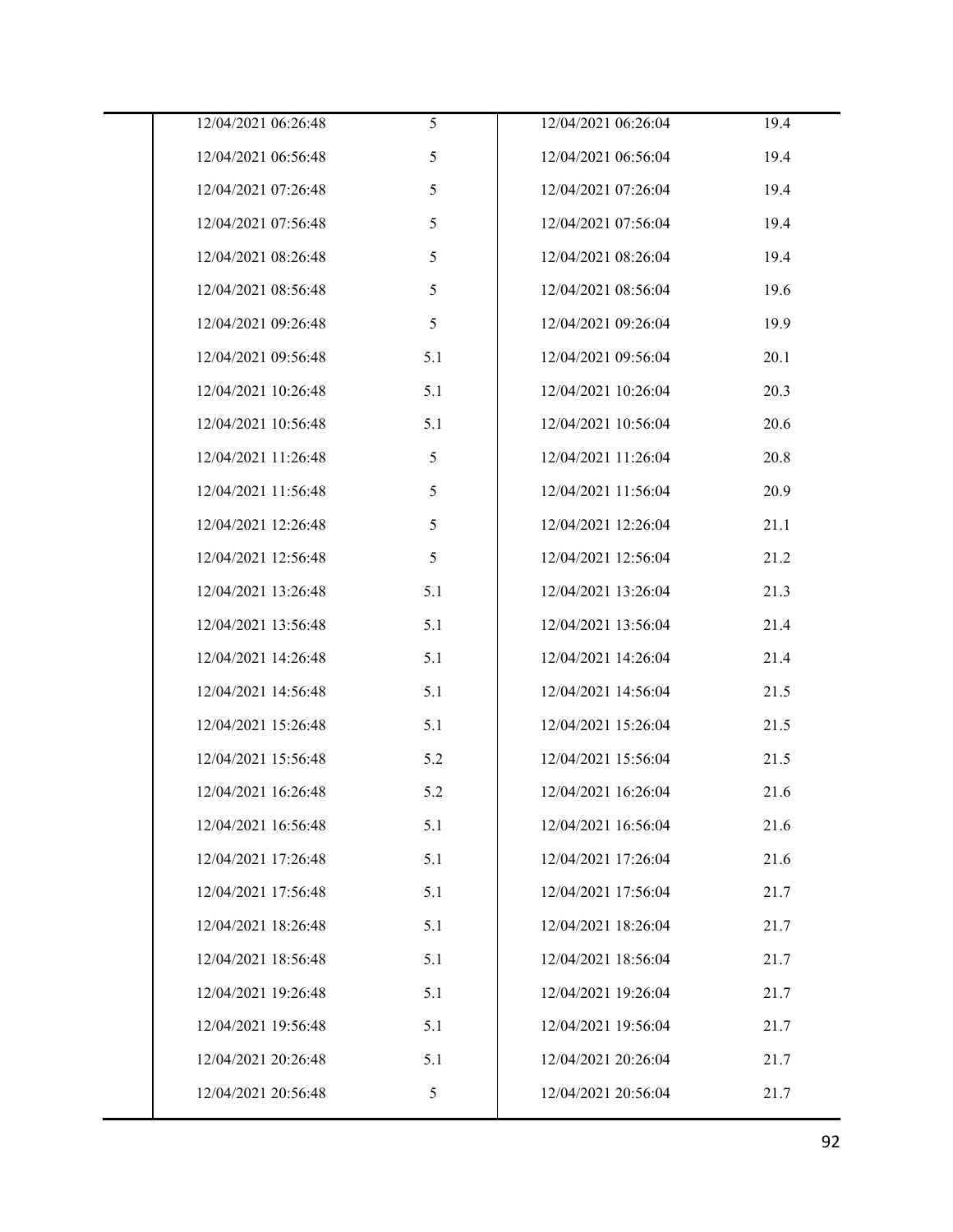| | | | | |
|---|---|---|---|---|
| | 12/04/2021 06:26:48 | 5 | 12/04/2021 06:26:04 | 19.4 |
| | 12/04/2021 06:56:48 | 5 | 12/04/2021 06:56:04 | 19.4 |
| | 12/04/2021 07:26:48 | 5 | 12/04/2021 07:26:04 | 19.4 |
| | 12/04/2021 07:56:48 | 5 | 12/04/2021 07:56:04 | 19.4 |
| | 12/04/2021 08:26:48 | 5 | 12/04/2021 08:26:04 | 19.4 |
| | 12/04/2021 08:56:48 | 5 | 12/04/2021 08:56:04 | 19.6 |
| | 12/04/2021 09:26:48 | 5 | 12/04/2021 09:26:04 | 19.9 |
| | 12/04/2021 09:56:48 | 5.1 | 12/04/2021 09:56:04 | 20.1 |
| | 12/04/2021 10:26:48 | 5.1 | 12/04/2021 10:26:04 | 20.3 |
| | 12/04/2021 10:56:48 | 5.1 | 12/04/2021 10:56:04 | 20.6 |
| | 12/04/2021 11:26:48 | 5 | 12/04/2021 11:26:04 | 20.8 |
| | 12/04/2021 11:56:48 | 5 | 12/04/2021 11:56:04 | 20.9 |
| | 12/04/2021 12:26:48 | 5 | 12/04/2021 12:26:04 | 21.1 |
| | 12/04/2021 12:56:48 | 5 | 12/04/2021 12:56:04 | 21.2 |
| | 12/04/2021 13:26:48 | 5.1 | 12/04/2021 13:26:04 | 21.3 |
| | 12/04/2021 13:56:48 | 5.1 | 12/04/2021 13:56:04 | 21.4 |
| | 12/04/2021 14:26:48 | 5.1 | 12/04/2021 14:26:04 | 21.4 |
| | 12/04/2021 14:56:48 | 5.1 | 12/04/2021 14:56:04 | 21.5 |
| | 12/04/2021 15:26:48 | 5.1 | 12/04/2021 15:26:04 | 21.5 |
| | 12/04/2021 15:56:48 | 5.2 | 12/04/2021 15:56:04 | 21.5 |
| | 12/04/2021 16:26:48 | 5.2 | 12/04/2021 16:26:04 | 21.6 |
| | 12/04/2021 16:56:48 | 5.1 | 12/04/2021 16:56:04 | 21.6 |
| | 12/04/2021 17:26:48 | 5.1 | 12/04/2021 17:26:04 | 21.6 |
| | 12/04/2021 17:56:48 | 5.1 | 12/04/2021 17:56:04 | 21.7 |
| | 12/04/2021 18:26:48 | 5.1 | 12/04/2021 18:26:04 | 21.7 |
| | 12/04/2021 18:56:48 | 5.1 | 12/04/2021 18:56:04 | 21.7 |
| | 12/04/2021 19:26:48 | 5.1 | 12/04/2021 19:26:04 | 21.7 |
| | 12/04/2021 19:56:48 | 5.1 | 12/04/2021 19:56:04 | 21.7 |
| | 12/04/2021 20:26:48 | 5.1 | 12/04/2021 20:26:04 | 21.7 |
| | 12/04/2021 20:56:48 | 5 | 12/04/2021 20:56:04 | 21.7 |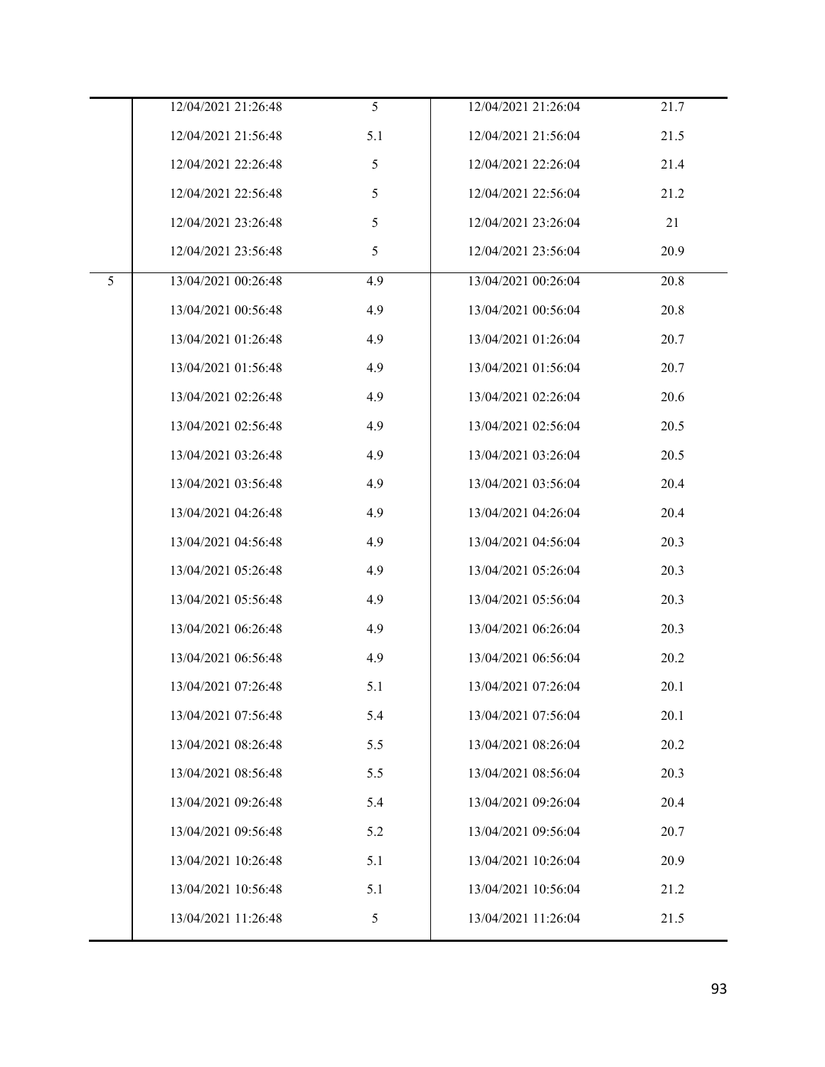| | | | | |
|---|---|---|---|---|
| | 12/04/2021 21:26:48 | 5 | 12/04/2021 21:26:04 | 21.7 |
| | 12/04/2021 21:56:48 | 5.1 | 12/04/2021 21:56:04 | 21.5 |
| | 12/04/2021 22:26:48 | 5 | 12/04/2021 22:26:04 | 21.4 |
| | 12/04/2021 22:56:48 | 5 | 12/04/2021 22:56:04 | 21.2 |
| | 12/04/2021 23:26:48 | 5 | 12/04/2021 23:26:04 | 21 |
| | 12/04/2021 23:56:48 | 5 | 12/04/2021 23:56:04 | 20.9 |
| 5 | 13/04/2021 00:26:48 | 4.9 | 13/04/2021 00:26:04 | 20.8 |
| | 13/04/2021 00:56:48 | 4.9 | 13/04/2021 00:56:04 | 20.8 |
| | 13/04/2021 01:26:48 | 4.9 | 13/04/2021 01:26:04 | 20.7 |
| | 13/04/2021 01:56:48 | 4.9 | 13/04/2021 01:56:04 | 20.7 |
| | 13/04/2021 02:26:48 | 4.9 | 13/04/2021 02:26:04 | 20.6 |
| | 13/04/2021 02:56:48 | 4.9 | 13/04/2021 02:56:04 | 20.5 |
| | 13/04/2021 03:26:48 | 4.9 | 13/04/2021 03:26:04 | 20.5 |
| | 13/04/2021 03:56:48 | 4.9 | 13/04/2021 03:56:04 | 20.4 |
| | 13/04/2021 04:26:48 | 4.9 | 13/04/2021 04:26:04 | 20.4 |
| | 13/04/2021 04:56:48 | 4.9 | 13/04/2021 04:56:04 | 20.3 |
| | 13/04/2021 05:26:48 | 4.9 | 13/04/2021 05:26:04 | 20.3 |
| | 13/04/2021 05:56:48 | 4.9 | 13/04/2021 05:56:04 | 20.3 |
| | 13/04/2021 06:26:48 | 4.9 | 13/04/2021 06:26:04 | 20.3 |
| | 13/04/2021 06:56:48 | 4.9 | 13/04/2021 06:56:04 | 20.2 |
| | 13/04/2021 07:26:48 | 5.1 | 13/04/2021 07:26:04 | 20.1 |
| | 13/04/2021 07:56:48 | 5.4 | 13/04/2021 07:56:04 | 20.1 |
| | 13/04/2021 08:26:48 | 5.5 | 13/04/2021 08:26:04 | 20.2 |
| | 13/04/2021 08:56:48 | 5.5 | 13/04/2021 08:56:04 | 20.3 |
| | 13/04/2021 09:26:48 | 5.4 | 13/04/2021 09:26:04 | 20.4 |
| | 13/04/2021 09:56:48 | 5.2 | 13/04/2021 09:56:04 | 20.7 |
| | 13/04/2021 10:26:48 | 5.1 | 13/04/2021 10:26:04 | 20.9 |
| | 13/04/2021 10:56:48 | 5.1 | 13/04/2021 10:56:04 | 21.2 |
| | 13/04/2021 11:26:48 | 5 | 13/04/2021 11:26:04 | 21.5 |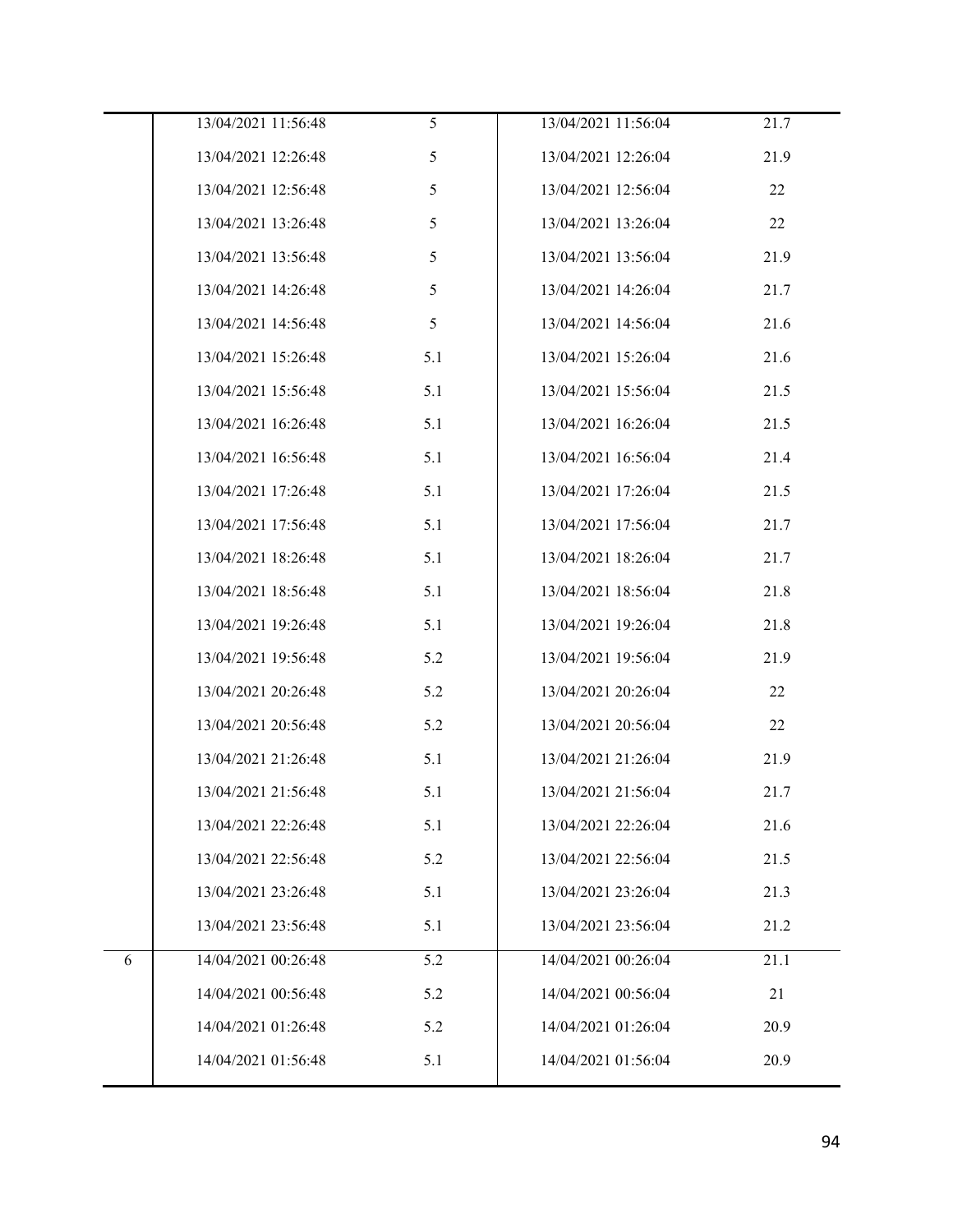| | | | | |
|---|---|---|---|---|
| | 13/04/2021 11:56:48 | 5 | 13/04/2021 11:56:04 | 21.7 |
| | 13/04/2021 12:26:48 | 5 | 13/04/2021 12:26:04 | 21.9 |
| | 13/04/2021 12:56:48 | 5 | 13/04/2021 12:56:04 | 22 |
| | 13/04/2021 13:26:48 | 5 | 13/04/2021 13:26:04 | 22 |
| | 13/04/2021 13:56:48 | 5 | 13/04/2021 13:56:04 | 21.9 |
| | 13/04/2021 14:26:48 | 5 | 13/04/2021 14:26:04 | 21.7 |
| | 13/04/2021 14:56:48 | 5 | 13/04/2021 14:56:04 | 21.6 |
| | 13/04/2021 15:26:48 | 5.1 | 13/04/2021 15:26:04 | 21.6 |
| | 13/04/2021 15:56:48 | 5.1 | 13/04/2021 15:56:04 | 21.5 |
| | 13/04/2021 16:26:48 | 5.1 | 13/04/2021 16:26:04 | 21.5 |
| | 13/04/2021 16:56:48 | 5.1 | 13/04/2021 16:56:04 | 21.4 |
| | 13/04/2021 17:26:48 | 5.1 | 13/04/2021 17:26:04 | 21.5 |
| | 13/04/2021 17:56:48 | 5.1 | 13/04/2021 17:56:04 | 21.7 |
| | 13/04/2021 18:26:48 | 5.1 | 13/04/2021 18:26:04 | 21.7 |
| | 13/04/2021 18:56:48 | 5.1 | 13/04/2021 18:56:04 | 21.8 |
| | 13/04/2021 19:26:48 | 5.1 | 13/04/2021 19:26:04 | 21.8 |
| | 13/04/2021 19:56:48 | 5.2 | 13/04/2021 19:56:04 | 21.9 |
| | 13/04/2021 20:26:48 | 5.2 | 13/04/2021 20:26:04 | 22 |
| | 13/04/2021 20:56:48 | 5.2 | 13/04/2021 20:56:04 | 22 |
| | 13/04/2021 21:26:48 | 5.1 | 13/04/2021 21:26:04 | 21.9 |
| | 13/04/2021 21:56:48 | 5.1 | 13/04/2021 21:56:04 | 21.7 |
| | 13/04/2021 22:26:48 | 5.1 | 13/04/2021 22:26:04 | 21.6 |
| | 13/04/2021 22:56:48 | 5.2 | 13/04/2021 22:56:04 | 21.5 |
| | 13/04/2021 23:26:48 | 5.1 | 13/04/2021 23:26:04 | 21.3 |
| | 13/04/2021 23:56:48 | 5.1 | 13/04/2021 23:56:04 | 21.2 |
| 6 | 14/04/2021 00:26:48 | 5.2 | 14/04/2021 00:26:04 | 21.1 |
| | 14/04/2021 00:56:48 | 5.2 | 14/04/2021 00:56:04 | 21 |
| | 14/04/2021 01:26:48 | 5.2 | 14/04/2021 01:26:04 | 20.9 |
| | 14/04/2021 01:56:48 | 5.1 | 14/04/2021 01:56:04 | 20.9 |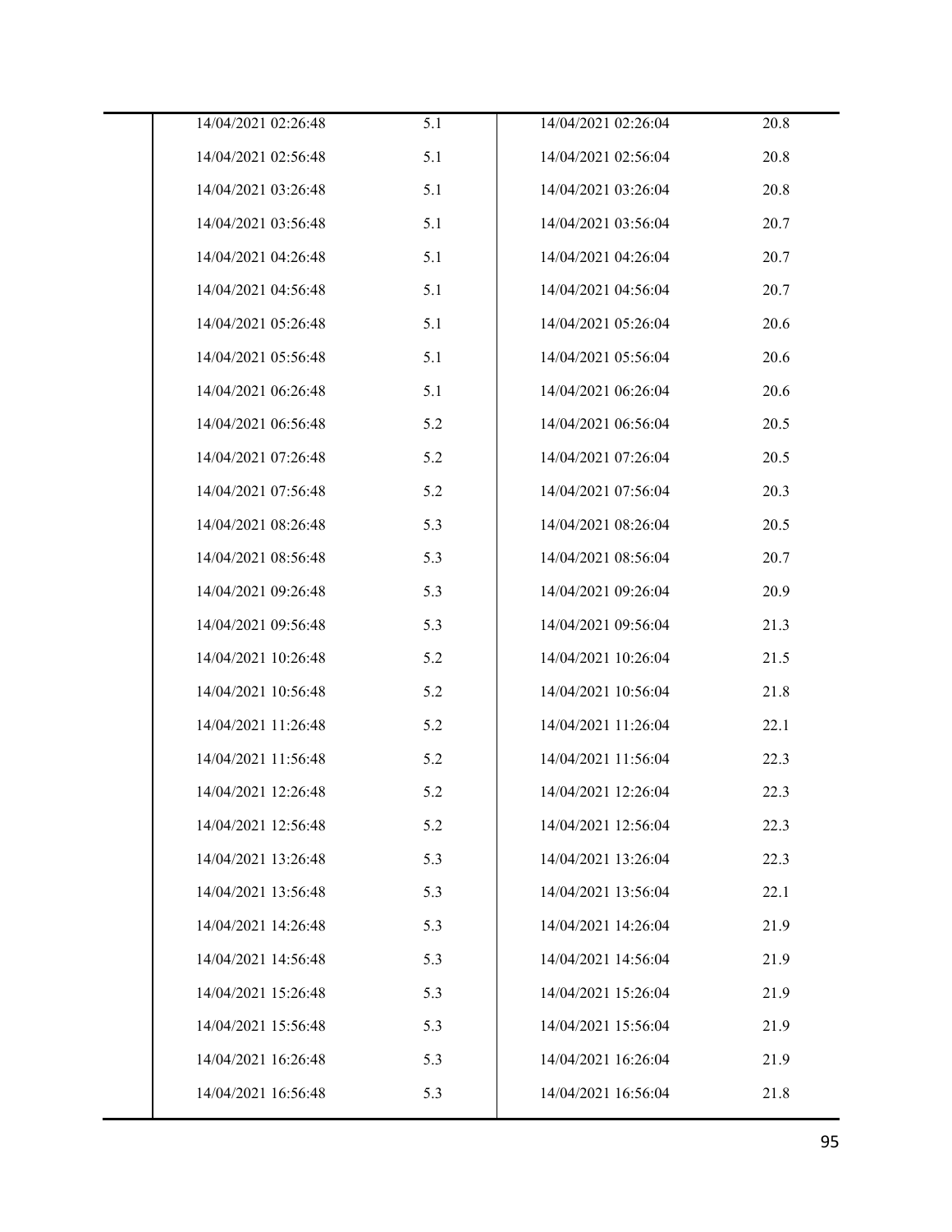| | | | |
|---|---|---|---|
| 14/04/2021 02:26:48 | 5.1 | 14/04/2021 02:26:04 | 20.8 |
| 14/04/2021 02:56:48 | 5.1 | 14/04/2021 02:56:04 | 20.8 |
| 14/04/2021 03:26:48 | 5.1 | 14/04/2021 03:26:04 | 20.8 |
| 14/04/2021 03:56:48 | 5.1 | 14/04/2021 03:56:04 | 20.7 |
| 14/04/2021 04:26:48 | 5.1 | 14/04/2021 04:26:04 | 20.7 |
| 14/04/2021 04:56:48 | 5.1 | 14/04/2021 04:56:04 | 20.7 |
| 14/04/2021 05:26:48 | 5.1 | 14/04/2021 05:26:04 | 20.6 |
| 14/04/2021 05:56:48 | 5.1 | 14/04/2021 05:56:04 | 20.6 |
| 14/04/2021 06:26:48 | 5.1 | 14/04/2021 06:26:04 | 20.6 |
| 14/04/2021 06:56:48 | 5.2 | 14/04/2021 06:56:04 | 20.5 |
| 14/04/2021 07:26:48 | 5.2 | 14/04/2021 07:26:04 | 20.5 |
| 14/04/2021 07:56:48 | 5.2 | 14/04/2021 07:56:04 | 20.3 |
| 14/04/2021 08:26:48 | 5.3 | 14/04/2021 08:26:04 | 20.5 |
| 14/04/2021 08:56:48 | 5.3 | 14/04/2021 08:56:04 | 20.7 |
| 14/04/2021 09:26:48 | 5.3 | 14/04/2021 09:26:04 | 20.9 |
| 14/04/2021 09:56:48 | 5.3 | 14/04/2021 09:56:04 | 21.3 |
| 14/04/2021 10:26:48 | 5.2 | 14/04/2021 10:26:04 | 21.5 |
| 14/04/2021 10:56:48 | 5.2 | 14/04/2021 10:56:04 | 21.8 |
| 14/04/2021 11:26:48 | 5.2 | 14/04/2021 11:26:04 | 22.1 |
| 14/04/2021 11:56:48 | 5.2 | 14/04/2021 11:56:04 | 22.3 |
| 14/04/2021 12:26:48 | 5.2 | 14/04/2021 12:26:04 | 22.3 |
| 14/04/2021 12:56:48 | 5.2 | 14/04/2021 12:56:04 | 22.3 |
| 14/04/2021 13:26:48 | 5.3 | 14/04/2021 13:26:04 | 22.3 |
| 14/04/2021 13:56:48 | 5.3 | 14/04/2021 13:56:04 | 22.1 |
| 14/04/2021 14:26:48 | 5.3 | 14/04/2021 14:26:04 | 21.9 |
| 14/04/2021 14:56:48 | 5.3 | 14/04/2021 14:56:04 | 21.9 |
| 14/04/2021 15:26:48 | 5.3 | 14/04/2021 15:26:04 | 21.9 |
| 14/04/2021 15:56:48 | 5.3 | 14/04/2021 15:56:04 | 21.9 |
| 14/04/2021 16:26:48 | 5.3 | 14/04/2021 16:26:04 | 21.9 |
| 14/04/2021 16:56:48 | 5.3 | 14/04/2021 16:56:04 | 21.8 |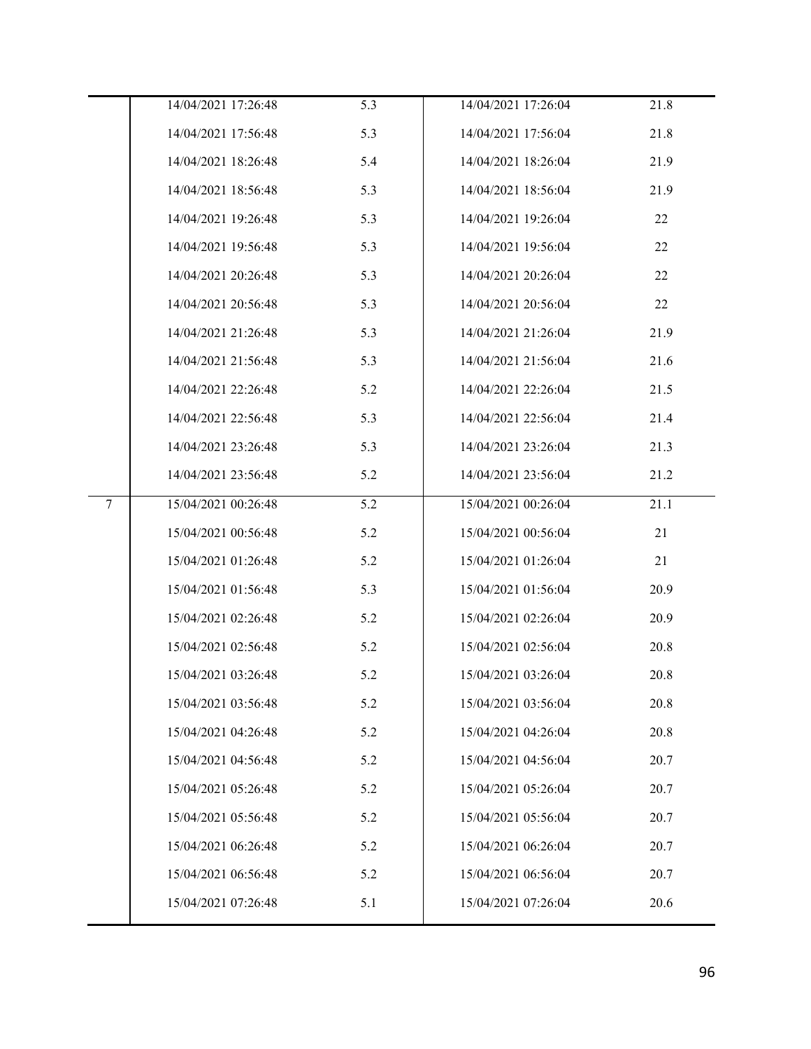| | | | | |
|---|---|---|---|---|
| | 14/04/2021 17:26:48 | 5.3 | 14/04/2021 17:26:04 | 21.8 |
| | 14/04/2021 17:56:48 | 5.3 | 14/04/2021 17:56:04 | 21.8 |
| | 14/04/2021 18:26:48 | 5.4 | 14/04/2021 18:26:04 | 21.9 |
| | 14/04/2021 18:56:48 | 5.3 | 14/04/2021 18:56:04 | 21.9 |
| | 14/04/2021 19:26:48 | 5.3 | 14/04/2021 19:26:04 | 22 |
| | 14/04/2021 19:56:48 | 5.3 | 14/04/2021 19:56:04 | 22 |
| | 14/04/2021 20:26:48 | 5.3 | 14/04/2021 20:26:04 | 22 |
| | 14/04/2021 20:56:48 | 5.3 | 14/04/2021 20:56:04 | 22 |
| | 14/04/2021 21:26:48 | 5.3 | 14/04/2021 21:26:04 | 21.9 |
| | 14/04/2021 21:56:48 | 5.3 | 14/04/2021 21:56:04 | 21.6 |
| | 14/04/2021 22:26:48 | 5.2 | 14/04/2021 22:26:04 | 21.5 |
| | 14/04/2021 22:56:48 | 5.3 | 14/04/2021 22:56:04 | 21.4 |
| | 14/04/2021 23:26:48 | 5.3 | 14/04/2021 23:26:04 | 21.3 |
| | 14/04/2021 23:56:48 | 5.2 | 14/04/2021 23:56:04 | 21.2 |
| 7 | 15/04/2021 00:26:48 | 5.2 | 15/04/2021 00:26:04 | 21.1 |
| | 15/04/2021 00:56:48 | 5.2 | 15/04/2021 00:56:04 | 21 |
| | 15/04/2021 01:26:48 | 5.2 | 15/04/2021 01:26:04 | 21 |
| | 15/04/2021 01:56:48 | 5.3 | 15/04/2021 01:56:04 | 20.9 |
| | 15/04/2021 02:26:48 | 5.2 | 15/04/2021 02:26:04 | 20.9 |
| | 15/04/2021 02:56:48 | 5.2 | 15/04/2021 02:56:04 | 20.8 |
| | 15/04/2021 03:26:48 | 5.2 | 15/04/2021 03:26:04 | 20.8 |
| | 15/04/2021 03:56:48 | 5.2 | 15/04/2021 03:56:04 | 20.8 |
| | 15/04/2021 04:26:48 | 5.2 | 15/04/2021 04:26:04 | 20.8 |
| | 15/04/2021 04:56:48 | 5.2 | 15/04/2021 04:56:04 | 20.7 |
| | 15/04/2021 05:26:48 | 5.2 | 15/04/2021 05:26:04 | 20.7 |
| | 15/04/2021 05:56:48 | 5.2 | 15/04/2021 05:56:04 | 20.7 |
| | 15/04/2021 06:26:48 | 5.2 | 15/04/2021 06:26:04 | 20.7 |
| | 15/04/2021 06:56:48 | 5.2 | 15/04/2021 06:56:04 | 20.7 |
| | 15/04/2021 07:26:48 | 5.1 | 15/04/2021 07:26:04 | 20.6 |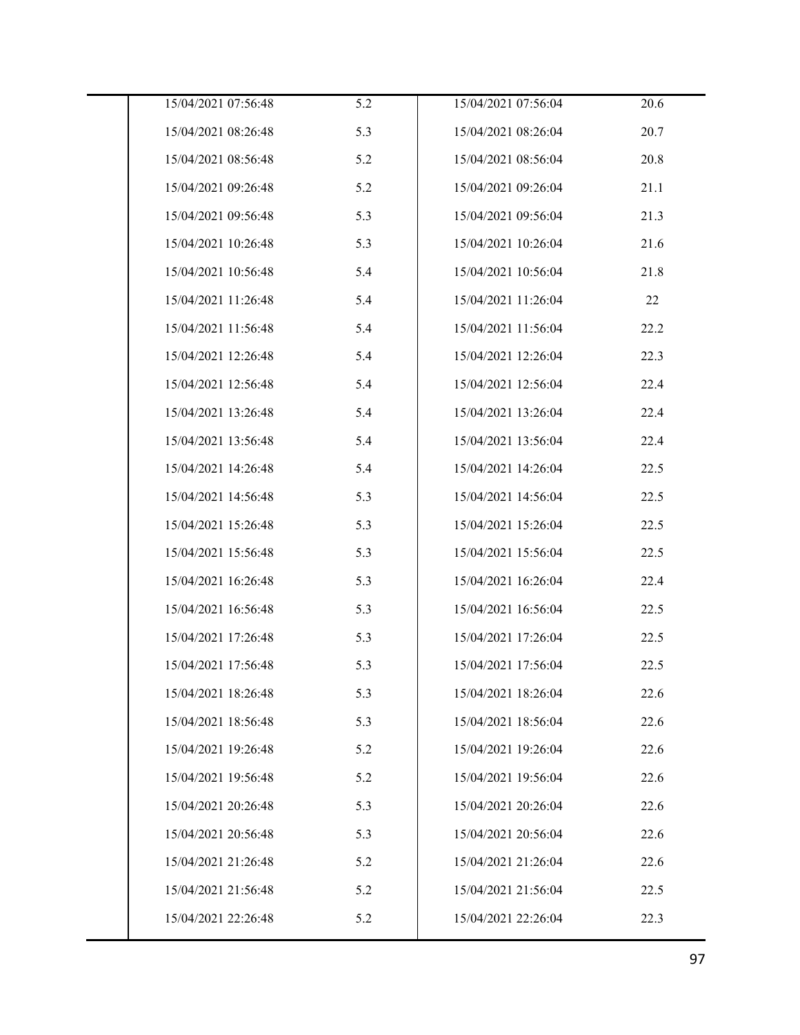| | | | | |
|---|---|---|---|---|
| | 15/04/2021 07:56:48 | 5.2 | 15/04/2021 07:56:04 | 20.6 |
| | 15/04/2021 08:26:48 | 5.3 | 15/04/2021 08:26:04 | 20.7 |
| | 15/04/2021 08:56:48 | 5.2 | 15/04/2021 08:56:04 | 20.8 |
| | 15/04/2021 09:26:48 | 5.2 | 15/04/2021 09:26:04 | 21.1 |
| | 15/04/2021 09:56:48 | 5.3 | 15/04/2021 09:56:04 | 21.3 |
| | 15/04/2021 10:26:48 | 5.3 | 15/04/2021 10:26:04 | 21.6 |
| | 15/04/2021 10:56:48 | 5.4 | 15/04/2021 10:56:04 | 21.8 |
| | 15/04/2021 11:26:48 | 5.4 | 15/04/2021 11:26:04 | 22 |
| | 15/04/2021 11:56:48 | 5.4 | 15/04/2021 11:56:04 | 22.2 |
| | 15/04/2021 12:26:48 | 5.4 | 15/04/2021 12:26:04 | 22.3 |
| | 15/04/2021 12:56:48 | 5.4 | 15/04/2021 12:56:04 | 22.4 |
| | 15/04/2021 13:26:48 | 5.4 | 15/04/2021 13:26:04 | 22.4 |
| | 15/04/2021 13:56:48 | 5.4 | 15/04/2021 13:56:04 | 22.4 |
| | 15/04/2021 14:26:48 | 5.4 | 15/04/2021 14:26:04 | 22.5 |
| | 15/04/2021 14:56:48 | 5.3 | 15/04/2021 14:56:04 | 22.5 |
| | 15/04/2021 15:26:48 | 5.3 | 15/04/2021 15:26:04 | 22.5 |
| | 15/04/2021 15:56:48 | 5.3 | 15/04/2021 15:56:04 | 22.5 |
| | 15/04/2021 16:26:48 | 5.3 | 15/04/2021 16:26:04 | 22.4 |
| | 15/04/2021 16:56:48 | 5.3 | 15/04/2021 16:56:04 | 22.5 |
| | 15/04/2021 17:26:48 | 5.3 | 15/04/2021 17:26:04 | 22.5 |
| | 15/04/2021 17:56:48 | 5.3 | 15/04/2021 17:56:04 | 22.5 |
| | 15/04/2021 18:26:48 | 5.3 | 15/04/2021 18:26:04 | 22.6 |
| | 15/04/2021 18:56:48 | 5.3 | 15/04/2021 18:56:04 | 22.6 |
| | 15/04/2021 19:26:48 | 5.2 | 15/04/2021 19:26:04 | 22.6 |
| | 15/04/2021 19:56:48 | 5.2 | 15/04/2021 19:56:04 | 22.6 |
| | 15/04/2021 20:26:48 | 5.3 | 15/04/2021 20:26:04 | 22.6 |
| | 15/04/2021 20:56:48 | 5.3 | 15/04/2021 20:56:04 | 22.6 |
| | 15/04/2021 21:26:48 | 5.2 | 15/04/2021 21:26:04 | 22.6 |
| | 15/04/2021 21:56:48 | 5.2 | 15/04/2021 21:56:04 | 22.5 |
| | 15/04/2021 22:26:48 | 5.2 | 15/04/2021 22:26:04 | 22.3 |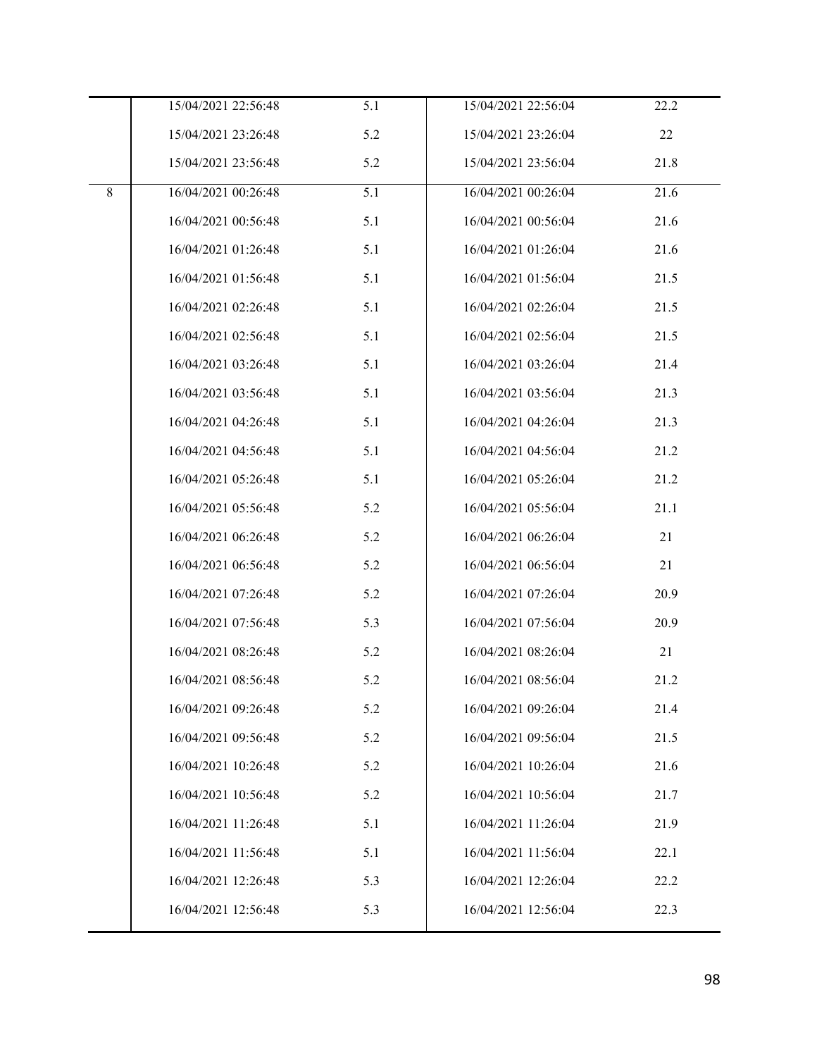| | | | | |
|---|---|---|---|---|
| | 15/04/2021 22:56:48 | 5.1 | 15/04/2021 22:56:04 | 22.2 |
| | 15/04/2021 23:26:48 | 5.2 | 15/04/2021 23:26:04 | 22 |
| | 15/04/2021 23:56:48 | 5.2 | 15/04/2021 23:56:04 | 21.8 |
| 8 | 16/04/2021 00:26:48 | 5.1 | 16/04/2021 00:26:04 | 21.6 |
| | 16/04/2021 00:56:48 | 5.1 | 16/04/2021 00:56:04 | 21.6 |
| | 16/04/2021 01:26:48 | 5.1 | 16/04/2021 01:26:04 | 21.6 |
| | 16/04/2021 01:56:48 | 5.1 | 16/04/2021 01:56:04 | 21.5 |
| | 16/04/2021 02:26:48 | 5.1 | 16/04/2021 02:26:04 | 21.5 |
| | 16/04/2021 02:56:48 | 5.1 | 16/04/2021 02:56:04 | 21.5 |
| | 16/04/2021 03:26:48 | 5.1 | 16/04/2021 03:26:04 | 21.4 |
| | 16/04/2021 03:56:48 | 5.1 | 16/04/2021 03:56:04 | 21.3 |
| | 16/04/2021 04:26:48 | 5.1 | 16/04/2021 04:26:04 | 21.3 |
| | 16/04/2021 04:56:48 | 5.1 | 16/04/2021 04:56:04 | 21.2 |
| | 16/04/2021 05:26:48 | 5.1 | 16/04/2021 05:26:04 | 21.2 |
| | 16/04/2021 05:56:48 | 5.2 | 16/04/2021 05:56:04 | 21.1 |
| | 16/04/2021 06:26:48 | 5.2 | 16/04/2021 06:26:04 | 21 |
| | 16/04/2021 06:56:48 | 5.2 | 16/04/2021 06:56:04 | 21 |
| | 16/04/2021 07:26:48 | 5.2 | 16/04/2021 07:26:04 | 20.9 |
| | 16/04/2021 07:56:48 | 5.3 | 16/04/2021 07:56:04 | 20.9 |
| | 16/04/2021 08:26:48 | 5.2 | 16/04/2021 08:26:04 | 21 |
| | 16/04/2021 08:56:48 | 5.2 | 16/04/2021 08:56:04 | 21.2 |
| | 16/04/2021 09:26:48 | 5.2 | 16/04/2021 09:26:04 | 21.4 |
| | 16/04/2021 09:56:48 | 5.2 | 16/04/2021 09:56:04 | 21.5 |
| | 16/04/2021 10:26:48 | 5.2 | 16/04/2021 10:26:04 | 21.6 |
| | 16/04/2021 10:56:48 | 5.2 | 16/04/2021 10:56:04 | 21.7 |
| | 16/04/2021 11:26:48 | 5.1 | 16/04/2021 11:26:04 | 21.9 |
| | 16/04/2021 11:56:48 | 5.1 | 16/04/2021 11:56:04 | 22.1 |
| | 16/04/2021 12:26:48 | 5.3 | 16/04/2021 12:26:04 | 22.2 |
| | 16/04/2021 12:56:48 | 5.3 | 16/04/2021 12:56:04 | 22.3 |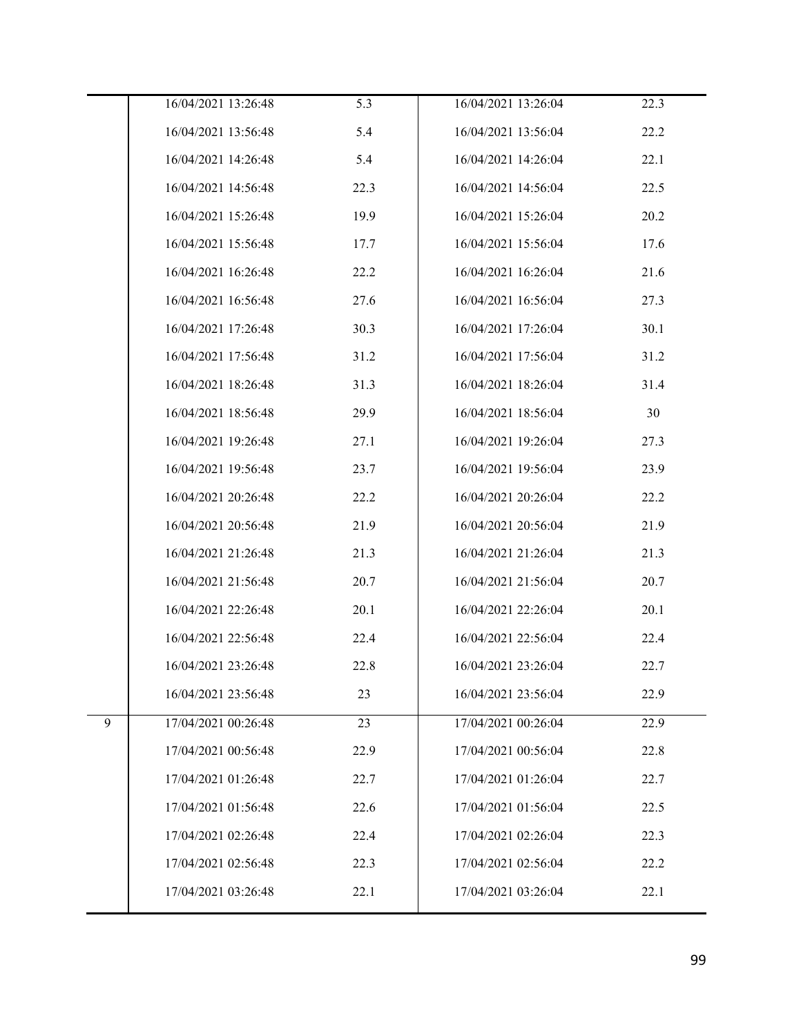| | | | | |
|---|---|---|---|---|
| | 16/04/2021 13:26:48 | 5.3 | 16/04/2021 13:26:04 | 22.3 |
| | 16/04/2021 13:56:48 | 5.4 | 16/04/2021 13:56:04 | 22.2 |
| | 16/04/2021 14:26:48 | 5.4 | 16/04/2021 14:26:04 | 22.1 |
| | 16/04/2021 14:56:48 | 22.3 | 16/04/2021 14:56:04 | 22.5 |
| | 16/04/2021 15:26:48 | 19.9 | 16/04/2021 15:26:04 | 20.2 |
| | 16/04/2021 15:56:48 | 17.7 | 16/04/2021 15:56:04 | 17.6 |
| | 16/04/2021 16:26:48 | 22.2 | 16/04/2021 16:26:04 | 21.6 |
| | 16/04/2021 16:56:48 | 27.6 | 16/04/2021 16:56:04 | 27.3 |
| | 16/04/2021 17:26:48 | 30.3 | 16/04/2021 17:26:04 | 30.1 |
| | 16/04/2021 17:56:48 | 31.2 | 16/04/2021 17:56:04 | 31.2 |
| | 16/04/2021 18:26:48 | 31.3 | 16/04/2021 18:26:04 | 31.4 |
| | 16/04/2021 18:56:48 | 29.9 | 16/04/2021 18:56:04 | 30 |
| | 16/04/2021 19:26:48 | 27.1 | 16/04/2021 19:26:04 | 27.3 |
| | 16/04/2021 19:56:48 | 23.7 | 16/04/2021 19:56:04 | 23.9 |
| | 16/04/2021 20:26:48 | 22.2 | 16/04/2021 20:26:04 | 22.2 |
| | 16/04/2021 20:56:48 | 21.9 | 16/04/2021 20:56:04 | 21.9 |
| | 16/04/2021 21:26:48 | 21.3 | 16/04/2021 21:26:04 | 21.3 |
| | 16/04/2021 21:56:48 | 20.7 | 16/04/2021 21:56:04 | 20.7 |
| | 16/04/2021 22:26:48 | 20.1 | 16/04/2021 22:26:04 | 20.1 |
| | 16/04/2021 22:56:48 | 22.4 | 16/04/2021 22:56:04 | 22.4 |
| | 16/04/2021 23:26:48 | 22.8 | 16/04/2021 23:26:04 | 22.7 |
| | 16/04/2021 23:56:48 | 23 | 16/04/2021 23:56:04 | 22.9 |
| 9 | 17/04/2021 00:26:48 | 23 | 17/04/2021 00:26:04 | 22.9 |
| | 17/04/2021 00:56:48 | 22.9 | 17/04/2021 00:56:04 | 22.8 |
| | 17/04/2021 01:26:48 | 22.7 | 17/04/2021 01:26:04 | 22.7 |
| | 17/04/2021 01:56:48 | 22.6 | 17/04/2021 01:56:04 | 22.5 |
| | 17/04/2021 02:26:48 | 22.4 | 17/04/2021 02:26:04 | 22.3 |
| | 17/04/2021 02:56:48 | 22.3 | 17/04/2021 02:56:04 | 22.2 |
| | 17/04/2021 03:26:48 | 22.1 | 17/04/2021 03:26:04 | 22.1 |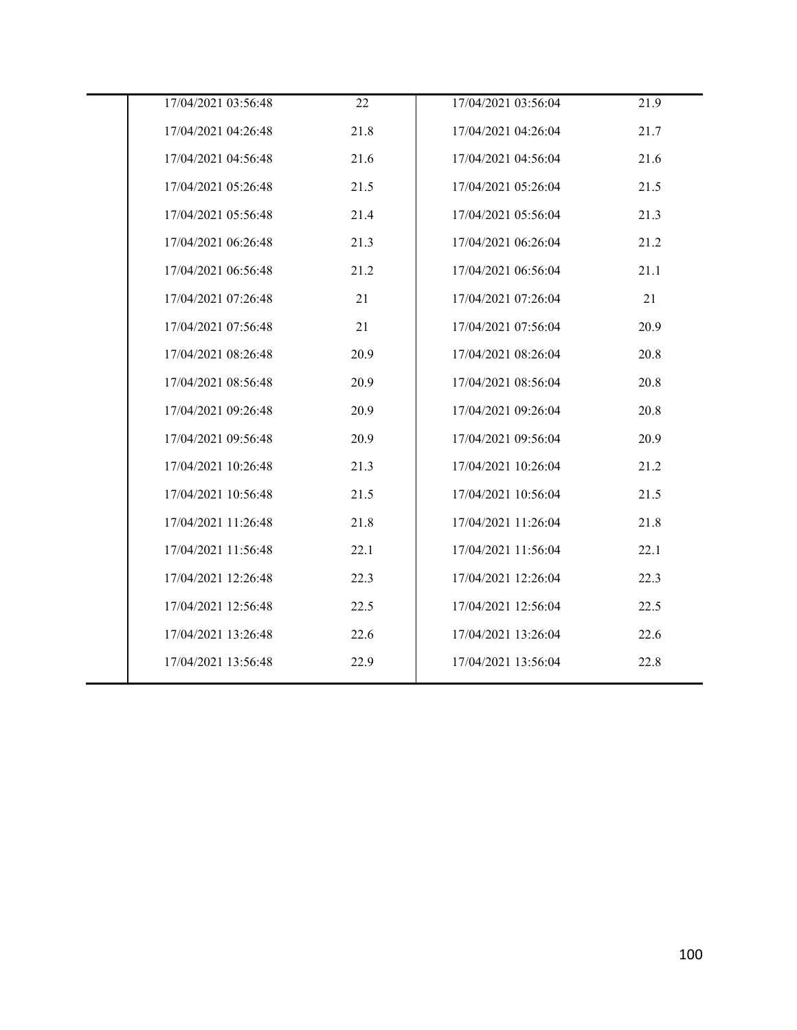| | | | | |
|---|---|---|---|---|
| | 17/04/2021 03:56:48 | 22 | 17/04/2021 03:56:04 | 21.9 |
| | 17/04/2021 04:26:48 | 21.8 | 17/04/2021 04:26:04 | 21.7 |
| | 17/04/2021 04:56:48 | 21.6 | 17/04/2021 04:56:04 | 21.6 |
| | 17/04/2021 05:26:48 | 21.5 | 17/04/2021 05:26:04 | 21.5 |
| | 17/04/2021 05:56:48 | 21.4 | 17/04/2021 05:56:04 | 21.3 |
| | 17/04/2021 06:26:48 | 21.3 | 17/04/2021 06:26:04 | 21.2 |
| | 17/04/2021 06:56:48 | 21.2 | 17/04/2021 06:56:04 | 21.1 |
| | 17/04/2021 07:26:48 | 21 | 17/04/2021 07:26:04 | 21 |
| | 17/04/2021 07:56:48 | 21 | 17/04/2021 07:56:04 | 20.9 |
| | 17/04/2021 08:26:48 | 20.9 | 17/04/2021 08:26:04 | 20.8 |
| | 17/04/2021 08:56:48 | 20.9 | 17/04/2021 08:56:04 | 20.8 |
| | 17/04/2021 09:26:48 | 20.9 | 17/04/2021 09:26:04 | 20.8 |
| | 17/04/2021 09:56:48 | 20.9 | 17/04/2021 09:56:04 | 20.9 |
| | 17/04/2021 10:26:48 | 21.3 | 17/04/2021 10:26:04 | 21.2 |
| | 17/04/2021 10:56:48 | 21.5 | 17/04/2021 10:56:04 | 21.5 |
| | 17/04/2021 11:26:48 | 21.8 | 17/04/2021 11:26:04 | 21.8 |
| | 17/04/2021 11:56:48 | 22.1 | 17/04/2021 11:56:04 | 22.1 |
| | 17/04/2021 12:26:48 | 22.3 | 17/04/2021 12:26:04 | 22.3 |
| | 17/04/2021 12:56:48 | 22.5 | 17/04/2021 12:56:04 | 22.5 |
| | 17/04/2021 13:26:48 | 22.6 | 17/04/2021 13:26:04 | 22.6 |
| | 17/04/2021 13:56:48 | 22.9 | 17/04/2021 13:56:04 | 22.8 |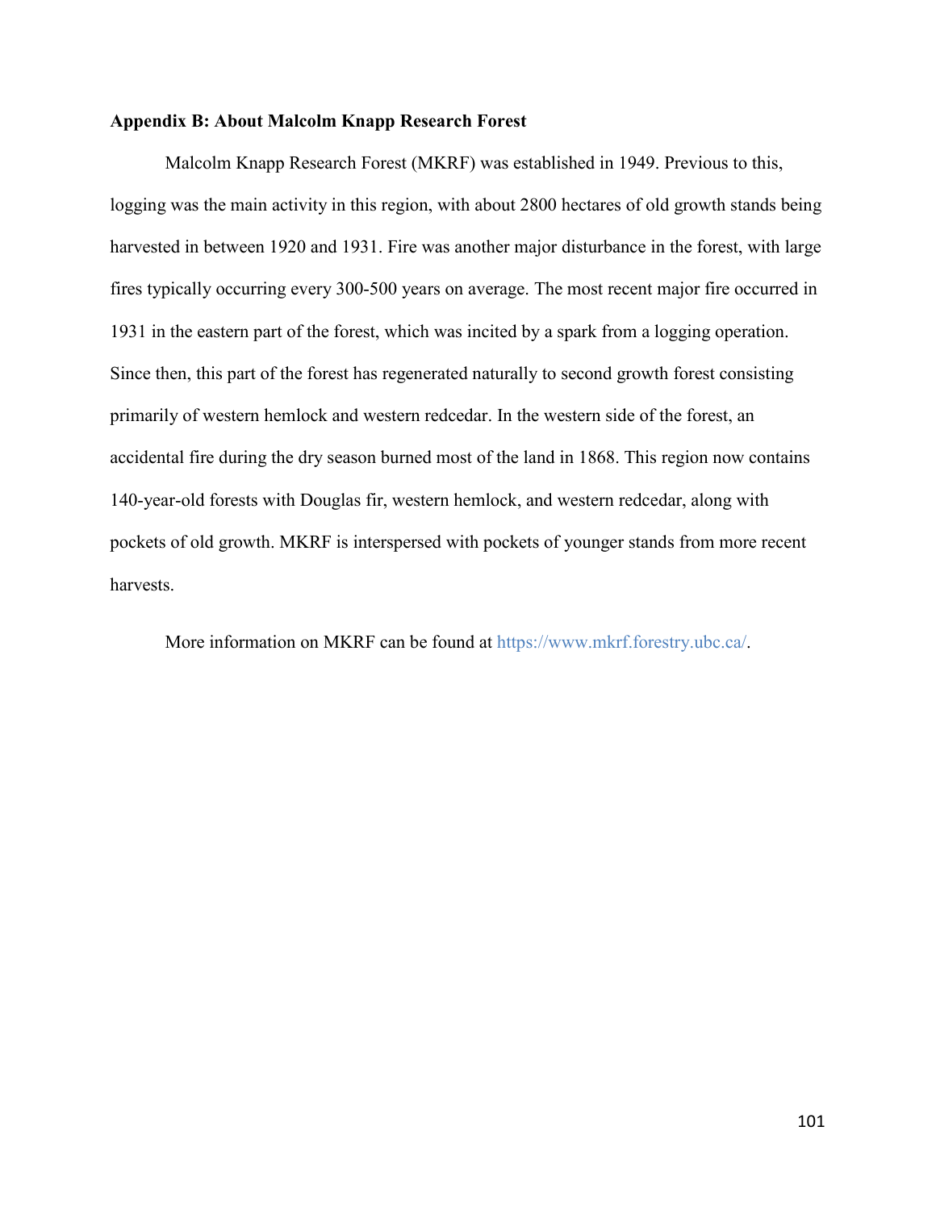## Appendix B: About Malcolm Knapp Research Forest

Malcolm Knapp Research Forest (MKRF) was established in 1949. Previous to this, logging was the main activity in this region, with about 2800 hectares of old growth stands being harvested in between 1920 and 1931. Fire was another major disturbance in the forest, with large fires typically occurring every 300-500 years on average. The most recent major fire occurred in 1931 in the eastern part of the forest, which was incited by a spark from a logging operation. Since then, this part of the forest has regenerated naturally to second growth forest consisting primarily of western hemlock and western redcedar. In the western side of the forest, an accidental fire during the dry season burned most of the land in 1868. This region now contains 140-year-old forests with Douglas fir, western hemlock, and western redcedar, along with pockets of old growth. MKRF is interspersed with pockets of younger stands from more recent harvests.

More information on MKRF can be found at https://www.mkrf.forestry.ubc.ca/.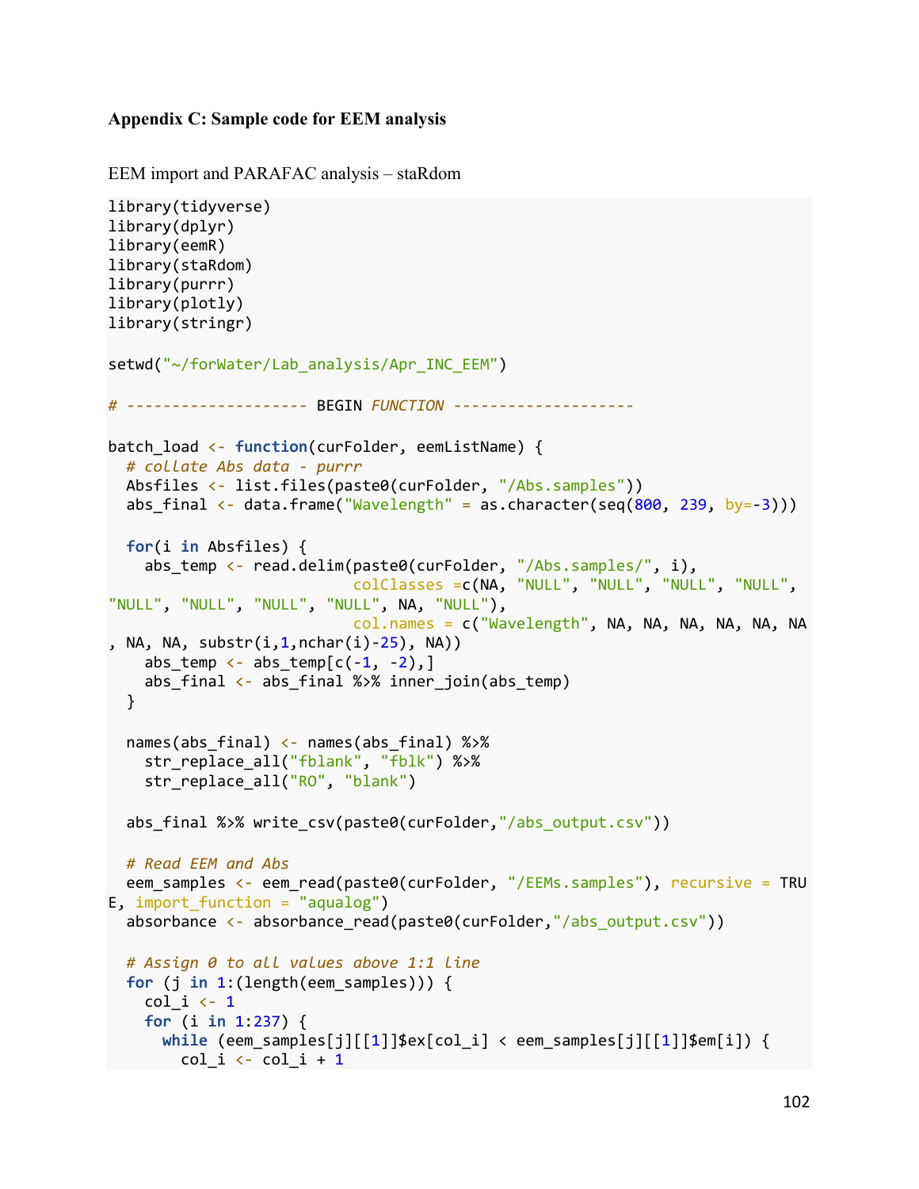**Appendix C: Sample code for EEM analysis**

EEM import and PARAFAC analysis – staRdom

```
library(tidyverse)
library(dplyr)
library(eemR)
library(staRdom)
library(purrr)
library(plotly)
library(stringr)

setwd("~/forWater/Lab_analysis/Apr_INC_EEM")

# -------------------- BEGIN FUNCTION --------------------

batch_load <- function(curFolder, eemListName) {
  # collate Abs data - purrr
  Absfiles <- list.files(paste0(curFolder, "/Abs.samples"))
  abs_final <- data.frame("Wavelength" = as.character(seq(800, 239, by=-3)))

  for(i in Absfiles) {
    abs_temp <- read.delim(paste0(curFolder, "/Abs.samples/", i),
                           colClasses =c(NA, "NULL", "NULL", "NULL", "NULL",
"NULL", "NULL", "NULL", "NULL", NA, "NULL"),
                           col.names = c("Wavelength", NA, NA, NA, NA, NA, NA
, NA, NA, substr(i,1,nchar(i)-25), NA))
    abs_temp <- abs_temp[c(-1, -2),]
    abs_final <- abs_final %>% inner_join(abs_temp)
  }

  names(abs_final) <- names(abs_final) %>%
    str_replace_all("fblank", "fblk") %>%
    str_replace_all("RO", "blank")

  abs_final %>% write_csv(paste0(curFolder,"/abs_output.csv"))

  # Read EEM and Abs
  eem_samples <- eem_read(paste0(curFolder, "/EEMs.samples"), recursive = TRU
E, import_function = "aqualog")
  absorbance <- absorbance_read(paste0(curFolder,"/abs_output.csv"))

  # Assign 0 to all values above 1:1 line
  for (j in 1:(length(eem_samples))) {
    col_i <- 1
    for (i in 1:237) {
      while (eem_samples[j][[1]]$ex[col_i] < eem_samples[j][[1]]$em[i]) {
        col_i <- col_i + 1
```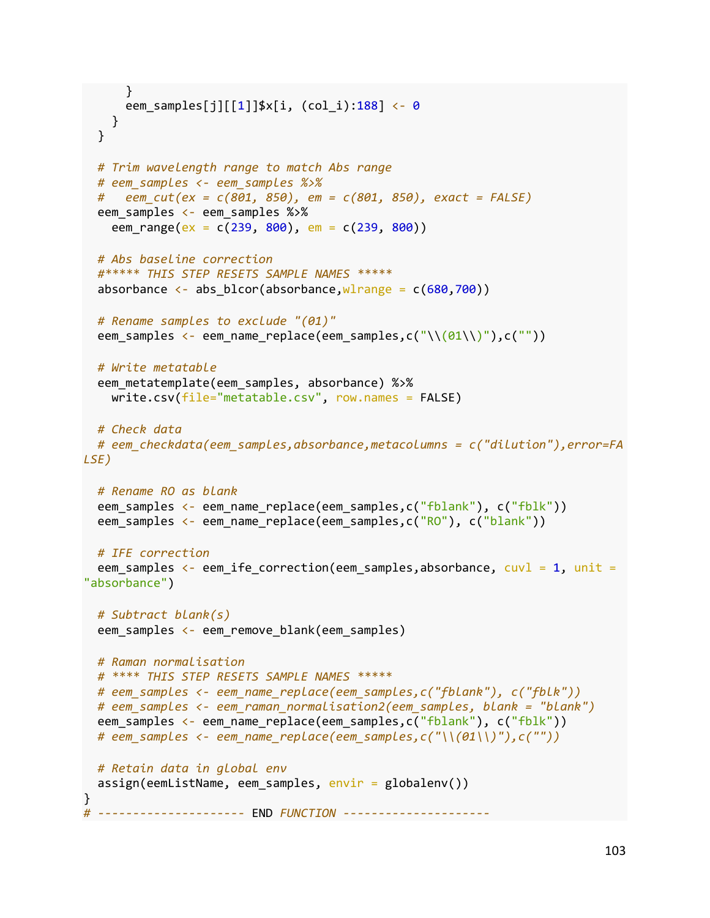```
      }
      eem_samples[j][[1]]$x[i, (col_i):188] <- 0
    }
  }

  # Trim wavelength range to match Abs range
  # eem_samples <- eem_samples %>%
  #   eem_cut(ex = c(801, 850), em = c(801, 850), exact = FALSE)
  eem_samples <- eem_samples %>%
    eem_range(ex = c(239, 800), em = c(239, 800))

  # Abs baseline correction
  #***** THIS STEP RESETS SAMPLE NAMES *****
  absorbance <- abs_blcor(absorbance,wlrange = c(680,700))

  # Rename samples to exclude "(01)"
  eem_samples <- eem_name_replace(eem_samples,c("\\(01\\)"),c(""))

  # Write metatable
  eem_metatemplate(eem_samples, absorbance) %>%
    write.csv(file="metatable.csv", row.names = FALSE)

  # Check data
  # eem_checkdata(eem_samples,absorbance,metacolumns = c("dilution"),error=FA
LSE)

  # Rename RO as blank
  eem_samples <- eem_name_replace(eem_samples,c("fblank"), c("fblk"))
  eem_samples <- eem_name_replace(eem_samples,c("RO"), c("blank"))

  # IFE correction
  eem_samples <- eem_ife_correction(eem_samples,absorbance, cuvl = 1, unit =
"absorbance")

  # Subtract blank(s)
  eem_samples <- eem_remove_blank(eem_samples)

  # Raman normalisation
  # **** THIS STEP RESETS SAMPLE NAMES *****
  # eem_samples <- eem_name_replace(eem_samples,c("fblank"), c("fblk"))
  # eem_samples <- eem_raman_normalisation2(eem_samples, blank = "blank")
  eem_samples <- eem_name_replace(eem_samples,c("fblank"), c("fblk"))
  # eem_samples <- eem_name_replace(eem_samples,c("\\(01\\)"),c(""))

  # Retain data in global env
  assign(eemListName, eem_samples, envir = globalenv())
}
# --------------------- END FUNCTION ---------------------
```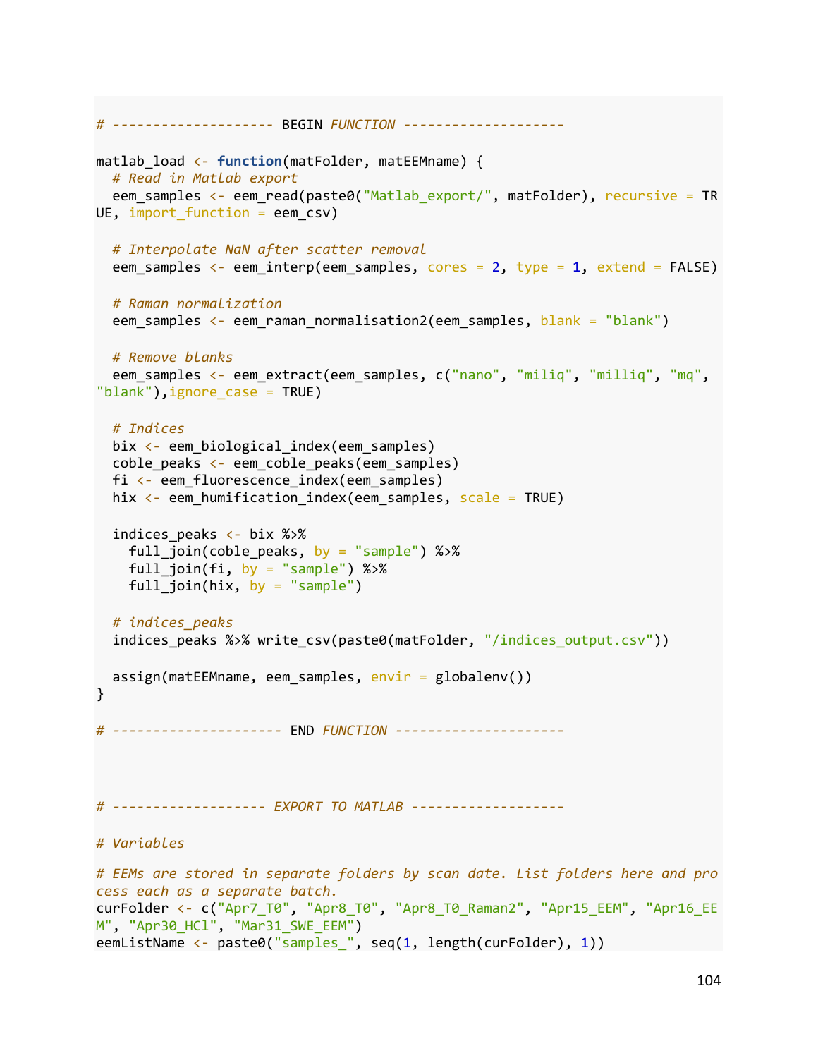```r
# -------------------- BEGIN FUNCTION --------------------

matlab_load <- function(matFolder, matEEMname) {
  # Read in Matlab export
  eem_samples <- eem_read(paste0("Matlab_export/", matFolder), recursive = TRUE, import_function = eem_csv)

  # Interpolate NaN after scatter removal
  eem_samples <- eem_interp(eem_samples, cores = 2, type = 1, extend = FALSE)

  # Raman normalization
  eem_samples <- eem_raman_normalisation2(eem_samples, blank = "blank")

  # Remove blanks
  eem_samples <- eem_extract(eem_samples, c("nano", "miliq", "milliq", "mq", "blank"),ignore_case = TRUE)

  # Indices
  bix <- eem_biological_index(eem_samples)
  coble_peaks <- eem_coble_peaks(eem_samples)
  fi <- eem_fluorescence_index(eem_samples)
  hix <- eem_humification_index(eem_samples, scale = TRUE)

  indices_peaks <- bix %>%
    full_join(coble_peaks, by = "sample") %>%
    full_join(fi, by = "sample") %>%
    full_join(hix, by = "sample")

  # indices_peaks
  indices_peaks %>% write_csv(paste0(matFolder, "/indices_output.csv"))

  assign(matEEMname, eem_samples, envir = globalenv())
}

# --------------------- END FUNCTION ---------------------



# ------------------- EXPORT TO MATLAB -------------------

# Variables

# EEMs are stored in separate folders by scan date. List folders here and process each as a separate batch.
curFolder <- c("Apr7_T0", "Apr8_T0", "Apr8_T0_Raman2", "Apr15_EEM", "Apr16_EEM", "Apr30_HCl", "Mar31_SWE_EEM")
eemListName <- paste0("samples_", seq(1, length(curFolder), 1))
```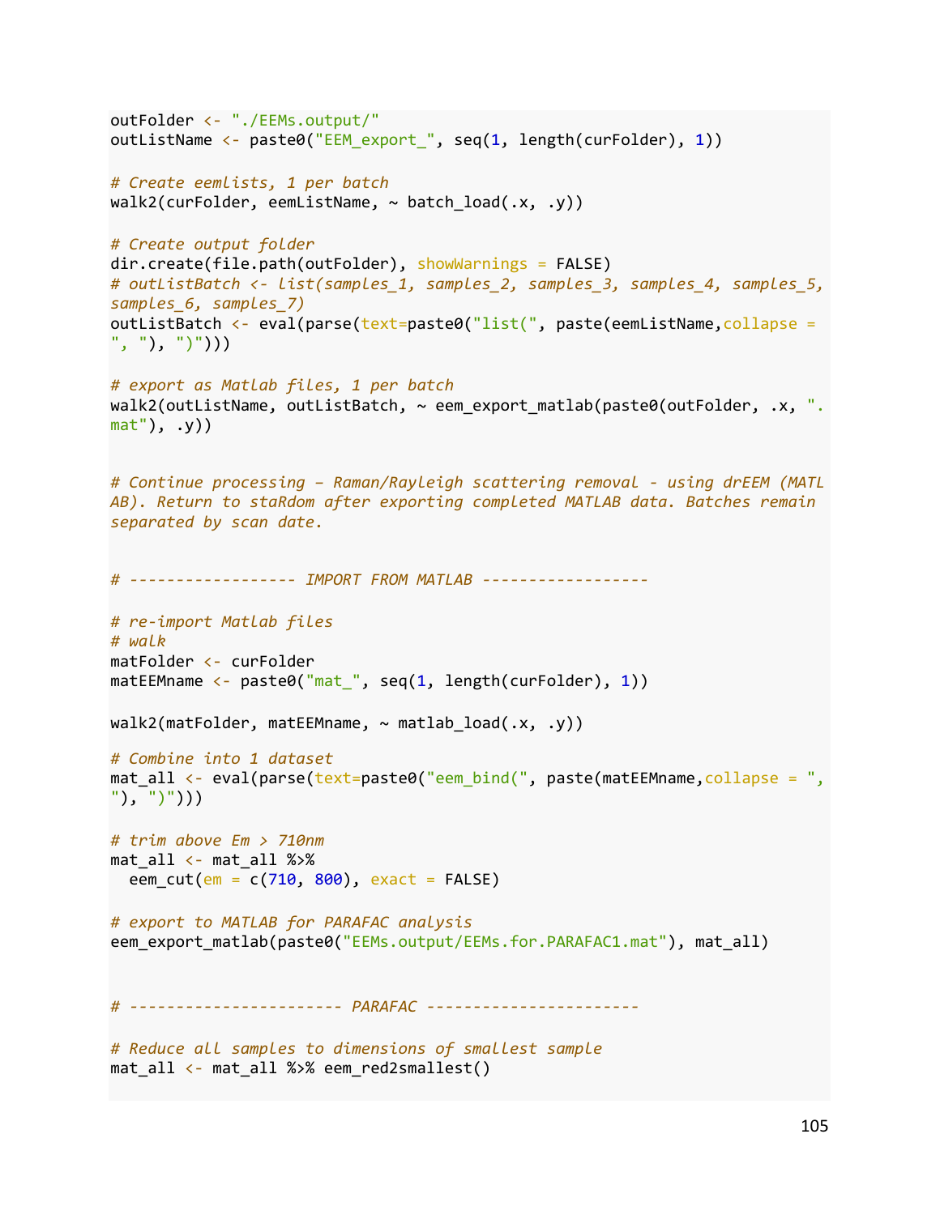```
outFolder <- "./EEMs.output/"
outListName <- paste0("EEM_export_", seq(1, length(curFolder), 1))

# Create eemlists, 1 per batch
walk2(curFolder, eemListName, ~ batch_load(.x, .y))

# Create output folder
dir.create(file.path(outFolder), showWarnings = FALSE)
# outListBatch <- list(samples_1, samples_2, samples_3, samples_4, samples_5,
samples_6, samples_7)
outListBatch <- eval(parse(text=paste0("list(", paste(eemListName,collapse =
", "), ")")))

# export as Matlab files, 1 per batch
walk2(outListName, outListBatch, ~ eem_export_matlab(paste0(outFolder, .x, ".
mat"), .y))


# Continue processing – Raman/Rayleigh scattering removal - using drEEM (MATL
AB). Return to staRdom after exporting completed MATLAB data. Batches remain
separated by scan date.


# ------------------ IMPORT FROM MATLAB ------------------

# re-import Matlab files
# walk
matFolder <- curFolder
matEEMname <- paste0("mat_", seq(1, length(curFolder), 1))

walk2(matFolder, matEEMname, ~ matlab_load(.x, .y))

# Combine into 1 dataset
mat_all <- eval(parse(text=paste0("eem_bind(", paste(matEEMname,collapse = ",
"), ")")))

# trim above Em > 710nm
mat_all <- mat_all %>%
  eem_cut(em = c(710, 800), exact = FALSE)

# export to MATLAB for PARAFAC analysis
eem_export_matlab(paste0("EEMs.output/EEMs.for.PARAFAC1.mat"), mat_all)


# ----------------------- PARAFAC -----------------------

# Reduce all samples to dimensions of smallest sample
mat_all <- mat_all %>% eem_red2smallest()
```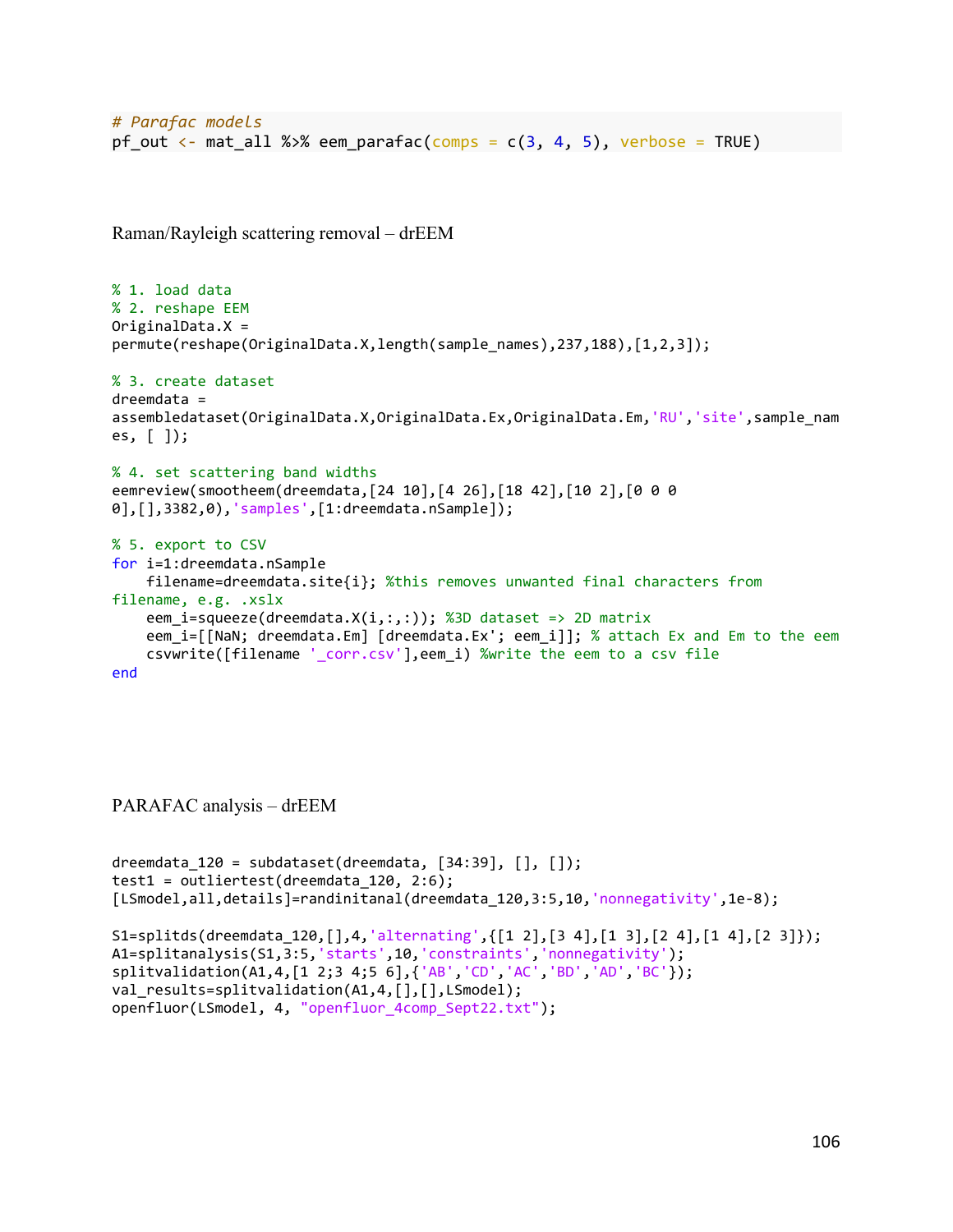```
# Parafac models
pf_out <- mat_all %>% eem_parafac(comps = c(3, 4, 5), verbose = TRUE)
```

Raman/Rayleigh scattering removal – drEEM

```
% 1. load data
% 2. reshape EEM
OriginalData.X =
permute(reshape(OriginalData.X,length(sample_names),237,188),[1,2,3]);

% 3. create dataset
dreemdata =
assembledataset(OriginalData.X,OriginalData.Ex,OriginalData.Em,'RU','site',sample_names, [ ]);

% 4. set scattering band widths
eemreview(smootheem(dreemdata,[24 10],[4 26],[18 42],[10 2],[0 0 0
0],[],3382,0),'samples',[1:dreemdata.nSample]);

% 5. export to CSV
for i=1:dreemdata.nSample
    filename=dreemdata.site{i}; %this removes unwanted final characters from filename, e.g. .xslx
    eem_i=squeeze(dreemdata.X(i,:,:)); %3D dataset => 2D matrix
    eem_i=[[NaN; dreemdata.Em] [dreemdata.Ex'; eem_i]]; % attach Ex and Em to the eem
    csvwrite([filename '_corr.csv'],eem_i) %write the eem to a csv file
end
```

PARAFAC analysis – drEEM

```
dreemdata_120 = subdataset(dreemdata, [34:39], [], []);
test1 = outliertest(dreemdata_120, 2:6);
[LSmodel,all,details]=randinitanal(dreemdata_120,3:5,10,'nonnegativity',1e-8);

S1=splitds(dreemdata_120,[],4,'alternating',{[1 2],[3 4],[1 3],[2 4],[1 4],[2 3]});
A1=splitanalysis(S1,3:5,'starts',10,'constraints','nonnegativity');
splitvalidation(A1,4,[1 2;3 4;5 6],{'AB','CD','AC','BD','AD','BC'});
val_results=splitvalidation(A1,4,[],[],LSmodel);
openfluor(LSmodel, 4, "openfluor_4comp_Sept22.txt");
```